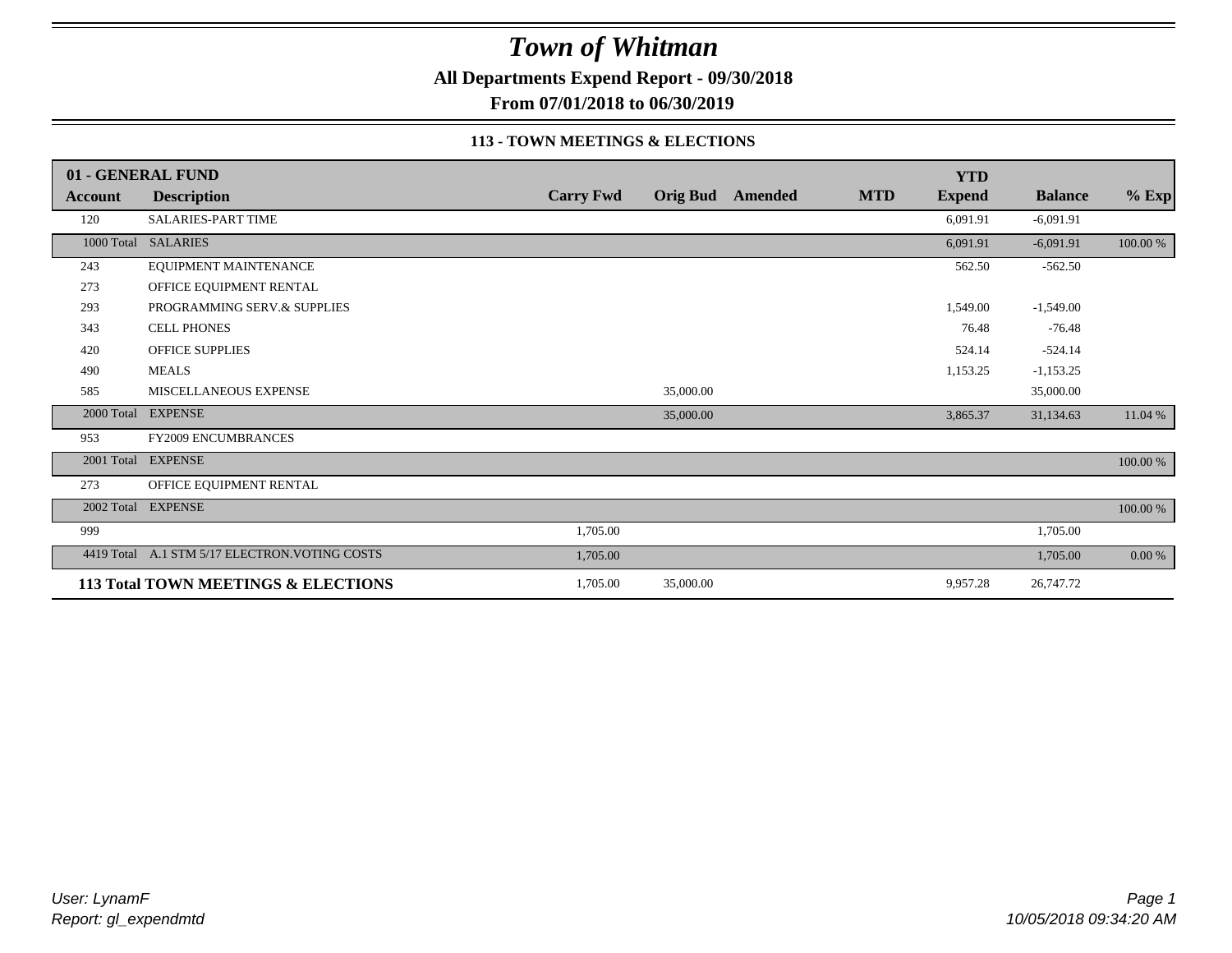# Town of Whitman

**All Departments Expend Report - 09/30/2018**

**From 07/01/2018 to 06/30/2019**

### 113 - TOWN MEETINGS & ELECTIONS

| 01 - GENERAL FUND | | | | | | | | |
|---|---|---|---|---|---|---|---|---|
| **Account** | **Description** | **Carry Fwd** | **Orig Bud** | **Amended** | **MTD** | **YTD Expend** | **Balance** | **% Exp** |
| 120 | SALARIES-PART TIME | | | | | 6,091.91 | -6,091.91 | |
| 1000 Total | SALARIES | | | | | 6,091.91 | -6,091.91 | 100.00 % |
| 243 | EQUIPMENT MAINTENANCE | | | | | 562.50 | -562.50 | |
| 273 | OFFICE EQUIPMENT RENTAL | | | | | | | |
| 293 | PROGRAMMING SERV.& SUPPLIES | | | | | 1,549.00 | -1,549.00 | |
| 343 | CELL PHONES | | | | | 76.48 | -76.48 | |
| 420 | OFFICE SUPPLIES | | | | | 524.14 | -524.14 | |
| 490 | MEALS | | | | | 1,153.25 | -1,153.25 | |
| 585 | MISCELLANEOUS EXPENSE | | 35,000.00 | | | | 35,000.00 | |
| 2000 Total | EXPENSE | | 35,000.00 | | | 3,865.37 | 31,134.63 | 11.04 % |
| 953 | FY2009 ENCUMBRANCES | | | | | | | |
| 2001 Total | EXPENSE | | | | | | | 100.00 % |
| 273 | OFFICE EQUIPMENT RENTAL | | | | | | | |
| 2002 Total | EXPENSE | | | | | | | 100.00 % |
| 999 | | 1,705.00 | | | | | 1,705.00 | |
| 4419 Total | A.1 STM 5/17 ELECTRON.VOTING COSTS | 1,705.00 | | | | | 1,705.00 | 0.00 % |
| **113 Total TOWN MEETINGS & ELECTIONS** | | 1,705.00 | 35,000.00 | | | 9,957.28 | 26,747.72 | |

*User: LynamF*
*Report: gl_expendmtd*

*10/05/2018 09:34:20 AM*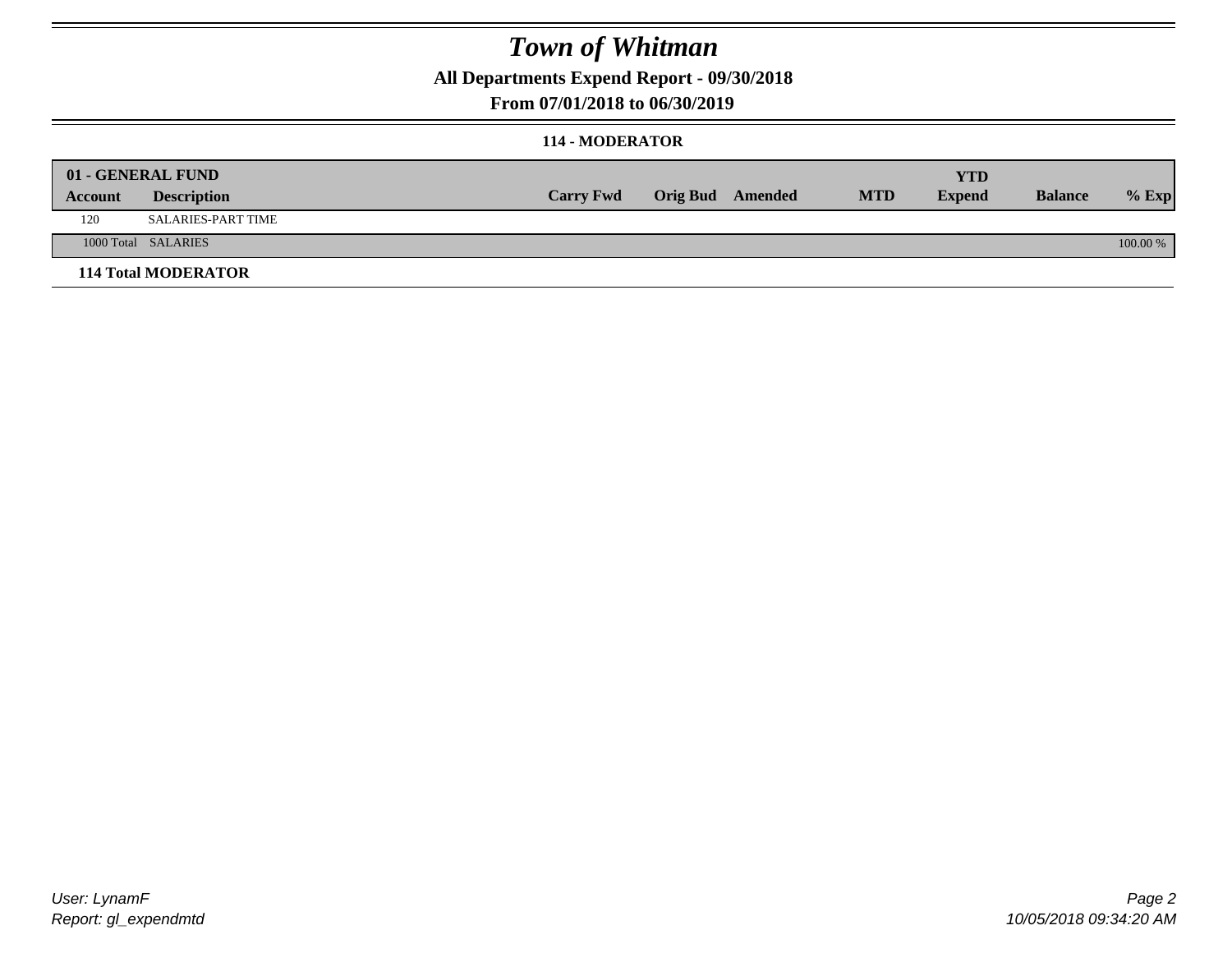# Town of Whitman

**All Departments Expend Report - 09/30/2018**

**From 07/01/2018 to 06/30/2019**

**114 - MODERATOR**

| **01 - GENERAL FUND** | | | | | | | | |
|---|---|---|---|---|---|---|---|---|
| **Account** | **Description** | **Carry Fwd** | **Orig Bud** | **Amended** | **MTD** | **YTD Expend** | **Balance** | **% Exp** |
| 120 | SALARIES-PART TIME | | | | | | | |
| 1000 Total | SALARIES | | | | | | | 100.00 % |

**114 Total MODERATOR**

User: LynamF
Report: gl_expendmtd

10/05/2018 09:34:20 AM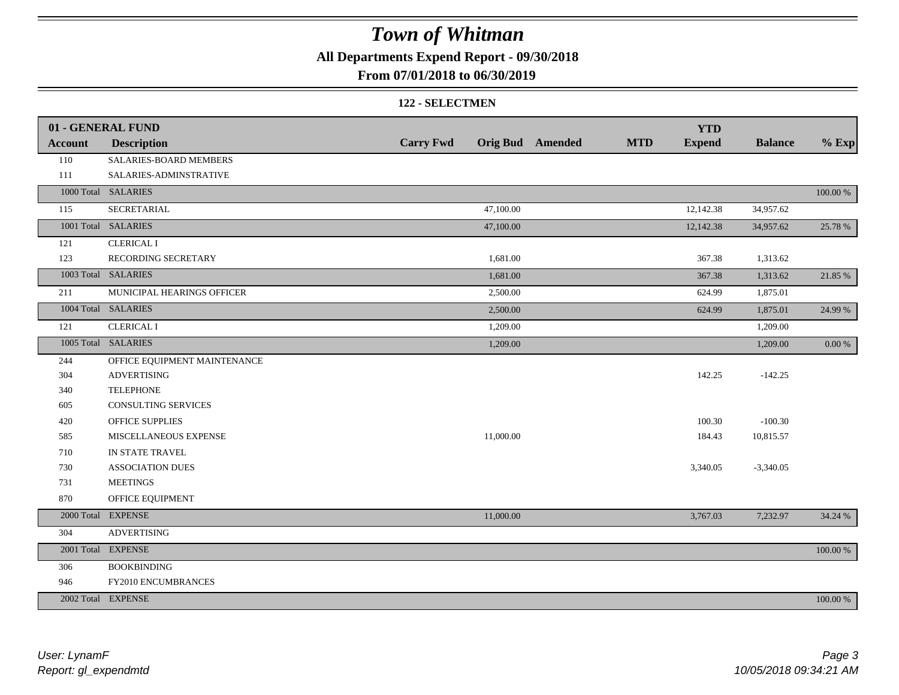# *Town of Whitman*

**All Departments Expend Report - 09/30/2018**

**From 07/01/2018 to 06/30/2019**

**122 - SELECTMEN**

| **01 - GENERAL FUND** | | | | | | | | |
|---|---|---|---|---|---|---|---|---|
| **Account** | **Description** | **Carry Fwd** | **Orig Bud** | **Amended** | **MTD** | **YTD Expend** | **Balance** | **% Exp** |
| 110 | SALARIES-BOARD MEMBERS | | | | | | | |
| 111 | SALARIES-ADMINSTRATIVE | | | | | | | |
| 1000 Total | SALARIES | | | | | | | 100.00 % |
| 115 | SECRETARIAL | | 47,100.00 | | | 12,142.38 | 34,957.62 | |
| 1001 Total | SALARIES | | 47,100.00 | | | 12,142.38 | 34,957.62 | 25.78 % |
| 121 | CLERICAL I | | | | | | | |
| 123 | RECORDING SECRETARY | | 1,681.00 | | | 367.38 | 1,313.62 | |
| 1003 Total | SALARIES | | 1,681.00 | | | 367.38 | 1,313.62 | 21.85 % |
| 211 | MUNICIPAL HEARINGS OFFICER | | 2,500.00 | | | 624.99 | 1,875.01 | |
| 1004 Total | SALARIES | | 2,500.00 | | | 624.99 | 1,875.01 | 24.99 % |
| 121 | CLERICAL I | | 1,209.00 | | | | 1,209.00 | |
| 1005 Total | SALARIES | | 1,209.00 | | | | 1,209.00 | 0.00 % |
| 244 | OFFICE EQUIPMENT MAINTENANCE | | | | | | | |
| 304 | ADVERTISING | | | | | 142.25 | -142.25 | |
| 340 | TELEPHONE | | | | | | | |
| 605 | CONSULTING SERVICES | | | | | | | |
| 420 | OFFICE SUPPLIES | | | | | 100.30 | -100.30 | |
| 585 | MISCELLANEOUS EXPENSE | | 11,000.00 | | | 184.43 | 10,815.57 | |
| 710 | IN STATE TRAVEL | | | | | | | |
| 730 | ASSOCIATION DUES | | | | | 3,340.05 | -3,340.05 | |
| 731 | MEETINGS | | | | | | | |
| 870 | OFFICE EQUIPMENT | | | | | | | |
| 2000 Total | EXPENSE | | 11,000.00 | | | 3,767.03 | 7,232.97 | 34.24 % |
| 304 | ADVERTISING | | | | | | | |
| 2001 Total | EXPENSE | | | | | | | 100.00 % |
| 306 | BOOKBINDING | | | | | | | |
| 946 | FY2010 ENCUMBRANCES | | | | | | | |
| 2002 Total | EXPENSE | | | | | | | 100.00 % |

*User: LynamF*
*Report: gl_expendmtd*

*10/05/2018 09:34:21 AM*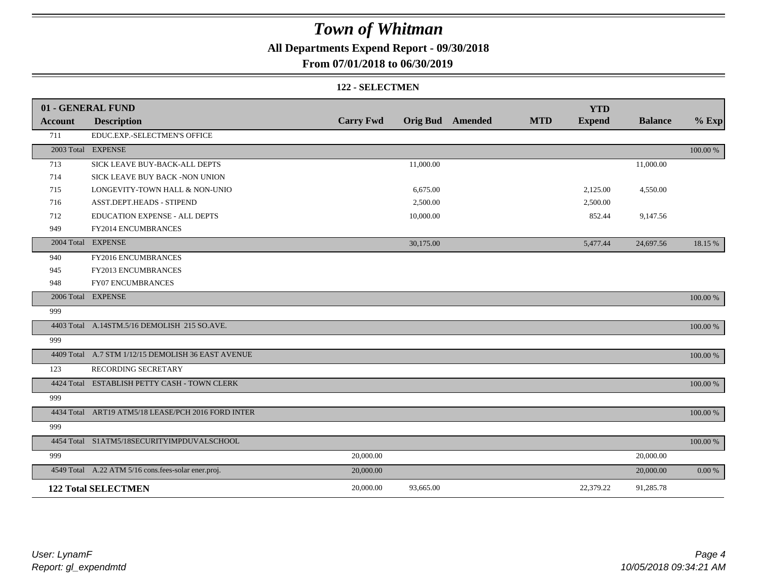# Town of Whitman

## All Departments Expend Report - 09/30/2018

## From 07/01/2018 to 06/30/2019

### 122 - SELECTMEN

| 01 - GENERAL FUND | | | | | | YTD | | |
|---|---|---|---|---|---|---|---|---|
| **Account** | **Description** | **Carry Fwd** | **Orig Bud** | **Amended** | **MTD** | **Expend** | **Balance** | **% Exp** |
| 711 | EDUC.EXP.-SELECTMEN'S OFFICE | | | | | | | |
| 2003 Total | EXPENSE | | | | | | | 100.00 % |
| 713 | SICK LEAVE BUY-BACK-ALL DEPTS | | 11,000.00 | | | | 11,000.00 | |
| 714 | SICK LEAVE BUY BACK -NON UNION | | | | | | | |
| 715 | LONGEVITY-TOWN HALL & NON-UNIO | | 6,675.00 | | | 2,125.00 | 4,550.00 | |
| 716 | ASST.DEPT.HEADS - STIPEND | | 2,500.00 | | | 2,500.00 | | |
| 712 | EDUCATION EXPENSE - ALL DEPTS | | 10,000.00 | | | 852.44 | 9,147.56 | |
| 949 | FY2014 ENCUMBRANCES | | | | | | | |
| 2004 Total | EXPENSE | | 30,175.00 | | | 5,477.44 | 24,697.56 | 18.15 % |
| 940 | FY2016 ENCUMBRANCES | | | | | | | |
| 945 | FY2013 ENCUMBRANCES | | | | | | | |
| 948 | FY07 ENCUMBRANCES | | | | | | | |
| 2006 Total | EXPENSE | | | | | | | 100.00 % |
| 999 | | | | | | | | |
| 4403 Total | A.14STM.5/16 DEMOLISH 215 SO.AVE. | | | | | | | 100.00 % |
| 999 | | | | | | | | |
| 4409 Total | A.7 STM 1/12/15 DEMOLISH 36 EAST AVENUE | | | | | | | 100.00 % |
| 123 | RECORDING SECRETARY | | | | | | | |
| 4424 Total | ESTABLISH PETTY CASH - TOWN CLERK | | | | | | | 100.00 % |
| 999 | | | | | | | | |
| 4434 Total | ART19 ATM5/18 LEASE/PCH 2016 FORD INTER | | | | | | | 100.00 % |
| 999 | | | | | | | | |
| 4454 Total | S1ATM5/18SECURITYIMPDUVALSCHOOL | | | | | | | 100.00 % |
| 999 | | 20,000.00 | | | | | 20,000.00 | |
| 4549 Total | A.22 ATM 5/16 cons.fees-solar ener.proj. | 20,000.00 | | | | | 20,000.00 | 0.00 % |
| **122 Total SELECTMEN** | | 20,000.00 | 93,665.00 | | | 22,379.22 | 91,285.78 | |

User: LynamF
Report: gl_expendmtd

10/05/2018 09:34:21 AM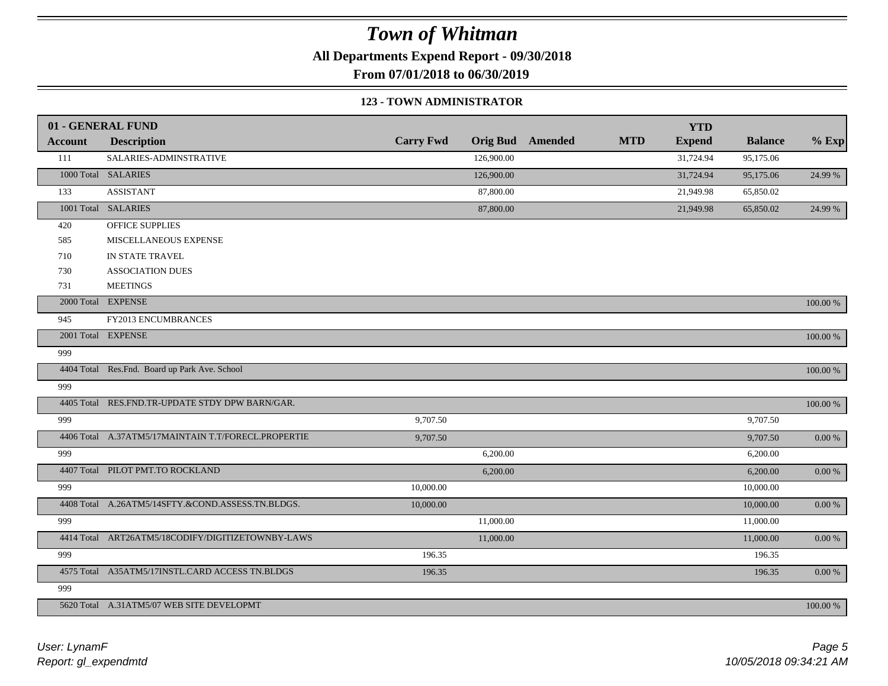# Town of Whitman

**All Departments Expend Report - 09/30/2018**

**From 07/01/2018 to 06/30/2019**

**123 - TOWN ADMINISTRATOR**

| 01 - GENERAL FUND | | | | | | YTD | | |
|---|---|---|---|---|---|---|---|---|
| **Account** | **Description** | **Carry Fwd** | **Orig Bud** | **Amended** | **MTD** | **Expend** | **Balance** | **% Exp** |
| 111 | SALARIES-ADMINSTRATIVE | | 126,900.00 | | | 31,724.94 | 95,175.06 | |
| 1000 Total | SALARIES | | 126,900.00 | | | 31,724.94 | 95,175.06 | 24.99 % |
| 133 | ASSISTANT | | 87,800.00 | | | 21,949.98 | 65,850.02 | |
| 1001 Total | SALARIES | | 87,800.00 | | | 21,949.98 | 65,850.02 | 24.99 % |
| 420 | OFFICE SUPPLIES | | | | | | | |
| 585 | MISCELLANEOUS EXPENSE | | | | | | | |
| 710 | IN STATE TRAVEL | | | | | | | |
| 730 | ASSOCIATION DUES | | | | | | | |
| 731 | MEETINGS | | | | | | | |
| 2000 Total | EXPENSE | | | | | | | 100.00 % |
| 945 | FY2013 ENCUMBRANCES | | | | | | | |
| 2001 Total | EXPENSE | | | | | | | 100.00 % |
| 999 | | | | | | | | |
| 4404 Total | Res.Fnd. Board up Park Ave. School | | | | | | | 100.00 % |
| 999 | | | | | | | | |
| 4405 Total | RES.FND.TR-UPDATE STDY DPW BARN/GAR. | | | | | | | 100.00 % |
| 999 | | 9,707.50 | | | | | 9,707.50 | |
| 4406 Total | A.37ATM5/17MAINTAIN T.T/FORECL.PROPERTIE | 9,707.50 | | | | | 9,707.50 | 0.00 % |
| 999 | | | 6,200.00 | | | | 6,200.00 | |
| 4407 Total | PILOT PMT.TO ROCKLAND | | 6,200.00 | | | | 6,200.00 | 0.00 % |
| 999 | | 10,000.00 | | | | | 10,000.00 | |
| 4408 Total | A.26ATM5/14SFTY.&COND.ASSESS.TN.BLDGS. | 10,000.00 | | | | | 10,000.00 | 0.00 % |
| 999 | | | 11,000.00 | | | | 11,000.00 | |
| 4414 Total | ART26ATM5/18CODIFY/DIGITIZETOWNBY-LAWS | | 11,000.00 | | | | 11,000.00 | 0.00 % |
| 999 | | 196.35 | | | | | 196.35 | |
| 4575 Total | A35ATM5/17INSTL.CARD ACCESS TN.BLDGS | 196.35 | | | | | 196.35 | 0.00 % |
| 999 | | | | | | | | |
| 5620 Total | A.31ATM5/07 WEB SITE DEVELOPMT | | | | | | | 100.00 % |

*User: LynamF*
*Report: gl_expendmtd*

*10/05/2018 09:34:21 AM*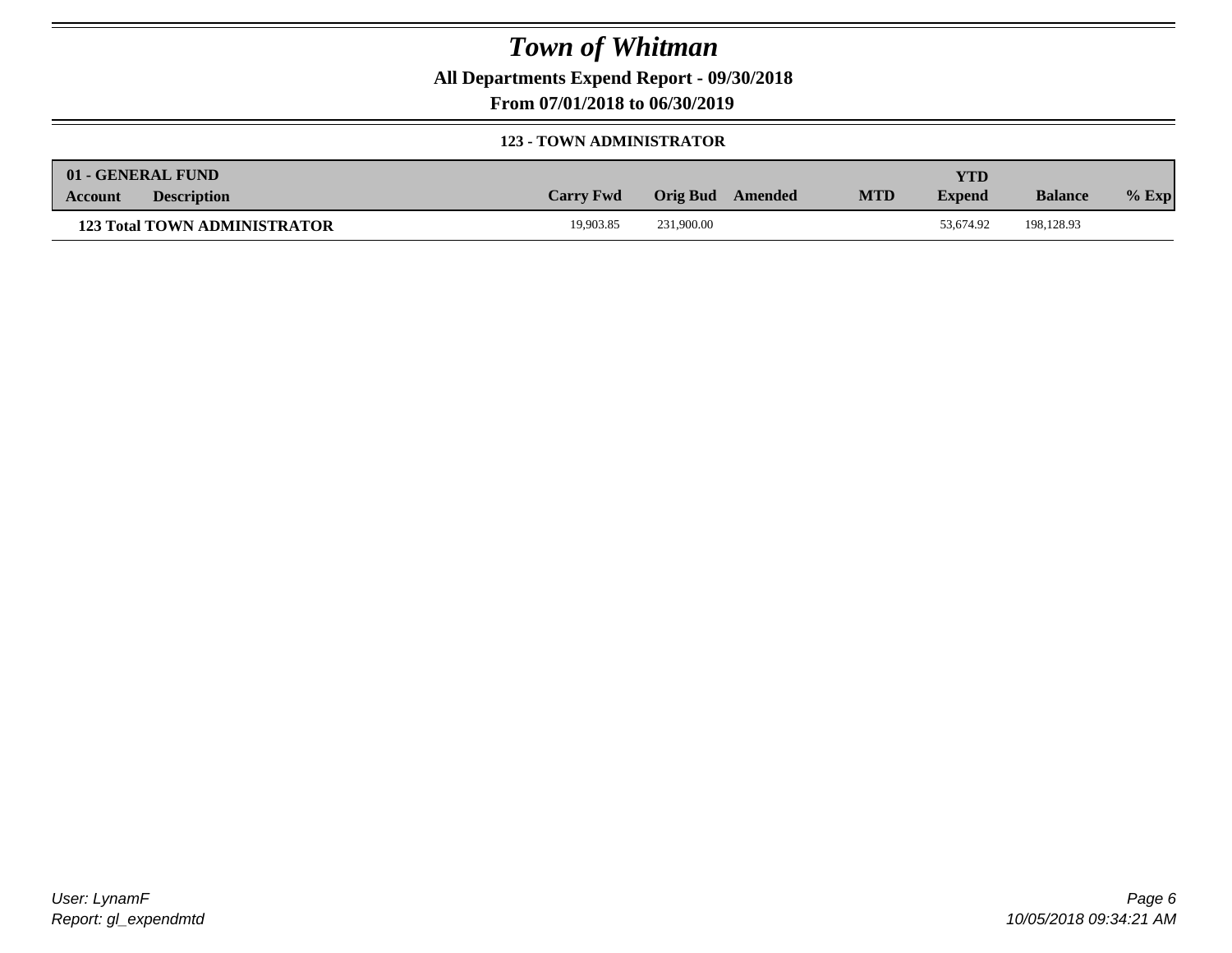# Town of Whitman

**All Departments Expend Report - 09/30/2018**

**From 07/01/2018 to 06/30/2019**

**123 - TOWN ADMINISTRATOR**

| 01 - GENERAL FUND<br>Account | Description | Carry Fwd | Orig Bud | Amended | MTD | YTD<br>Expend | Balance | % Exp |
|---|---|---|---|---|---|---|---|---|
| **123 Total TOWN ADMINISTRATOR** | | 19,903.85 | 231,900.00 | | | 53,674.92 | 198,128.93 | |

User: LynamF
Report: gl_expendmtd

10/05/2018 09:34:21 AM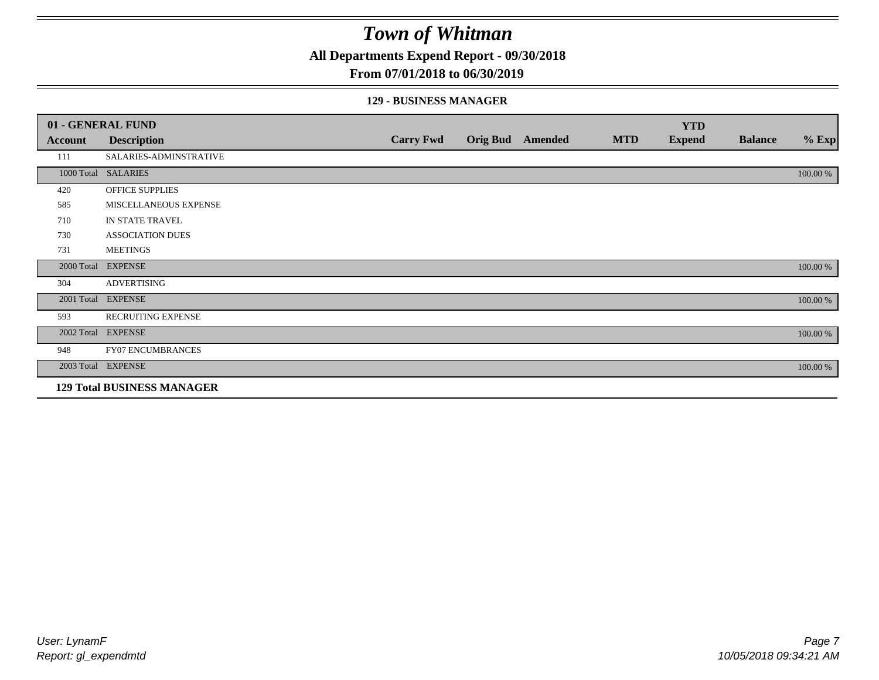# Town of Whitman

## All Departments Expend Report - 09/30/2018

## From 07/01/2018 to 06/30/2019

### 129 - BUSINESS MANAGER

| 01 - GENERAL FUND | | | | | | YTD | | |
|---|---|---|---|---|---|---|---|---|
| **Account** | **Description** | **Carry Fwd** | **Orig Bud** | **Amended** | **MTD** | **Expend** | **Balance** | **% Exp** |
| 111 | SALARIES-ADMINSTRATIVE | | | | | | | |
| 1000 Total | SALARIES | | | | | | | 100.00 % |
| 420 | OFFICE SUPPLIES | | | | | | | |
| 585 | MISCELLANEOUS EXPENSE | | | | | | | |
| 710 | IN STATE TRAVEL | | | | | | | |
| 730 | ASSOCIATION DUES | | | | | | | |
| 731 | MEETINGS | | | | | | | |
| 2000 Total | EXPENSE | | | | | | | 100.00 % |
| 304 | ADVERTISING | | | | | | | |
| 2001 Total | EXPENSE | | | | | | | 100.00 % |
| 593 | RECRUITING EXPENSE | | | | | | | |
| 2002 Total | EXPENSE | | | | | | | 100.00 % |
| 948 | FY07 ENCUMBRANCES | | | | | | | |
| 2003 Total | EXPENSE | | | | | | | 100.00 % |
| **129 Total BUSINESS MANAGER** | | | | | | | | |

User: LynamF
Report: gl_expendmtd

10/05/2018 09:34:21 AM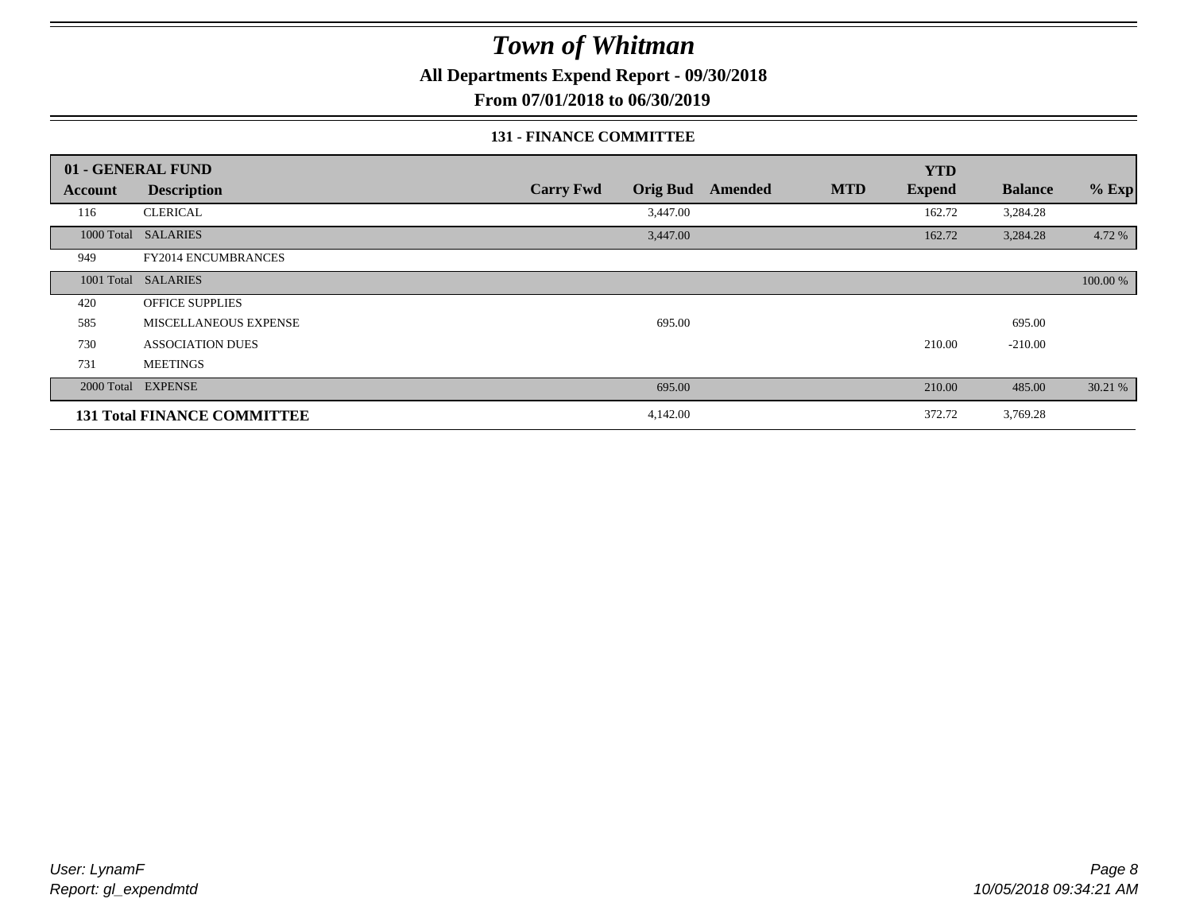# Town of Whitman

**All Departments Expend Report - 09/30/2018**

**From 07/01/2018 to 06/30/2019**

**131 - FINANCE COMMITTEE**

| 01 - GENERAL FUND | | | | | | YTD | | |
|---|---|---|---|---|---|---|---|---|
| **Account** | **Description** | **Carry Fwd** | **Orig Bud** | **Amended** | **MTD** | **Expend** | **Balance** | **% Exp** |
| 116 | CLERICAL | | 3,447.00 | | | 162.72 | 3,284.28 | |
| 1000 Total | SALARIES | | 3,447.00 | | | 162.72 | 3,284.28 | 4.72 % |
| 949 | FY2014 ENCUMBRANCES | | | | | | | |
| 1001 Total | SALARIES | | | | | | | 100.00 % |
| 420 | OFFICE SUPPLIES | | | | | | | |
| 585 | MISCELLANEOUS EXPENSE | | 695.00 | | | | 695.00 | |
| 730 | ASSOCIATION DUES | | | | | 210.00 | -210.00 | |
| 731 | MEETINGS | | | | | | | |
| 2000 Total | EXPENSE | | 695.00 | | | 210.00 | 485.00 | 30.21 % |
| **131 Total FINANCE COMMITTEE** | | | 4,142.00 | | | 372.72 | 3,769.28 | |

*User: LynamF*
*Report: gl_expendmtd*

*10/05/2018 09:34:21 AM*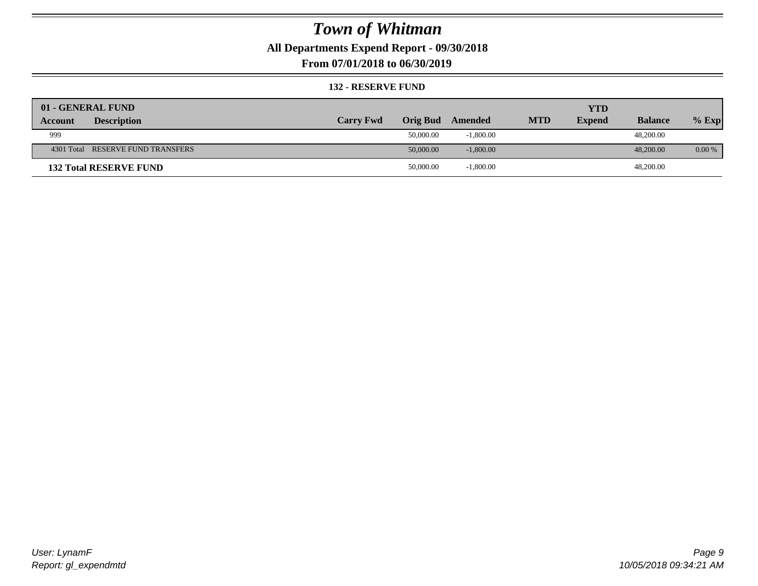# Town of Whitman

**All Departments Expend Report - 09/30/2018**

**From 07/01/2018 to 06/30/2019**

**132 - RESERVE FUND**

| 01 - GENERAL FUND | | | | | | | | |
|---|---|---|---|---|---|---|---|---|
| **Account** | **Description** | **Carry Fwd** | **Orig Bud** | **Amended** | **MTD** | **YTD Expend** | **Balance** | **% Exp** |
| 999 | | | 50,000.00 | -1,800.00 | | | 48,200.00 | |
| 4301 Total | RESERVE FUND TRANSFERS | | 50,000.00 | -1,800.00 | | | 48,200.00 | 0.00 % |
| **132 Total RESERVE FUND** | | | 50,000.00 | -1,800.00 | | | 48,200.00 | |

*User: LynamF*
*Report: gl_expendmtd*

*10/05/2018 09:34:21 AM*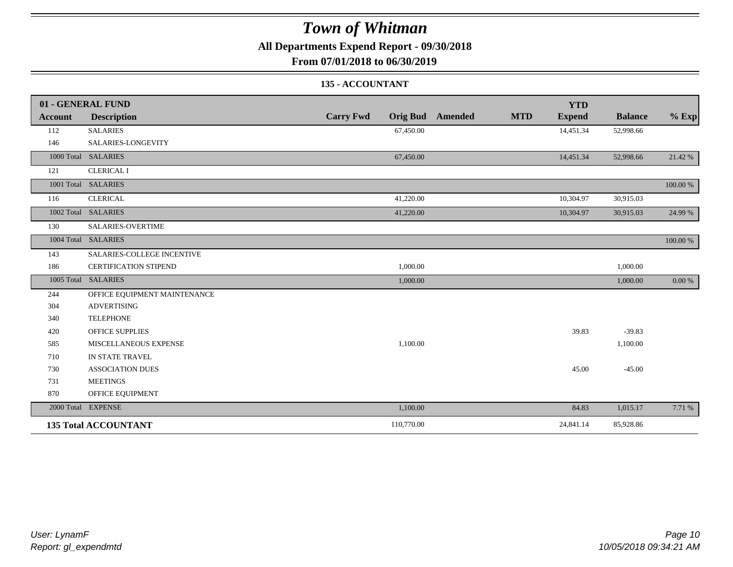# *Town of Whitman*

**All Departments Expend Report - 09/30/2018**

**From 07/01/2018 to 06/30/2019**

**135 - ACCOUNTANT**

| 01 - GENERAL FUND | | | | | | | | |
|---|---|---|---|---|---|---|---|---|
| **Account** | **Description** | **Carry Fwd** | **Orig Bud** | **Amended** | **MTD** | **YTD Expend** | **Balance** | **% Exp** |
| 112 | SALARIES | | 67,450.00 | | | 14,451.34 | 52,998.66 | |
| 146 | SALARIES-LONGEVITY | | | | | | | |
| 1000 Total | SALARIES | | 67,450.00 | | | 14,451.34 | 52,998.66 | 21.42 % |
| 121 | CLERICAL I | | | | | | | |
| 1001 Total | SALARIES | | | | | | | 100.00 % |
| 116 | CLERICAL | | 41,220.00 | | | 10,304.97 | 30,915.03 | |
| 1002 Total | SALARIES | | 41,220.00 | | | 10,304.97 | 30,915.03 | 24.99 % |
| 130 | SALARIES-OVERTIME | | | | | | | |
| 1004 Total | SALARIES | | | | | | | 100.00 % |
| 143 | SALARIES-COLLEGE INCENTIVE | | | | | | | |
| 186 | CERTIFICATION STIPEND | | 1,000.00 | | | | 1,000.00 | |
| 1005 Total | SALARIES | | 1,000.00 | | | | 1,000.00 | 0.00 % |
| 244 | OFFICE EQUIPMENT MAINTENANCE | | | | | | | |
| 304 | ADVERTISING | | | | | | | |
| 340 | TELEPHONE | | | | | | | |
| 420 | OFFICE SUPPLIES | | | | | 39.83 | -39.83 | |
| 585 | MISCELLANEOUS EXPENSE | | 1,100.00 | | | | 1,100.00 | |
| 710 | IN STATE TRAVEL | | | | | | | |
| 730 | ASSOCIATION DUES | | | | | 45.00 | -45.00 | |
| 731 | MEETINGS | | | | | | | |
| 870 | OFFICE EQUIPMENT | | | | | | | |
| 2000 Total | EXPENSE | | 1,100.00 | | | 84.83 | 1,015.17 | 7.71 % |
| **135 Total ACCOUNTANT** | | | 110,770.00 | | | 24,841.14 | 85,928.86 | |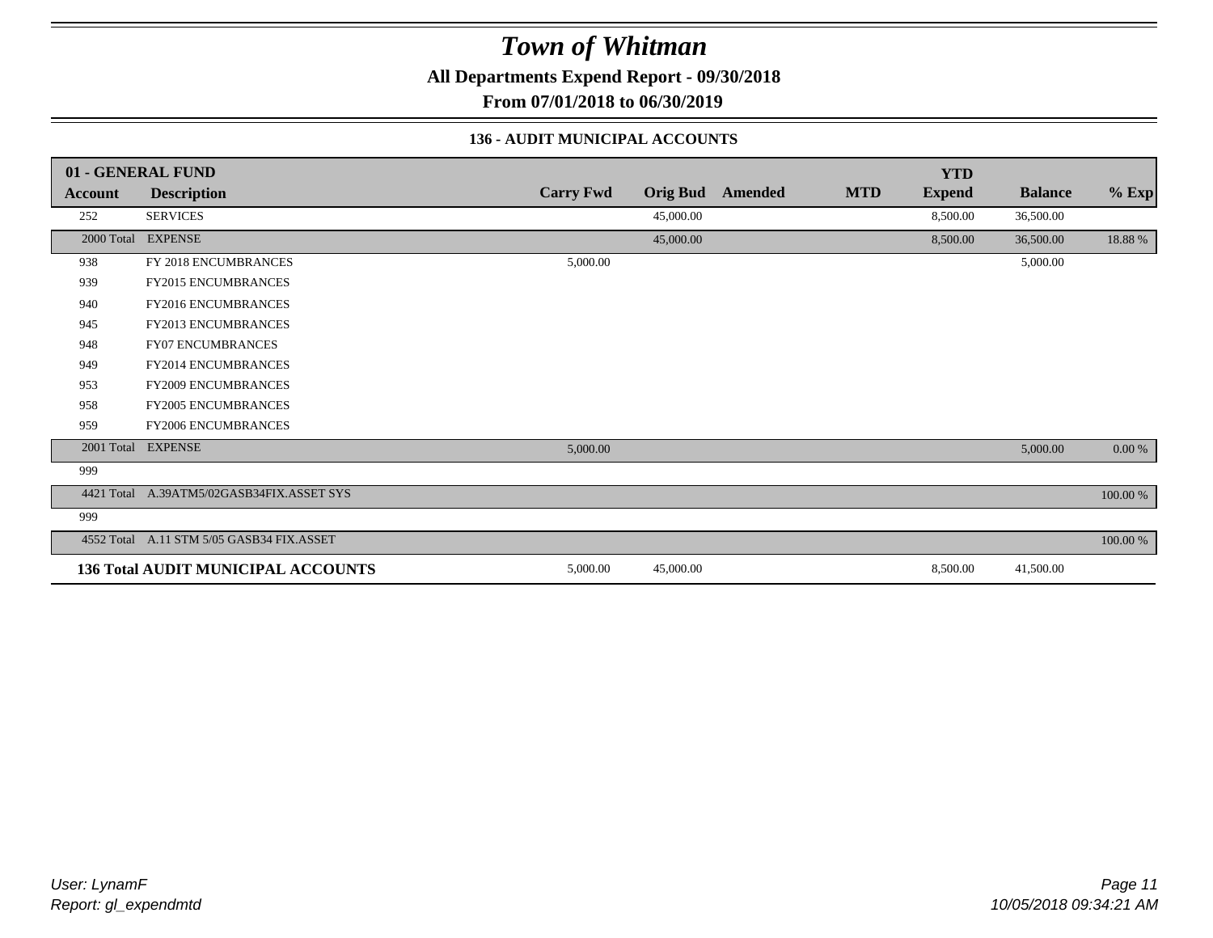# *Town of Whitman*

**All Departments Expend Report - 09/30/2018**

**From 07/01/2018 to 06/30/2019**

### 136 - AUDIT MUNICIPAL ACCOUNTS

| 01 - GENERAL FUND | | | | | | | | |
|---|---|---|---|---|---|---|---|---|
| **Account** | **Description** | **Carry Fwd** | **Orig Bud** | **Amended** | **MTD** | **YTD Expend** | **Balance** | **% Exp** |
| 252 | SERVICES | | 45,000.00 | | | 8,500.00 | 36,500.00 | |
| 2000 Total | EXPENSE | | 45,000.00 | | | 8,500.00 | 36,500.00 | 18.88 % |
| 938 | FY 2018 ENCUMBRANCES | 5,000.00 | | | | | 5,000.00 | |
| 939 | FY2015 ENCUMBRANCES | | | | | | | |
| 940 | FY2016 ENCUMBRANCES | | | | | | | |
| 945 | FY2013 ENCUMBRANCES | | | | | | | |
| 948 | FY07 ENCUMBRANCES | | | | | | | |
| 949 | FY2014 ENCUMBRANCES | | | | | | | |
| 953 | FY2009 ENCUMBRANCES | | | | | | | |
| 958 | FY2005 ENCUMBRANCES | | | | | | | |
| 959 | FY2006 ENCUMBRANCES | | | | | | | |
| 2001 Total | EXPENSE | 5,000.00 | | | | | 5,000.00 | 0.00 % |
| 999 | | | | | | | | |
| 4421 Total | A.39ATM5/02GASB34FIX.ASSET SYS | | | | | | | 100.00 % |
| 999 | | | | | | | | |
| 4552 Total | A.11 STM 5/05 GASB34 FIX.ASSET | | | | | | | 100.00 % |
| **136 Total AUDIT MUNICIPAL ACCOUNTS** | | 5,000.00 | 45,000.00 | | | 8,500.00 | 41,500.00 | |

*User: LynamF*
*Report: gl_expendmtd*

*10/05/2018 09:34:21 AM*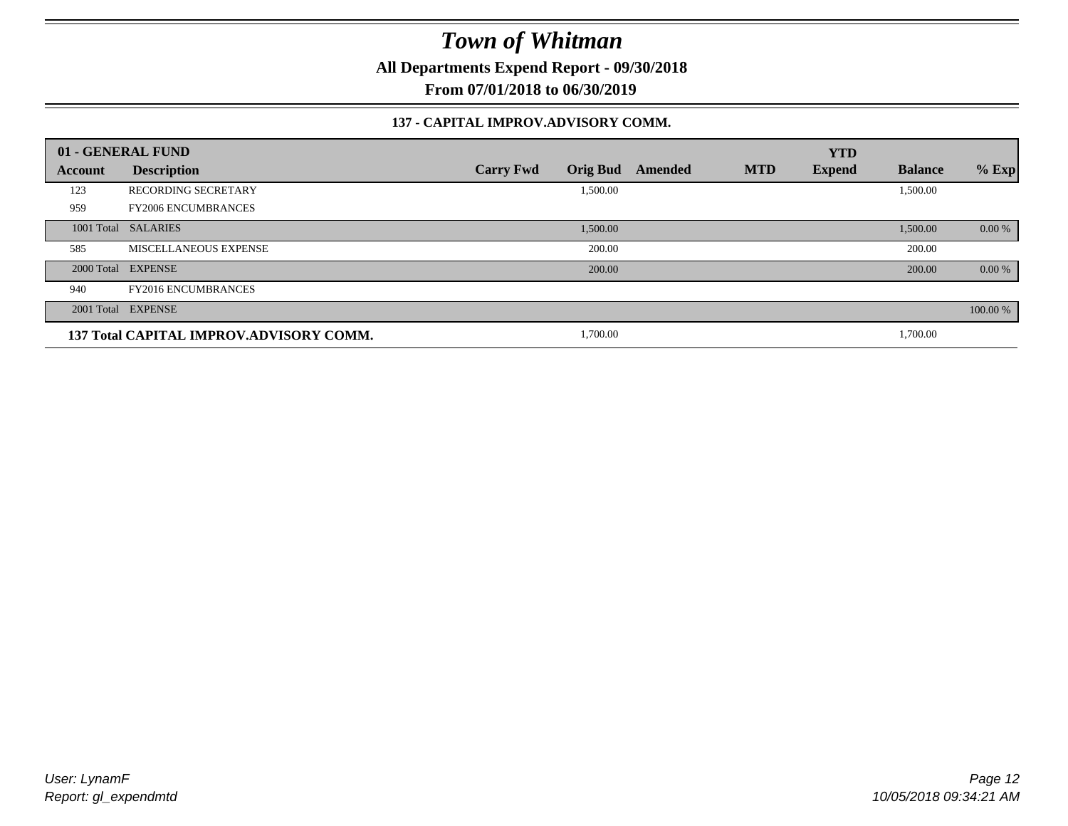# Town of Whitman

**All Departments Expend Report - 09/30/2018**

**From 07/01/2018 to 06/30/2019**

### 137 - CAPITAL IMPROV.ADVISORY COMM.

| 01 - GENERAL FUND | | | | | | YTD | | |
|---|---|---|---|---|---|---|---|---|
| **Account** | **Description** | **Carry Fwd** | **Orig Bud** | **Amended** | **MTD** | **Expend** | **Balance** | **% Exp** |
| 123 | RECORDING SECRETARY | | 1,500.00 | | | | 1,500.00 | |
| 959 | FY2006 ENCUMBRANCES | | | | | | | |
| 1001 Total | SALARIES | | 1,500.00 | | | | 1,500.00 | 0.00 % |
| 585 | MISCELLANEOUS EXPENSE | | 200.00 | | | | 200.00 | |
| 2000 Total | EXPENSE | | 200.00 | | | | 200.00 | 0.00 % |
| 940 | FY2016 ENCUMBRANCES | | | | | | | |
| 2001 Total | EXPENSE | | | | | | | 100.00 % |
| **137 Total CAPITAL IMPROV.ADVISORY COMM.** | | | 1,700.00 | | | | 1,700.00 | |

*User: LynamF*
*Report: gl_expendmtd*

*10/05/2018 09:34:21 AM*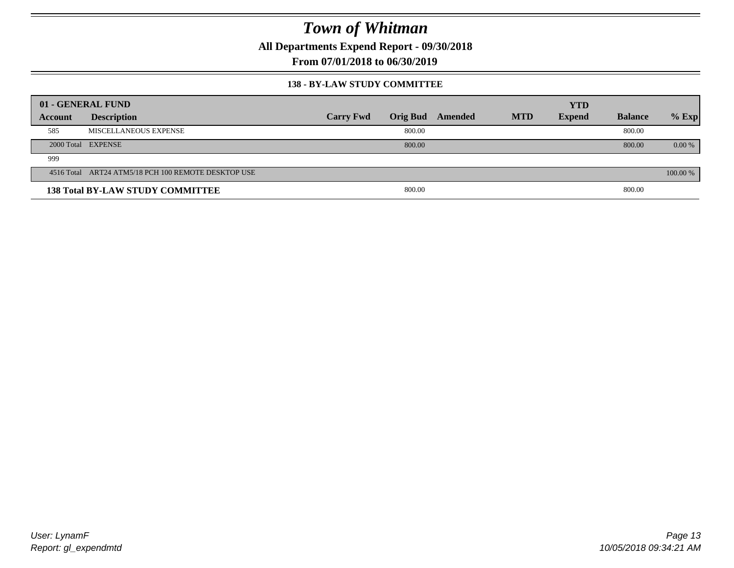# Town of Whitman

**All Departments Expend Report - 09/30/2018**

**From 07/01/2018 to 06/30/2019**

### 138 - BY-LAW STUDY COMMITTEE

| 01 - GENERAL FUND | | | | | | YTD | | |
|---|---|---|---|---|---|---|---|---|
| Account | Description | Carry Fwd | Orig Bud | Amended | MTD | Expend | Balance | % Exp |
| 585 | MISCELLANEOUS EXPENSE | | 800.00 | | | | 800.00 | |
| 2000 Total | EXPENSE | | 800.00 | | | | 800.00 | 0.00 % |
| 999 | | | | | | | | |
| 4516 Total | ART24 ATM5/18 PCH 100 REMOTE DESKTOP USE | | | | | | | 100.00 % |
| **138 Total BY-LAW STUDY COMMITTEE** | | | 800.00 | | | | 800.00 | |

*User: LynamF*
*Report: gl_expendmtd*

*10/05/2018 09:34:21 AM*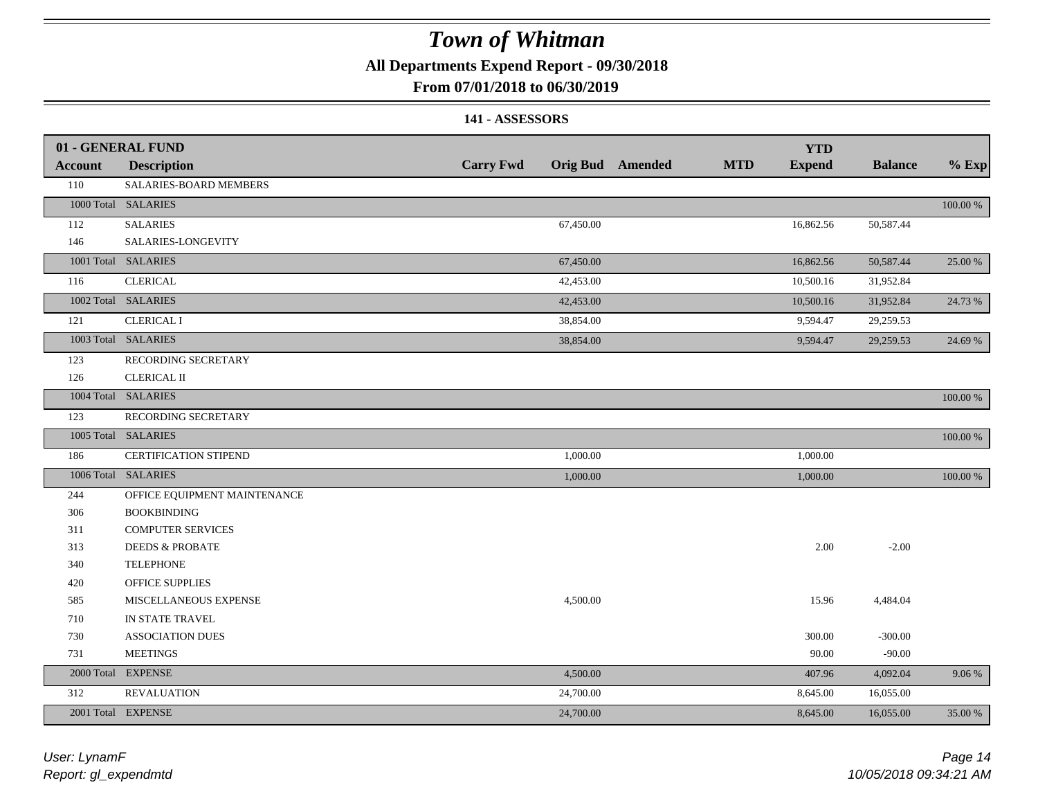# Town of Whitman

## All Departments Expend Report - 09/30/2018

## From 07/01/2018 to 06/30/2019

### 141 - ASSESSORS

| 01 - GENERAL FUND | | | | | | | | |
|---|---|---|---|---|---|---|---|---|
| **Account** | **Description** | **Carry Fwd** | **Orig Bud** | **Amended** | **MTD** | **YTD Expend** | **Balance** | **% Exp** |
| 110 | SALARIES-BOARD MEMBERS | | | | | | | |
| 1000 Total | SALARIES | | | | | | | 100.00 % |
| 112 | SALARIES | | 67,450.00 | | | 16,862.56 | 50,587.44 | |
| 146 | SALARIES-LONGEVITY | | | | | | | |
| 1001 Total | SALARIES | | 67,450.00 | | | 16,862.56 | 50,587.44 | 25.00 % |
| 116 | CLERICAL | | 42,453.00 | | | 10,500.16 | 31,952.84 | |
| 1002 Total | SALARIES | | 42,453.00 | | | 10,500.16 | 31,952.84 | 24.73 % |
| 121 | CLERICAL I | | 38,854.00 | | | 9,594.47 | 29,259.53 | |
| 1003 Total | SALARIES | | 38,854.00 | | | 9,594.47 | 29,259.53 | 24.69 % |
| 123 | RECORDING SECRETARY | | | | | | | |
| 126 | CLERICAL II | | | | | | | |
| 1004 Total | SALARIES | | | | | | | 100.00 % |
| 123 | RECORDING SECRETARY | | | | | | | |
| 1005 Total | SALARIES | | | | | | | 100.00 % |
| 186 | CERTIFICATION STIPEND | | 1,000.00 | | | 1,000.00 | | |
| 1006 Total | SALARIES | | 1,000.00 | | | 1,000.00 | | 100.00 % |
| 244 | OFFICE EQUIPMENT MAINTENANCE | | | | | | | |
| 306 | BOOKBINDING | | | | | | | |
| 311 | COMPUTER SERVICES | | | | | | | |
| 313 | DEEDS & PROBATE | | | | | 2.00 | -2.00 | |
| 340 | TELEPHONE | | | | | | | |
| 420 | OFFICE SUPPLIES | | | | | | | |
| 585 | MISCELLANEOUS EXPENSE | | 4,500.00 | | | 15.96 | 4,484.04 | |
| 710 | IN STATE TRAVEL | | | | | | | |
| 730 | ASSOCIATION DUES | | | | | 300.00 | -300.00 | |
| 731 | MEETINGS | | | | | 90.00 | -90.00 | |
| 2000 Total | EXPENSE | | 4,500.00 | | | 407.96 | 4,092.04 | 9.06 % |
| 312 | REVALUATION | | 24,700.00 | | | 8,645.00 | 16,055.00 | |
| 2001 Total | EXPENSE | | 24,700.00 | | | 8,645.00 | 16,055.00 | 35.00 % |

User: LynamF
Report: gl_expendmtd

10/05/2018 09:34:21 AM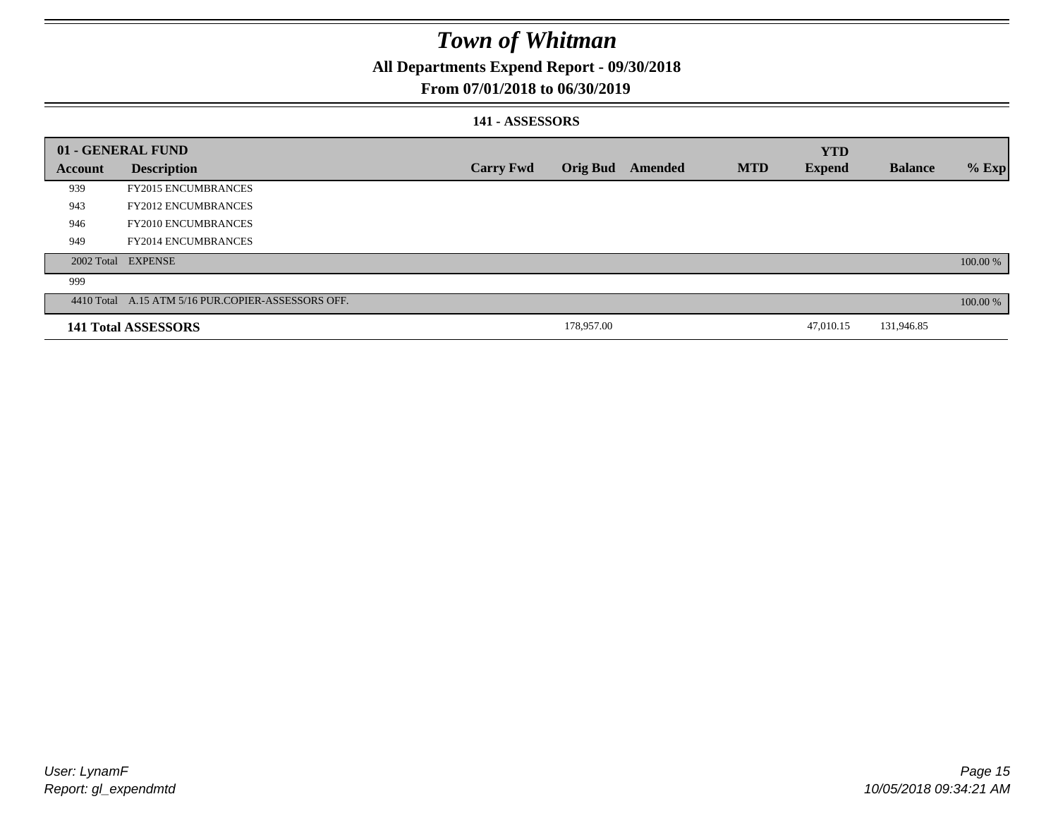# *Town of Whitman*

**All Departments Expend Report - 09/30/2018**

**From 07/01/2018 to 06/30/2019**

**141 - ASSESSORS**

| **01 - GENERAL FUND** | | | | | | **YTD** | | |
|---|---|---|---|---|---|---|---|---|
| **Account** | **Description** | **Carry Fwd** | **Orig Bud** | **Amended** | **MTD** | **Expend** | **Balance** | **% Exp** |
| 939 | FY2015 ENCUMBRANCES | | | | | | | |
| 943 | FY2012 ENCUMBRANCES | | | | | | | |
| 946 | FY2010 ENCUMBRANCES | | | | | | | |
| 949 | FY2014 ENCUMBRANCES | | | | | | | |
| 2002 Total | EXPENSE | | | | | | | 100.00 % |
| 999 | | | | | | | | |
| 4410 Total | A.15 ATM 5/16 PUR.COPIER-ASSESSORS OFF. | | | | | | | 100.00 % |
| **141 Total ASSESSORS** | | | 178,957.00 | | | 47,010.15 | 131,946.85 | |

*User: LynamF*
*Report: gl_expendmtd*

*10/05/2018 09:34:21 AM*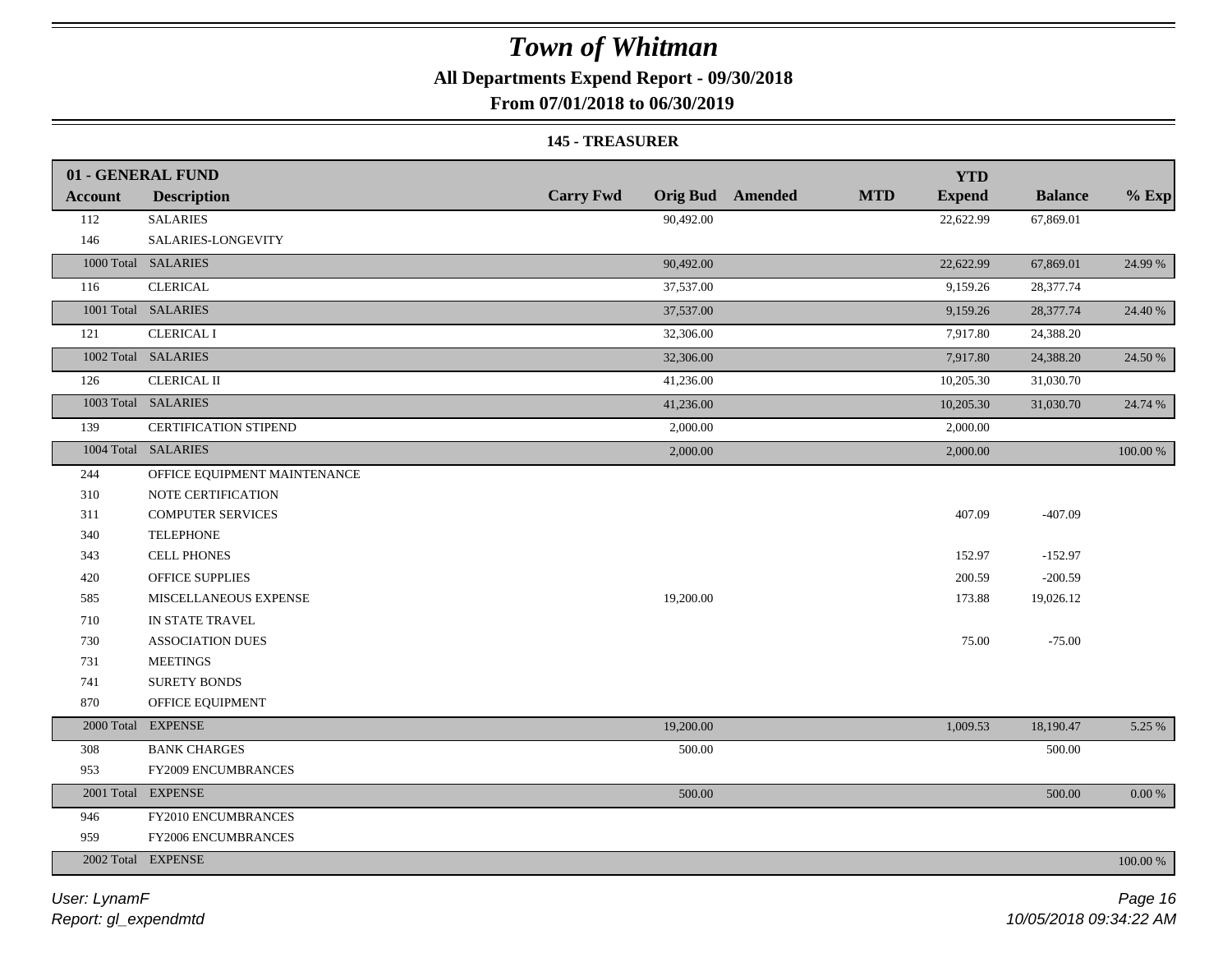# Town of Whitman

**All Departments Expend Report - 09/30/2018**

**From 07/01/2018 to 06/30/2019**

**145 - TREASURER**

| 01 - GENERAL FUND | | | | | | | | |
|---|---|---|---|---|---|---|---|---|
| **Account** | **Description** | **Carry Fwd** | **Orig Bud** | **Amended** | **MTD** | **YTD Expend** | **Balance** | **% Exp** |
| 112 | SALARIES | | 90,492.00 | | | 22,622.99 | 67,869.01 | |
| 146 | SALARIES-LONGEVITY | | | | | | | |
| 1000 Total | SALARIES | | 90,492.00 | | | 22,622.99 | 67,869.01 | 24.99 % |
| 116 | CLERICAL | | 37,537.00 | | | 9,159.26 | 28,377.74 | |
| 1001 Total | SALARIES | | 37,537.00 | | | 9,159.26 | 28,377.74 | 24.40 % |
| 121 | CLERICAL I | | 32,306.00 | | | 7,917.80 | 24,388.20 | |
| 1002 Total | SALARIES | | 32,306.00 | | | 7,917.80 | 24,388.20 | 24.50 % |
| 126 | CLERICAL II | | 41,236.00 | | | 10,205.30 | 31,030.70 | |
| 1003 Total | SALARIES | | 41,236.00 | | | 10,205.30 | 31,030.70 | 24.74 % |
| 139 | CERTIFICATION STIPEND | | 2,000.00 | | | 2,000.00 | | |
| 1004 Total | SALARIES | | 2,000.00 | | | 2,000.00 | | 100.00 % |
| 244 | OFFICE EQUIPMENT MAINTENANCE | | | | | | | |
| 310 | NOTE CERTIFICATION | | | | | | | |
| 311 | COMPUTER SERVICES | | | | | 407.09 | -407.09 | |
| 340 | TELEPHONE | | | | | | | |
| 343 | CELL PHONES | | | | | 152.97 | -152.97 | |
| 420 | OFFICE SUPPLIES | | | | | 200.59 | -200.59 | |
| 585 | MISCELLANEOUS EXPENSE | | 19,200.00 | | | 173.88 | 19,026.12 | |
| 710 | IN STATE TRAVEL | | | | | | | |
| 730 | ASSOCIATION DUES | | | | | 75.00 | -75.00 | |
| 731 | MEETINGS | | | | | | | |
| 741 | SURETY BONDS | | | | | | | |
| 870 | OFFICE EQUIPMENT | | | | | | | |
| 2000 Total | EXPENSE | | 19,200.00 | | | 1,009.53 | 18,190.47 | 5.25 % |
| 308 | BANK CHARGES | | 500.00 | | | | 500.00 | |
| 953 | FY2009 ENCUMBRANCES | | | | | | | |
| 2001 Total | EXPENSE | | 500.00 | | | | 500.00 | 0.00 % |
| 946 | FY2010 ENCUMBRANCES | | | | | | | |
| 959 | FY2006 ENCUMBRANCES | | | | | | | |
| 2002 Total | EXPENSE | | | | | | | 100.00 % |

*User: LynamF*

*Report: gl_expendmtd*

*10/05/2018 09:34:22 AM*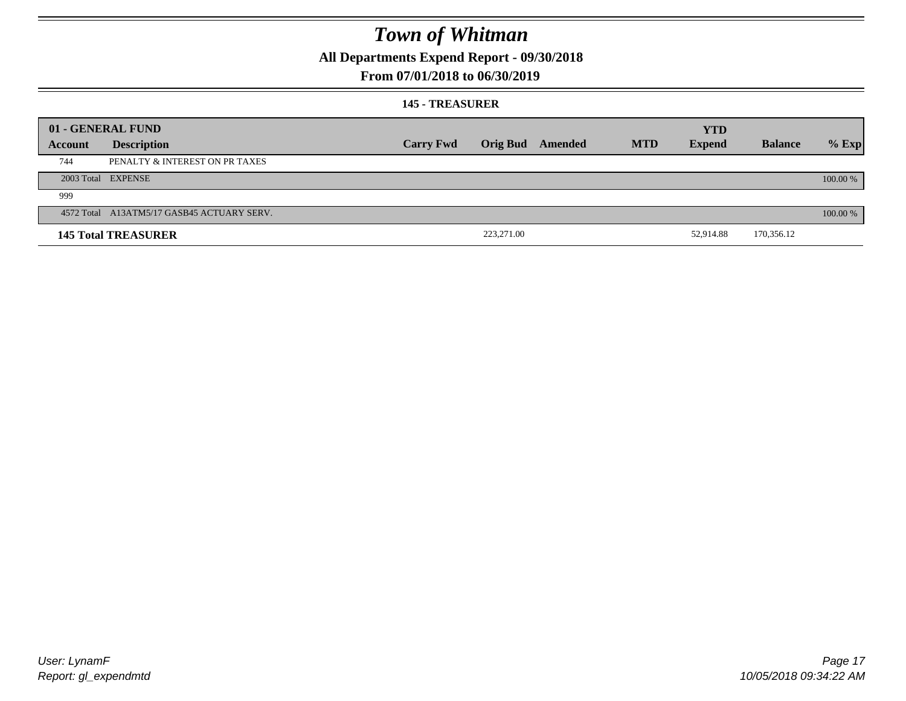# Town of Whitman

## All Departments Expend Report - 09/30/2018

## From 07/01/2018 to 06/30/2019

### 145 - TREASURER

| 01 - GENERAL FUND | | | | | | YTD | | |
|---|---|---|---|---|---|---|---|---|
| **Account** | **Description** | **Carry Fwd** | **Orig Bud** | **Amended** | **MTD** | **Expend** | **Balance** | **% Exp** |
| 744 | PENALTY & INTEREST ON PR TAXES | | | | | | | |
| 2003 Total | EXPENSE | | | | | | | 100.00 % |
| 999 | | | | | | | | |
| 4572 Total | A13ATM5/17 GASB45 ACTUARY SERV. | | | | | | | 100.00 % |
| **145 Total TREASURER** | | | 223,271.00 | | | 52,914.88 | 170,356.12 | |

User: LynamF
Report: gl_expendmtd

10/05/2018 09:34:22 AM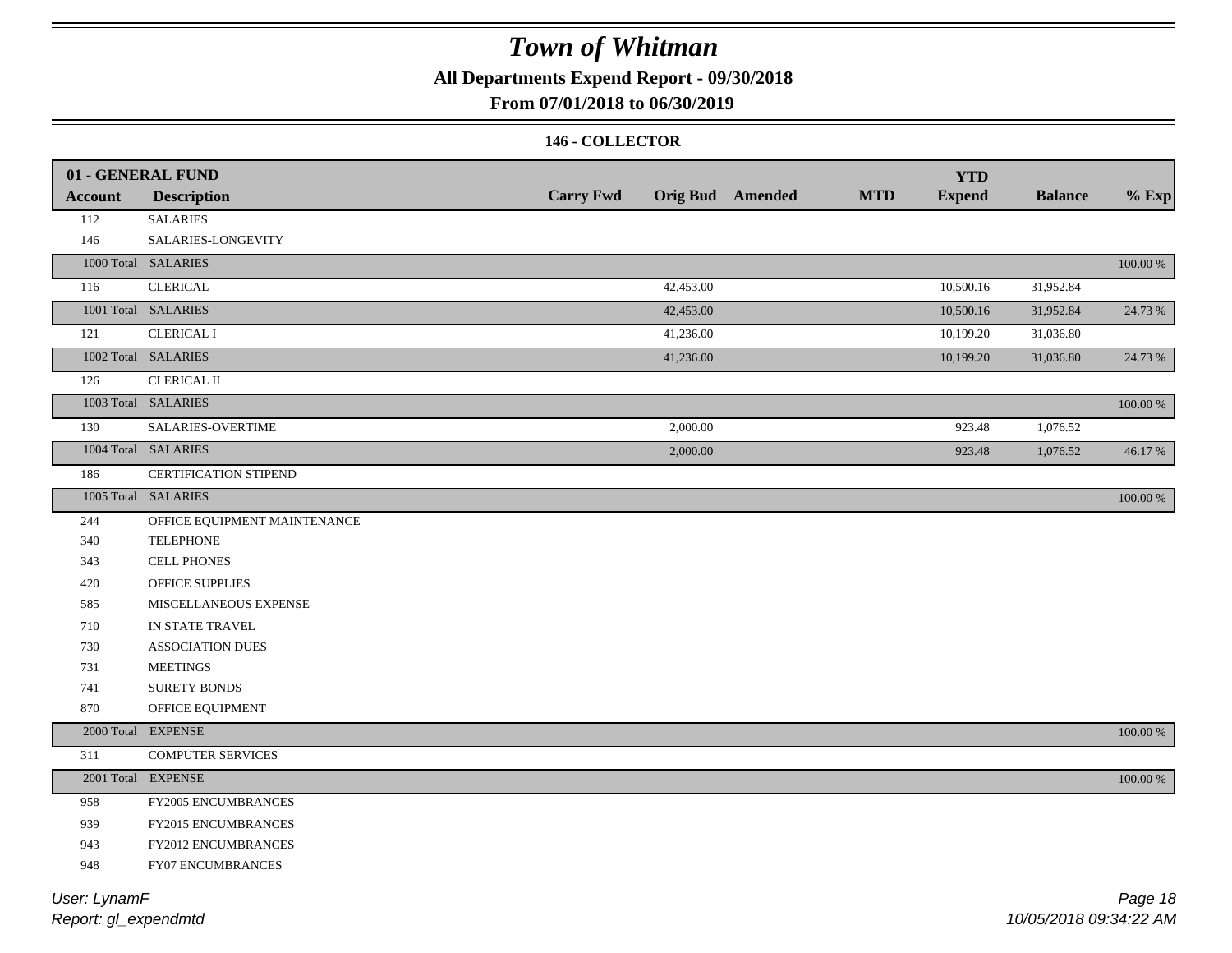# Town of Whitman

**All Departments Expend Report - 09/30/2018**

**From 07/01/2018 to 06/30/2019**

**146 - COLLECTOR**

| 01 - GENERAL FUND | | | | | | | | |
|---|---|---|---|---|---|---|---|---|
| **Account** | **Description** | **Carry Fwd** | **Orig Bud** | **Amended** | **MTD** | **YTD Expend** | **Balance** | **% Exp** |
| 112 | SALARIES | | | | | | | |
| 146 | SALARIES-LONGEVITY | | | | | | | |
| 1000 Total | SALARIES | | | | | | | 100.00 % |
| 116 | CLERICAL | | 42,453.00 | | | 10,500.16 | 31,952.84 | |
| 1001 Total | SALARIES | | 42,453.00 | | | 10,500.16 | 31,952.84 | 24.73 % |
| 121 | CLERICAL I | | 41,236.00 | | | 10,199.20 | 31,036.80 | |
| 1002 Total | SALARIES | | 41,236.00 | | | 10,199.20 | 31,036.80 | 24.73 % |
| 126 | CLERICAL II | | | | | | | |
| 1003 Total | SALARIES | | | | | | | 100.00 % |
| 130 | SALARIES-OVERTIME | | 2,000.00 | | | 923.48 | 1,076.52 | |
| 1004 Total | SALARIES | | 2,000.00 | | | 923.48 | 1,076.52 | 46.17 % |
| 186 | CERTIFICATION STIPEND | | | | | | | |
| 1005 Total | SALARIES | | | | | | | 100.00 % |
| 244 | OFFICE EQUIPMENT MAINTENANCE | | | | | | | |
| 340 | TELEPHONE | | | | | | | |
| 343 | CELL PHONES | | | | | | | |
| 420 | OFFICE SUPPLIES | | | | | | | |
| 585 | MISCELLANEOUS EXPENSE | | | | | | | |
| 710 | IN STATE TRAVEL | | | | | | | |
| 730 | ASSOCIATION DUES | | | | | | | |
| 731 | MEETINGS | | | | | | | |
| 741 | SURETY BONDS | | | | | | | |
| 870 | OFFICE EQUIPMENT | | | | | | | |
| 2000 Total | EXPENSE | | | | | | | 100.00 % |
| 311 | COMPUTER SERVICES | | | | | | | |
| 2001 Total | EXPENSE | | | | | | | 100.00 % |
| 958 | FY2005 ENCUMBRANCES | | | | | | | |
| 939 | FY2015 ENCUMBRANCES | | | | | | | |
| 943 | FY2012 ENCUMBRANCES | | | | | | | |
| 948 | FY07 ENCUMBRANCES | | | | | | | |

*User: LynamF*

*Report: gl_expendmtd*

*10/05/2018 09:34:22 AM*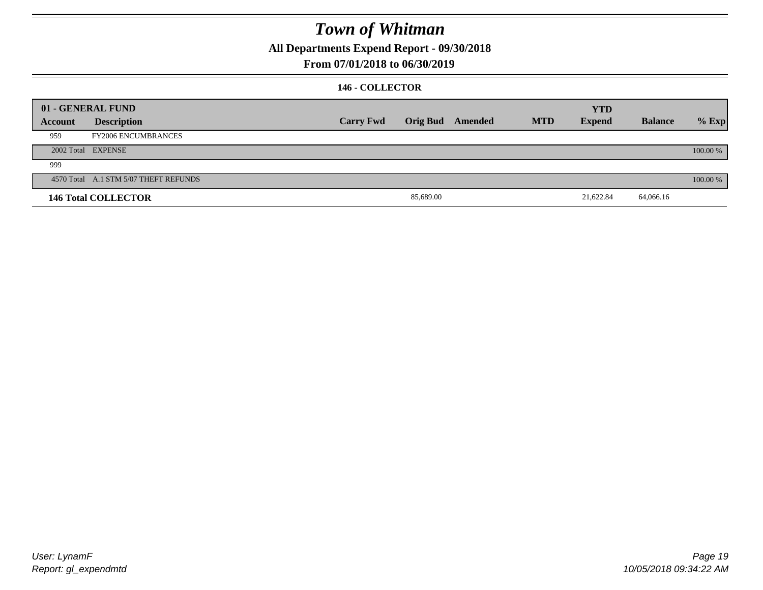# Town of Whitman

**All Departments Expend Report - 09/30/2018**

**From 07/01/2018 to 06/30/2019**

**146 - COLLECTOR**

| 01 - GENERAL FUND | | | | | | | | |
|---|---|---|---|---|---|---|---|---|
| **Account** | **Description** | **Carry Fwd** | **Orig Bud** | **Amended** | **MTD** | **YTD Expend** | **Balance** | **% Exp** |
| 959 | FY2006 ENCUMBRANCES | | | | | | | |
| 2002 Total | EXPENSE | | | | | | | 100.00 % |
| 999 | | | | | | | | |
| 4570 Total | A.1 STM 5/07 THEFT REFUNDS | | | | | | | 100.00 % |
| **146 Total COLLECTOR** | | | 85,689.00 | | | 21,622.84 | 64,066.16 | |

*User: LynamF*
*Report: gl_expendmtd*

*10/05/2018 09:34:22 AM*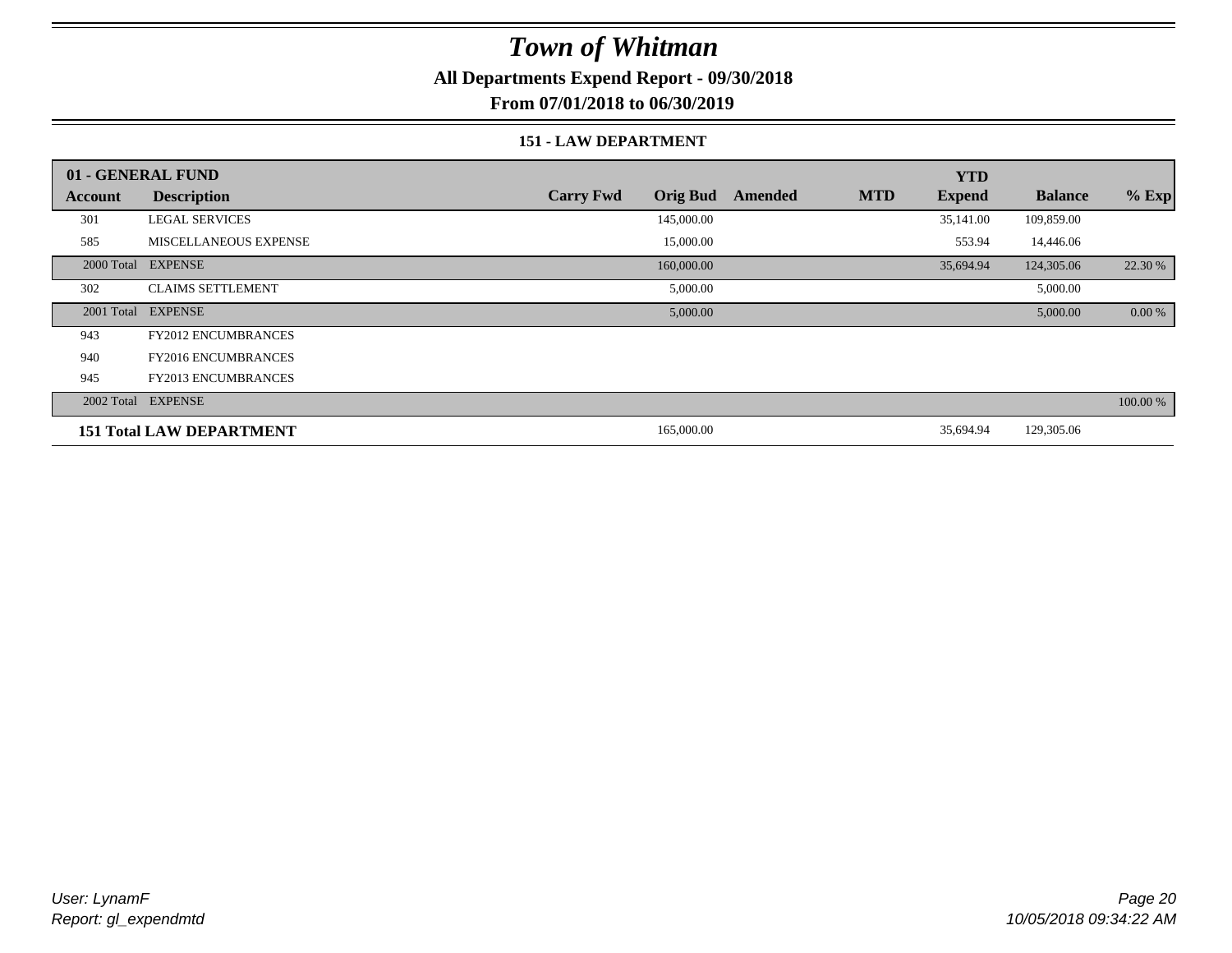# Town of Whitman

**All Departments Expend Report - 09/30/2018**

**From 07/01/2018 to 06/30/2019**

### 151 - LAW DEPARTMENT

| 01 - GENERAL FUND | | | | | | YTD | | |
|---|---|---|---|---|---|---|---|---|
| Account | Description | Carry Fwd | Orig Bud | Amended | MTD | Expend | Balance | % Exp |
| 301 | LEGAL SERVICES | | 145,000.00 | | | 35,141.00 | 109,859.00 | |
| 585 | MISCELLANEOUS EXPENSE | | 15,000.00 | | | 553.94 | 14,446.06 | |
| 2000 Total | EXPENSE | | 160,000.00 | | | 35,694.94 | 124,305.06 | 22.30 % |
| 302 | CLAIMS SETTLEMENT | | 5,000.00 | | | | 5,000.00 | |
| 2001 Total | EXPENSE | | 5,000.00 | | | | 5,000.00 | 0.00 % |
| 943 | FY2012 ENCUMBRANCES | | | | | | | |
| 940 | FY2016 ENCUMBRANCES | | | | | | | |
| 945 | FY2013 ENCUMBRANCES | | | | | | | |
| 2002 Total | EXPENSE | | | | | | | 100.00 % |
| **151 Total LAW DEPARTMENT** | | | 165,000.00 | | | 35,694.94 | 129,305.06 | |

*User: LynamF*
*Report: gl_expendmtd*

*10/05/2018 09:34:22 AM*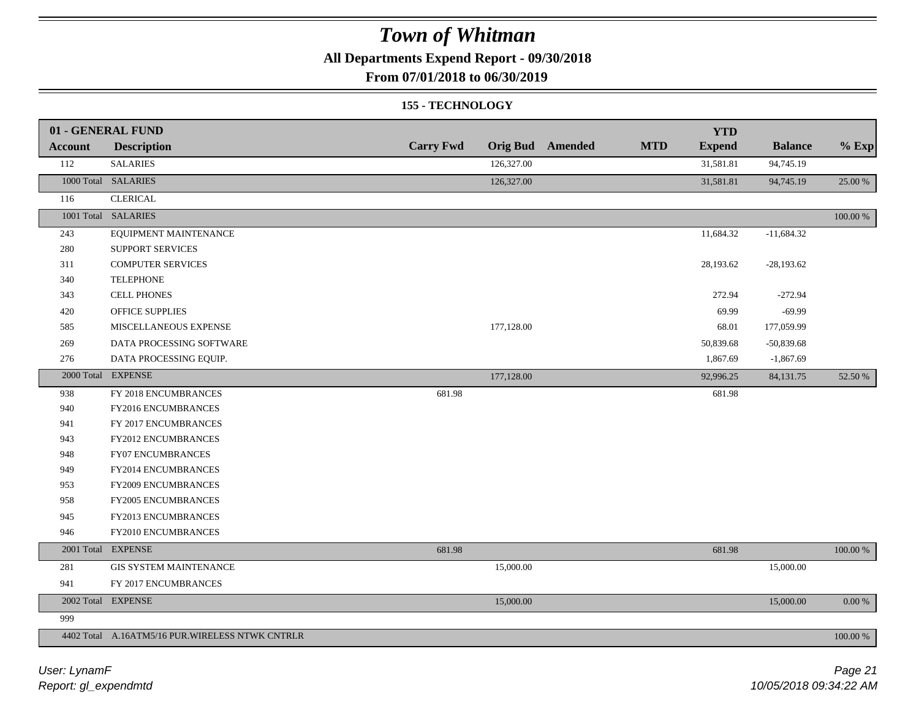# Town of Whitman

## All Departments Expend Report - 09/30/2018

## From 07/01/2018 to 06/30/2019

### 155 - TECHNOLOGY

| 01 - GENERAL FUND Account | Description | Carry Fwd | Orig Bud | Amended | MTD | YTD Expend | Balance | % Exp |
|---|---|---|---|---|---|---|---|---|
| 112 | SALARIES | | 126,327.00 | | | 31,581.81 | 94,745.19 | |
| 1000 Total | SALARIES | | 126,327.00 | | | 31,581.81 | 94,745.19 | 25.00 % |
| 116 | CLERICAL | | | | | | | |
| 1001 Total | SALARIES | | | | | | | 100.00 % |
| 243 | EQUIPMENT MAINTENANCE | | | | | 11,684.32 | -11,684.32 | |
| 280 | SUPPORT SERVICES | | | | | | | |
| 311 | COMPUTER SERVICES | | | | | 28,193.62 | -28,193.62 | |
| 340 | TELEPHONE | | | | | | | |
| 343 | CELL PHONES | | | | | 272.94 | -272.94 | |
| 420 | OFFICE SUPPLIES | | | | | 69.99 | -69.99 | |
| 585 | MISCELLANEOUS EXPENSE | | 177,128.00 | | | 68.01 | 177,059.99 | |
| 269 | DATA PROCESSING SOFTWARE | | | | | 50,839.68 | -50,839.68 | |
| 276 | DATA PROCESSING EQUIP. | | | | | 1,867.69 | -1,867.69 | |
| 2000 Total | EXPENSE | | 177,128.00 | | | 92,996.25 | 84,131.75 | 52.50 % |
| 938 | FY 2018 ENCUMBRANCES | 681.98 | | | | 681.98 | | |
| 940 | FY2016 ENCUMBRANCES | | | | | | | |
| 941 | FY 2017 ENCUMBRANCES | | | | | | | |
| 943 | FY2012 ENCUMBRANCES | | | | | | | |
| 948 | FY07 ENCUMBRANCES | | | | | | | |
| 949 | FY2014 ENCUMBRANCES | | | | | | | |
| 953 | FY2009 ENCUMBRANCES | | | | | | | |
| 958 | FY2005 ENCUMBRANCES | | | | | | | |
| 945 | FY2013 ENCUMBRANCES | | | | | | | |
| 946 | FY2010 ENCUMBRANCES | | | | | | | |
| 2001 Total | EXPENSE | 681.98 | | | | 681.98 | | 100.00 % |
| 281 | GIS SYSTEM MAINTENANCE | | 15,000.00 | | | | 15,000.00 | |
| 941 | FY 2017 ENCUMBRANCES | | | | | | | |
| 2002 Total | EXPENSE | | 15,000.00 | | | | 15,000.00 | 0.00 % |
| 999 | | | | | | | | |
| 4402 Total | A.16ATM5/16 PUR.WIRELESS NTWK CNTRLR | | | | | | | 100.00 % |

*User: LynamF*
*Report: gl_expendmtd*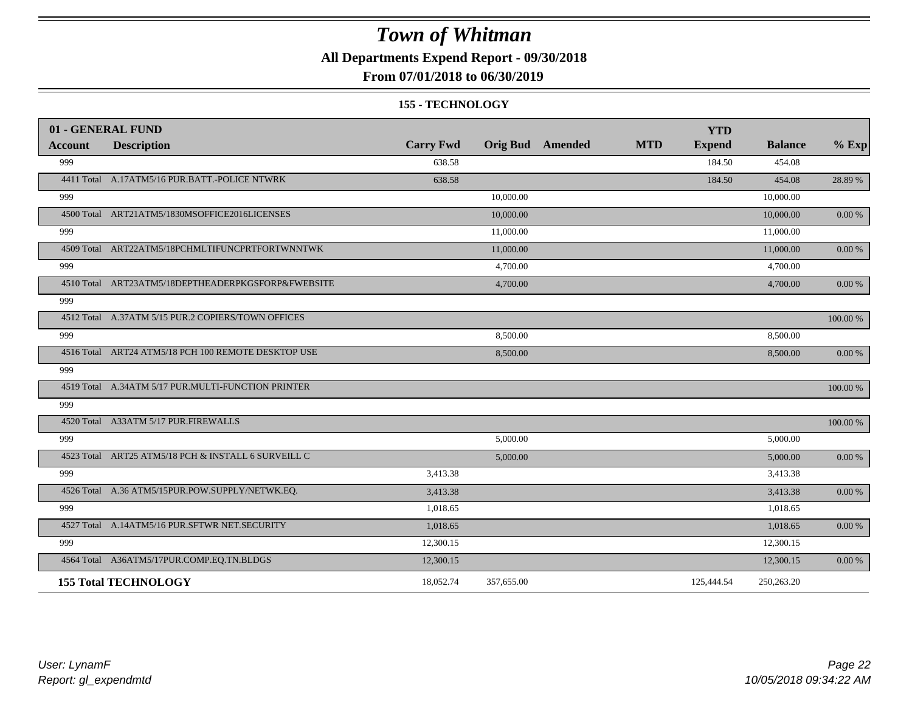# Town of Whitman

**All Departments Expend Report - 09/30/2018**

**From 07/01/2018 to 06/30/2019**

**155 - TECHNOLOGY**

| 01 - GENERAL FUND | | | | | | | | |
|---|---|---|---|---|---|---|---|---|
| **Account** | **Description** | **Carry Fwd** | **Orig Bud** | **Amended** | **MTD** | **YTD Expend** | **Balance** | **% Exp** |
| 999 | | 638.58 | | | | 184.50 | 454.08 | |
| 4411 Total | A.17ATM5/16 PUR.BATT.-POLICE NTWRK | 638.58 | | | | 184.50 | 454.08 | 28.89 % |
| 999 | | | 10,000.00 | | | | 10,000.00 | |
| 4500 Total | ART21ATM5/1830MSOFFICE2016LICENSES | | 10,000.00 | | | | 10,000.00 | 0.00 % |
| 999 | | | 11,000.00 | | | | 11,000.00 | |
| 4509 Total | ART22ATM5/18PCHMLTIFUNCPRTFORTWNNTWK | | 11,000.00 | | | | 11,000.00 | 0.00 % |
| 999 | | | 4,700.00 | | | | 4,700.00 | |
| 4510 Total | ART23ATM5/18DEPTHEADERPKGSFORP&FWEBSITE | | 4,700.00 | | | | 4,700.00 | 0.00 % |
| 999 | | | | | | | | |
| 4512 Total | A.37ATM 5/15 PUR.2 COPIERS/TOWN OFFICES | | | | | | | 100.00 % |
| 999 | | | 8,500.00 | | | | 8,500.00 | |
| 4516 Total | ART24 ATM5/18 PCH 100 REMOTE DESKTOP USE | | 8,500.00 | | | | 8,500.00 | 0.00 % |
| 999 | | | | | | | | |
| 4519 Total | A.34ATM 5/17 PUR.MULTI-FUNCTION PRINTER | | | | | | | 100.00 % |
| 999 | | | | | | | | |
| 4520 Total | A33ATM 5/17 PUR.FIREWALLS | | | | | | | 100.00 % |
| 999 | | | 5,000.00 | | | | 5,000.00 | |
| 4523 Total | ART25 ATM5/18 PCH & INSTALL 6 SURVEILL C | | 5,000.00 | | | | 5,000.00 | 0.00 % |
| 999 | | 3,413.38 | | | | | 3,413.38 | |
| 4526 Total | A.36 ATM5/15PUR.POW.SUPPLY/NETWK.EQ. | 3,413.38 | | | | | 3,413.38 | 0.00 % |
| 999 | | 1,018.65 | | | | | 1,018.65 | |
| 4527 Total | A.14ATM5/16 PUR.SFTWR NET.SECURITY | 1,018.65 | | | | | 1,018.65 | 0.00 % |
| 999 | | 12,300.15 | | | | | 12,300.15 | |
| 4564 Total | A36ATM5/17PUR.COMP.EQ.TN.BLDGS | 12,300.15 | | | | | 12,300.15 | 0.00 % |
| **155 Total TECHNOLOGY** | | 18,052.74 | 357,655.00 | | | 125,444.54 | 250,263.20 | |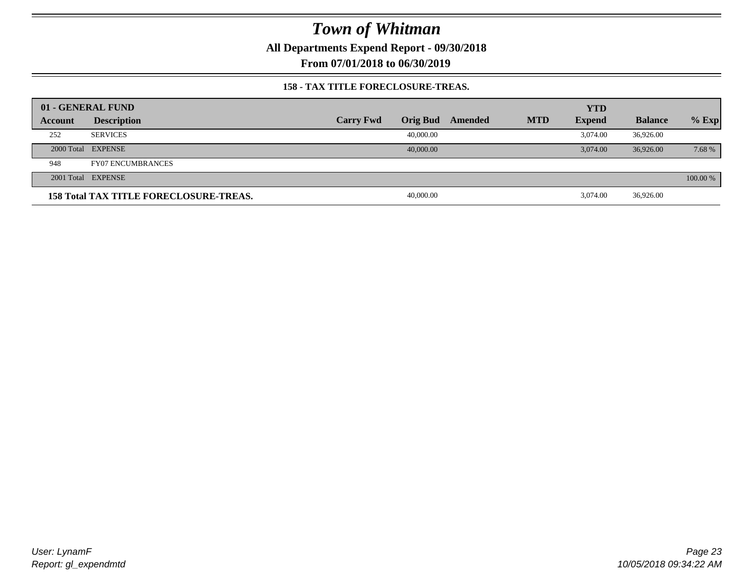# Town of Whitman

**All Departments Expend Report - 09/30/2018**

**From 07/01/2018 to 06/30/2019**

### 158 - TAX TITLE FORECLOSURE-TREAS.

| 01 - GENERAL FUND | | | | | | YTD | | |
|---|---|---|---|---|---|---|---|---|
| **Account** | **Description** | **Carry Fwd** | **Orig Bud** | **Amended** | **MTD** | **Expend** | **Balance** | **% Exp** |
| 252 | SERVICES | | 40,000.00 | | | 3,074.00 | 36,926.00 | |
| 2000 Total | EXPENSE | | 40,000.00 | | | 3,074.00 | 36,926.00 | 7.68 % |
| 948 | FY07 ENCUMBRANCES | | | | | | | |
| 2001 Total | EXPENSE | | | | | | | 100.00 % |
| **158 Total TAX TITLE FORECLOSURE-TREAS.** | | | 40,000.00 | | | 3,074.00 | 36,926.00 | |

*User: LynamF*
*Report: gl_expendmtd*

*10/05/2018 09:34:22 AM*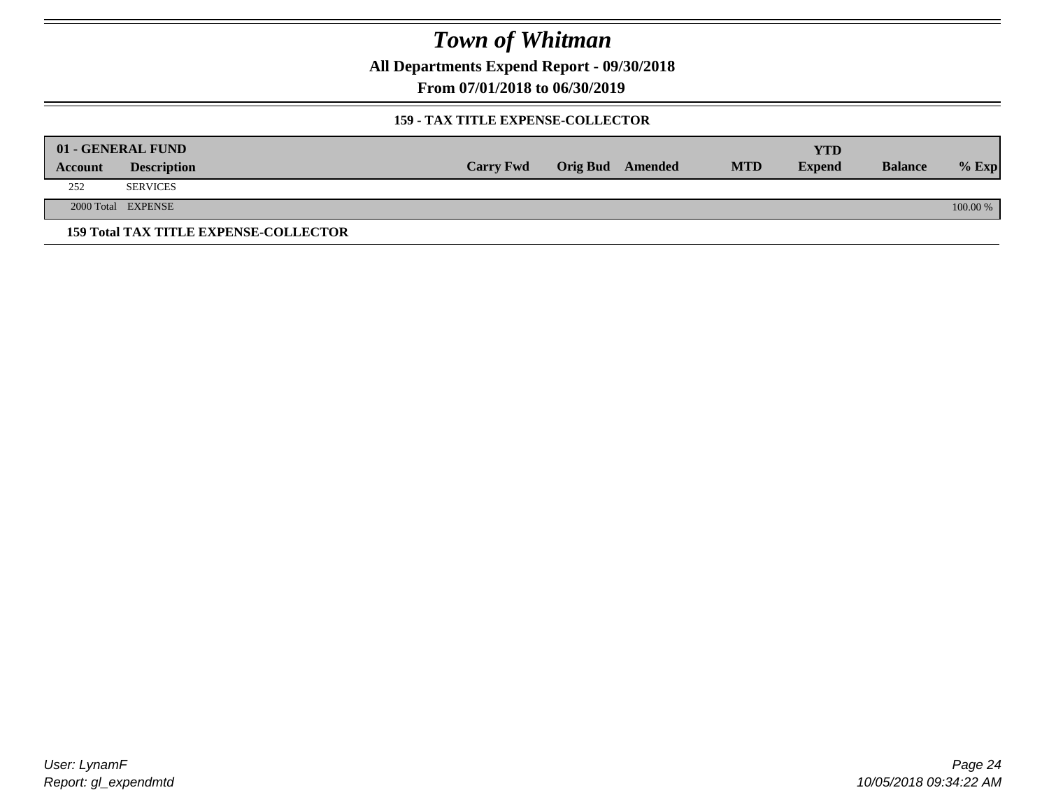# Town of Whitman

**All Departments Expend Report - 09/30/2018**

**From 07/01/2018 to 06/30/2019**

**159 - TAX TITLE EXPENSE-COLLECTOR**

| 01 - GENERAL FUND | | | | | | YTD | | |
|---|---|---|---|---|---|---|---|---|
| **Account** | **Description** | **Carry Fwd** | **Orig Bud** | **Amended** | **MTD** | **Expend** | **Balance** | **% Exp** |
| 252 | SERVICES | | | | | | | |
| 2000 Total | EXPENSE | | | | | | | 100.00 % |

**159 Total TAX TITLE EXPENSE-COLLECTOR**

*User: LynamF*
*Report: gl_expendmtd*

*10/05/2018 09:34:22 AM*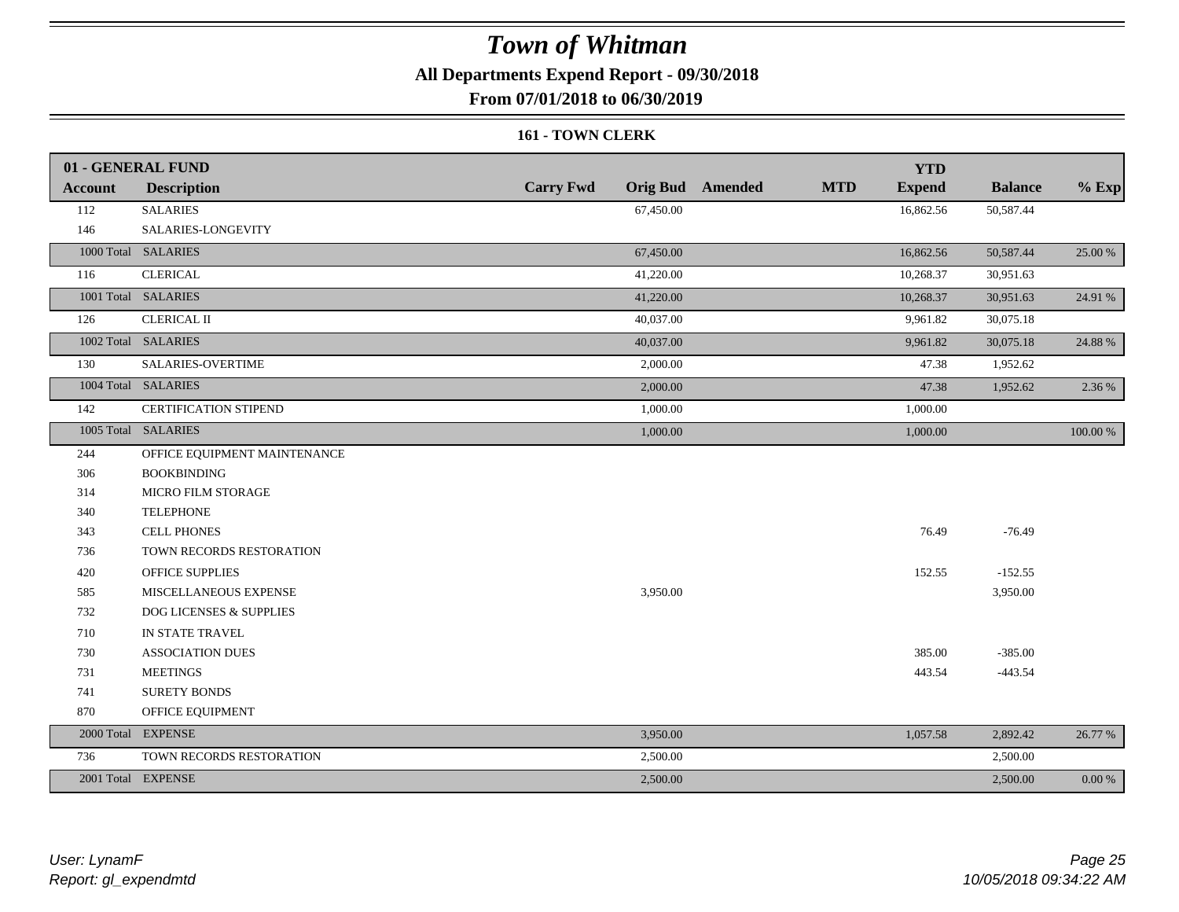# Town of Whitman

**All Departments Expend Report - 09/30/2018**

**From 07/01/2018 to 06/30/2019**

### 161 - TOWN CLERK

| 01 - GENERAL FUND | | | | | | | | |
|---|---|---|---|---|---|---|---|---|
| **Account** | **Description** | **Carry Fwd** | **Orig Bud** | **Amended** | **MTD** | **YTD Expend** | **Balance** | **% Exp** |
| 112 | SALARIES | | 67,450.00 | | | 16,862.56 | 50,587.44 | |
| 146 | SALARIES-LONGEVITY | | | | | | | |
| 1000 Total | SALARIES | | 67,450.00 | | | 16,862.56 | 50,587.44 | 25.00 % |
| 116 | CLERICAL | | 41,220.00 | | | 10,268.37 | 30,951.63 | |
| 1001 Total | SALARIES | | 41,220.00 | | | 10,268.37 | 30,951.63 | 24.91 % |
| 126 | CLERICAL II | | 40,037.00 | | | 9,961.82 | 30,075.18 | |
| 1002 Total | SALARIES | | 40,037.00 | | | 9,961.82 | 30,075.18 | 24.88 % |
| 130 | SALARIES-OVERTIME | | 2,000.00 | | | 47.38 | 1,952.62 | |
| 1004 Total | SALARIES | | 2,000.00 | | | 47.38 | 1,952.62 | 2.36 % |
| 142 | CERTIFICATION STIPEND | | 1,000.00 | | | 1,000.00 | | |
| 1005 Total | SALARIES | | 1,000.00 | | | 1,000.00 | | 100.00 % |
| 244 | OFFICE EQUIPMENT MAINTENANCE | | | | | | | |
| 306 | BOOKBINDING | | | | | | | |
| 314 | MICRO FILM STORAGE | | | | | | | |
| 340 | TELEPHONE | | | | | | | |
| 343 | CELL PHONES | | | | | 76.49 | -76.49 | |
| 736 | TOWN RECORDS RESTORATION | | | | | | | |
| 420 | OFFICE SUPPLIES | | | | | 152.55 | -152.55 | |
| 585 | MISCELLANEOUS EXPENSE | | 3,950.00 | | | | 3,950.00 | |
| 732 | DOG LICENSES & SUPPLIES | | | | | | | |
| 710 | IN STATE TRAVEL | | | | | | | |
| 730 | ASSOCIATION DUES | | | | | 385.00 | -385.00 | |
| 731 | MEETINGS | | | | | 443.54 | -443.54 | |
| 741 | SURETY BONDS | | | | | | | |
| 870 | OFFICE EQUIPMENT | | | | | | | |
| 2000 Total | EXPENSE | | 3,950.00 | | | 1,057.58 | 2,892.42 | 26.77 % |
| 736 | TOWN RECORDS RESTORATION | | 2,500.00 | | | | 2,500.00 | |
| 2001 Total | EXPENSE | | 2,500.00 | | | | 2,500.00 | 0.00 % |

*User: LynamF*
*Report: gl_expendmtd*

*10/05/2018 09:34:22 AM*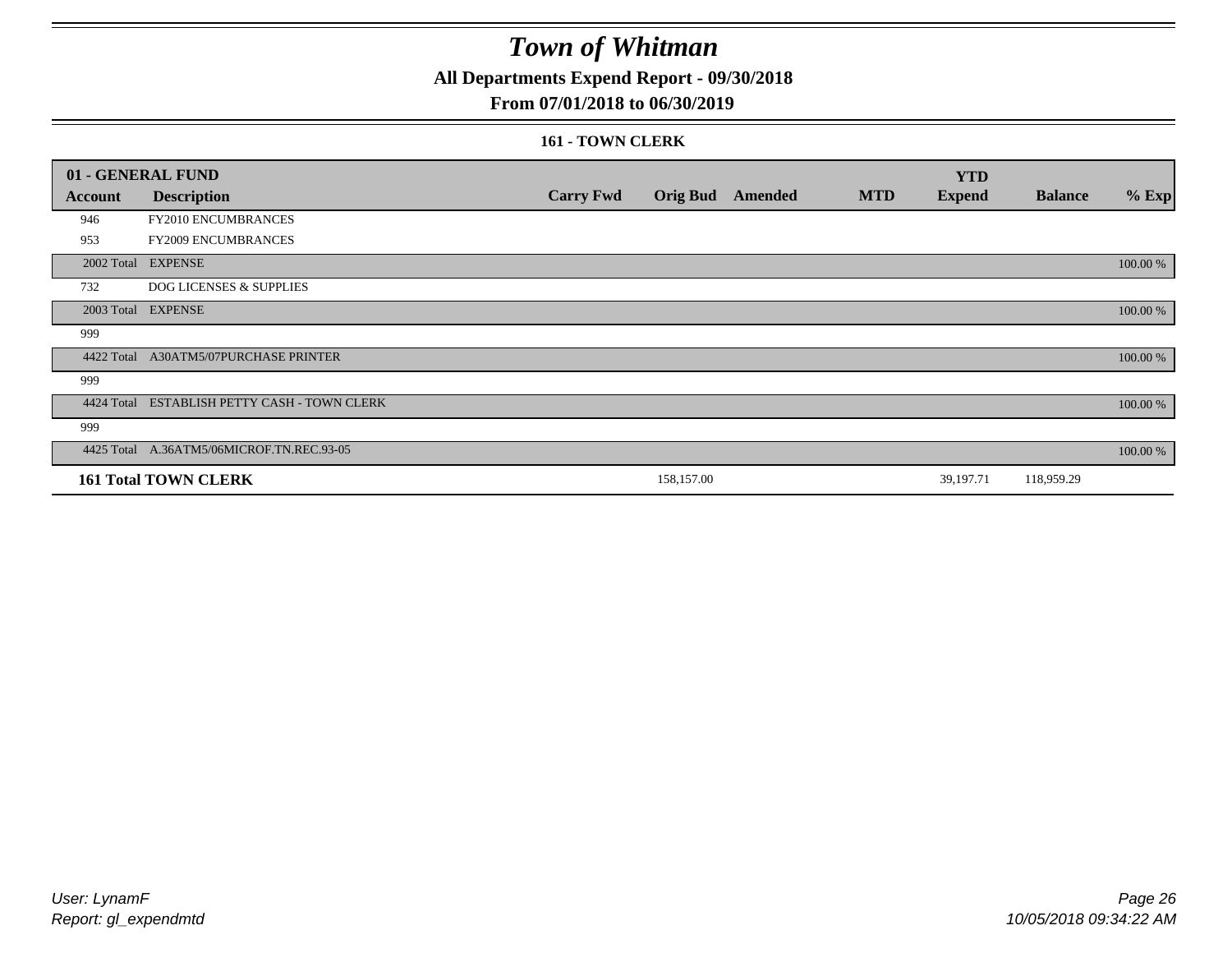# Town of Whitman

## All Departments Expend Report - 09/30/2018

## From 07/01/2018 to 06/30/2019

### 161 - TOWN CLERK

| 01 - GENERAL FUND | | | | | | YTD | | |
|---|---|---|---|---|---|---|---|---|
| Account | Description | Carry Fwd | Orig Bud | Amended | MTD | Expend | Balance | % Exp |
| 946 | FY2010 ENCUMBRANCES | | | | | | | |
| 953 | FY2009 ENCUMBRANCES | | | | | | | |
| 2002 Total | EXPENSE | | | | | | | 100.00 % |
| 732 | DOG LICENSES & SUPPLIES | | | | | | | |
| 2003 Total | EXPENSE | | | | | | | 100.00 % |
| 999 | | | | | | | | |
| 4422 Total | A30ATM5/07PURCHASE PRINTER | | | | | | | 100.00 % |
| 999 | | | | | | | | |
| 4424 Total | ESTABLISH PETTY CASH - TOWN CLERK | | | | | | | 100.00 % |
| 999 | | | | | | | | |
| 4425 Total | A.36ATM5/06MICROF.TN.REC.93-05 | | | | | | | 100.00 % |
| **161 Total TOWN CLERK** | | | 158,157.00 | | | 39,197.71 | 118,959.29 | |

*User: LynamF*
*Report: gl_expendmtd*

*10/05/2018 09:34:22 AM*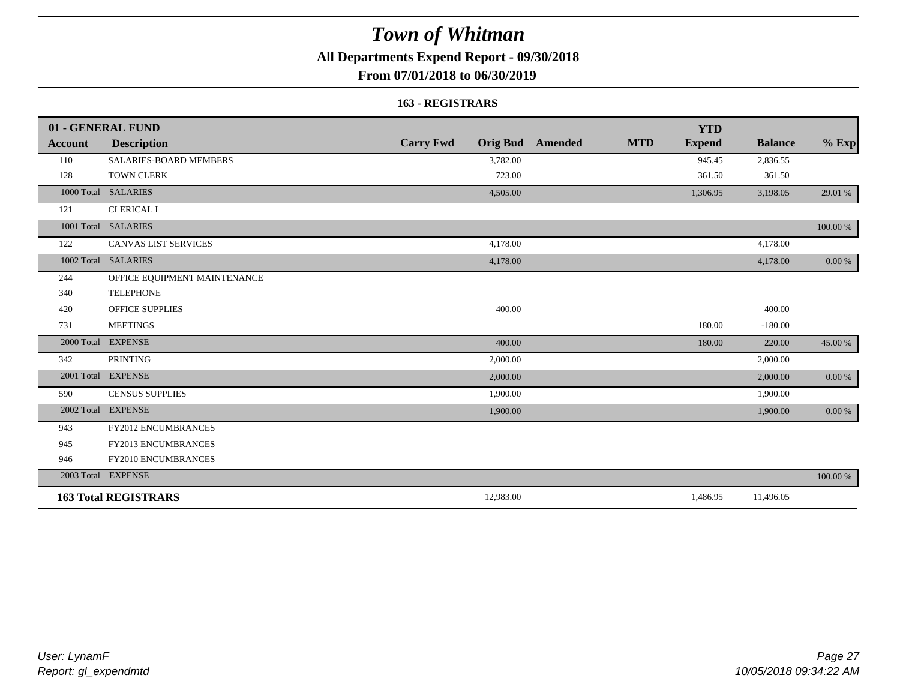# Town of Whitman

**All Departments Expend Report - 09/30/2018**

**From 07/01/2018 to 06/30/2019**

**163 - REGISTRARS**

| Account | Description | Carry Fwd | Orig Bud | Amended | MTD | YTD Expend | Balance | % Exp |
|---|---|---|---|---|---|---|---|---|
| **01 - GENERAL FUND** | | | | | | | | |
| 110 | SALARIES-BOARD MEMBERS | | 3,782.00 | | | 945.45 | 2,836.55 | |
| 128 | TOWN CLERK | | 723.00 | | | 361.50 | 361.50 | |
| 1000 Total | SALARIES | | 4,505.00 | | | 1,306.95 | 3,198.05 | 29.01 % |
| 121 | CLERICAL I | | | | | | | |
| 1001 Total | SALARIES | | | | | | | 100.00 % |
| 122 | CANVAS LIST SERVICES | | 4,178.00 | | | | 4,178.00 | |
| 1002 Total | SALARIES | | 4,178.00 | | | | 4,178.00 | 0.00 % |
| 244 | OFFICE EQUIPMENT MAINTENANCE | | | | | | | |
| 340 | TELEPHONE | | | | | | | |
| 420 | OFFICE SUPPLIES | | 400.00 | | | | 400.00 | |
| 731 | MEETINGS | | | | | 180.00 | -180.00 | |
| 2000 Total | EXPENSE | | 400.00 | | | 180.00 | 220.00 | 45.00 % |
| 342 | PRINTING | | 2,000.00 | | | | 2,000.00 | |
| 2001 Total | EXPENSE | | 2,000.00 | | | | 2,000.00 | 0.00 % |
| 590 | CENSUS SUPPLIES | | 1,900.00 | | | | 1,900.00 | |
| 2002 Total | EXPENSE | | 1,900.00 | | | | 1,900.00 | 0.00 % |
| 943 | FY2012 ENCUMBRANCES | | | | | | | |
| 945 | FY2013 ENCUMBRANCES | | | | | | | |
| 946 | FY2010 ENCUMBRANCES | | | | | | | |
| 2003 Total | EXPENSE | | | | | | | 100.00 % |
| **163 Total REGISTRARS** | | | 12,983.00 | | | 1,486.95 | 11,496.05 | |

*User: LynamF*
*Report: gl_expendmtd*

*10/05/2018 09:34:22 AM*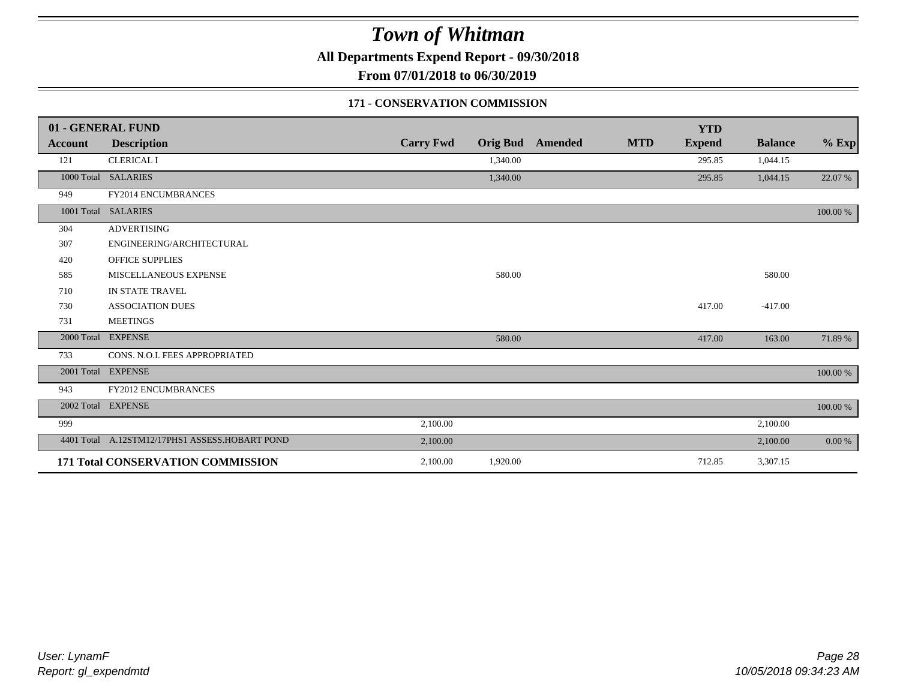# Town of Whitman

**All Departments Expend Report - 09/30/2018**

**From 07/01/2018 to 06/30/2019**

### 171 - CONSERVATION COMMISSION

| 01 - GENERAL FUND | | | | | | YTD | | |
|---|---|---|---|---|---|---|---|---|
| **Account** | **Description** | **Carry Fwd** | **Orig Bud** | **Amended** | **MTD** | **Expend** | **Balance** | **% Exp** |
| 121 | CLERICAL I | | 1,340.00 | | | 295.85 | 1,044.15 | |
| 1000 Total | SALARIES | | 1,340.00 | | | 295.85 | 1,044.15 | 22.07 % |
| 949 | FY2014 ENCUMBRANCES | | | | | | | |
| 1001 Total | SALARIES | | | | | | | 100.00 % |
| 304 | ADVERTISING | | | | | | | |
| 307 | ENGINEERING/ARCHITECTURAL | | | | | | | |
| 420 | OFFICE SUPPLIES | | | | | | | |
| 585 | MISCELLANEOUS EXPENSE | | 580.00 | | | | 580.00 | |
| 710 | IN STATE TRAVEL | | | | | | | |
| 730 | ASSOCIATION DUES | | | | | 417.00 | -417.00 | |
| 731 | MEETINGS | | | | | | | |
| 2000 Total | EXPENSE | | 580.00 | | | 417.00 | 163.00 | 71.89 % |
| 733 | CONS. N.O.I. FEES APPROPRIATED | | | | | | | |
| 2001 Total | EXPENSE | | | | | | | 100.00 % |
| 943 | FY2012 ENCUMBRANCES | | | | | | | |
| 2002 Total | EXPENSE | | | | | | | 100.00 % |
| 999 | | 2,100.00 | | | | | 2,100.00 | |
| 4401 Total | A.12STM12/17PHS1 ASSESS.HOBART POND | 2,100.00 | | | | | 2,100.00 | 0.00 % |
| **171 Total** | **CONSERVATION COMMISSION** | 2,100.00 | 1,920.00 | | | 712.85 | 3,307.15 | |

*User: LynamF*
*Report: gl_expendmtd*
*10/05/2018 09:34:23 AM*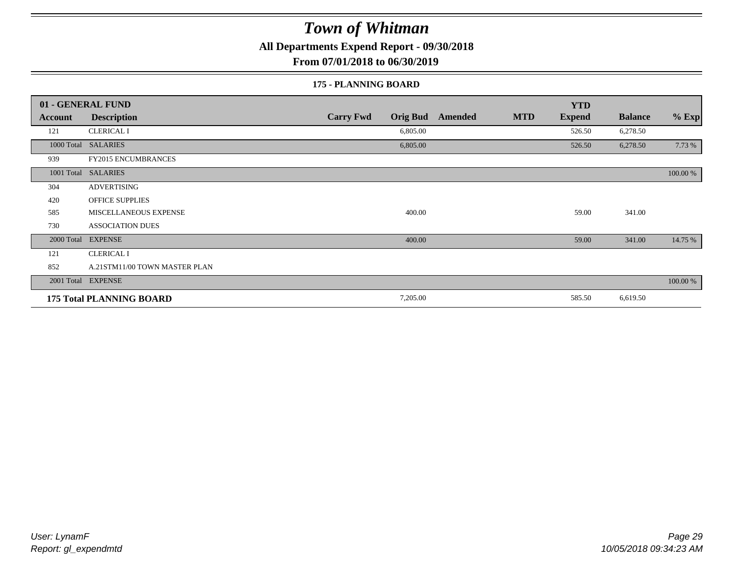# Town of Whitman

**All Departments Expend Report - 09/30/2018**

**From 07/01/2018 to 06/30/2019**

**175 - PLANNING BOARD**

| 01 - GENERAL FUND | | | | | | YTD | | |
|---|---|---|---|---|---|---|---|---|
| **Account** | **Description** | **Carry Fwd** | **Orig Bud** | **Amended** | **MTD** | **Expend** | **Balance** | **% Exp** |
| 121 | CLERICAL I | | 6,805.00 | | | 526.50 | 6,278.50 | |
| 1000 Total | SALARIES | | 6,805.00 | | | 526.50 | 6,278.50 | 7.73 % |
| 939 | FY2015 ENCUMBRANCES | | | | | | | |
| 1001 Total | SALARIES | | | | | | | 100.00 % |
| 304 | ADVERTISING | | | | | | | |
| 420 | OFFICE SUPPLIES | | | | | | | |
| 585 | MISCELLANEOUS EXPENSE | | 400.00 | | | 59.00 | 341.00 | |
| 730 | ASSOCIATION DUES | | | | | | | |
| 2000 Total | EXPENSE | | 400.00 | | | 59.00 | 341.00 | 14.75 % |
| 121 | CLERICAL I | | | | | | | |
| 852 | A.21STM11/00 TOWN MASTER PLAN | | | | | | | |
| 2001 Total | EXPENSE | | | | | | | 100.00 % |
| **175 Total PLANNING BOARD** | | | 7,205.00 | | | 585.50 | 6,619.50 | |

*User: LynamF*
*Report: gl_expendmtd*

*10/05/2018 09:34:23 AM*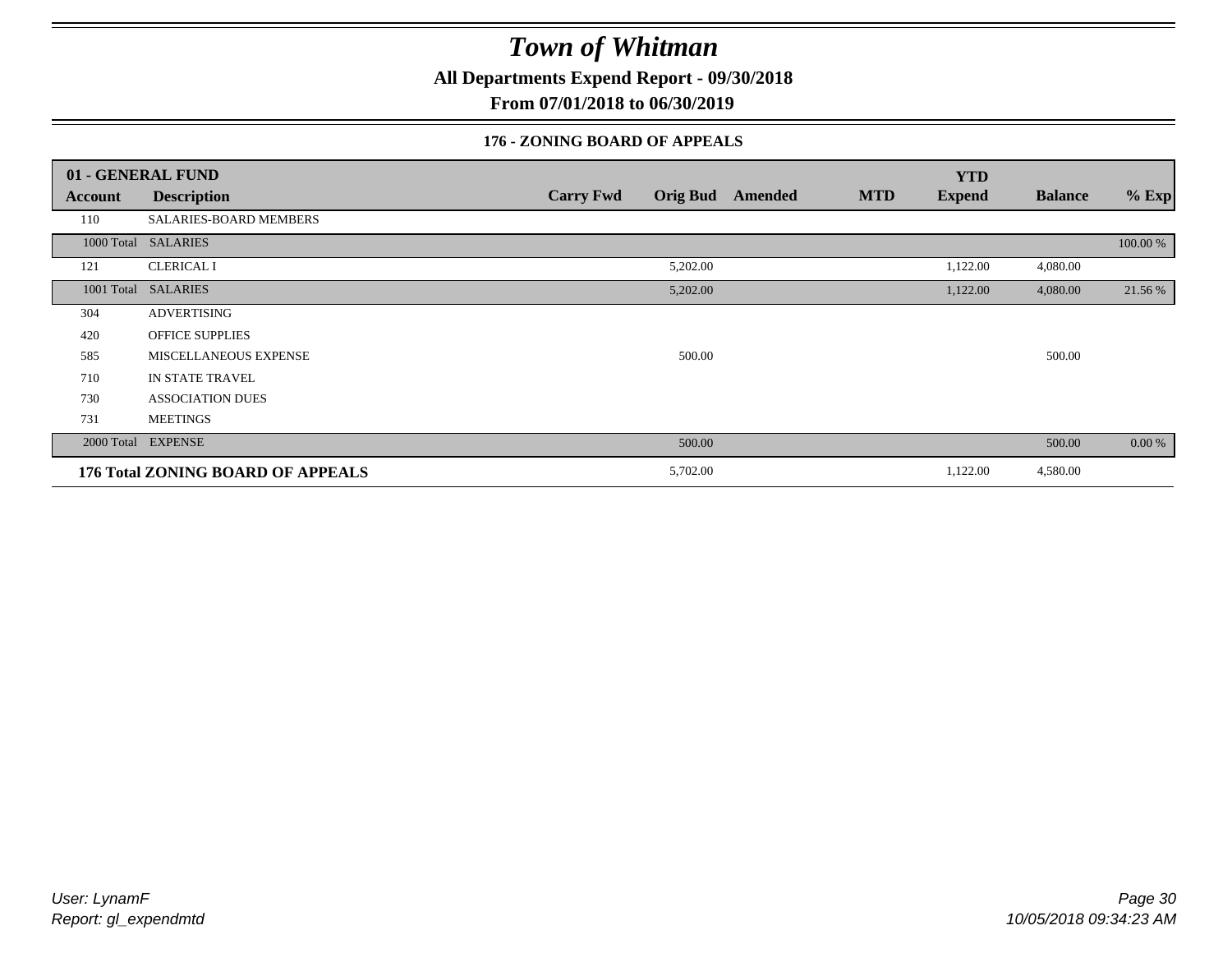# Town of Whitman

**All Departments Expend Report - 09/30/2018**

**From 07/01/2018 to 06/30/2019**

### 176 - ZONING BOARD OF APPEALS

| 01 - GENERAL FUND | | | | | | YTD | | |
|---|---|---|---|---|---|---|---|---|
| **Account** | **Description** | **Carry Fwd** | **Orig Bud** | **Amended** | **MTD** | **Expend** | **Balance** | **% Exp** |
| 110 | SALARIES-BOARD MEMBERS | | | | | | | |
| 1000 Total | SALARIES | | | | | | | 100.00 % |
| 121 | CLERICAL I | | 5,202.00 | | | 1,122.00 | 4,080.00 | |
| 1001 Total | SALARIES | | 5,202.00 | | | 1,122.00 | 4,080.00 | 21.56 % |
| 304 | ADVERTISING | | | | | | | |
| 420 | OFFICE SUPPLIES | | | | | | | |
| 585 | MISCELLANEOUS EXPENSE | | 500.00 | | | | 500.00 | |
| 710 | IN STATE TRAVEL | | | | | | | |
| 730 | ASSOCIATION DUES | | | | | | | |
| 731 | MEETINGS | | | | | | | |
| 2000 Total | EXPENSE | | 500.00 | | | | 500.00 | 0.00 % |
| **176 Total ZONING BOARD OF APPEALS** | | | 5,702.00 | | | 1,122.00 | 4,580.00 | |

*User: LynamF*
*Report: gl_expendmtd*

*10/05/2018 09:34:23 AM*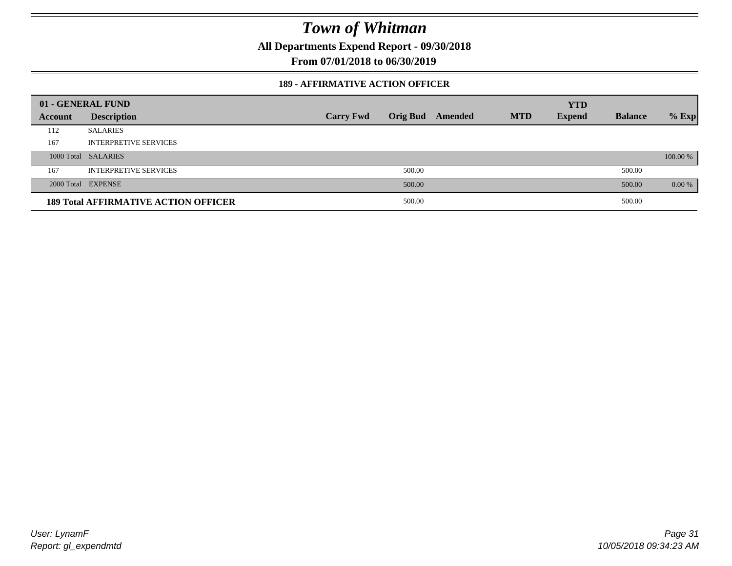# Town of Whitman

**All Departments Expend Report - 09/30/2018**

**From 07/01/2018 to 06/30/2019**

**189 - AFFIRMATIVE ACTION OFFICER**

| 01 - GENERAL FUND | | | | | | YTD | | |
|---|---|---|---|---|---|---|---|---|
| Account | Description | Carry Fwd | Orig Bud | Amended | MTD | Expend | Balance | % Exp |
| 112 | SALARIES | | | | | | | |
| 167 | INTERPRETIVE SERVICES | | | | | | | |
| 1000 Total | SALARIES | | | | | | | 100.00 % |
| 167 | INTERPRETIVE SERVICES | | 500.00 | | | | 500.00 | |
| 2000 Total | EXPENSE | | 500.00 | | | | 500.00 | 0.00 % |
| **189 Total AFFIRMATIVE ACTION OFFICER** | | | 500.00 | | | | 500.00 | |

*User: LynamF*
*Report: gl_expendmtd*
*10/05/2018 09:34:23 AM*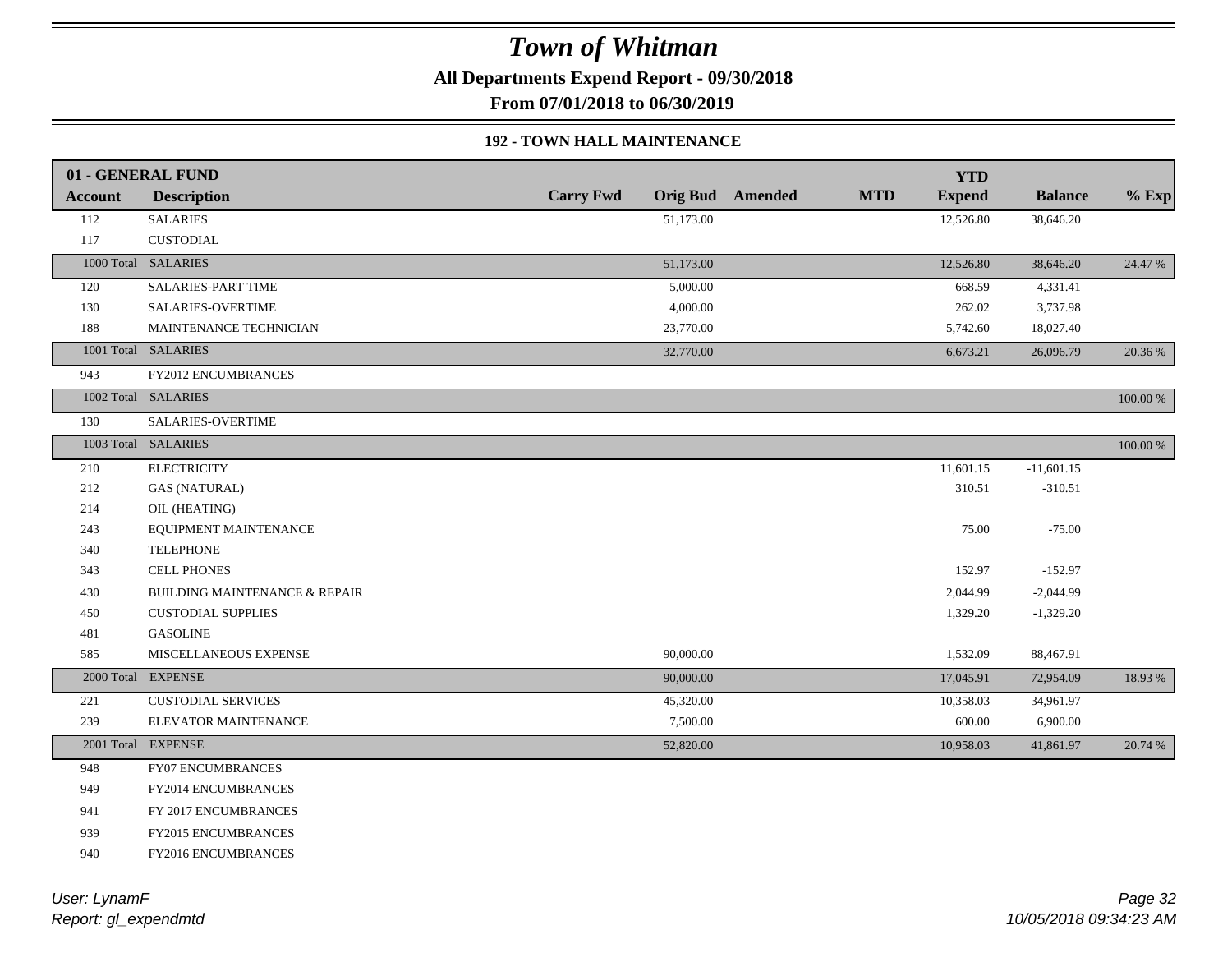# Town of Whitman

**All Departments Expend Report - 09/30/2018**

**From 07/01/2018 to 06/30/2019**

### 192 - TOWN HALL MAINTENANCE

| 01 - GENERAL FUND | | | | | | | | |
|---|---|---|---|---|---|---|---|---|
| **Account** | **Description** | **Carry Fwd** | **Orig Bud** | **Amended** | **MTD** | **YTD Expend** | **Balance** | **% Exp** |
| 112 | SALARIES | | 51,173.00 | | | 12,526.80 | 38,646.20 | |
| 117 | CUSTODIAL | | | | | | | |
| 1000 Total | SALARIES | | 51,173.00 | | | 12,526.80 | 38,646.20 | 24.47 % |
| 120 | SALARIES-PART TIME | | 5,000.00 | | | 668.59 | 4,331.41 | |
| 130 | SALARIES-OVERTIME | | 4,000.00 | | | 262.02 | 3,737.98 | |
| 188 | MAINTENANCE TECHNICIAN | | 23,770.00 | | | 5,742.60 | 18,027.40 | |
| 1001 Total | SALARIES | | 32,770.00 | | | 6,673.21 | 26,096.79 | 20.36 % |
| 943 | FY2012 ENCUMBRANCES | | | | | | | |
| 1002 Total | SALARIES | | | | | | | 100.00 % |
| 130 | SALARIES-OVERTIME | | | | | | | |
| 1003 Total | SALARIES | | | | | | | 100.00 % |
| 210 | ELECTRICITY | | | | | 11,601.15 | -11,601.15 | |
| 212 | GAS (NATURAL) | | | | | 310.51 | -310.51 | |
| 214 | OIL (HEATING) | | | | | | | |
| 243 | EQUIPMENT MAINTENANCE | | | | | 75.00 | -75.00 | |
| 340 | TELEPHONE | | | | | | | |
| 343 | CELL PHONES | | | | | 152.97 | -152.97 | |
| 430 | BUILDING MAINTENANCE & REPAIR | | | | | 2,044.99 | -2,044.99 | |
| 450 | CUSTODIAL SUPPLIES | | | | | 1,329.20 | -1,329.20 | |
| 481 | GASOLINE | | | | | | | |
| 585 | MISCELLANEOUS EXPENSE | | 90,000.00 | | | 1,532.09 | 88,467.91 | |
| 2000 Total | EXPENSE | | 90,000.00 | | | 17,045.91 | 72,954.09 | 18.93 % |
| 221 | CUSTODIAL SERVICES | | 45,320.00 | | | 10,358.03 | 34,961.97 | |
| 239 | ELEVATOR MAINTENANCE | | 7,500.00 | | | 600.00 | 6,900.00 | |
| 2001 Total | EXPENSE | | 52,820.00 | | | 10,958.03 | 41,861.97 | 20.74 % |
| 948 | FY07 ENCUMBRANCES | | | | | | | |
| 949 | FY2014 ENCUMBRANCES | | | | | | | |
| 941 | FY 2017 ENCUMBRANCES | | | | | | | |
| 939 | FY2015 ENCUMBRANCES | | | | | | | |
| 940 | FY2016 ENCUMBRANCES | | | | | | | |

*User: LynamF*
*Report: gl_expendmtd*

*10/05/2018 09:34:23 AM*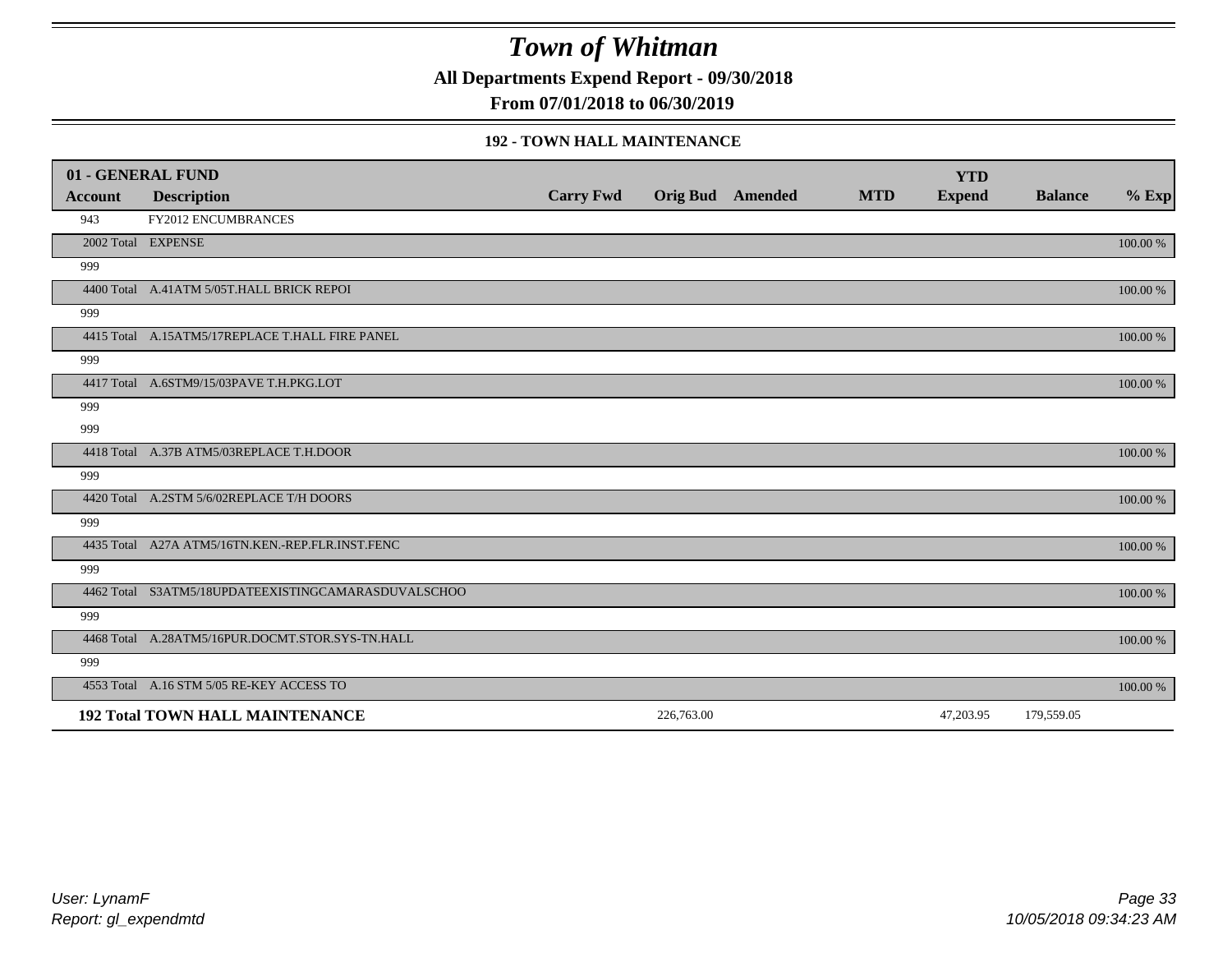# Town of Whitman

**All Departments Expend Report - 09/30/2018**

**From 07/01/2018 to 06/30/2019**

### 192 - TOWN HALL MAINTENANCE

| 01 - GENERAL FUND | | | | | | YTD | | |
|---|---|---|---|---|---|---|---|---|
| **Account** | **Description** | **Carry Fwd** | **Orig Bud** | **Amended** | **MTD** | **Expend** | **Balance** | **% Exp** |
| 943 | FY2012 ENCUMBRANCES | | | | | | | |
| 2002 Total | EXPENSE | | | | | | | 100.00 % |
| 999 | | | | | | | | |
| 4400 Total | A.41ATM 5/05T.HALL BRICK REPOI | | | | | | | 100.00 % |
| 999 | | | | | | | | |
| 4415 Total | A.15ATM5/17REPLACE T.HALL FIRE PANEL | | | | | | | 100.00 % |
| 999 | | | | | | | | |
| 4417 Total | A.6STM9/15/03PAVE T.H.PKG.LOT | | | | | | | 100.00 % |
| 999 | | | | | | | | |
| 999 | | | | | | | | |
| 4418 Total | A.37B ATM5/03REPLACE T.H.DOOR | | | | | | | 100.00 % |
| 999 | | | | | | | | |
| 4420 Total | A.2STM 5/6/02REPLACE T/H DOORS | | | | | | | 100.00 % |
| 999 | | | | | | | | |
| 4435 Total | A27A ATM5/16TN.KEN.-REP.FLR.INST.FENC | | | | | | | 100.00 % |
| 999 | | | | | | | | |
| 4462 Total | S3ATM5/18UPDATEEXISTINGCAMARASDUVALSCHOO | | | | | | | 100.00 % |
| 999 | | | | | | | | |
| 4468 Total | A.28ATM5/16PUR.DOCMT.STOR.SYS-TN.HALL | | | | | | | 100.00 % |
| 999 | | | | | | | | |
| 4553 Total | A.16 STM 5/05 RE-KEY ACCESS TO | | | | | | | 100.00 % |
| **192 Total TOWN HALL MAINTENANCE** | | | 226,763.00 | | | 47,203.95 | 179,559.05 | |

*User: LynamF*
*Report: gl_expendmtd*
*10/05/2018 09:34:23 AM*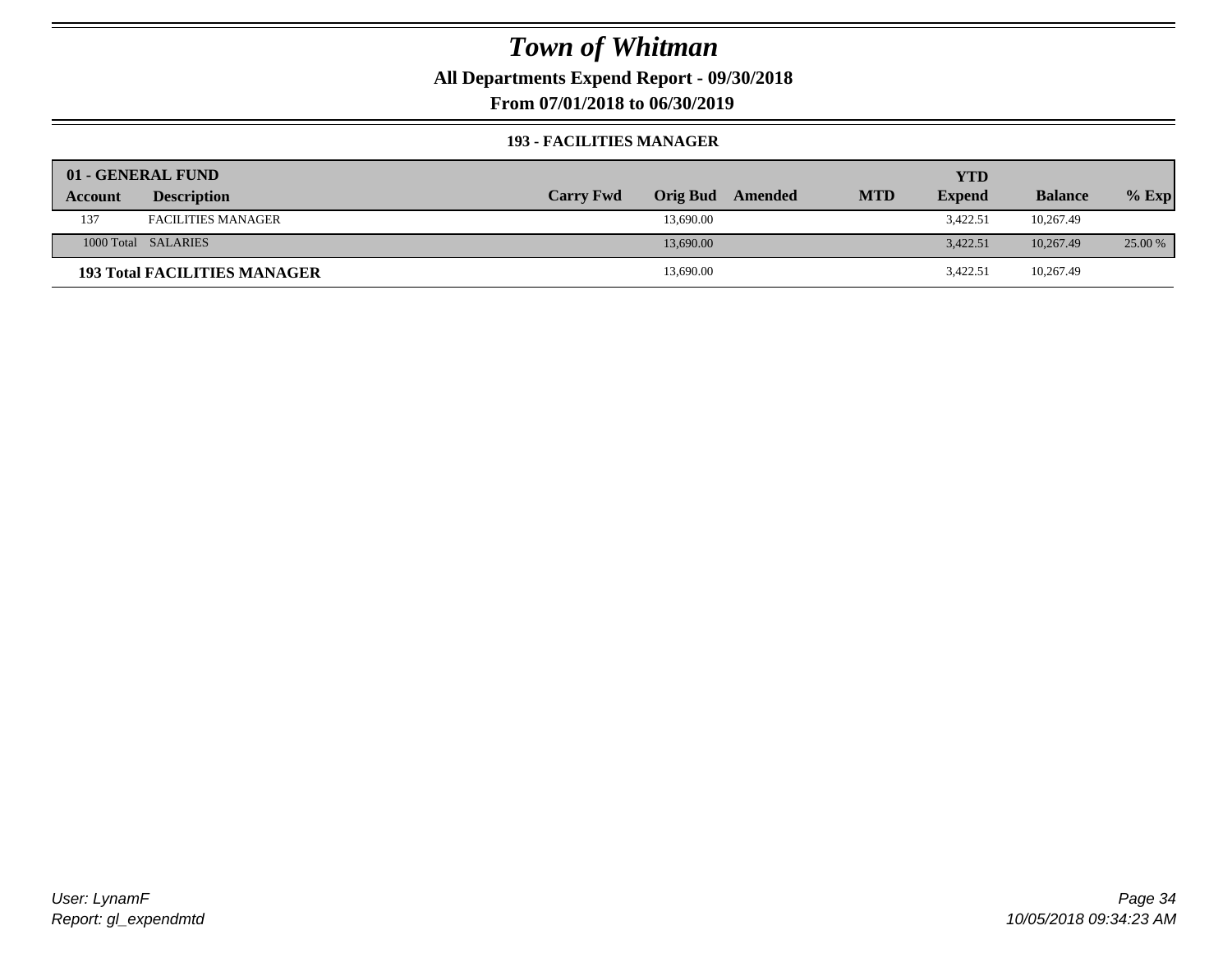# Town of Whitman

**All Departments Expend Report - 09/30/2018**

**From 07/01/2018 to 06/30/2019**

**193 - FACILITIES MANAGER**

| 01 - GENERAL FUND | | | | | | YTD | | |
|---|---|---|---|---|---|---|---|---|
| **Account** | **Description** | **Carry Fwd** | **Orig Bud** | **Amended** | **MTD** | **Expend** | **Balance** | **% Exp** |
| 137 | FACILITIES MANAGER | | 13,690.00 | | | 3,422.51 | 10,267.49 | |
| 1000 Total | SALARIES | | 13,690.00 | | | 3,422.51 | 10,267.49 | 25.00 % |
| **193 Total FACILITIES MANAGER** | | | 13,690.00 | | | 3,422.51 | 10,267.49 | |

*User: LynamF*
*Report: gl_expendmtd*

*10/05/2018 09:34:23 AM*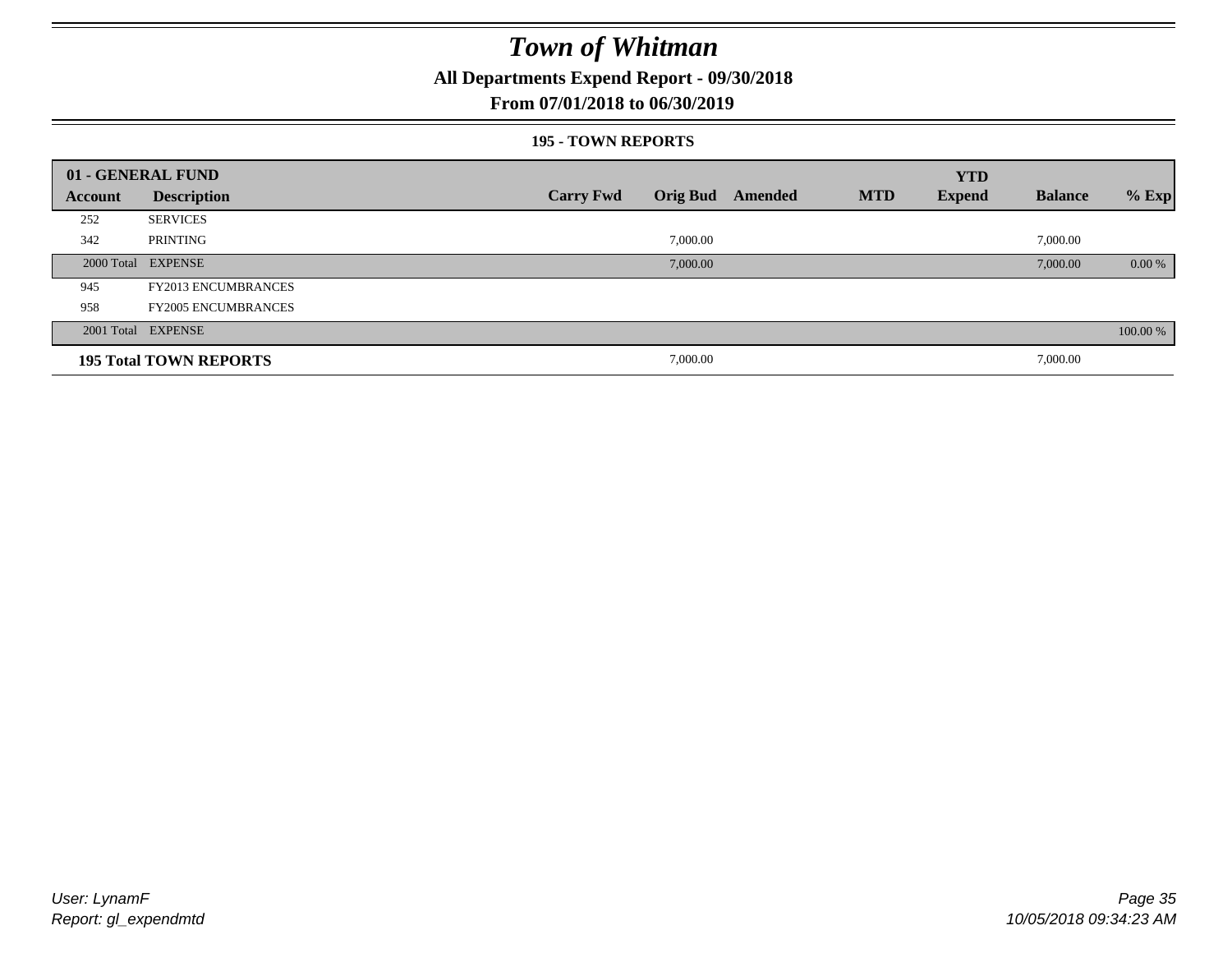# Town of Whitman

## All Departments Expend Report - 09/30/2018

### From 07/01/2018 to 06/30/2019

#### 195 - TOWN REPORTS

| 01 - GENERAL FUND | | | | | | YTD | | |
|---|---|---|---|---|---|---|---|---|
| Account | Description | Carry Fwd | Orig Bud | Amended | MTD | Expend | Balance | % Exp |
| 252 | SERVICES | | | | | | | |
| 342 | PRINTING | | 7,000.00 | | | | 7,000.00 | |
| 2000 Total | EXPENSE | | 7,000.00 | | | | 7,000.00 | 0.00 % |
| 945 | FY2013 ENCUMBRANCES | | | | | | | |
| 958 | FY2005 ENCUMBRANCES | | | | | | | |
| 2001 Total | EXPENSE | | | | | | | 100.00 % |
| **195 Total TOWN REPORTS** | | | 7,000.00 | | | | 7,000.00 | |

*User: LynamF*
*Report: gl_expendmtd*

*10/05/2018 09:34:23 AM*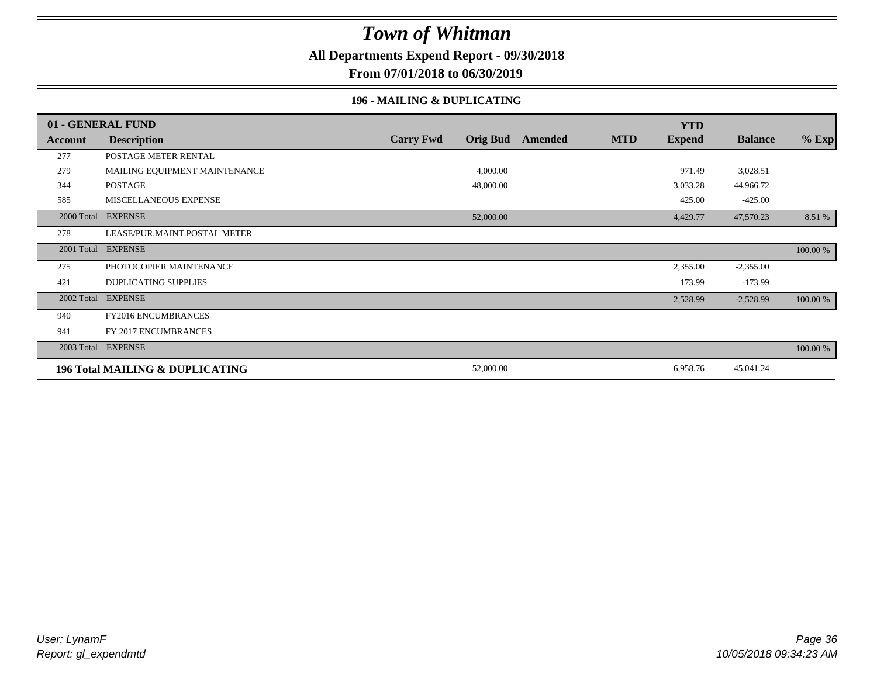# Town of Whitman

**All Departments Expend Report - 09/30/2018**

**From 07/01/2018 to 06/30/2019**

### 196 - MAILING & DUPLICATING

| 01 - GENERAL FUND | | | | | | YTD | | |
|---|---|---|---|---|---|---|---|---|
| **Account** | **Description** | **Carry Fwd** | **Orig Bud** | **Amended** | **MTD** | **Expend** | **Balance** | **% Exp** |
| 277 | POSTAGE METER RENTAL | | | | | | | |
| 279 | MAILING EQUIPMENT MAINTENANCE | | 4,000.00 | | | 971.49 | 3,028.51 | |
| 344 | POSTAGE | | 48,000.00 | | | 3,033.28 | 44,966.72 | |
| 585 | MISCELLANEOUS EXPENSE | | | | | 425.00 | -425.00 | |
| 2000 Total | EXPENSE | | 52,000.00 | | | 4,429.77 | 47,570.23 | 8.51 % |
| 278 | LEASE/PUR.MAINT.POSTAL METER | | | | | | | |
| 2001 Total | EXPENSE | | | | | | | 100.00 % |
| 275 | PHOTOCOPIER MAINTENANCE | | | | | 2,355.00 | -2,355.00 | |
| 421 | DUPLICATING SUPPLIES | | | | | 173.99 | -173.99 | |
| 2002 Total | EXPENSE | | | | | 2,528.99 | -2,528.99 | 100.00 % |
| 940 | FY2016 ENCUMBRANCES | | | | | | | |
| 941 | FY 2017 ENCUMBRANCES | | | | | | | |
| 2003 Total | EXPENSE | | | | | | | 100.00 % |
| **196 Total MAILING & DUPLICATING** | | | 52,000.00 | | | 6,958.76 | 45,041.24 | |

*User: LynamF*
*Report: gl_expendmtd*

*10/05/2018 09:34:23 AM*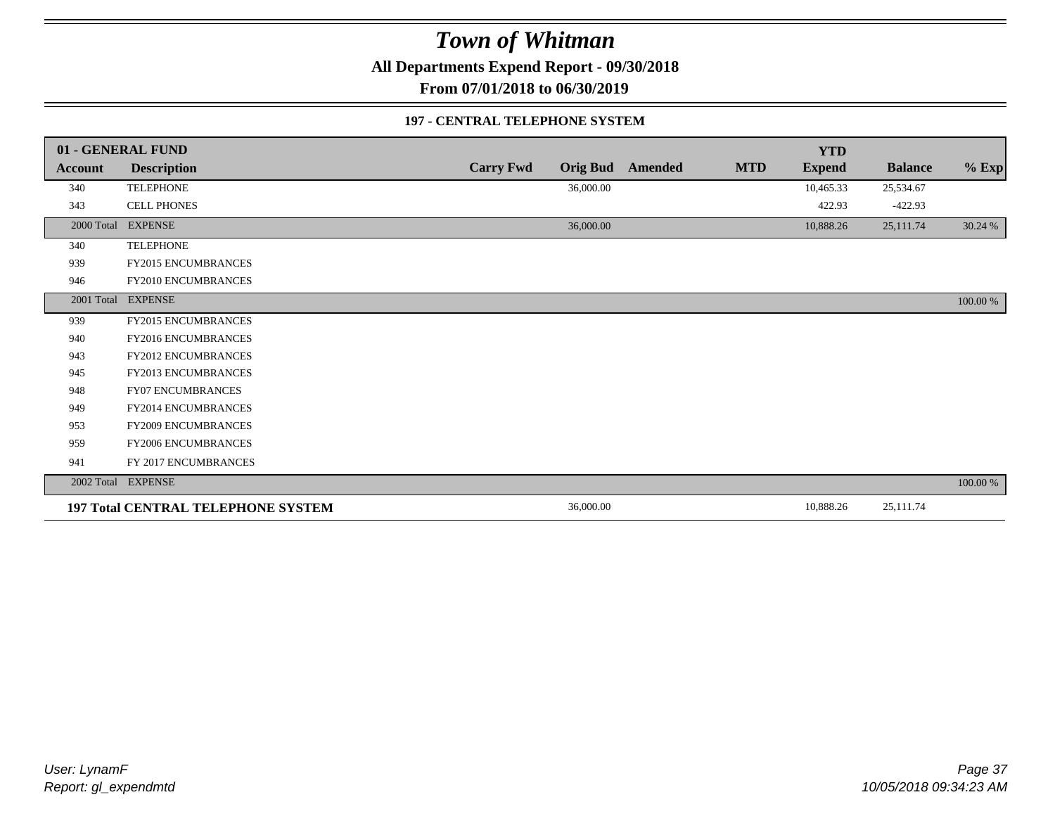# Town of Whitman

**All Departments Expend Report - 09/30/2018**

**From 07/01/2018 to 06/30/2019**

### 197 - CENTRAL TELEPHONE SYSTEM

| 01 - GENERAL FUND | | | | | | | YTD | | |
|---|---|---|---|---|---|---|---|---|---|
| **Account** | **Description** | **Carry Fwd** | **Orig Bud** | **Amended** | **MTD** | | **Expend** | **Balance** | **% Exp** |
| 340 | TELEPHONE | | 36,000.00 | | | | 10,465.33 | 25,534.67 | |
| 343 | CELL PHONES | | | | | | 422.93 | -422.93 | |
| 2000 Total | EXPENSE | | 36,000.00 | | | | 10,888.26 | 25,111.74 | 30.24 % |
| 340 | TELEPHONE | | | | | | | | |
| 939 | FY2015 ENCUMBRANCES | | | | | | | | |
| 946 | FY2010 ENCUMBRANCES | | | | | | | | |
| 2001 Total | EXPENSE | | | | | | | | 100.00 % |
| 939 | FY2015 ENCUMBRANCES | | | | | | | | |
| 940 | FY2016 ENCUMBRANCES | | | | | | | | |
| 943 | FY2012 ENCUMBRANCES | | | | | | | | |
| 945 | FY2013 ENCUMBRANCES | | | | | | | | |
| 948 | FY07 ENCUMBRANCES | | | | | | | | |
| 949 | FY2014 ENCUMBRANCES | | | | | | | | |
| 953 | FY2009 ENCUMBRANCES | | | | | | | | |
| 959 | FY2006 ENCUMBRANCES | | | | | | | | |
| 941 | FY 2017 ENCUMBRANCES | | | | | | | | |
| 2002 Total | EXPENSE | | | | | | | | 100.00 % |
| **197 Total CENTRAL TELEPHONE SYSTEM** | | | 36,000.00 | | | | 10,888.26 | 25,111.74 | |

*User: LynamF*
*Report: gl_expendmtd*

*10/05/2018 09:34:23 AM*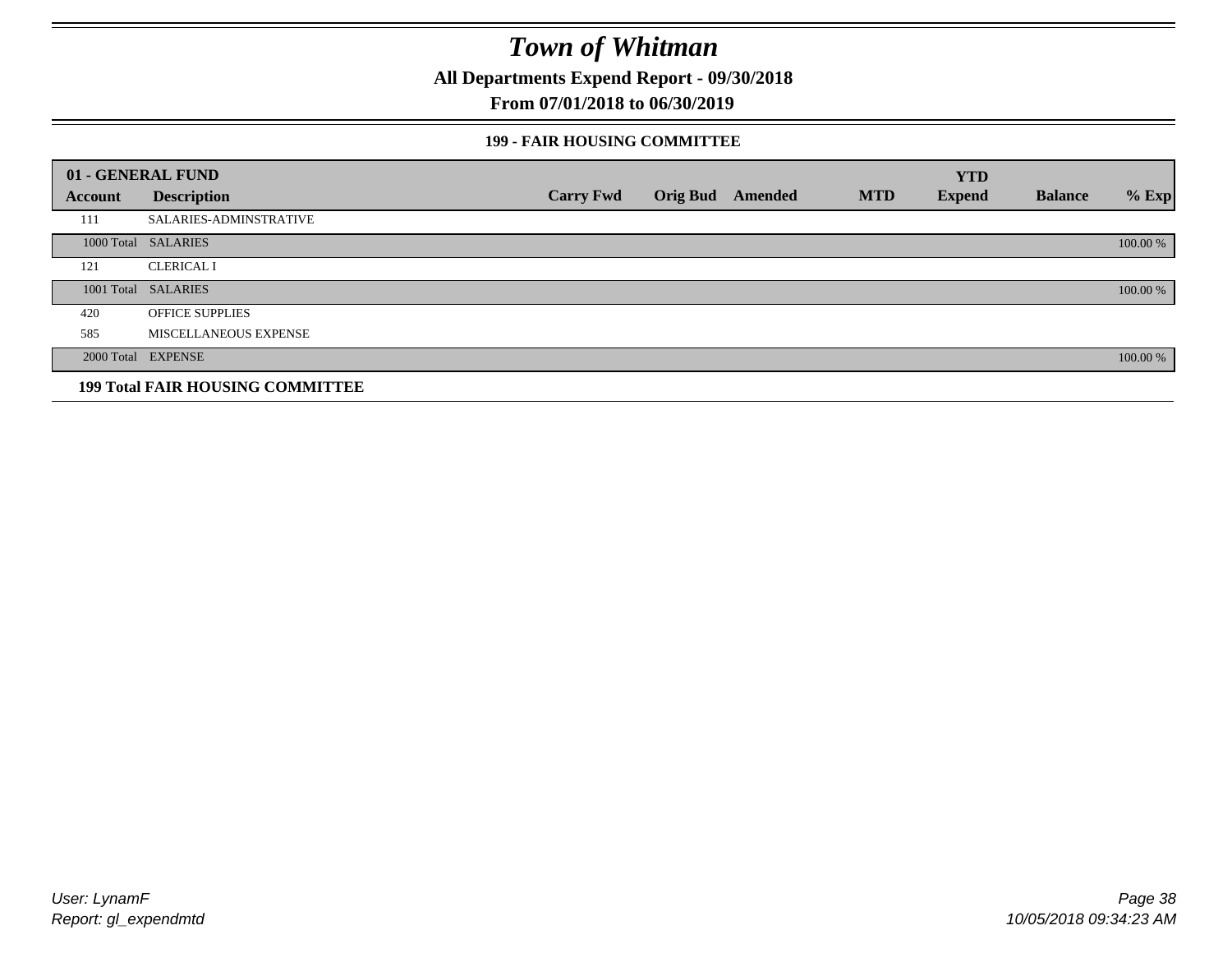# Town of Whitman

**All Departments Expend Report - 09/30/2018**

**From 07/01/2018 to 06/30/2019**

### 199 - FAIR HOUSING COMMITTEE

| 01 - GENERAL FUND | | | | | | | | |
|---|---|---|---|---|---|---|---|---|
| **Account** | **Description** | **Carry Fwd** | **Orig Bud** | **Amended** | **MTD** | **YTD Expend** | **Balance** | **% Exp** |
| 111 | SALARIES-ADMINSTRATIVE | | | | | | | |
| 1000 Total | SALARIES | | | | | | | 100.00 % |
| 121 | CLERICAL I | | | | | | | |
| 1001 Total | SALARIES | | | | | | | 100.00 % |
| 420 | OFFICE SUPPLIES | | | | | | | |
| 585 | MISCELLANEOUS EXPENSE | | | | | | | |
| 2000 Total | EXPENSE | | | | | | | 100.00 % |
| **199 Total FAIR HOUSING COMMITTEE** | | | | | | | | |

*User: LynamF*
*Report: gl_expendmtd*

*10/05/2018 09:34:23 AM*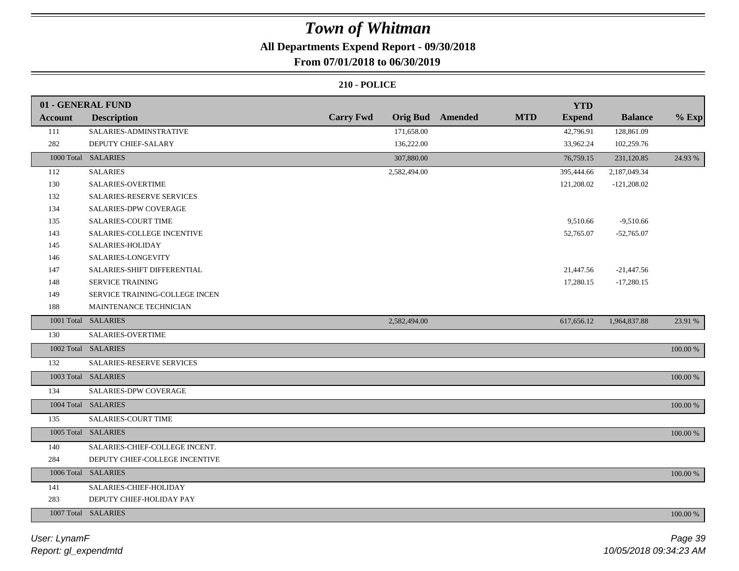# Town of Whitman

## All Departments Expend Report - 09/30/2018

### From 07/01/2018 to 06/30/2019

#### 210 - POLICE

| 01 - GENERAL FUND | | | | | | YTD | | |
|---|---|---|---|---|---|---|---|---|
| **Account** | **Description** | **Carry Fwd** | **Orig Bud** | **Amended** | **MTD** | **Expend** | **Balance** | **% Exp** |
| 111 | SALARIES-ADMINSTRATIVE | | 171,658.00 | | | 42,796.91 | 128,861.09 | |
| 282 | DEPUTY CHIEF-SALARY | | 136,222.00 | | | 33,962.24 | 102,259.76 | |
| 1000 Total | SALARIES | | 307,880.00 | | | 76,759.15 | 231,120.85 | 24.93 % |
| 112 | SALARIES | | 2,582,494.00 | | | 395,444.66 | 2,187,049.34 | |
| 130 | SALARIES-OVERTIME | | | | | 121,208.02 | -121,208.02 | |
| 132 | SALARIES-RESERVE SERVICES | | | | | | | |
| 134 | SALARIES-DPW COVERAGE | | | | | | | |
| 135 | SALARIES-COURT TIME | | | | | 9,510.66 | -9,510.66 | |
| 143 | SALARIES-COLLEGE INCENTIVE | | | | | 52,765.07 | -52,765.07 | |
| 145 | SALARIES-HOLIDAY | | | | | | | |
| 146 | SALARIES-LONGEVITY | | | | | | | |
| 147 | SALARIES-SHIFT DIFFERENTIAL | | | | | 21,447.56 | -21,447.56 | |
| 148 | SERVICE TRAINING | | | | | 17,280.15 | -17,280.15 | |
| 149 | SERVICE TRAINING-COLLEGE INCEN | | | | | | | |
| 188 | MAINTENANCE TECHNICIAN | | | | | | | |
| 1001 Total | SALARIES | | 2,582,494.00 | | | 617,656.12 | 1,964,837.88 | 23.91 % |
| 130 | SALARIES-OVERTIME | | | | | | | |
| 1002 Total | SALARIES | | | | | | | 100.00 % |
| 132 | SALARIES-RESERVE SERVICES | | | | | | | |
| 1003 Total | SALARIES | | | | | | | 100.00 % |
| 134 | SALARIES-DPW COVERAGE | | | | | | | |
| 1004 Total | SALARIES | | | | | | | 100.00 % |
| 135 | SALARIES-COURT TIME | | | | | | | |
| 1005 Total | SALARIES | | | | | | | 100.00 % |
| 140 | SALARIES-CHIEF-COLLEGE INCENT. | | | | | | | |
| 284 | DEPUTY CHIEF-COLLEGE INCENTIVE | | | | | | | |
| 1006 Total | SALARIES | | | | | | | 100.00 % |
| 141 | SALARIES-CHIEF-HOLIDAY | | | | | | | |
| 283 | DEPUTY CHIEF-HOLIDAY PAY | | | | | | | |
| 1007 Total | SALARIES | | | | | | | 100.00 % |

User: LynamF
Report: gl_expendmtd

10/05/2018 09:34:23 AM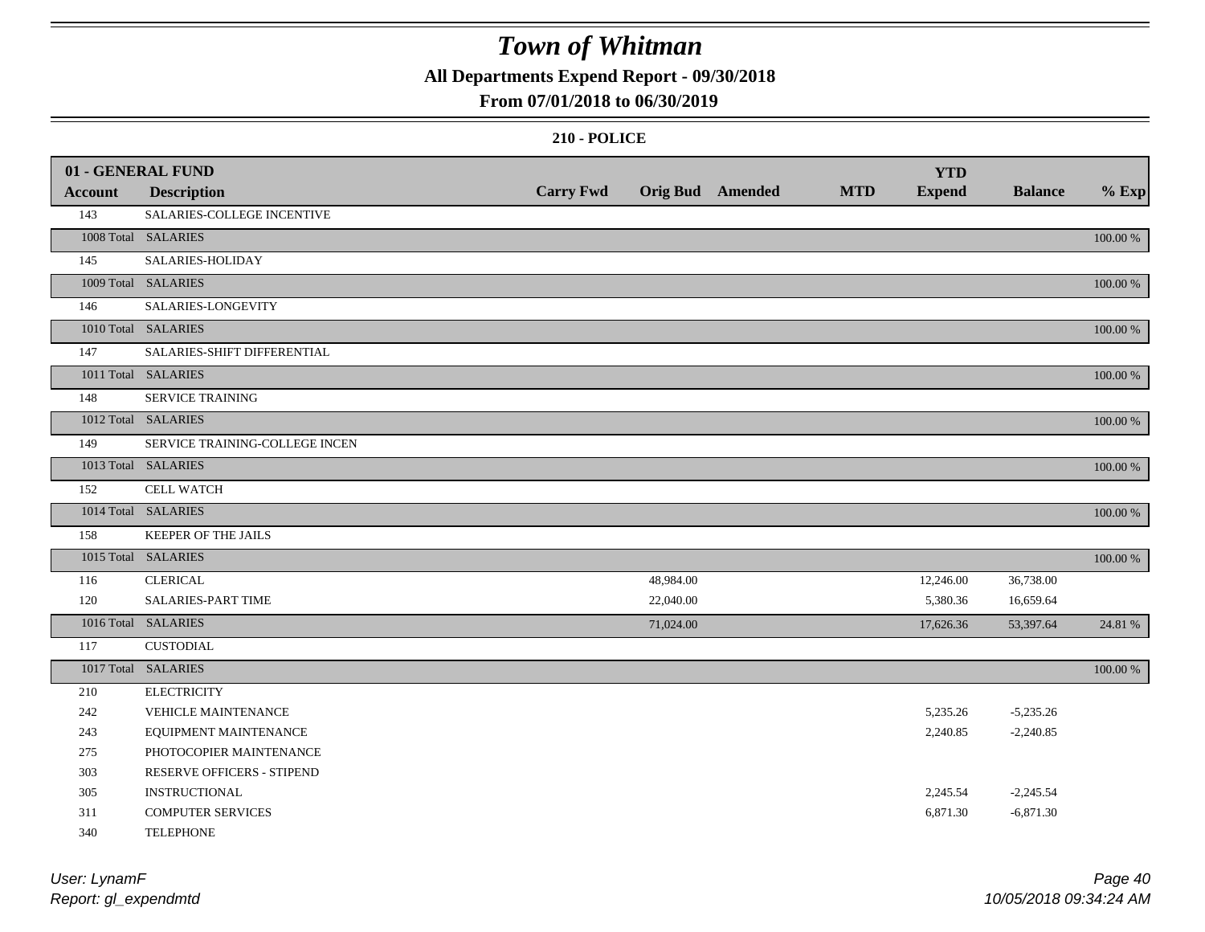# Town of Whitman

## All Departments Expend Report - 09/30/2018

## From 07/01/2018 to 06/30/2019

### 210 - POLICE

| 01 - GENERAL FUND | | | | | | YTD | | |
|---|---|---|---|---|---|---|---|---|
| Account | Description | Carry Fwd | Orig Bud | Amended | MTD | Expend | Balance | % Exp |
| 143 | SALARIES-COLLEGE INCENTIVE | | | | | | | |
| 1008 Total | SALARIES | | | | | | | 100.00 % |
| 145 | SALARIES-HOLIDAY | | | | | | | |
| 1009 Total | SALARIES | | | | | | | 100.00 % |
| 146 | SALARIES-LONGEVITY | | | | | | | |
| 1010 Total | SALARIES | | | | | | | 100.00 % |
| 147 | SALARIES-SHIFT DIFFERENTIAL | | | | | | | |
| 1011 Total | SALARIES | | | | | | | 100.00 % |
| 148 | SERVICE TRAINING | | | | | | | |
| 1012 Total | SALARIES | | | | | | | 100.00 % |
| 149 | SERVICE TRAINING-COLLEGE INCEN | | | | | | | |
| 1013 Total | SALARIES | | | | | | | 100.00 % |
| 152 | CELL WATCH | | | | | | | |
| 1014 Total | SALARIES | | | | | | | 100.00 % |
| 158 | KEEPER OF THE JAILS | | | | | | | |
| 1015 Total | SALARIES | | | | | | | 100.00 % |
| 116 | CLERICAL | | 48,984.00 | | | 12,246.00 | 36,738.00 | |
| 120 | SALARIES-PART TIME | | 22,040.00 | | | 5,380.36 | 16,659.64 | |
| 1016 Total | SALARIES | | 71,024.00 | | | 17,626.36 | 53,397.64 | 24.81 % |
| 117 | CUSTODIAL | | | | | | | |
| 1017 Total | SALARIES | | | | | | | 100.00 % |
| 210 | ELECTRICITY | | | | | | | |
| 242 | VEHICLE MAINTENANCE | | | | | 5,235.26 | -5,235.26 | |
| 243 | EQUIPMENT MAINTENANCE | | | | | 2,240.85 | -2,240.85 | |
| 275 | PHOTOCOPIER MAINTENANCE | | | | | | | |
| 303 | RESERVE OFFICERS - STIPEND | | | | | | | |
| 305 | INSTRUCTIONAL | | | | | 2,245.54 | -2,245.54 | |
| 311 | COMPUTER SERVICES | | | | | 6,871.30 | -6,871.30 | |
| 340 | TELEPHONE | | | | | | | |

*User: LynamF*
*Report: gl_expendmtd*

*10/05/2018 09:34:24 AM*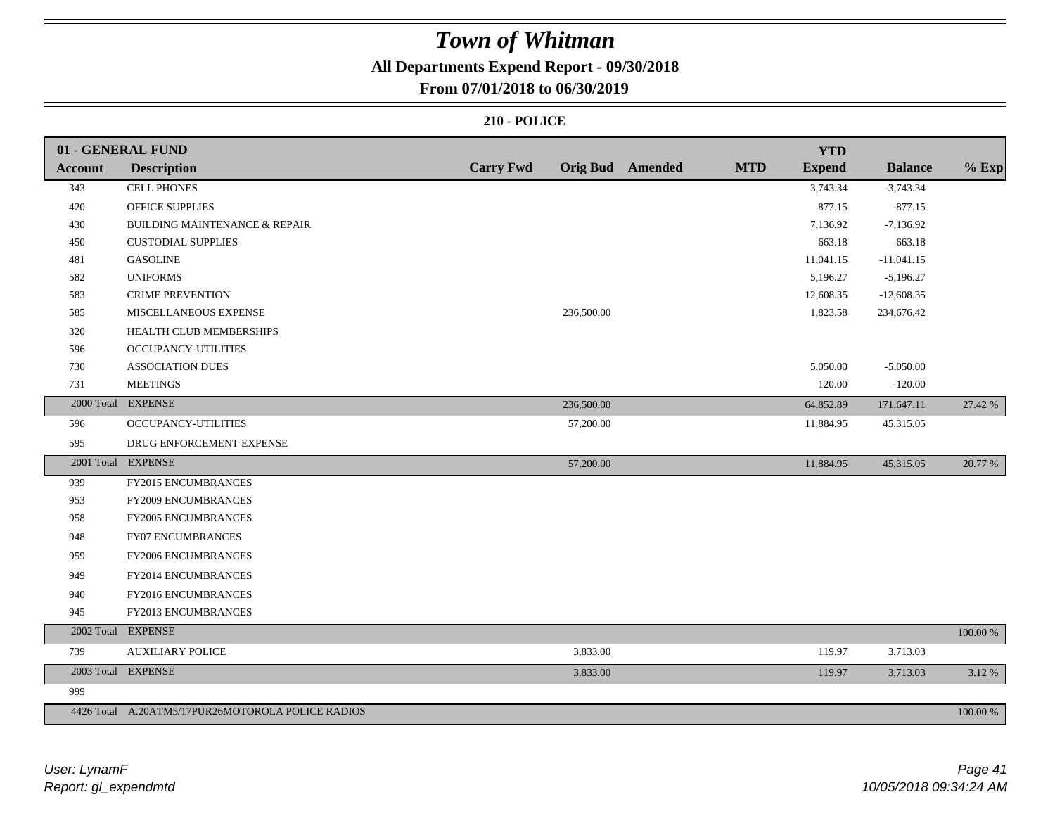# Town of Whitman

**All Departments Expend Report - 09/30/2018**

**From 07/01/2018 to 06/30/2019**

**210 - POLICE**

| 01 - GENERAL FUND | | | | | | | YTD | | |
|---|---|---|---|---|---|---|---|---|---|
| **Account** | **Description** | **Carry Fwd** | **Orig Bud** | **Amended** | **MTD** | | **Expend** | **Balance** | **% Exp** |
| 343 | CELL PHONES | | | | | | 3,743.34 | -3,743.34 | |
| 420 | OFFICE SUPPLIES | | | | | | 877.15 | -877.15 | |
| 430 | BUILDING MAINTENANCE & REPAIR | | | | | | 7,136.92 | -7,136.92 | |
| 450 | CUSTODIAL SUPPLIES | | | | | | 663.18 | -663.18 | |
| 481 | GASOLINE | | | | | | 11,041.15 | -11,041.15 | |
| 582 | UNIFORMS | | | | | | 5,196.27 | -5,196.27 | |
| 583 | CRIME PREVENTION | | | | | | 12,608.35 | -12,608.35 | |
| 585 | MISCELLANEOUS EXPENSE | | 236,500.00 | | | | 1,823.58 | 234,676.42 | |
| 320 | HEALTH CLUB MEMBERSHIPS | | | | | | | | |
| 596 | OCCUPANCY-UTILITIES | | | | | | | | |
| 730 | ASSOCIATION DUES | | | | | | 5,050.00 | -5,050.00 | |
| 731 | MEETINGS | | | | | | 120.00 | -120.00 | |
| 2000 Total | EXPENSE | | 236,500.00 | | | | 64,852.89 | 171,647.11 | 27.42 % |
| 596 | OCCUPANCY-UTILITIES | | 57,200.00 | | | | 11,884.95 | 45,315.05 | |
| 595 | DRUG ENFORCEMENT EXPENSE | | | | | | | | |
| 2001 Total | EXPENSE | | 57,200.00 | | | | 11,884.95 | 45,315.05 | 20.77 % |
| 939 | FY2015 ENCUMBRANCES | | | | | | | | |
| 953 | FY2009 ENCUMBRANCES | | | | | | | | |
| 958 | FY2005 ENCUMBRANCES | | | | | | | | |
| 948 | FY07 ENCUMBRANCES | | | | | | | | |
| 959 | FY2006 ENCUMBRANCES | | | | | | | | |
| 949 | FY2014 ENCUMBRANCES | | | | | | | | |
| 940 | FY2016 ENCUMBRANCES | | | | | | | | |
| 945 | FY2013 ENCUMBRANCES | | | | | | | | |
| 2002 Total | EXPENSE | | | | | | | | 100.00 % |
| 739 | AUXILIARY POLICE | | 3,833.00 | | | | 119.97 | 3,713.03 | |
| 2003 Total | EXPENSE | | 3,833.00 | | | | 119.97 | 3,713.03 | 3.12 % |
| 999 | | | | | | | | | |
| 4426 Total | A.20ATM5/17PUR26MOTOROLA POLICE RADIOS | | | | | | | | 100.00 % |

User: LynamF
Report: gl_expendmtd

10/05/2018 09:34:24 AM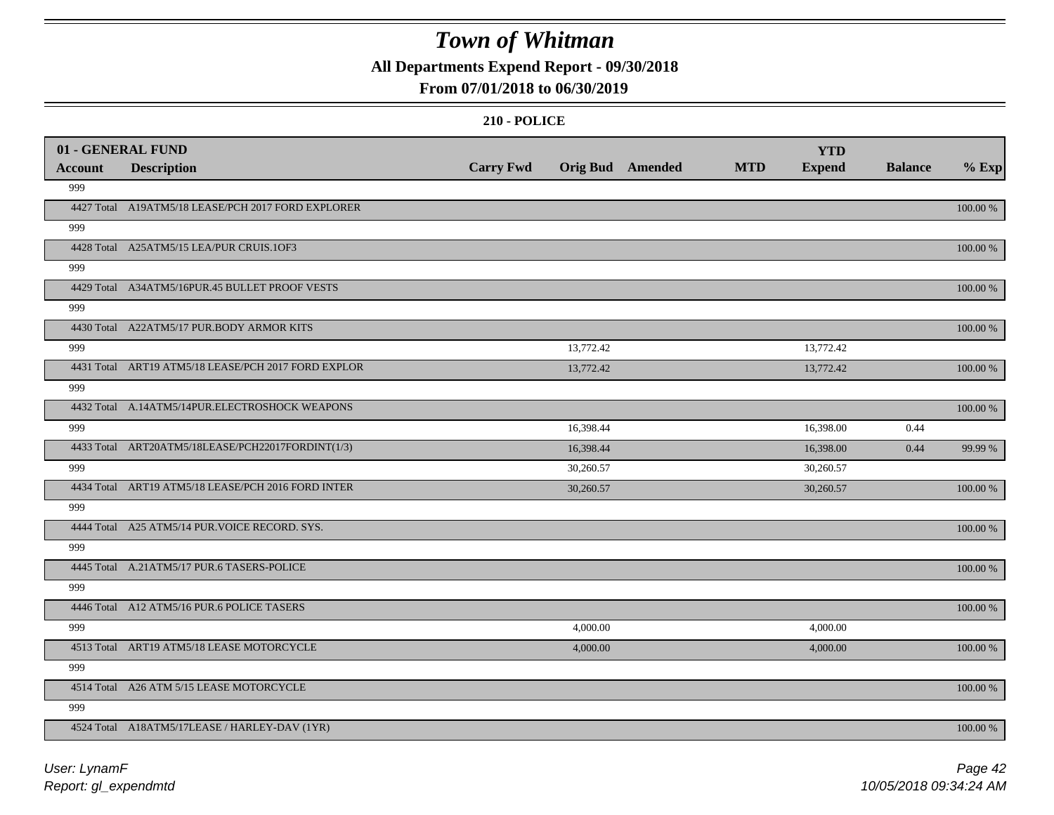# Town of Whitman

**All Departments Expend Report - 09/30/2018**

**From 07/01/2018 to 06/30/2019**

**210 - POLICE**

| 01 - GENERAL FUND | | | | | | YTD | | |
|---|---|---|---|---|---|---|---|---|
| **Account** | **Description** | **Carry Fwd** | **Orig Bud** | **Amended** | **MTD** | **Expend** | **Balance** | **% Exp** |
| 999 | | | | | | | | |
| 4427 Total | A19ATM5/18 LEASE/PCH 2017 FORD EXPLORER | | | | | | | 100.00 % |
| 999 | | | | | | | | |
| 4428 Total | A25ATM5/15 LEA/PUR CRUIS.1OF3 | | | | | | | 100.00 % |
| 999 | | | | | | | | |
| 4429 Total | A34ATM5/16PUR.45 BULLET PROOF VESTS | | | | | | | 100.00 % |
| 999 | | | | | | | | |
| 4430 Total | A22ATM5/17 PUR.BODY ARMOR KITS | | | | | | | 100.00 % |
| 999 | | | 13,772.42 | | | 13,772.42 | | |
| 4431 Total | ART19 ATM5/18 LEASE/PCH 2017 FORD EXPLOR | | 13,772.42 | | | 13,772.42 | | 100.00 % |
| 999 | | | | | | | | |
| 4432 Total | A.14ATM5/14PUR.ELECTROSHOCK WEAPONS | | | | | | | 100.00 % |
| 999 | | | 16,398.44 | | | 16,398.00 | 0.44 | |
| 4433 Total | ART20ATM5/18LEASE/PCH22017FORDINT(1/3) | | 16,398.44 | | | 16,398.00 | 0.44 | 99.99 % |
| 999 | | | 30,260.57 | | | 30,260.57 | | |
| 4434 Total | ART19 ATM5/18 LEASE/PCH 2016 FORD INTER | | 30,260.57 | | | 30,260.57 | | 100.00 % |
| 999 | | | | | | | | |
| 4444 Total | A25 ATM5/14 PUR.VOICE RECORD. SYS. | | | | | | | 100.00 % |
| 999 | | | | | | | | |
| 4445 Total | A.21ATM5/17 PUR.6 TASERS-POLICE | | | | | | | 100.00 % |
| 999 | | | | | | | | |
| 4446 Total | A12 ATM5/16 PUR.6 POLICE TASERS | | | | | | | 100.00 % |
| 999 | | | 4,000.00 | | | 4,000.00 | | |
| 4513 Total | ART19 ATM5/18 LEASE MOTORCYCLE | | 4,000.00 | | | 4,000.00 | | 100.00 % |
| 999 | | | | | | | | |
| 4514 Total | A26 ATM 5/15 LEASE MOTORCYCLE | | | | | | | 100.00 % |
| 999 | | | | | | | | |
| 4524 Total | A18ATM5/17LEASE / HARLEY-DAV (1YR) | | | | | | | 100.00 % |

*User: LynamF*
*Report: gl_expendmtd*

*10/05/2018 09:34:24 AM*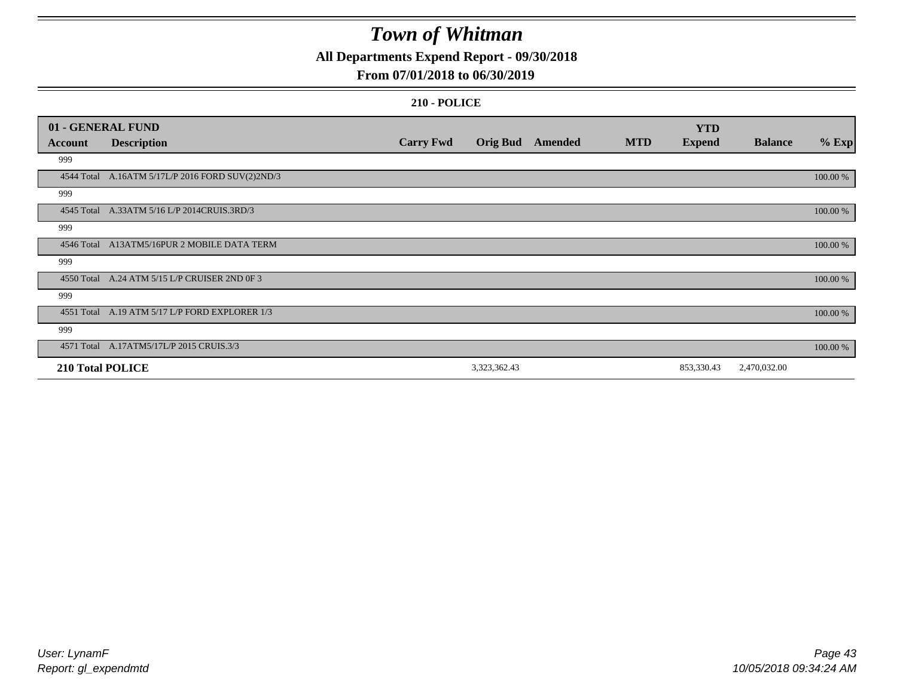# Town of Whitman

## All Departments Expend Report - 09/30/2018

## From 07/01/2018 to 06/30/2019

### 210 - POLICE

| 01 - GENERAL FUND | | | | | | YTD | | |
|---|---|---|---|---|---|---|---|---|
| **Account** | **Description** | **Carry Fwd** | **Orig Bud** | **Amended** | **MTD** | **Expend** | **Balance** | **% Exp** |
| 999 | | | | | | | | |
| 4544 Total | A.16ATM 5/17L/P 2016 FORD SUV(2)2ND/3 | | | | | | | 100.00 % |
| 999 | | | | | | | | |
| 4545 Total | A.33ATM 5/16 L/P 2014CRUIS.3RD/3 | | | | | | | 100.00 % |
| 999 | | | | | | | | |
| 4546 Total | A13ATM5/16PUR 2 MOBILE DATA TERM | | | | | | | 100.00 % |
| 999 | | | | | | | | |
| 4550 Total | A.24 ATM 5/15 L/P CRUISER 2ND 0F 3 | | | | | | | 100.00 % |
| 999 | | | | | | | | |
| 4551 Total | A.19 ATM 5/17 L/P FORD EXPLORER 1/3 | | | | | | | 100.00 % |
| 999 | | | | | | | | |
| 4571 Total | A.17ATM5/17L/P 2015 CRUIS.3/3 | | | | | | | 100.00 % |
| **210 Total POLICE** | | | 3,323,362.43 | | | 853,330.43 | 2,470,032.00 | |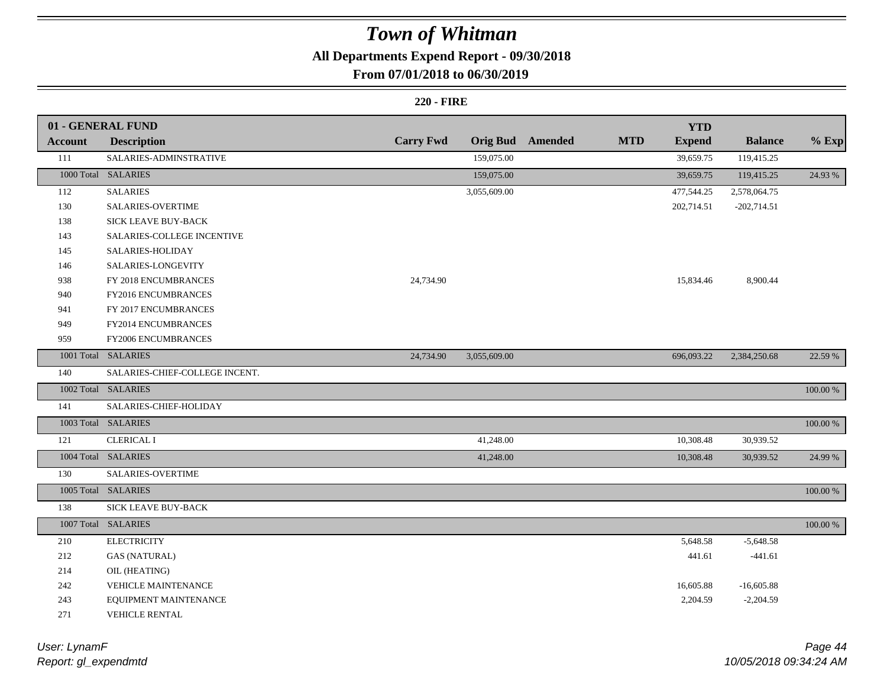# Town of Whitman

**All Departments Expend Report - 09/30/2018**

**From 07/01/2018 to 06/30/2019**

**220 - FIRE**

| 01 - GENERAL FUND | | | | | | | | |
|---|---|---|---|---|---|---|---|---|
| **Account** | **Description** | **Carry Fwd** | **Orig Bud** | **Amended** | **MTD** | **YTD Expend** | **Balance** | **% Exp** |
| 111 | SALARIES-ADMINSTRATIVE | | 159,075.00 | | | 39,659.75 | 119,415.25 | |
| 1000 Total | SALARIES | | 159,075.00 | | | 39,659.75 | 119,415.25 | 24.93 % |
| 112 | SALARIES | | 3,055,609.00 | | | 477,544.25 | 2,578,064.75 | |
| 130 | SALARIES-OVERTIME | | | | | 202,714.51 | -202,714.51 | |
| 138 | SICK LEAVE BUY-BACK | | | | | | | |
| 143 | SALARIES-COLLEGE INCENTIVE | | | | | | | |
| 145 | SALARIES-HOLIDAY | | | | | | | |
| 146 | SALARIES-LONGEVITY | | | | | | | |
| 938 | FY 2018 ENCUMBRANCES | 24,734.90 | | | | 15,834.46 | 8,900.44 | |
| 940 | FY2016 ENCUMBRANCES | | | | | | | |
| 941 | FY 2017 ENCUMBRANCES | | | | | | | |
| 949 | FY2014 ENCUMBRANCES | | | | | | | |
| 959 | FY2006 ENCUMBRANCES | | | | | | | |
| 1001 Total | SALARIES | 24,734.90 | 3,055,609.00 | | | 696,093.22 | 2,384,250.68 | 22.59 % |
| 140 | SALARIES-CHIEF-COLLEGE INCENT. | | | | | | | |
| 1002 Total | SALARIES | | | | | | | 100.00 % |
| 141 | SALARIES-CHIEF-HOLIDAY | | | | | | | |
| 1003 Total | SALARIES | | | | | | | 100.00 % |
| 121 | CLERICAL I | | 41,248.00 | | | 10,308.48 | 30,939.52 | |
| 1004 Total | SALARIES | | 41,248.00 | | | 10,308.48 | 30,939.52 | 24.99 % |
| 130 | SALARIES-OVERTIME | | | | | | | |
| 1005 Total | SALARIES | | | | | | | 100.00 % |
| 138 | SICK LEAVE BUY-BACK | | | | | | | |
| 1007 Total | SALARIES | | | | | | | 100.00 % |
| 210 | ELECTRICITY | | | | | 5,648.58 | -5,648.58 | |
| 212 | GAS (NATURAL) | | | | | 441.61 | -441.61 | |
| 214 | OIL (HEATING) | | | | | | | |
| 242 | VEHICLE MAINTENANCE | | | | | 16,605.88 | -16,605.88 | |
| 243 | EQUIPMENT MAINTENANCE | | | | | 2,204.59 | -2,204.59 | |
| 271 | VEHICLE RENTAL | | | | | | | |

*User: LynamF*
*Report: gl_expendmtd*

*10/05/2018 09:34:24 AM*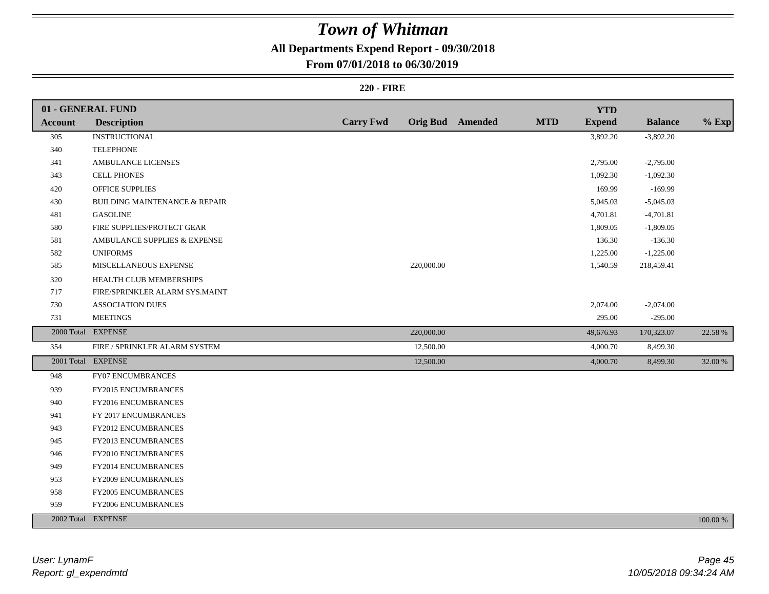# Town of Whitman

## All Departments Expend Report - 09/30/2018

## From 07/01/2018 to 06/30/2019

### 220 - FIRE

| 01 - GENERAL FUND | | | | | | YTD | | |
|---|---|---|---|---|---|---|---|---|
| Account | Description | Carry Fwd | Orig Bud | Amended | MTD | Expend | Balance | % Exp |
| 305 | INSTRUCTIONAL | | | | | 3,892.20 | -3,892.20 | |
| 340 | TELEPHONE | | | | | | | |
| 341 | AMBULANCE LICENSES | | | | | 2,795.00 | -2,795.00 | |
| 343 | CELL PHONES | | | | | 1,092.30 | -1,092.30 | |
| 420 | OFFICE SUPPLIES | | | | | 169.99 | -169.99 | |
| 430 | BUILDING MAINTENANCE & REPAIR | | | | | 5,045.03 | -5,045.03 | |
| 481 | GASOLINE | | | | | 4,701.81 | -4,701.81 | |
| 580 | FIRE SUPPLIES/PROTECT GEAR | | | | | 1,809.05 | -1,809.05 | |
| 581 | AMBULANCE SUPPLIES & EXPENSE | | | | | 136.30 | -136.30 | |
| 582 | UNIFORMS | | | | | 1,225.00 | -1,225.00 | |
| 585 | MISCELLANEOUS EXPENSE | | 220,000.00 | | | 1,540.59 | 218,459.41 | |
| 320 | HEALTH CLUB MEMBERSHIPS | | | | | | | |
| 717 | FIRE/SPRINKLER ALARM SYS.MAINT | | | | | | | |
| 730 | ASSOCIATION DUES | | | | | 2,074.00 | -2,074.00 | |
| 731 | MEETINGS | | | | | 295.00 | -295.00 | |
| 2000 Total | EXPENSE | | 220,000.00 | | | 49,676.93 | 170,323.07 | 22.58 % |
| 354 | FIRE / SPRINKLER ALARM SYSTEM | | 12,500.00 | | | 4,000.70 | 8,499.30 | |
| 2001 Total | EXPENSE | | 12,500.00 | | | 4,000.70 | 8,499.30 | 32.00 % |
| 948 | FY07 ENCUMBRANCES | | | | | | | |
| 939 | FY2015 ENCUMBRANCES | | | | | | | |
| 940 | FY2016 ENCUMBRANCES | | | | | | | |
| 941 | FY 2017 ENCUMBRANCES | | | | | | | |
| 943 | FY2012 ENCUMBRANCES | | | | | | | |
| 945 | FY2013 ENCUMBRANCES | | | | | | | |
| 946 | FY2010 ENCUMBRANCES | | | | | | | |
| 949 | FY2014 ENCUMBRANCES | | | | | | | |
| 953 | FY2009 ENCUMBRANCES | | | | | | | |
| 958 | FY2005 ENCUMBRANCES | | | | | | | |
| 959 | FY2006 ENCUMBRANCES | | | | | | | |
| 2002 Total | EXPENSE | | | | | | | 100.00 % |

*User: LynamF*
*Report: gl_expendmtd*

*10/05/2018 09:34:24 AM*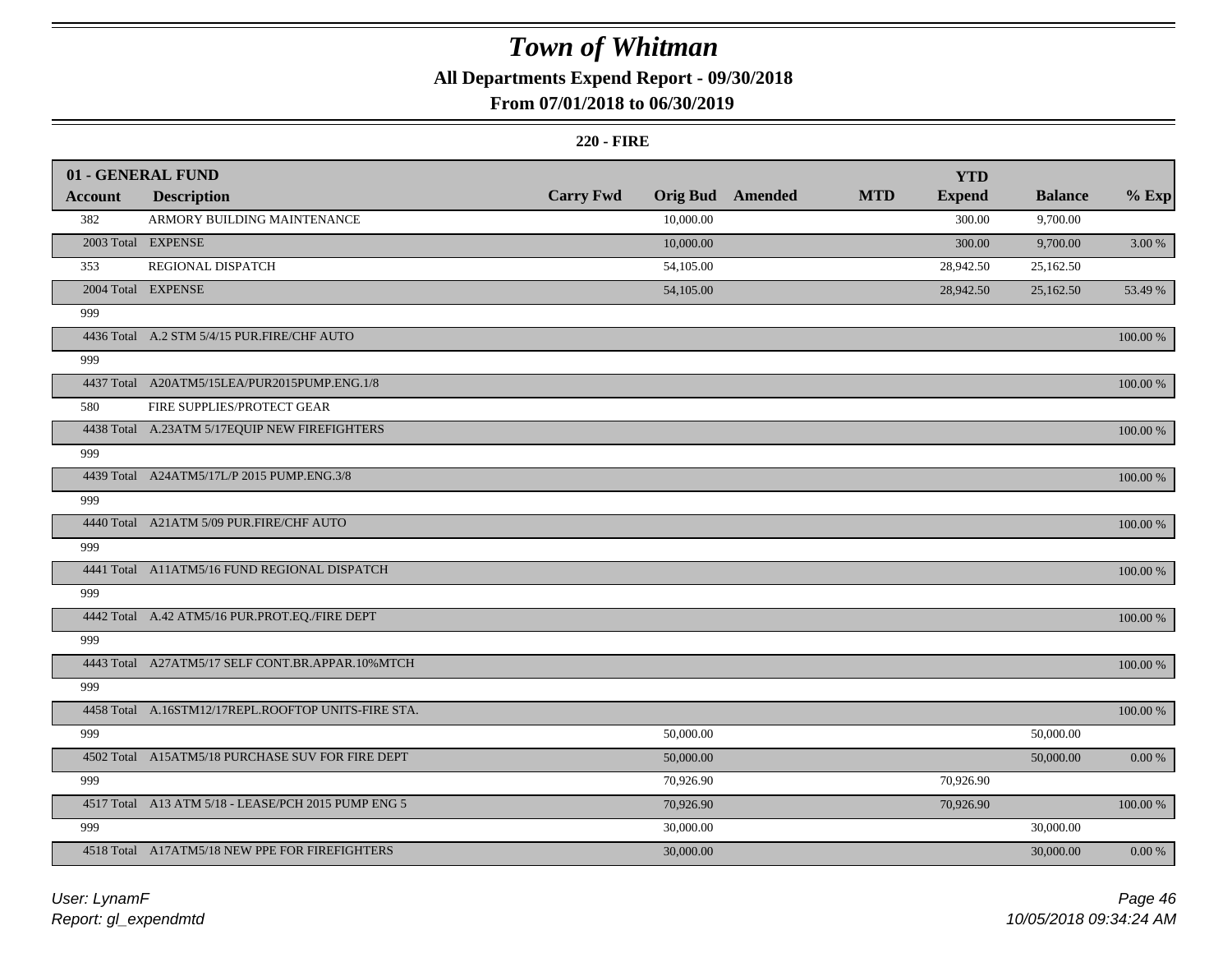# Town of Whitman

## All Departments Expend Report - 09/30/2018

## From 07/01/2018 to 06/30/2019

### 220 - FIRE

| 01 - GENERAL FUND | | | | | | | | |
|---|---|---|---|---|---|---|---|---|
| **Account** | **Description** | **Carry Fwd** | **Orig Bud** | **Amended** | **MTD** | **YTD Expend** | **Balance** | **% Exp** |
| 382 | ARMORY BUILDING MAINTENANCE | | 10,000.00 | | | 300.00 | 9,700.00 | |
| 2003 Total | EXPENSE | | 10,000.00 | | | 300.00 | 9,700.00 | 3.00 % |
| 353 | REGIONAL DISPATCH | | 54,105.00 | | | 28,942.50 | 25,162.50 | |
| 2004 Total | EXPENSE | | 54,105.00 | | | 28,942.50 | 25,162.50 | 53.49 % |
| 999 | | | | | | | | |
| 4436 Total | A.2 STM 5/4/15 PUR.FIRE/CHF AUTO | | | | | | | 100.00 % |
| 999 | | | | | | | | |
| 4437 Total | A20ATM5/15LEA/PUR2015PUMP.ENG.1/8 | | | | | | | 100.00 % |
| 580 | FIRE SUPPLIES/PROTECT GEAR | | | | | | | |
| 4438 Total | A.23ATM 5/17EQUIP NEW FIREFIGHTERS | | | | | | | 100.00 % |
| 999 | | | | | | | | |
| 4439 Total | A24ATM5/17L/P 2015 PUMP.ENG.3/8 | | | | | | | 100.00 % |
| 999 | | | | | | | | |
| 4440 Total | A21ATM 5/09 PUR.FIRE/CHF AUTO | | | | | | | 100.00 % |
| 999 | | | | | | | | |
| 4441 Total | A11ATM5/16 FUND REGIONAL DISPATCH | | | | | | | 100.00 % |
| 999 | | | | | | | | |
| 4442 Total | A.42 ATM5/16 PUR.PROT.EQ./FIRE DEPT | | | | | | | 100.00 % |
| 999 | | | | | | | | |
| 4443 Total | A27ATM5/17 SELF CONT.BR.APPAR.10%MTCH | | | | | | | 100.00 % |
| 999 | | | | | | | | |
| 4458 Total | A.16STM12/17REPL.ROOFTOP UNITS-FIRE STA. | | | | | | | 100.00 % |
| 999 | | | 50,000.00 | | | | 50,000.00 | |
| 4502 Total | A15ATM5/18 PURCHASE SUV FOR FIRE DEPT | | 50,000.00 | | | | 50,000.00 | 0.00 % |
| 999 | | | 70,926.90 | | | 70,926.90 | | |
| 4517 Total | A13 ATM 5/18 - LEASE/PCH 2015 PUMP ENG 5 | | 70,926.90 | | | 70,926.90 | | 100.00 % |
| 999 | | | 30,000.00 | | | | 30,000.00 | |
| 4518 Total | A17ATM5/18 NEW PPE FOR FIREFIGHTERS | | 30,000.00 | | | | 30,000.00 | 0.00 % |

User: LynamF
Report: gl_expendmtd

10/05/2018 09:34:24 AM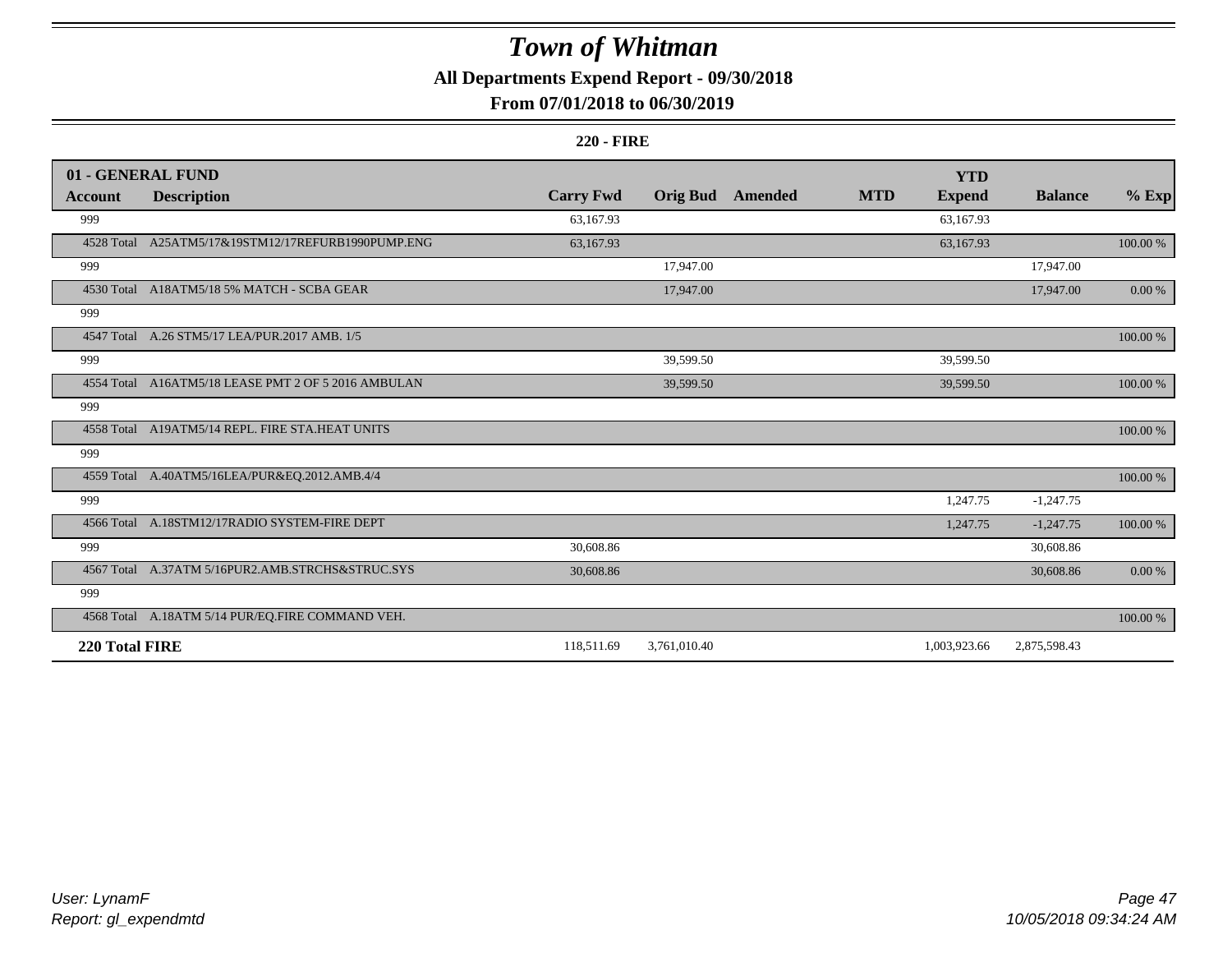# Town of Whitman

## All Departments Expend Report - 09/30/2018

## From 07/01/2018 to 06/30/2019

### 220 - FIRE

| 01 - GENERAL FUND | | | | | | YTD | | |
|---|---|---|---|---|---|---|---|---|
| **Account** | **Description** | **Carry Fwd** | **Orig Bud** | **Amended** | **MTD** | **Expend** | **Balance** | **% Exp** |
| 999 | | 63,167.93 | | | | 63,167.93 | | |
| 4528 Total | A25ATM5/17&19STM12/17REFURB1990PUMP.ENG | 63,167.93 | | | | 63,167.93 | | 100.00 % |
| 999 | | | 17,947.00 | | | | 17,947.00 | |
| 4530 Total | A18ATM5/18 5% MATCH - SCBA GEAR | | 17,947.00 | | | | 17,947.00 | 0.00 % |
| 999 | | | | | | | | |
| 4547 Total | A.26 STM5/17 LEA/PUR.2017 AMB. 1/5 | | | | | | | 100.00 % |
| 999 | | | 39,599.50 | | | 39,599.50 | | |
| 4554 Total | A16ATM5/18 LEASE PMT 2 OF 5 2016 AMBULAN | | 39,599.50 | | | 39,599.50 | | 100.00 % |
| 999 | | | | | | | | |
| 4558 Total | A19ATM5/14 REPL. FIRE STA.HEAT UNITS | | | | | | | 100.00 % |
| 999 | | | | | | | | |
| 4559 Total | A.40ATM5/16LEA/PUR&EQ.2012.AMB.4/4 | | | | | | | 100.00 % |
| 999 | | | | | | 1,247.75 | -1,247.75 | |
| 4566 Total | A.18STM12/17RADIO SYSTEM-FIRE DEPT | | | | | 1,247.75 | -1,247.75 | 100.00 % |
| 999 | | 30,608.86 | | | | | 30,608.86 | |
| 4567 Total | A.37ATM 5/16PUR2.AMB.STRCHS&STRUC.SYS | 30,608.86 | | | | | 30,608.86 | 0.00 % |
| 999 | | | | | | | | |
| 4568 Total | A.18ATM 5/14 PUR/EQ.FIRE COMMAND VEH. | | | | | | | 100.00 % |
| **220 Total FIRE** | | 118,511.69 | 3,761,010.40 | | | 1,003,923.66 | 2,875,598.43 | |

*User: LynamF*
*Report: gl_expendmtd*

*10/05/2018 09:34:24 AM*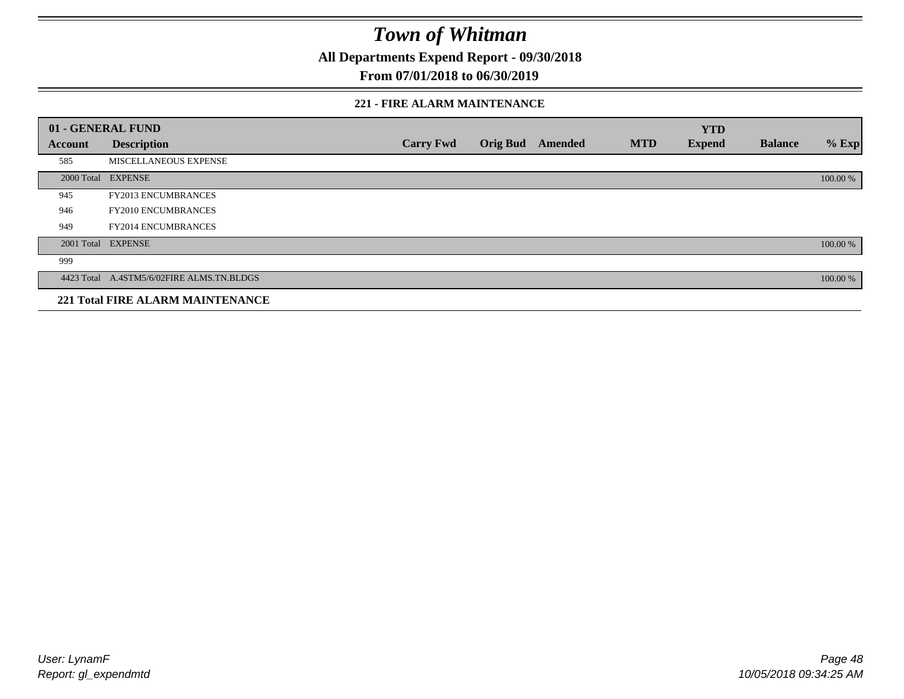# Town of Whitman

**All Departments Expend Report - 09/30/2018**

**From 07/01/2018 to 06/30/2019**

### 221 - FIRE ALARM MAINTENANCE

| 01 - GENERAL FUND | | | | | | | | |
|---|---|---|---|---|---|---|---|---|
| **Account** | **Description** | **Carry Fwd** | **Orig Bud** | **Amended** | **MTD** | **YTD Expend** | **Balance** | **% Exp** |
| 585 | MISCELLANEOUS EXPENSE | | | | | | | |
| 2000 Total | EXPENSE | | | | | | | 100.00 % |
| 945 | FY2013 ENCUMBRANCES | | | | | | | |
| 946 | FY2010 ENCUMBRANCES | | | | | | | |
| 949 | FY2014 ENCUMBRANCES | | | | | | | |
| 2001 Total | EXPENSE | | | | | | | 100.00 % |
| 999 | | | | | | | | |
| 4423 Total | A.4STM5/6/02FIRE ALMS.TN.BLDGS | | | | | | | 100.00 % |
| **221 Total FIRE ALARM MAINTENANCE** | | | | | | | | |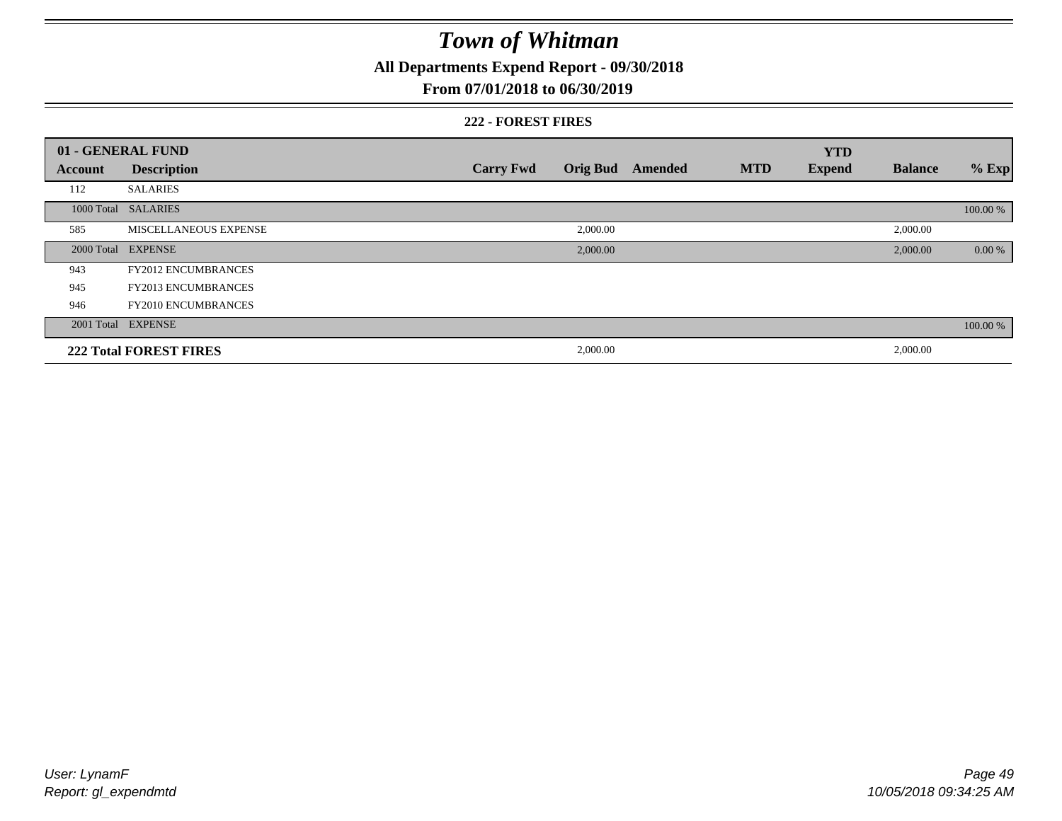# Town of Whitman

**All Departments Expend Report - 09/30/2018**

**From 07/01/2018 to 06/30/2019**

**222 - FOREST FIRES**

| 01 - GENERAL FUND | | | | | | YTD | | |
|---|---|---|---|---|---|---|---|---|
| **Account** | **Description** | **Carry Fwd** | **Orig Bud** | **Amended** | **MTD** | **Expend** | **Balance** | **% Exp** |
| 112 | SALARIES | | | | | | | |
| 1000 Total | SALARIES | | | | | | | 100.00 % |
| 585 | MISCELLANEOUS EXPENSE | | 2,000.00 | | | | 2,000.00 | |
| 2000 Total | EXPENSE | | 2,000.00 | | | | 2,000.00 | 0.00 % |
| 943 | FY2012 ENCUMBRANCES | | | | | | | |
| 945 | FY2013 ENCUMBRANCES | | | | | | | |
| 946 | FY2010 ENCUMBRANCES | | | | | | | |
| 2001 Total | EXPENSE | | | | | | | 100.00 % |
| **222 Total FOREST FIRES** | | | 2,000.00 | | | | 2,000.00 | |

*User: LynamF*
*Report: gl_expendmtd*

*10/05/2018 09:34:25 AM*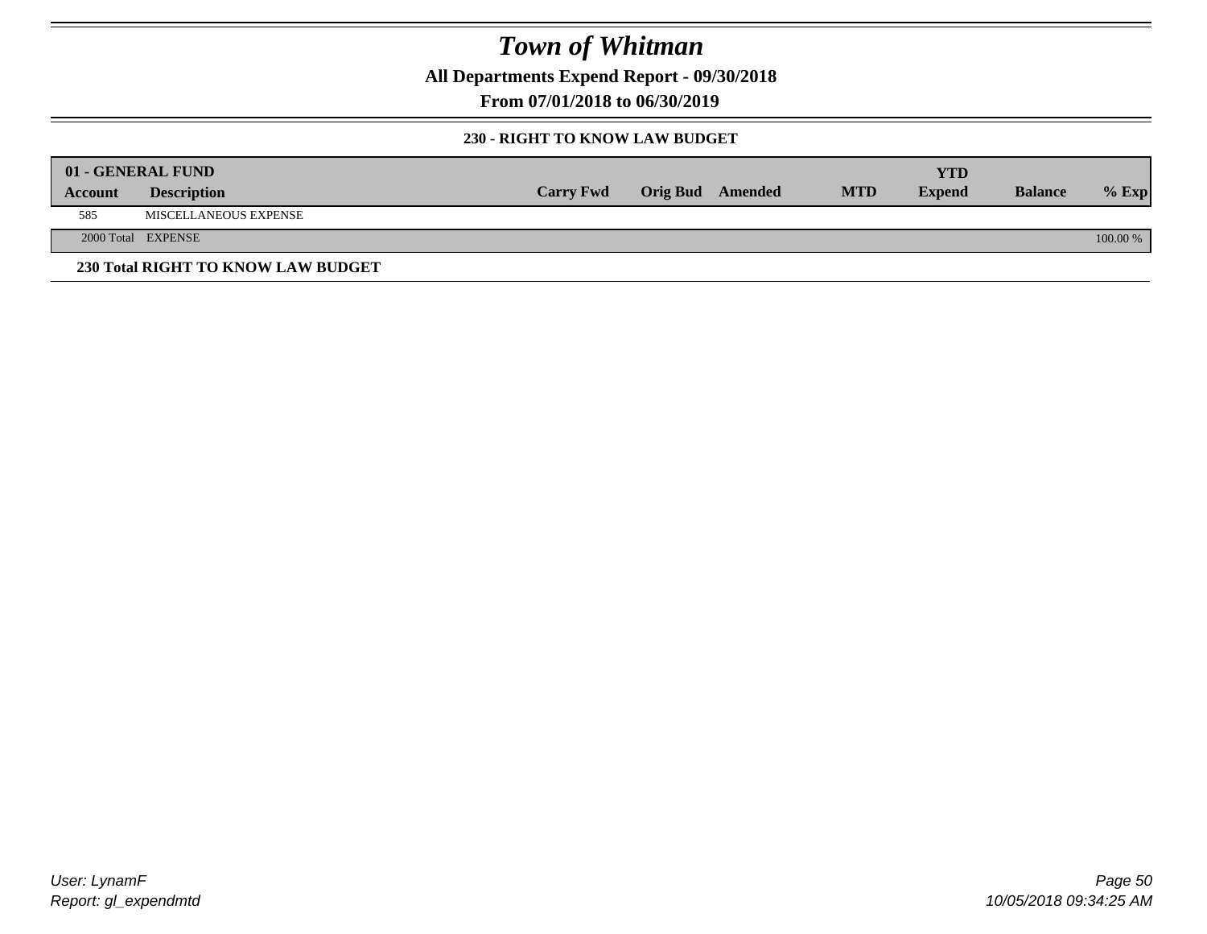# Town of Whitman

**All Departments Expend Report - 09/30/2018**

**From 07/01/2018 to 06/30/2019**

**230 - RIGHT TO KNOW LAW BUDGET**

| 01 - GENERAL FUND | | | | | | YTD | | |
|---|---|---|---|---|---|---|---|---|
| **Account** | **Description** | **Carry Fwd** | **Orig Bud** | **Amended** | **MTD** | **Expend** | **Balance** | **% Exp** |
| 585 | MISCELLANEOUS EXPENSE | | | | | | | |
| 2000 Total | EXPENSE | | | | | | | 100.00 % |

**230 Total RIGHT TO KNOW LAW BUDGET**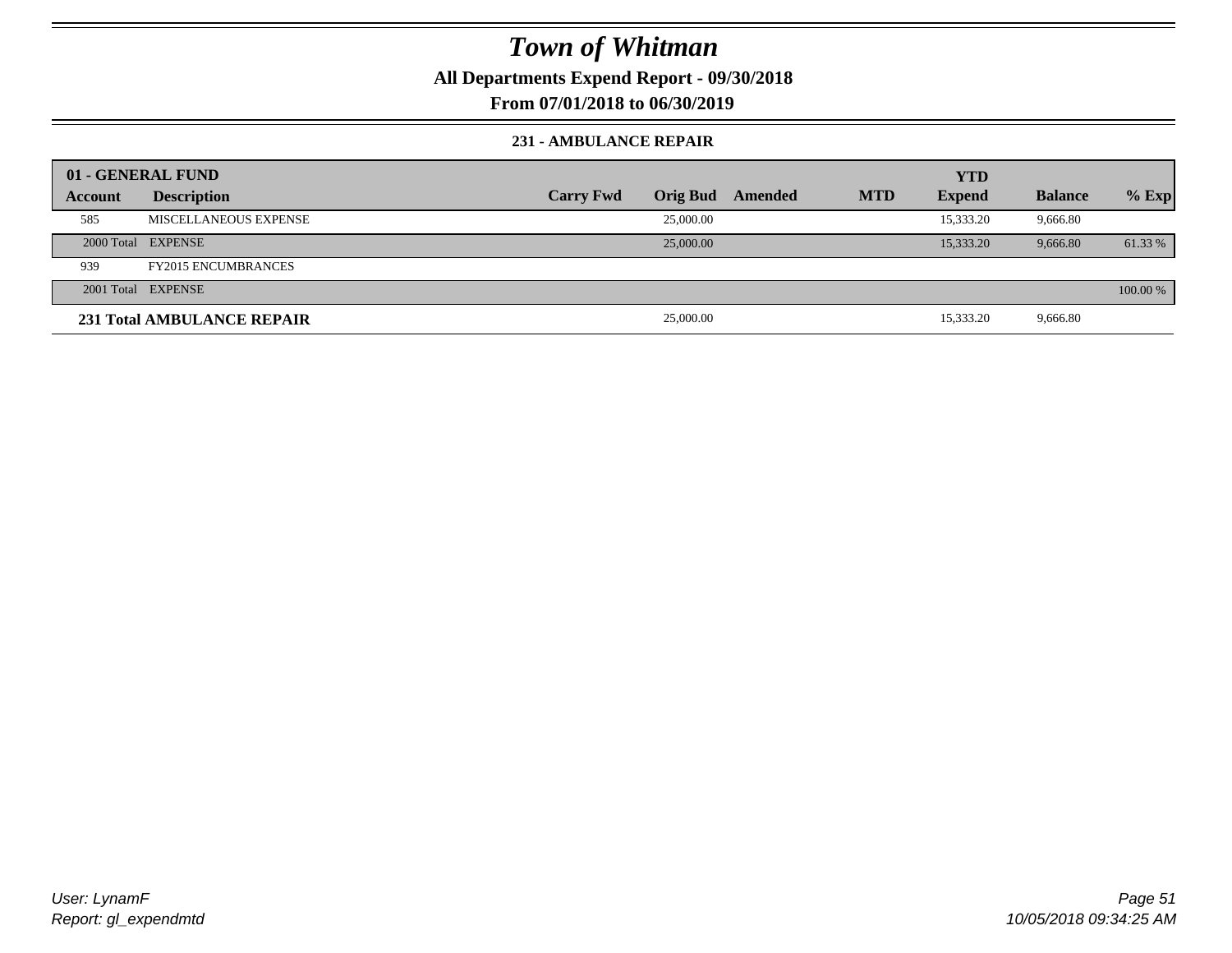# Town of Whitman

**All Departments Expend Report - 09/30/2018**

**From 07/01/2018 to 06/30/2019**

### 231 - AMBULANCE REPAIR

| 01 - GENERAL FUND | | | | | | YTD | | |
|---|---|---|---|---|---|---|---|---|
| **Account** | **Description** | **Carry Fwd** | **Orig Bud** | **Amended** | **MTD** | **Expend** | **Balance** | **% Exp** |
| 585 | MISCELLANEOUS EXPENSE | | 25,000.00 | | | 15,333.20 | 9,666.80 | |
| 2000 Total | EXPENSE | | 25,000.00 | | | 15,333.20 | 9,666.80 | 61.33 % |
| 939 | FY2015 ENCUMBRANCES | | | | | | | |
| 2001 Total | EXPENSE | | | | | | | 100.00 % |
| **231 Total AMBULANCE REPAIR** | | | 25,000.00 | | | 15,333.20 | 9,666.80 | |

User: LynamF
Report: gl_expendmtd

10/05/2018 09:34:25 AM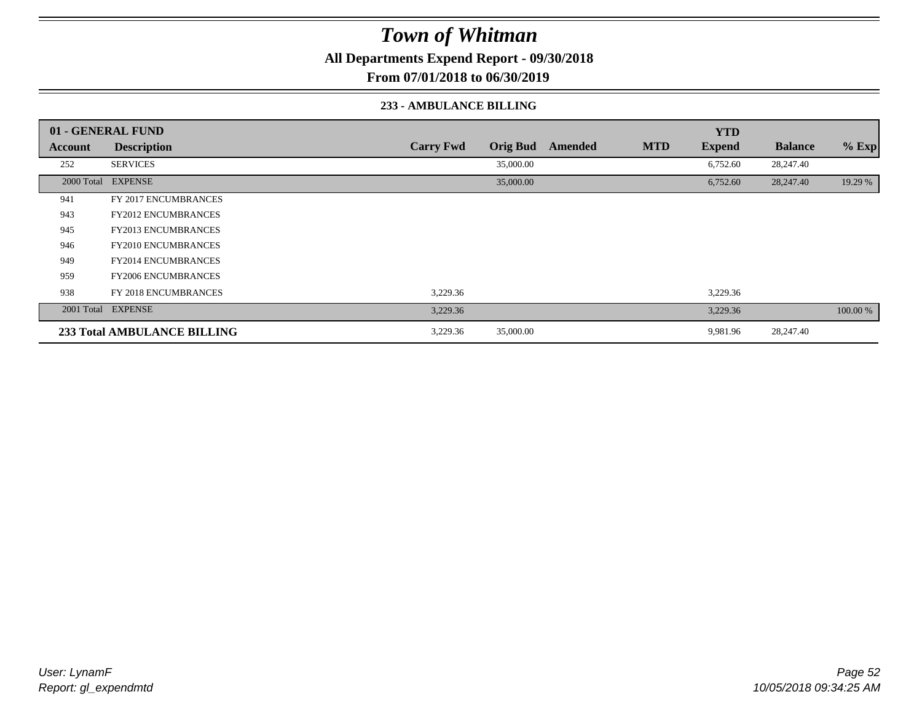# Town of Whitman

**All Departments Expend Report - 09/30/2018**

**From 07/01/2018 to 06/30/2019**

**233 - AMBULANCE BILLING**

| 01 - GENERAL FUND | | | | | | YTD | | |
|---|---|---|---|---|---|---|---|---|
| **Account** | **Description** | **Carry Fwd** | **Orig Bud** | **Amended** | **MTD** | **Expend** | **Balance** | **% Exp** |
| 252 | SERVICES | | 35,000.00 | | | 6,752.60 | 28,247.40 | |
| 2000 Total | EXPENSE | | 35,000.00 | | | 6,752.60 | 28,247.40 | 19.29 % |
| 941 | FY 2017 ENCUMBRANCES | | | | | | | |
| 943 | FY2012 ENCUMBRANCES | | | | | | | |
| 945 | FY2013 ENCUMBRANCES | | | | | | | |
| 946 | FY2010 ENCUMBRANCES | | | | | | | |
| 949 | FY2014 ENCUMBRANCES | | | | | | | |
| 959 | FY2006 ENCUMBRANCES | | | | | | | |
| 938 | FY 2018 ENCUMBRANCES | 3,229.36 | | | | 3,229.36 | | |
| 2001 Total | EXPENSE | 3,229.36 | | | | 3,229.36 | | 100.00 % |
| **233 Total AMBULANCE BILLING** | | 3,229.36 | 35,000.00 | | | 9,981.96 | 28,247.40 | |

*User: LynamF*
*Report: gl_expendmtd*

*10/05/2018 09:34:25 AM*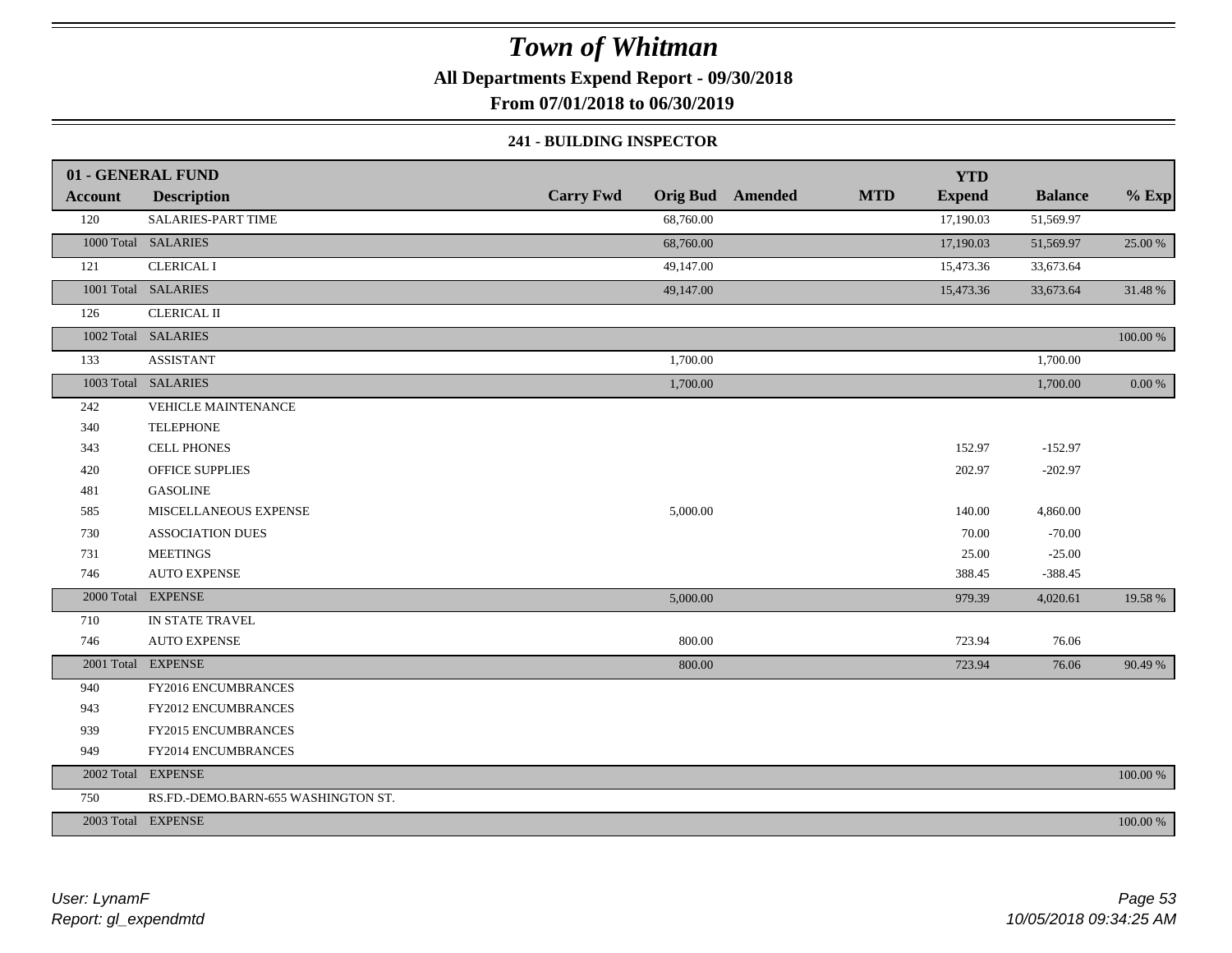# Town of Whitman

**All Departments Expend Report - 09/30/2018**

**From 07/01/2018 to 06/30/2019**

### 241 - BUILDING INSPECTOR

| 01 - GENERAL FUND | | | | | | YTD | | |
|---|---|---|---|---|---|---|---|---|
| **Account** | **Description** | **Carry Fwd** | **Orig Bud** | **Amended** | **MTD** | **Expend** | **Balance** | **% Exp** |
| 120 | SALARIES-PART TIME | | 68,760.00 | | | 17,190.03 | 51,569.97 | |
| 1000 Total | SALARIES | | 68,760.00 | | | 17,190.03 | 51,569.97 | 25.00 % |
| 121 | CLERICAL I | | 49,147.00 | | | 15,473.36 | 33,673.64 | |
| 1001 Total | SALARIES | | 49,147.00 | | | 15,473.36 | 33,673.64 | 31.48 % |
| 126 | CLERICAL II | | | | | | | |
| 1002 Total | SALARIES | | | | | | | 100.00 % |
| 133 | ASSISTANT | | 1,700.00 | | | | 1,700.00 | |
| 1003 Total | SALARIES | | 1,700.00 | | | | 1,700.00 | 0.00 % |
| 242 | VEHICLE MAINTENANCE | | | | | | | |
| 340 | TELEPHONE | | | | | | | |
| 343 | CELL PHONES | | | | | 152.97 | -152.97 | |
| 420 | OFFICE SUPPLIES | | | | | 202.97 | -202.97 | |
| 481 | GASOLINE | | | | | | | |
| 585 | MISCELLANEOUS EXPENSE | | 5,000.00 | | | 140.00 | 4,860.00 | |
| 730 | ASSOCIATION DUES | | | | | 70.00 | -70.00 | |
| 731 | MEETINGS | | | | | 25.00 | -25.00 | |
| 746 | AUTO EXPENSE | | | | | 388.45 | -388.45 | |
| 2000 Total | EXPENSE | | 5,000.00 | | | 979.39 | 4,020.61 | 19.58 % |
| 710 | IN STATE TRAVEL | | | | | | | |
| 746 | AUTO EXPENSE | | 800.00 | | | 723.94 | 76.06 | |
| 2001 Total | EXPENSE | | 800.00 | | | 723.94 | 76.06 | 90.49 % |
| 940 | FY2016 ENCUMBRANCES | | | | | | | |
| 943 | FY2012 ENCUMBRANCES | | | | | | | |
| 939 | FY2015 ENCUMBRANCES | | | | | | | |
| 949 | FY2014 ENCUMBRANCES | | | | | | | |
| 2002 Total | EXPENSE | | | | | | | 100.00 % |
| 750 | RS.FD.-DEMO.BARN-655 WASHINGTON ST. | | | | | | | |
| 2003 Total | EXPENSE | | | | | | | 100.00 % |

*User: LynamF*
*Report: gl_expendmtd*

*10/05/2018 09:34:25 AM*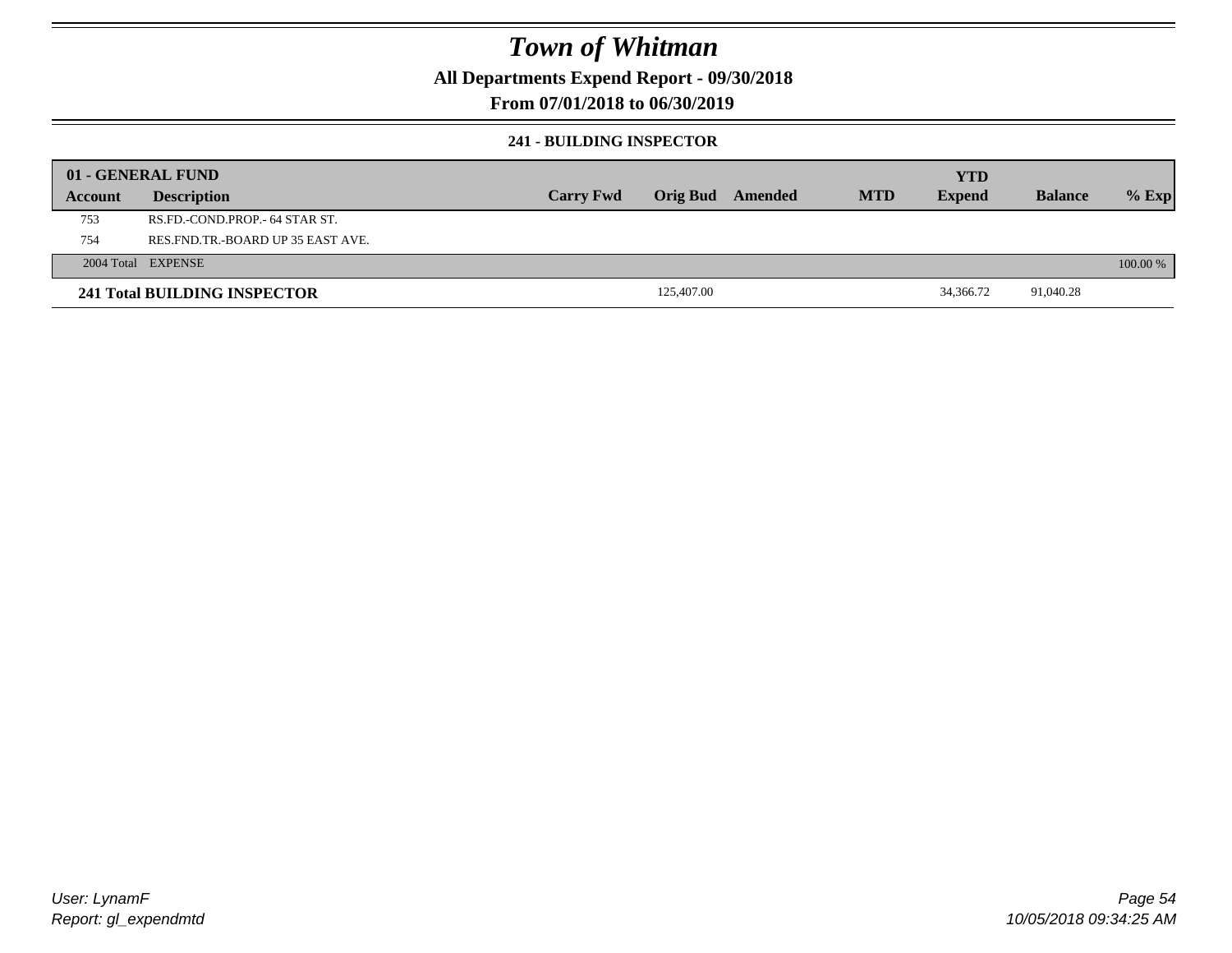# Town of Whitman

**All Departments Expend Report - 09/30/2018**

**From 07/01/2018 to 06/30/2019**

### 241 - BUILDING INSPECTOR

| 01 - GENERAL FUND | | | | | | YTD | | |
|---|---|---|---|---|---|---|---|---|
| **Account** | **Description** | **Carry Fwd** | **Orig Bud** | **Amended** | **MTD** | **Expend** | **Balance** | **% Exp** |
| 753 | RS.FD.-COND.PROP.- 64 STAR ST. | | | | | | | |
| 754 | RES.FND.TR.-BOARD UP 35 EAST AVE. | | | | | | | |
| 2004 Total | EXPENSE | | | | | | | 100.00 % |
| **241 Total BUILDING INSPECTOR** | | | 125,407.00 | | | 34,366.72 | 91,040.28 | |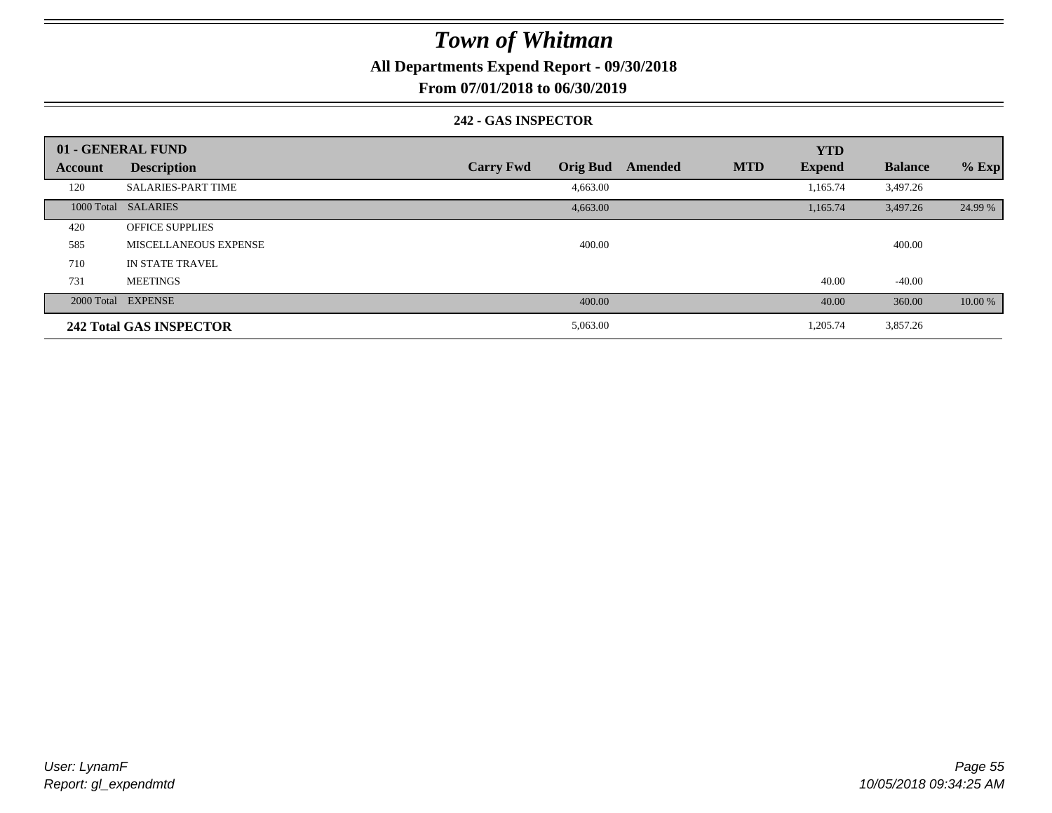# Town of Whitman

**All Departments Expend Report - 09/30/2018**

**From 07/01/2018 to 06/30/2019**

**242 - GAS INSPECTOR**

| 01 - GENERAL FUND | | | | | | YTD | | |
|---|---|---|---|---|---|---|---|---|
| **Account** | **Description** | **Carry Fwd** | **Orig Bud** | **Amended** | **MTD** | **Expend** | **Balance** | **% Exp** |
| 120 | SALARIES-PART TIME | | 4,663.00 | | | 1,165.74 | 3,497.26 | |
| 1000 Total | SALARIES | | 4,663.00 | | | 1,165.74 | 3,497.26 | 24.99 % |
| 420 | OFFICE SUPPLIES | | | | | | | |
| 585 | MISCELLANEOUS EXPENSE | | 400.00 | | | | 400.00 | |
| 710 | IN STATE TRAVEL | | | | | | | |
| 731 | MEETINGS | | | | | 40.00 | -40.00 | |
| 2000 Total | EXPENSE | | 400.00 | | | 40.00 | 360.00 | 10.00 % |
| **242 Total GAS INSPECTOR** | | | 5,063.00 | | | 1,205.74 | 3,857.26 | |

*User: LynamF*

*Report: gl_expendmtd*

*10/05/2018 09:34:25 AM*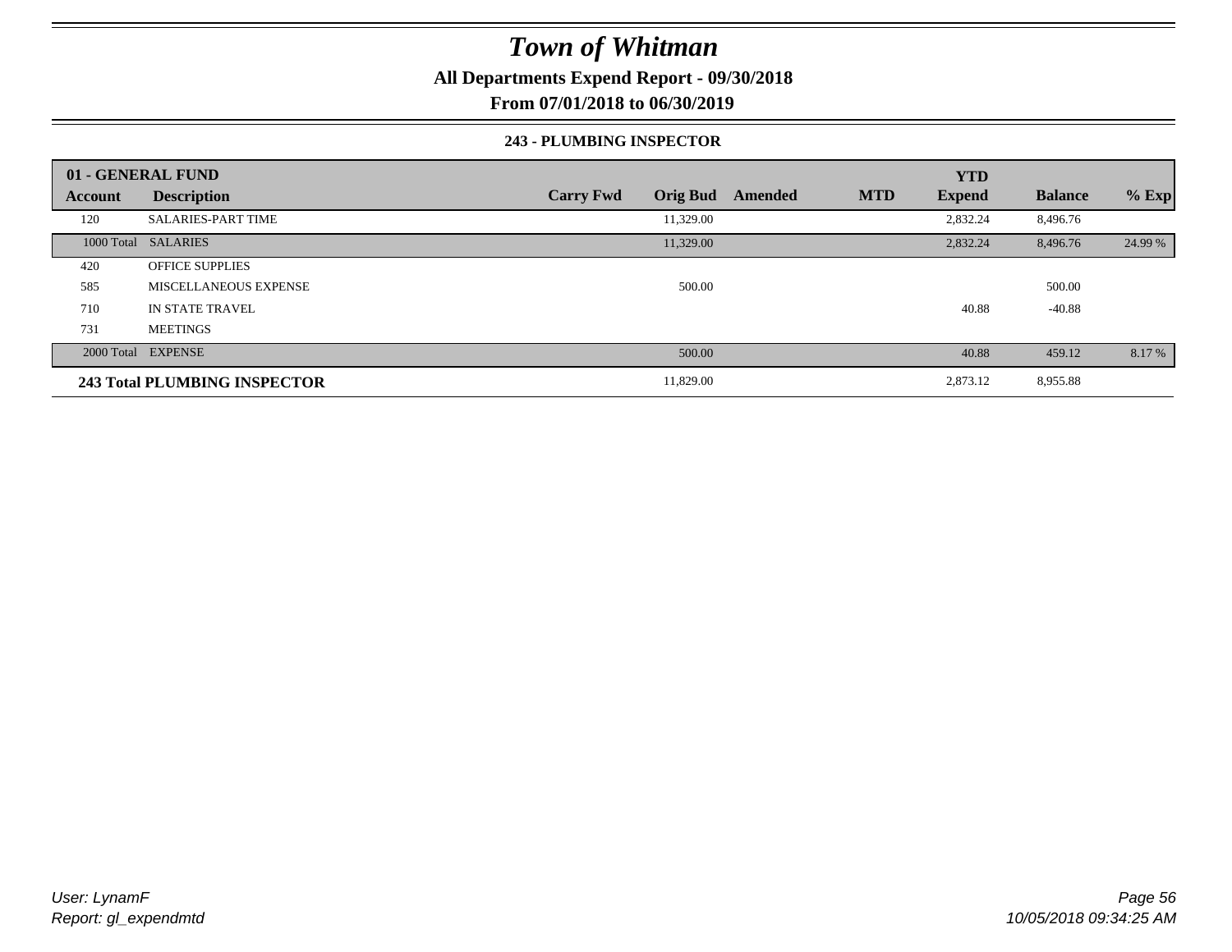# Town of Whitman

**All Departments Expend Report - 09/30/2018**

**From 07/01/2018 to 06/30/2019**

**243 - PLUMBING INSPECTOR**

| 01 - GENERAL FUND | | | | | | | | |
|---|---|---|---|---|---|---|---|---|
| **Account** | **Description** | **Carry Fwd** | **Orig Bud** | **Amended** | **MTD** | **YTD Expend** | **Balance** | **% Exp** |
| 120 | SALARIES-PART TIME | | 11,329.00 | | | 2,832.24 | 8,496.76 | |
| 1000 Total | SALARIES | | 11,329.00 | | | 2,832.24 | 8,496.76 | 24.99 % |
| 420 | OFFICE SUPPLIES | | | | | | | |
| 585 | MISCELLANEOUS EXPENSE | | 500.00 | | | | 500.00 | |
| 710 | IN STATE TRAVEL | | | | | 40.88 | -40.88 | |
| 731 | MEETINGS | | | | | | | |
| 2000 Total | EXPENSE | | 500.00 | | | 40.88 | 459.12 | 8.17 % |
| **243 Total PLUMBING INSPECTOR** | | | 11,829.00 | | | 2,873.12 | 8,955.88 | |

User: LynamF
Report: gl_expendmtd

10/05/2018 09:34:25 AM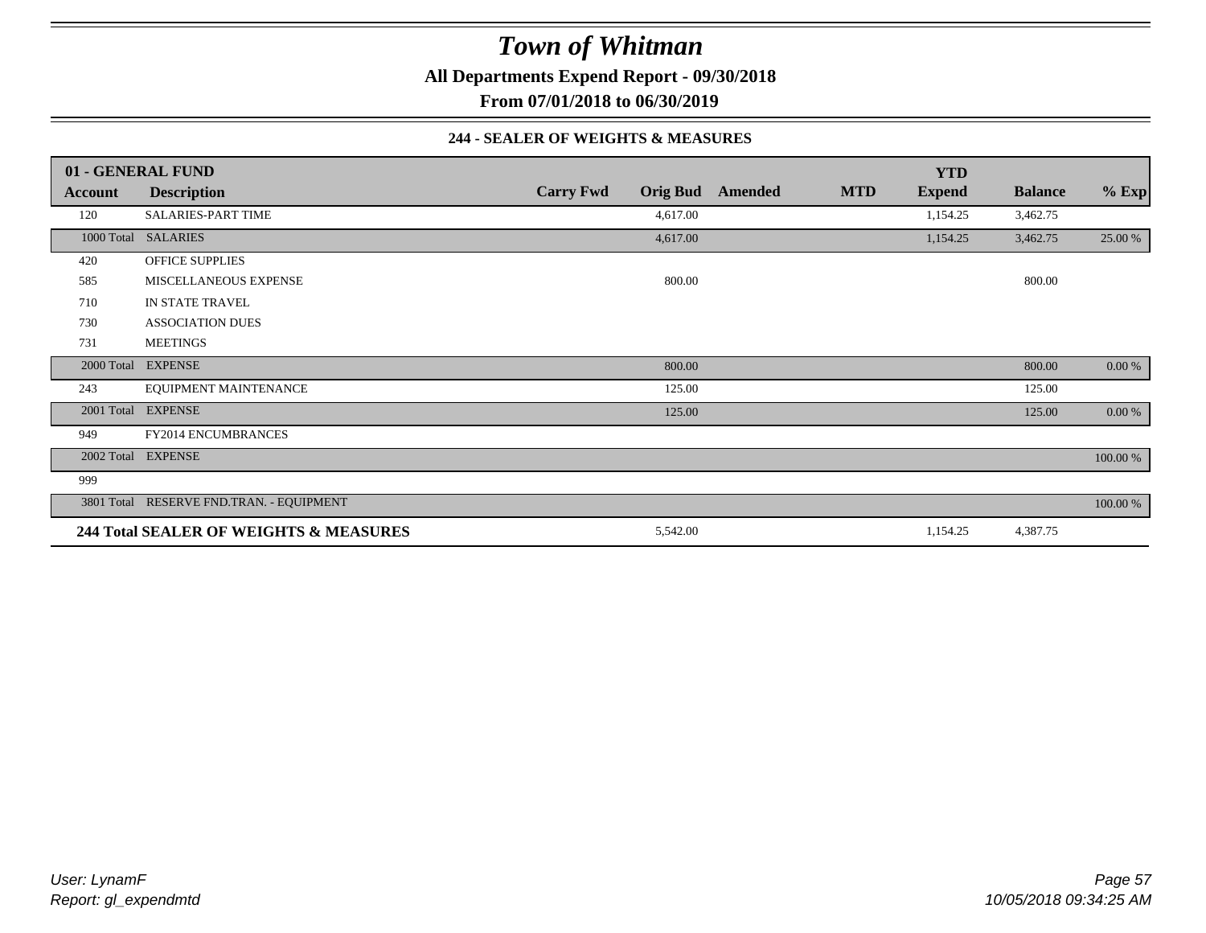# Town of Whitman

**All Departments Expend Report - 09/30/2018**

**From 07/01/2018 to 06/30/2019**

**244 - SEALER OF WEIGHTS & MEASURES**

| 01 - GENERAL FUND | | | | | | YTD | | |
|---|---|---|---|---|---|---|---|---|
| **Account** | **Description** | **Carry Fwd** | **Orig Bud** | **Amended** | **MTD** | **Expend** | **Balance** | **% Exp** |
| 120 | SALARIES-PART TIME | | 4,617.00 | | | 1,154.25 | 3,462.75 | |
| 1000 Total | SALARIES | | 4,617.00 | | | 1,154.25 | 3,462.75 | 25.00 % |
| 420 | OFFICE SUPPLIES | | | | | | | |
| 585 | MISCELLANEOUS EXPENSE | | 800.00 | | | | 800.00 | |
| 710 | IN STATE TRAVEL | | | | | | | |
| 730 | ASSOCIATION DUES | | | | | | | |
| 731 | MEETINGS | | | | | | | |
| 2000 Total | EXPENSE | | 800.00 | | | | 800.00 | 0.00 % |
| 243 | EQUIPMENT MAINTENANCE | | 125.00 | | | | 125.00 | |
| 2001 Total | EXPENSE | | 125.00 | | | | 125.00 | 0.00 % |
| 949 | FY2014 ENCUMBRANCES | | | | | | | |
| 2002 Total | EXPENSE | | | | | | | 100.00 % |
| 999 | | | | | | | | |
| 3801 Total | RESERVE FND.TRAN. - EQUIPMENT | | | | | | | 100.00 % |
| **244 Total SEALER OF WEIGHTS & MEASURES** | | | 5,542.00 | | | 1,154.25 | 4,387.75 | |

*User: LynamF*
*Report: gl_expendmtd*

*10/05/2018 09:34:25 AM*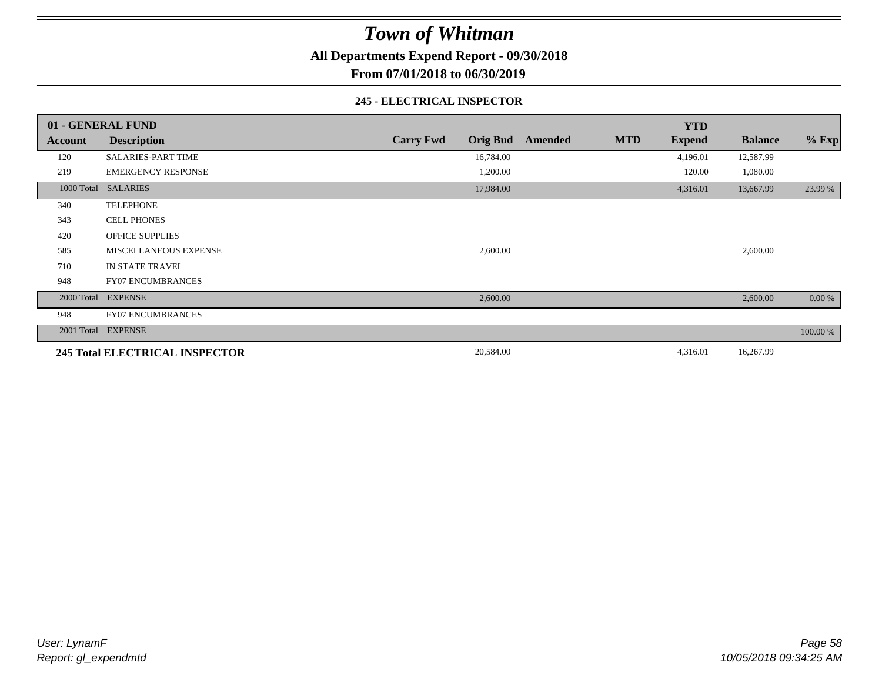# Town of Whitman

**All Departments Expend Report - 09/30/2018**

**From 07/01/2018 to 06/30/2019**

### 245 - ELECTRICAL INSPECTOR

| 01 - GENERAL FUND | | | | | | YTD | | |
|---|---|---|---|---|---|---|---|---|
| **Account** | **Description** | **Carry Fwd** | **Orig Bud** | **Amended** | **MTD** | **Expend** | **Balance** | **% Exp** |
| 120 | SALARIES-PART TIME | | 16,784.00 | | | 4,196.01 | 12,587.99 | |
| 219 | EMERGENCY RESPONSE | | 1,200.00 | | | 120.00 | 1,080.00 | |
| 1000 Total | SALARIES | | 17,984.00 | | | 4,316.01 | 13,667.99 | 23.99 % |
| 340 | TELEPHONE | | | | | | | |
| 343 | CELL PHONES | | | | | | | |
| 420 | OFFICE SUPPLIES | | | | | | | |
| 585 | MISCELLANEOUS EXPENSE | | 2,600.00 | | | | 2,600.00 | |
| 710 | IN STATE TRAVEL | | | | | | | |
| 948 | FY07 ENCUMBRANCES | | | | | | | |
| 2000 Total | EXPENSE | | 2,600.00 | | | | 2,600.00 | 0.00 % |
| 948 | FY07 ENCUMBRANCES | | | | | | | |
| 2001 Total | EXPENSE | | | | | | | 100.00 % |
| **245 Total ELECTRICAL INSPECTOR** | | | 20,584.00 | | | 4,316.01 | 16,267.99 | |

User: LynamF
Report: gl_expendmtd

10/05/2018 09:34:25 AM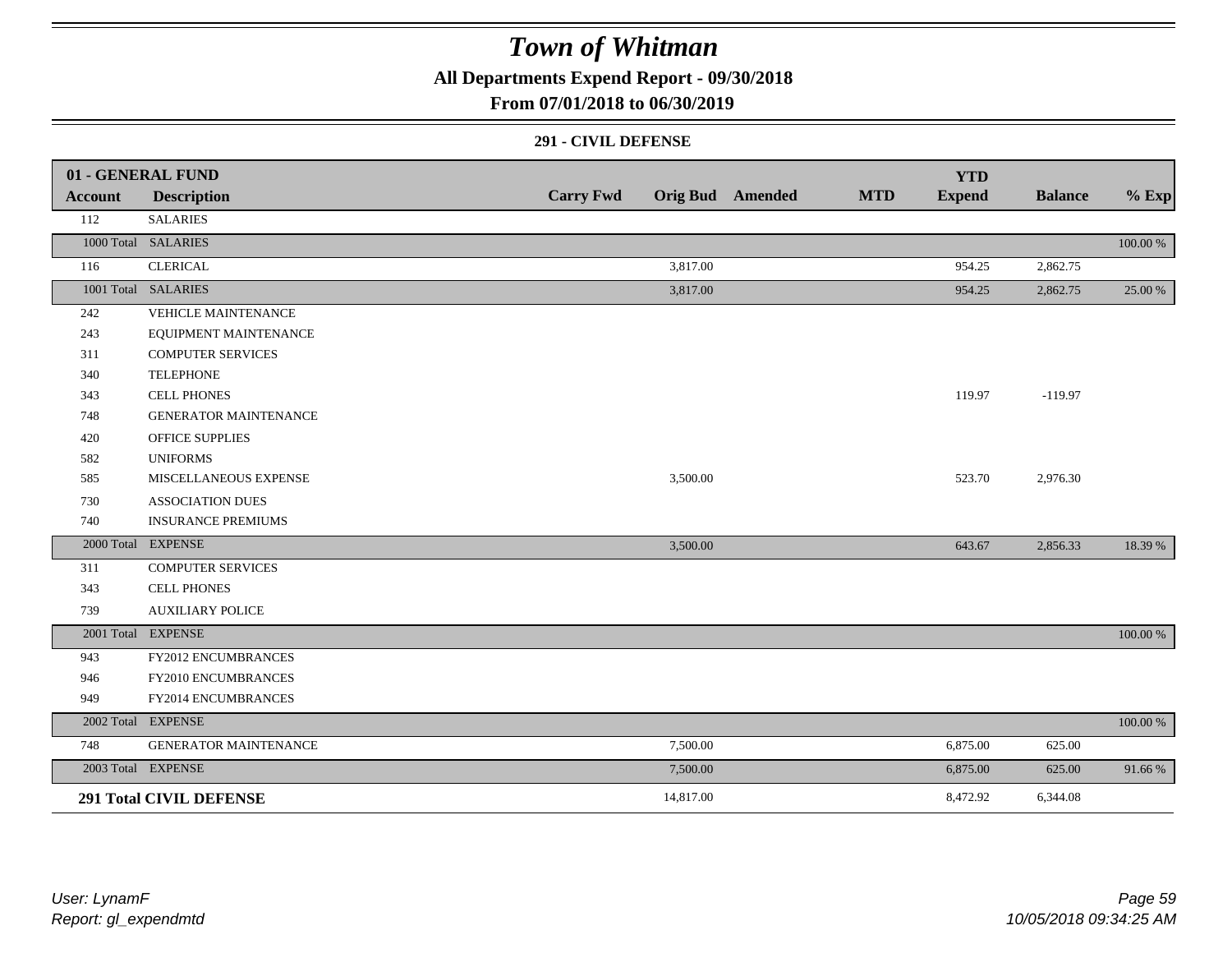# Town of Whitman

## All Departments Expend Report - 09/30/2018

## From 07/01/2018 to 06/30/2019

### 291 - CIVIL DEFENSE

| 01 - GENERAL FUND | | | | | | | | |
|---|---|---|---|---|---|---|---|---|
| **Account** | **Description** | **Carry Fwd** | **Orig Bud** | **Amended** | **MTD** | **YTD Expend** | **Balance** | **% Exp** |
| 112 | SALARIES | | | | | | | |
| 1000 Total | SALARIES | | | | | | | 100.00 % |
| 116 | CLERICAL | | 3,817.00 | | | 954.25 | 2,862.75 | |
| 1001 Total | SALARIES | | 3,817.00 | | | 954.25 | 2,862.75 | 25.00 % |
| 242 | VEHICLE MAINTENANCE | | | | | | | |
| 243 | EQUIPMENT MAINTENANCE | | | | | | | |
| 311 | COMPUTER SERVICES | | | | | | | |
| 340 | TELEPHONE | | | | | | | |
| 343 | CELL PHONES | | | | | 119.97 | -119.97 | |
| 748 | GENERATOR MAINTENANCE | | | | | | | |
| 420 | OFFICE SUPPLIES | | | | | | | |
| 582 | UNIFORMS | | | | | | | |
| 585 | MISCELLANEOUS EXPENSE | | 3,500.00 | | | 523.70 | 2,976.30 | |
| 730 | ASSOCIATION DUES | | | | | | | |
| 740 | INSURANCE PREMIUMS | | | | | | | |
| 2000 Total | EXPENSE | | 3,500.00 | | | 643.67 | 2,856.33 | 18.39 % |
| 311 | COMPUTER SERVICES | | | | | | | |
| 343 | CELL PHONES | | | | | | | |
| 739 | AUXILIARY POLICE | | | | | | | |
| 2001 Total | EXPENSE | | | | | | | 100.00 % |
| 943 | FY2012 ENCUMBRANCES | | | | | | | |
| 946 | FY2010 ENCUMBRANCES | | | | | | | |
| 949 | FY2014 ENCUMBRANCES | | | | | | | |
| 2002 Total | EXPENSE | | | | | | | 100.00 % |
| 748 | GENERATOR MAINTENANCE | | 7,500.00 | | | 6,875.00 | 625.00 | |
| 2003 Total | EXPENSE | | 7,500.00 | | | 6,875.00 | 625.00 | 91.66 % |
| **291 Total CIVIL DEFENSE** | | | 14,817.00 | | | 8,472.92 | 6,344.08 | |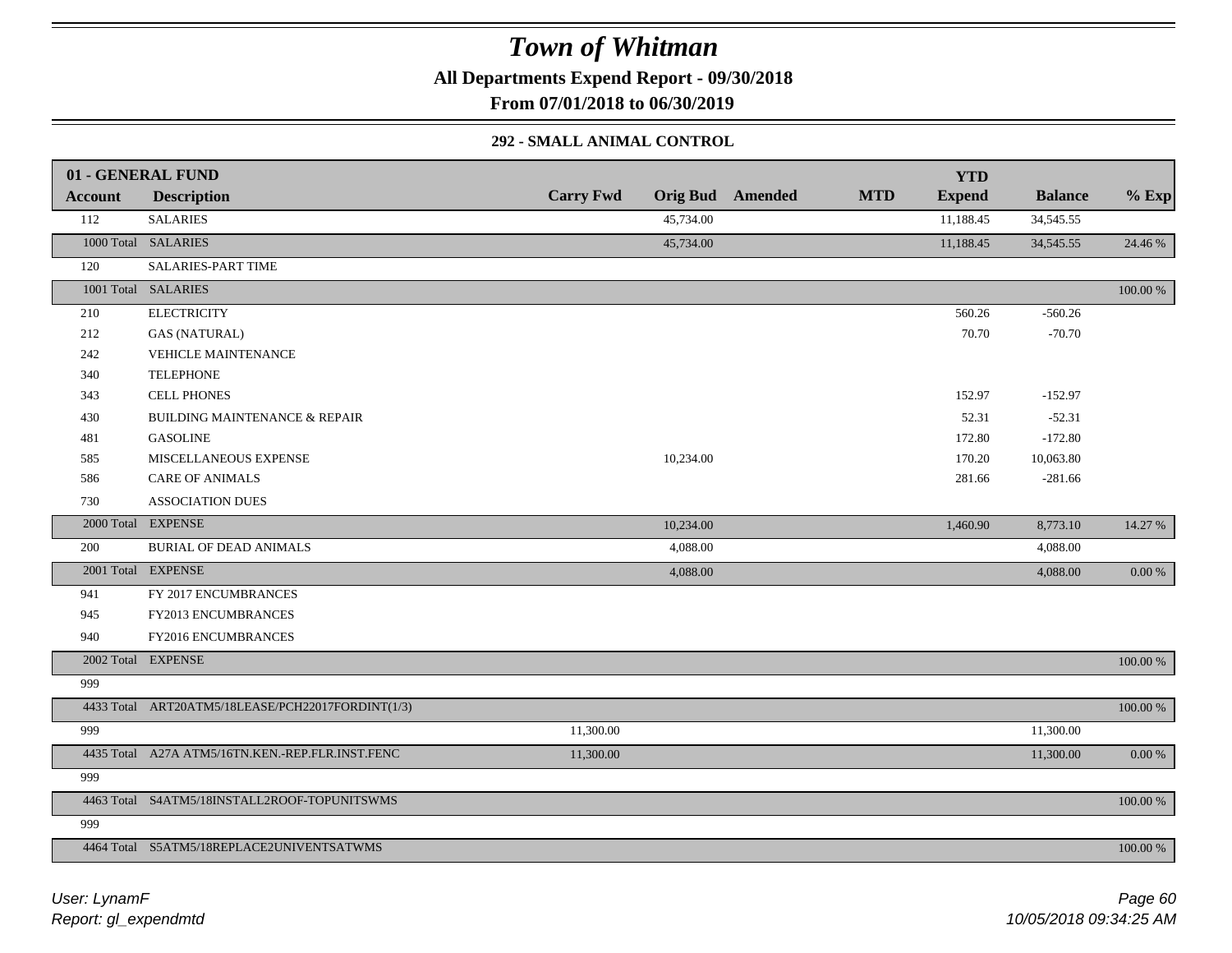# Town of Whitman

**All Departments Expend Report - 09/30/2018**

**From 07/01/2018 to 06/30/2019**

### 292 - SMALL ANIMAL CONTROL

| 01 - GENERAL FUND | | | | | | | | |
|---|---|---|---|---|---|---|---|---|
| **Account** | **Description** | **Carry Fwd** | **Orig Bud** | **Amended** | **MTD** | **YTD Expend** | **Balance** | **% Exp** |
| 112 | SALARIES | | 45,734.00 | | | 11,188.45 | 34,545.55 | |
| 1000 Total | SALARIES | | 45,734.00 | | | 11,188.45 | 34,545.55 | 24.46 % |
| 120 | SALARIES-PART TIME | | | | | | | |
| 1001 Total | SALARIES | | | | | | | 100.00 % |
| 210 | ELECTRICITY | | | | | 560.26 | -560.26 | |
| 212 | GAS (NATURAL) | | | | | 70.70 | -70.70 | |
| 242 | VEHICLE MAINTENANCE | | | | | | | |
| 340 | TELEPHONE | | | | | | | |
| 343 | CELL PHONES | | | | | 152.97 | -152.97 | |
| 430 | BUILDING MAINTENANCE & REPAIR | | | | | 52.31 | -52.31 | |
| 481 | GASOLINE | | | | | 172.80 | -172.80 | |
| 585 | MISCELLANEOUS EXPENSE | | 10,234.00 | | | 170.20 | 10,063.80 | |
| 586 | CARE OF ANIMALS | | | | | 281.66 | -281.66 | |
| 730 | ASSOCIATION DUES | | | | | | | |
| 2000 Total | EXPENSE | | 10,234.00 | | | 1,460.90 | 8,773.10 | 14.27 % |
| 200 | BURIAL OF DEAD ANIMALS | | 4,088.00 | | | | 4,088.00 | |
| 2001 Total | EXPENSE | | 4,088.00 | | | | 4,088.00 | 0.00 % |
| 941 | FY 2017 ENCUMBRANCES | | | | | | | |
| 945 | FY2013 ENCUMBRANCES | | | | | | | |
| 940 | FY2016 ENCUMBRANCES | | | | | | | |
| 2002 Total | EXPENSE | | | | | | | 100.00 % |
| 999 | | | | | | | | |
| 4433 Total | ART20ATM5/18LEASE/PCH22017FORDINT(1/3) | | | | | | | 100.00 % |
| 999 | | 11,300.00 | | | | | 11,300.00 | |
| 4435 Total | A27A ATM5/16TN.KEN.-REP.FLR.INST.FENC | 11,300.00 | | | | | 11,300.00 | 0.00 % |
| 999 | | | | | | | | |
| 4463 Total | S4ATM5/18INSTALL2ROOF-TOPUNITSWMS | | | | | | | 100.00 % |
| 999 | | | | | | | | |
| 4464 Total | S5ATM5/18REPLACE2UNIVENTSATWMS | | | | | | | 100.00 % |

*User: LynamF*
*Report: gl_expendmtd*

*10/05/2018 09:34:25 AM*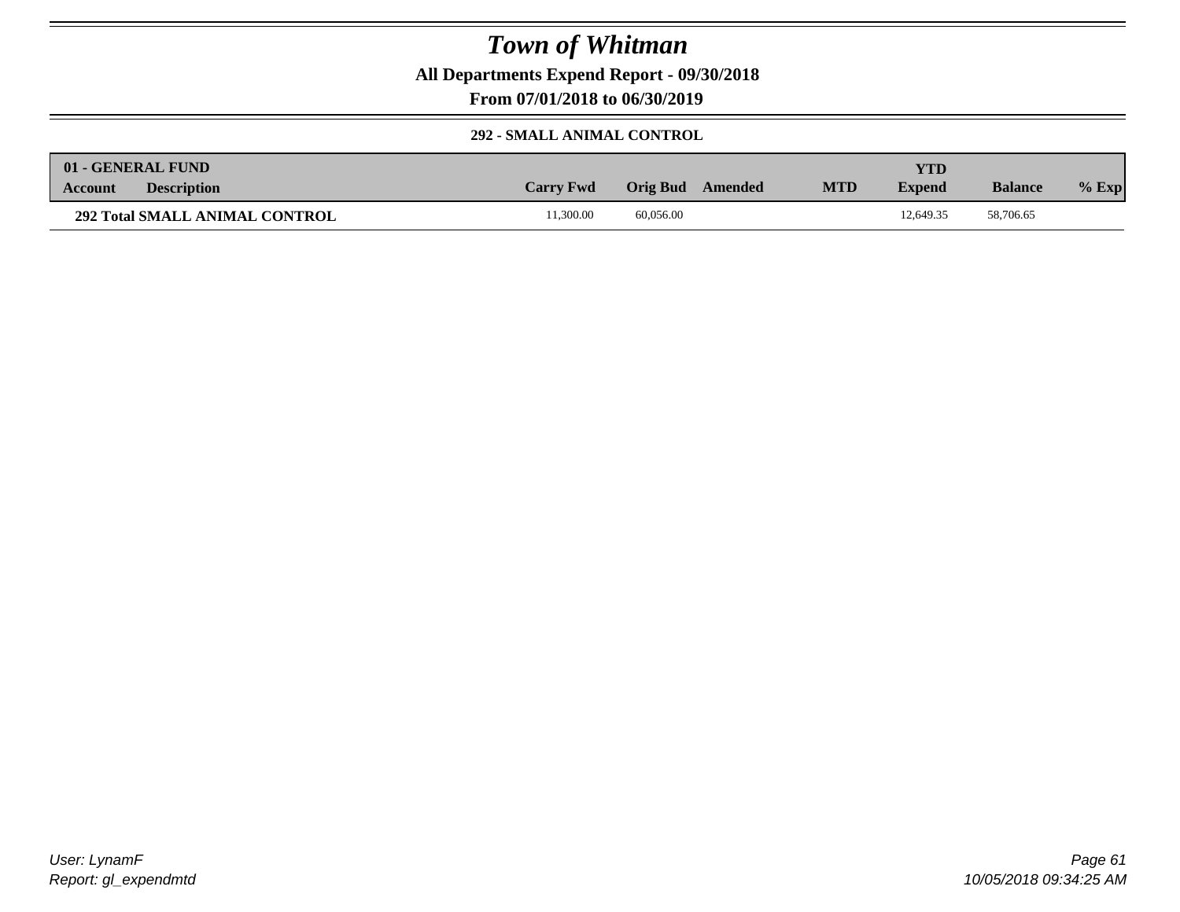# Town of Whitman

**All Departments Expend Report - 09/30/2018**

**From 07/01/2018 to 06/30/2019**

**292 - SMALL ANIMAL CONTROL**

| 01 - GENERAL FUND Account | Description | Carry Fwd | Orig Bud | Amended | MTD | YTD Expend | Balance | % Exp |
|---|---|---|---|---|---|---|---|---|
| **292 Total SMALL ANIMAL CONTROL** | | 11,300.00 | 60,056.00 | | | 12,649.35 | 58,706.65 | |

*User: LynamF*

*Report: gl_expendmtd*

*10/05/2018 09:34:25 AM*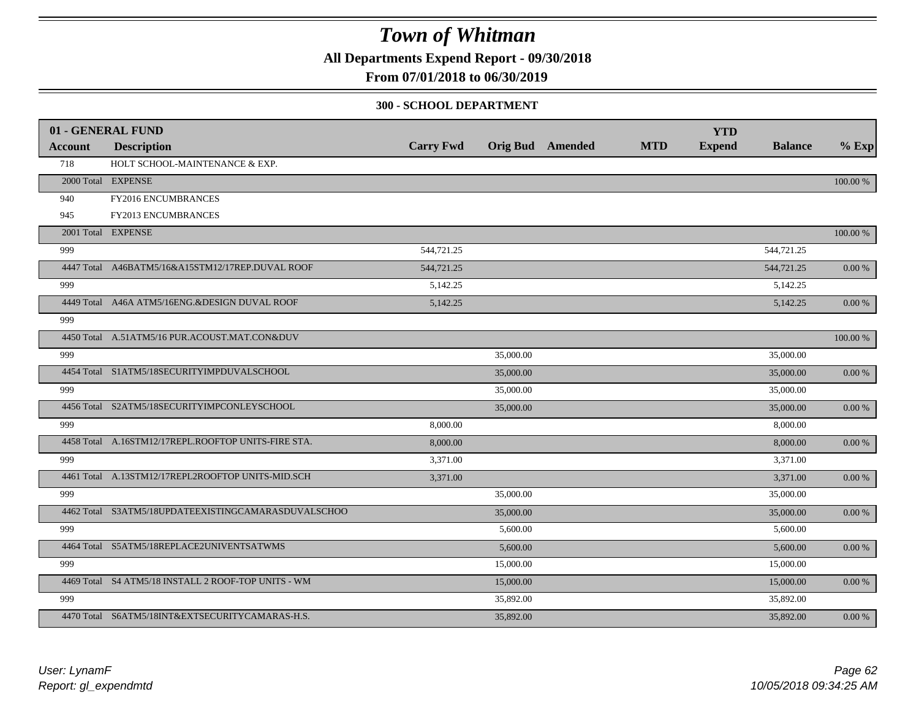# Town of Whitman

**All Departments Expend Report - 09/30/2018**

**From 07/01/2018 to 06/30/2019**

**300 - SCHOOL DEPARTMENT**

| 01 - GENERAL FUND | | | | | | | | |
|---|---|---|---|---|---|---|---|---|
| **Account** | **Description** | **Carry Fwd** | **Orig Bud** | **Amended** | **MTD** | **YTD Expend** | **Balance** | **% Exp** |
| 718 | HOLT SCHOOL-MAINTENANCE & EXP. | | | | | | | |
| 2000 Total | EXPENSE | | | | | | | 100.00 % |
| 940 | FY2016 ENCUMBRANCES | | | | | | | |
| 945 | FY2013 ENCUMBRANCES | | | | | | | |
| 2001 Total | EXPENSE | | | | | | | 100.00 % |
| 999 | | 544,721.25 | | | | | 544,721.25 | |
| 4447 Total | A46BATM5/16&A15STM12/17REP.DUVAL ROOF | 544,721.25 | | | | | 544,721.25 | 0.00 % |
| 999 | | 5,142.25 | | | | | 5,142.25 | |
| 4449 Total | A46A ATM5/16ENG.&DESIGN DUVAL ROOF | 5,142.25 | | | | | 5,142.25 | 0.00 % |
| 999 | | | | | | | | |
| 4450 Total | A.51ATM5/16 PUR.ACOUST.MAT.CON&DUV | | | | | | | 100.00 % |
| 999 | | | 35,000.00 | | | | 35,000.00 | |
| 4454 Total | S1ATM5/18SECURITYIMPDUVALSCHOOL | | 35,000.00 | | | | 35,000.00 | 0.00 % |
| 999 | | | 35,000.00 | | | | 35,000.00 | |
| 4456 Total | S2ATM5/18SECURITYIMPCONLEYSCHOOL | | 35,000.00 | | | | 35,000.00 | 0.00 % |
| 999 | | 8,000.00 | | | | | 8,000.00 | |
| 4458 Total | A.16STM12/17REPL.ROOFTOP UNITS-FIRE STA. | 8,000.00 | | | | | 8,000.00 | 0.00 % |
| 999 | | 3,371.00 | | | | | 3,371.00 | |
| 4461 Total | A.13STM12/17REPL2ROOFTOP UNITS-MID.SCH | 3,371.00 | | | | | 3,371.00 | 0.00 % |
| 999 | | | 35,000.00 | | | | 35,000.00 | |
| 4462 Total | S3ATM5/18UPDATEEXISTINGCAMARASDUVALSCHOO | | 35,000.00 | | | | 35,000.00 | 0.00 % |
| 999 | | | 5,600.00 | | | | 5,600.00 | |
| 4464 Total | S5ATM5/18REPLACE2UNIVENTSATWMS | | 5,600.00 | | | | 5,600.00 | 0.00 % |
| 999 | | | 15,000.00 | | | | 15,000.00 | |
| 4469 Total | S4 ATM5/18 INSTALL 2 ROOF-TOP UNITS - WM | | 15,000.00 | | | | 15,000.00 | 0.00 % |
| 999 | | | 35,892.00 | | | | 35,892.00 | |
| 4470 Total | S6ATM5/18INT&EXTSECURITYCAMARAS-H.S. | | 35,892.00 | | | | 35,892.00 | 0.00 % |

*User: LynamF*
*Report: gl_expendmtd*

*10/05/2018 09:34:25 AM*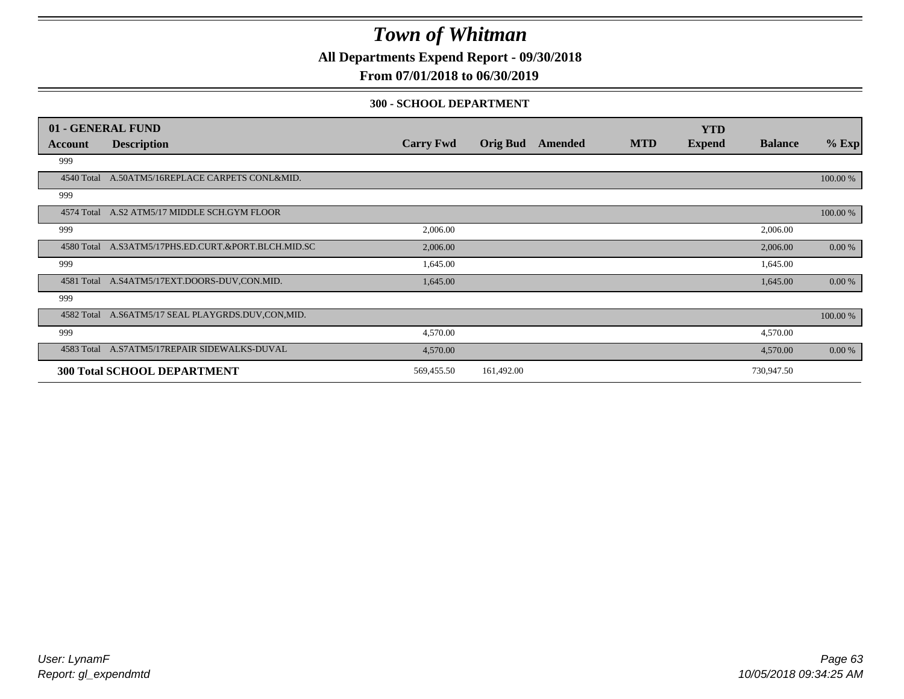# Town of Whitman

**All Departments Expend Report - 09/30/2018**

**From 07/01/2018 to 06/30/2019**

**300 - SCHOOL DEPARTMENT**

| 01 - GENERAL FUND | | | | | | | | |
|---|---|---|---|---|---|---|---|---|
| **Account** | **Description** | **Carry Fwd** | **Orig Bud** | **Amended** | **MTD** | **YTD Expend** | **Balance** | **% Exp** |
| 999 | | | | | | | | |
| 4540 Total | A.50ATM5/16REPLACE CARPETS CONL&MID. | | | | | | | 100.00 % |
| 999 | | | | | | | | |
| 4574 Total | A.S2 ATM5/17 MIDDLE SCH.GYM FLOOR | | | | | | | 100.00 % |
| 999 | | 2,006.00 | | | | | 2,006.00 | |
| 4580 Total | A.S3ATM5/17PHS.ED.CURT.&PORT.BLCH.MID.SC | 2,006.00 | | | | | 2,006.00 | 0.00 % |
| 999 | | 1,645.00 | | | | | 1,645.00 | |
| 4581 Total | A.S4ATM5/17EXT.DOORS-DUV,CON.MID. | 1,645.00 | | | | | 1,645.00 | 0.00 % |
| 999 | | | | | | | | |
| 4582 Total | A.S6ATM5/17 SEAL PLAYGRDS.DUV,CON,MID. | | | | | | | 100.00 % |
| 999 | | 4,570.00 | | | | | 4,570.00 | |
| 4583 Total | A.S7ATM5/17REPAIR SIDEWALKS-DUVAL | 4,570.00 | | | | | 4,570.00 | 0.00 % |
| **300 Total SCHOOL DEPARTMENT** | | 569,455.50 | 161,492.00 | | | | 730,947.50 | |

*User: LynamF*
*Report: gl_expendmtd*
*10/05/2018 09:34:25 AM*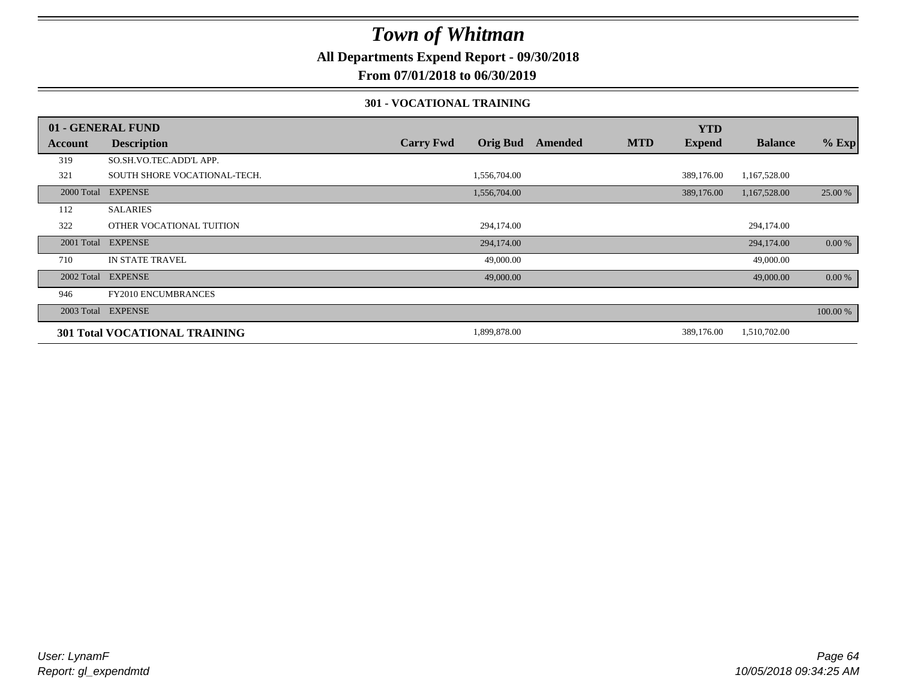# Town of Whitman

**All Departments Expend Report - 09/30/2018**

**From 07/01/2018 to 06/30/2019**

### 301 - VOCATIONAL TRAINING

| Account | Description | Carry Fwd | Orig Bud | Amended | MTD | YTD Expend | Balance | % Exp |
|---|---|---|---|---|---|---|---|---|
| **01 - GENERAL FUND** | | | | | | | | |
| 319 | SO.SH.VO.TEC.ADD'L APP. | | | | | | | |
| 321 | SOUTH SHORE VOCATIONAL-TECH. | | 1,556,704.00 | | | 389,176.00 | 1,167,528.00 | |
| 2000 Total | EXPENSE | | 1,556,704.00 | | | 389,176.00 | 1,167,528.00 | 25.00 % |
| 112 | SALARIES | | | | | | | |
| 322 | OTHER VOCATIONAL TUITION | | 294,174.00 | | | | 294,174.00 | |
| 2001 Total | EXPENSE | | 294,174.00 | | | | 294,174.00 | 0.00 % |
| 710 | IN STATE TRAVEL | | 49,000.00 | | | | 49,000.00 | |
| 2002 Total | EXPENSE | | 49,000.00 | | | | 49,000.00 | 0.00 % |
| 946 | FY2010 ENCUMBRANCES | | | | | | | |
| 2003 Total | EXPENSE | | | | | | | 100.00 % |
| **301 Total VOCATIONAL TRAINING** | | | 1,899,878.00 | | | 389,176.00 | 1,510,702.00 | |

*User: LynamF*
*Report: gl_expendmtd*
*10/05/2018 09:34:25 AM*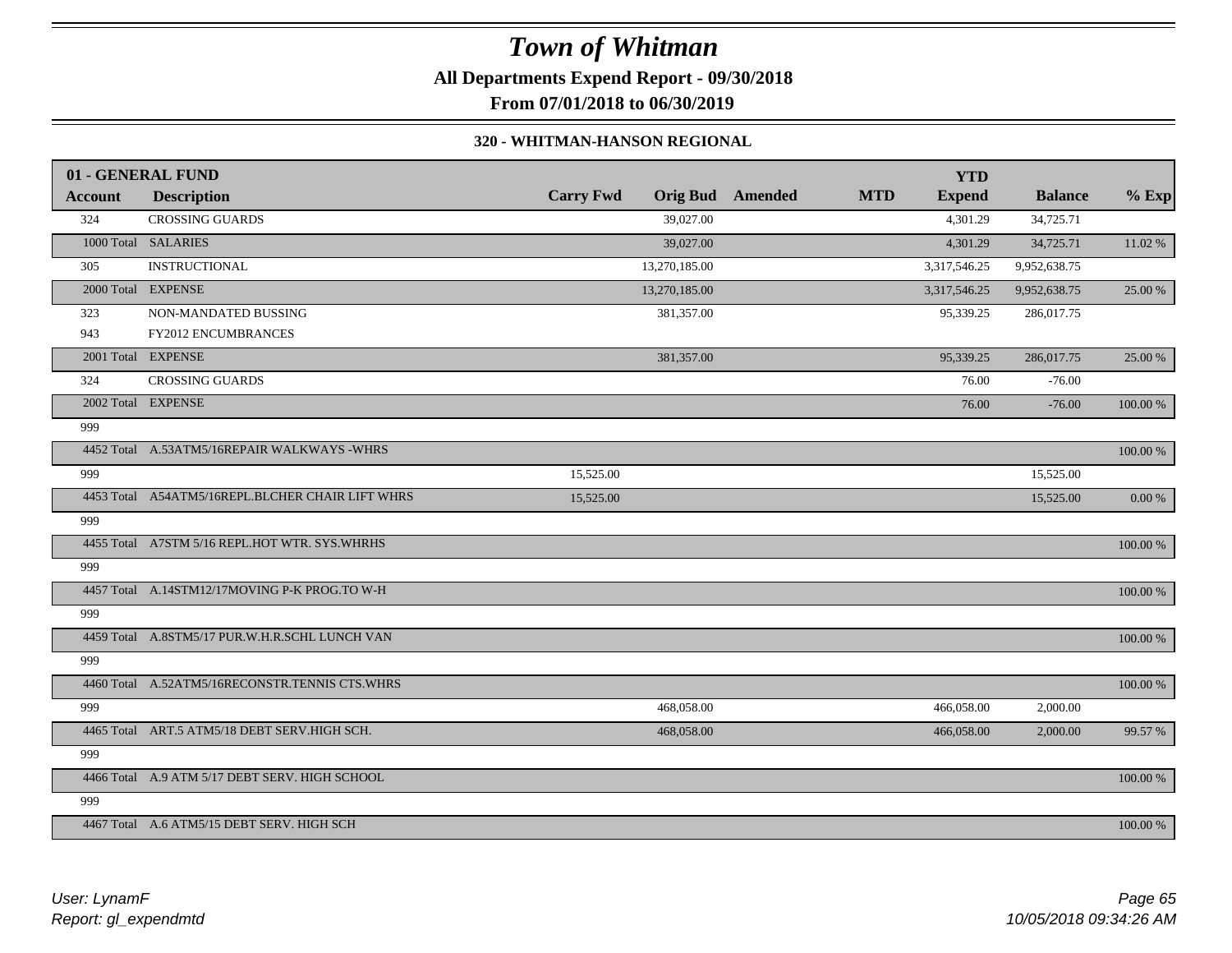# Town of Whitman

**All Departments Expend Report - 09/30/2018**

**From 07/01/2018 to 06/30/2019**

**320 - WHITMAN-HANSON REGIONAL**

| 01 - GENERAL FUND | | | | | | YTD | | |
|---|---|---|---|---|---|---|---|---|
| **Account** | **Description** | **Carry Fwd** | **Orig Bud** | **Amended** | **MTD** | **Expend** | **Balance** | **% Exp** |
| 324 | CROSSING GUARDS | | 39,027.00 | | | 4,301.29 | 34,725.71 | |
| 1000 Total | SALARIES | | 39,027.00 | | | 4,301.29 | 34,725.71 | 11.02 % |
| 305 | INSTRUCTIONAL | | 13,270,185.00 | | | 3,317,546.25 | 9,952,638.75 | |
| 2000 Total | EXPENSE | | 13,270,185.00 | | | 3,317,546.25 | 9,952,638.75 | 25.00 % |
| 323 | NON-MANDATED BUSSING | | 381,357.00 | | | 95,339.25 | 286,017.75 | |
| 943 | FY2012 ENCUMBRANCES | | | | | | | |
| 2001 Total | EXPENSE | | 381,357.00 | | | 95,339.25 | 286,017.75 | 25.00 % |
| 324 | CROSSING GUARDS | | | | | 76.00 | -76.00 | |
| 2002 Total | EXPENSE | | | | | 76.00 | -76.00 | 100.00 % |
| 999 | | | | | | | | |
| 4452 Total | A.53ATM5/16REPAIR WALKWAYS -WHRS | | | | | | | 100.00 % |
| 999 | | 15,525.00 | | | | | 15,525.00 | |
| 4453 Total | A54ATM5/16REPL.BLCHER CHAIR LIFT WHRS | 15,525.00 | | | | | 15,525.00 | 0.00 % |
| 999 | | | | | | | | |
| 4455 Total | A7STM 5/16 REPL.HOT WTR. SYS.WHRHS | | | | | | | 100.00 % |
| 999 | | | | | | | | |
| 4457 Total | A.14STM12/17MOVING P-K PROG.TO W-H | | | | | | | 100.00 % |
| 999 | | | | | | | | |
| 4459 Total | A.8STM5/17 PUR.W.H.R.SCHL LUNCH VAN | | | | | | | 100.00 % |
| 999 | | | | | | | | |
| 4460 Total | A.52ATM5/16RECONSTR.TENNIS CTS.WHRS | | | | | | | 100.00 % |
| 999 | | | 468,058.00 | | | 466,058.00 | 2,000.00 | |
| 4465 Total | ART.5 ATM5/18 DEBT SERV.HIGH SCH. | | 468,058.00 | | | 466,058.00 | 2,000.00 | 99.57 % |
| 999 | | | | | | | | |
| 4466 Total | A.9 ATM 5/17 DEBT SERV. HIGH SCHOOL | | | | | | | 100.00 % |
| 999 | | | | | | | | |
| 4467 Total | A.6 ATM5/15 DEBT SERV. HIGH SCH | | | | | | | 100.00 % |

*User: LynamF*
*Report: gl_expendmtd*

*10/05/2018 09:34:26 AM*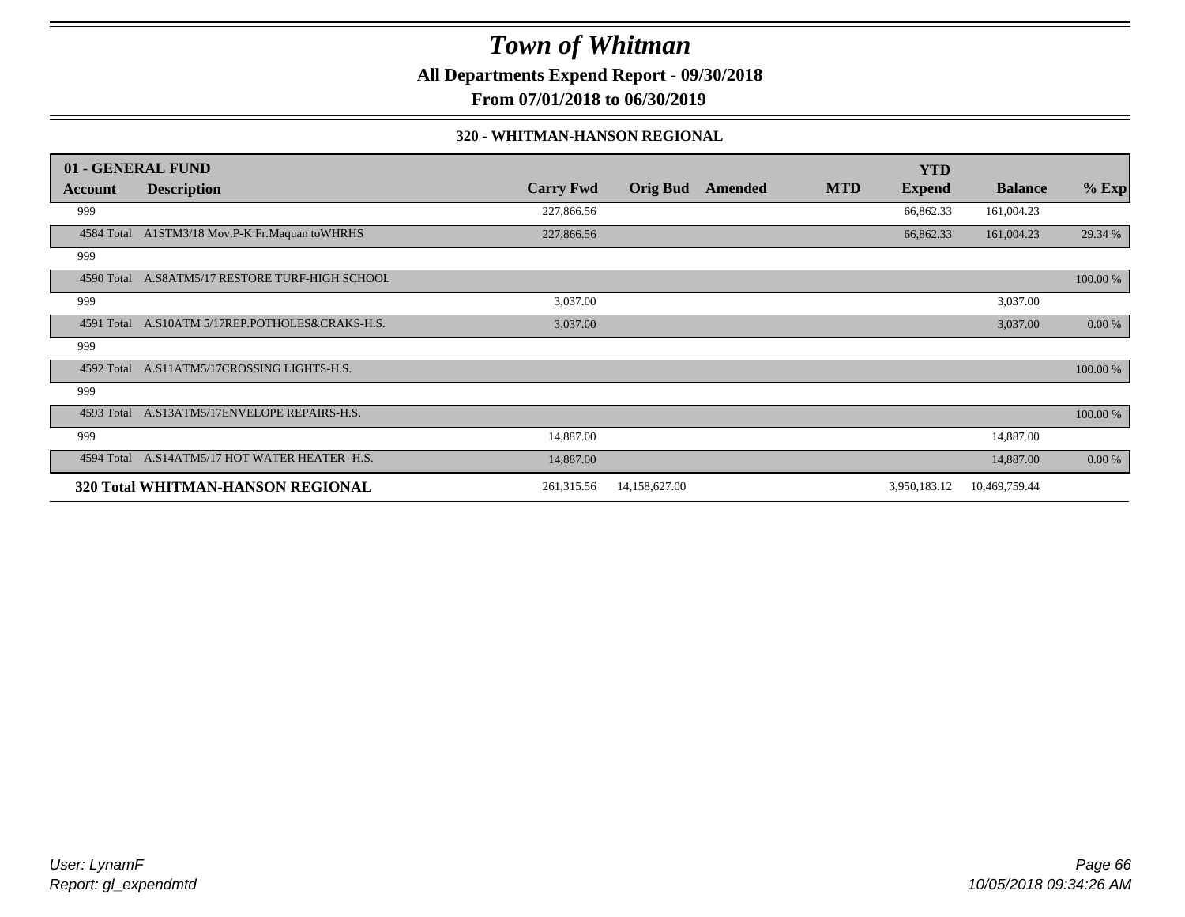# Town of Whitman

**All Departments Expend Report - 09/30/2018**

**From 07/01/2018 to 06/30/2019**

**320 - WHITMAN-HANSON REGIONAL**

| 01 - GENERAL FUND | | | | | | | YTD | | |
|---|---|---|---|---|---|---|---|---|---|
| **Account** | **Description** | **Carry Fwd** | **Orig Bud** | **Amended** | **MTD** | | **Expend** | **Balance** | **% Exp** |
| 999 | | 227,866.56 | | | | | 66,862.33 | 161,004.23 | |
| 4584 Total | A1STM3/18 Mov.P-K Fr.Maquan toWHRHS | 227,866.56 | | | | | 66,862.33 | 161,004.23 | 29.34 % |
| 999 | | | | | | | | | |
| 4590 Total | A.S8ATM5/17 RESTORE TURF-HIGH SCHOOL | | | | | | | | 100.00 % |
| 999 | | 3,037.00 | | | | | | 3,037.00 | |
| 4591 Total | A.S10ATM 5/17REP.POTHOLES&CRAKS-H.S. | 3,037.00 | | | | | | 3,037.00 | 0.00 % |
| 999 | | | | | | | | | |
| 4592 Total | A.S11ATM5/17CROSSING LIGHTS-H.S. | | | | | | | | 100.00 % |
| 999 | | | | | | | | | |
| 4593 Total | A.S13ATM5/17ENVELOPE REPAIRS-H.S. | | | | | | | | 100.00 % |
| 999 | | 14,887.00 | | | | | | 14,887.00 | |
| 4594 Total | A.S14ATM5/17 HOT WATER HEATER -H.S. | 14,887.00 | | | | | | 14,887.00 | 0.00 % |
| **320 Total WHITMAN-HANSON REGIONAL** | | 261,315.56 | 14,158,627.00 | | | | 3,950,183.12 | 10,469,759.44 | |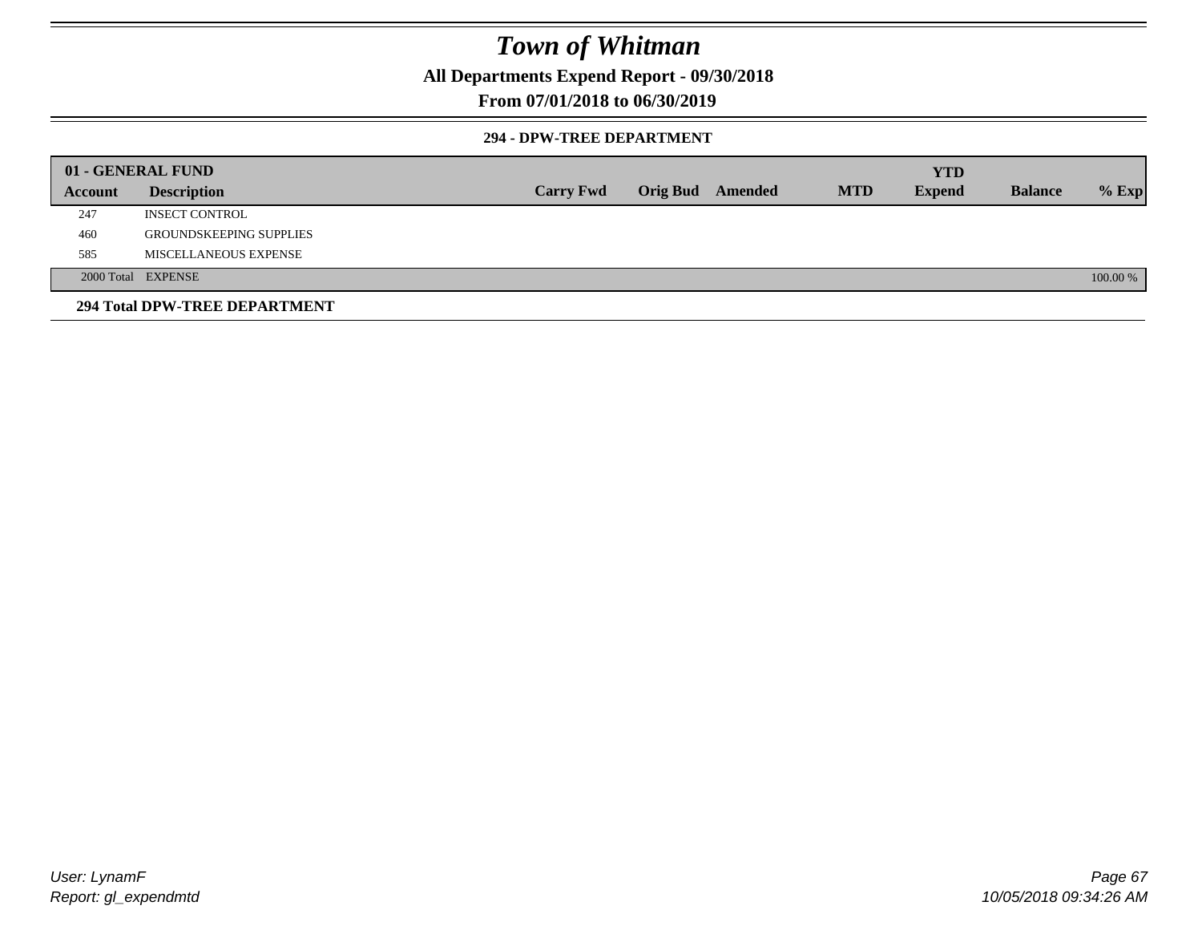# Town of Whitman

## All Departments Expend Report - 09/30/2018

## From 07/01/2018 to 06/30/2019

### 294 - DPW-TREE DEPARTMENT

| 01 - GENERAL FUND | | | | | | | | |
|---|---|---|---|---|---|---|---|---|
| **Account** | **Description** | **Carry Fwd** | **Orig Bud** | **Amended** | **MTD** | **YTD Expend** | **Balance** | **% Exp** |
| 247 | INSECT CONTROL | | | | | | | |
| 460 | GROUNDSKEEPING SUPPLIES | | | | | | | |
| 585 | MISCELLANEOUS EXPENSE | | | | | | | |
| 2000 Total | EXPENSE | | | | | | | 100.00 % |

**294 Total DPW-TREE DEPARTMENT**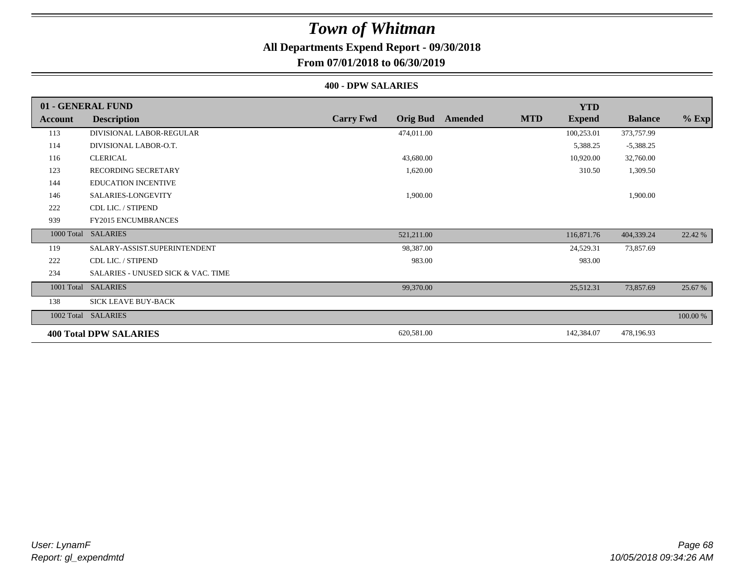# Town of Whitman

**All Departments Expend Report - 09/30/2018**

**From 07/01/2018 to 06/30/2019**

**400 - DPW SALARIES**

| 01 - GENERAL FUND | | | | | | YTD | | |
|---|---|---|---|---|---|---|---|---|
| **Account** | **Description** | **Carry Fwd** | **Orig Bud** | **Amended** | **MTD** | **Expend** | **Balance** | **% Exp** |
| 113 | DIVISIONAL LABOR-REGULAR | | 474,011.00 | | | 100,253.01 | 373,757.99 | |
| 114 | DIVISIONAL LABOR-O.T. | | | | | 5,388.25 | -5,388.25 | |
| 116 | CLERICAL | | 43,680.00 | | | 10,920.00 | 32,760.00 | |
| 123 | RECORDING SECRETARY | | 1,620.00 | | | 310.50 | 1,309.50 | |
| 144 | EDUCATION INCENTIVE | | | | | | | |
| 146 | SALARIES-LONGEVITY | | 1,900.00 | | | | 1,900.00 | |
| 222 | CDL LIC. / STIPEND | | | | | | | |
| 939 | FY2015 ENCUMBRANCES | | | | | | | |
| 1000 Total | SALARIES | | 521,211.00 | | | 116,871.76 | 404,339.24 | 22.42 % |
| 119 | SALARY-ASSIST.SUPERINTENDENT | | 98,387.00 | | | 24,529.31 | 73,857.69 | |
| 222 | CDL LIC. / STIPEND | | 983.00 | | | 983.00 | | |
| 234 | SALARIES - UNUSED SICK & VAC. TIME | | | | | | | |
| 1001 Total | SALARIES | | 99,370.00 | | | 25,512.31 | 73,857.69 | 25.67 % |
| 138 | SICK LEAVE BUY-BACK | | | | | | | |
| 1002 Total | SALARIES | | | | | | | 100.00 % |
| **400 Total DPW SALARIES** | | | 620,581.00 | | | 142,384.07 | 478,196.93 | |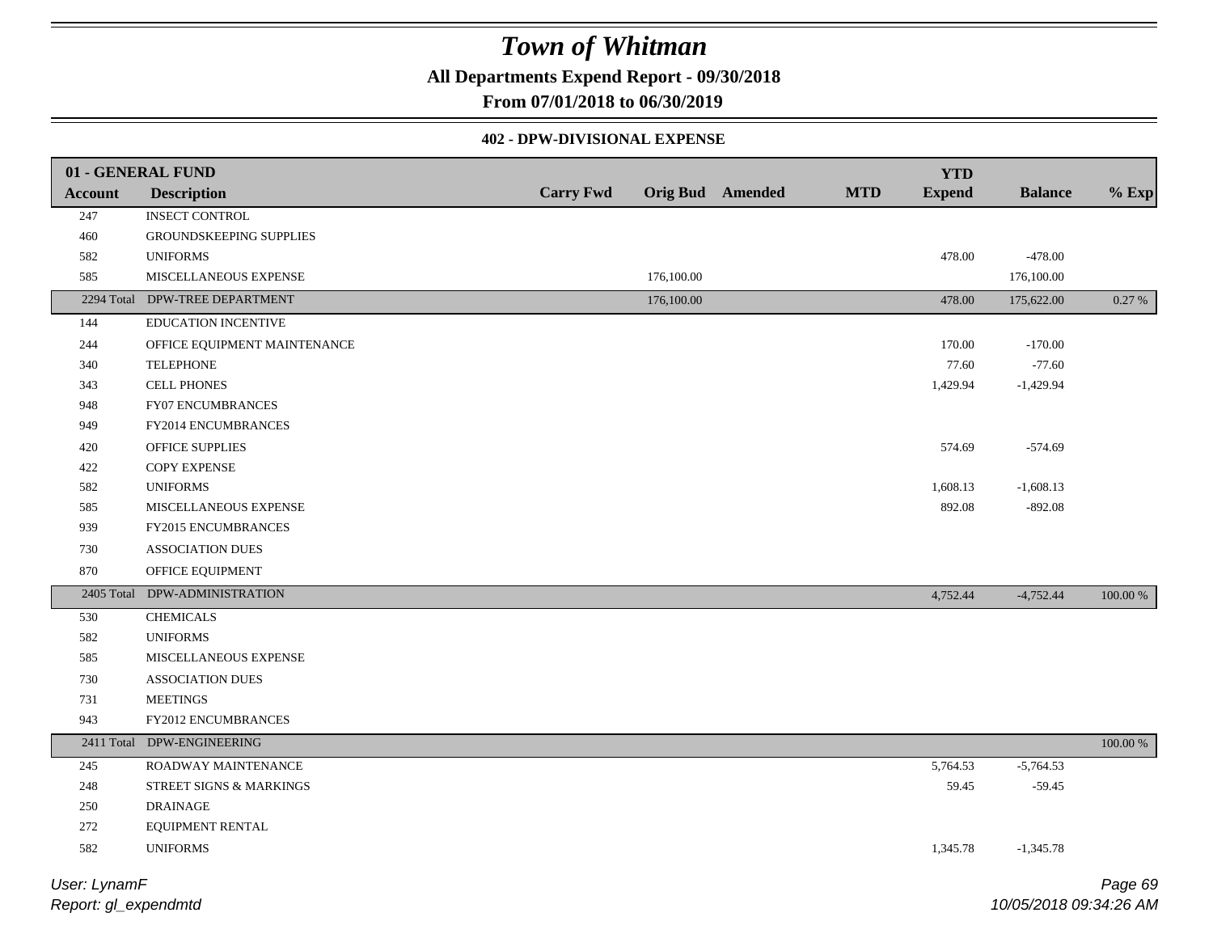# Town of Whitman

**All Departments Expend Report - 09/30/2018**

**From 07/01/2018 to 06/30/2019**

**402 - DPW-DIVISIONAL EXPENSE**

| 01 - GENERAL FUND | | | | | | YTD | | |
|---|---|---|---|---|---|---|---|---|
| **Account** | **Description** | **Carry Fwd** | **Orig Bud** | **Amended** | **MTD** | **Expend** | **Balance** | **% Exp** |
| 247 | INSECT CONTROL | | | | | | | |
| 460 | GROUNDSKEEPING SUPPLIES | | | | | | | |
| 582 | UNIFORMS | | | | | 478.00 | -478.00 | |
| 585 | MISCELLANEOUS EXPENSE | | 176,100.00 | | | | 176,100.00 | |
| 2294 Total | DPW-TREE DEPARTMENT | | 176,100.00 | | | 478.00 | 175,622.00 | 0.27 % |
| 144 | EDUCATION INCENTIVE | | | | | | | |
| 244 | OFFICE EQUIPMENT MAINTENANCE | | | | | 170.00 | -170.00 | |
| 340 | TELEPHONE | | | | | 77.60 | -77.60 | |
| 343 | CELL PHONES | | | | | 1,429.94 | -1,429.94 | |
| 948 | FY07 ENCUMBRANCES | | | | | | | |
| 949 | FY2014 ENCUMBRANCES | | | | | | | |
| 420 | OFFICE SUPPLIES | | | | | 574.69 | -574.69 | |
| 422 | COPY EXPENSE | | | | | | | |
| 582 | UNIFORMS | | | | | 1,608.13 | -1,608.13 | |
| 585 | MISCELLANEOUS EXPENSE | | | | | 892.08 | -892.08 | |
| 939 | FY2015 ENCUMBRANCES | | | | | | | |
| 730 | ASSOCIATION DUES | | | | | | | |
| 870 | OFFICE EQUIPMENT | | | | | | | |
| 2405 Total | DPW-ADMINISTRATION | | | | | 4,752.44 | -4,752.44 | 100.00 % |
| 530 | CHEMICALS | | | | | | | |
| 582 | UNIFORMS | | | | | | | |
| 585 | MISCELLANEOUS EXPENSE | | | | | | | |
| 730 | ASSOCIATION DUES | | | | | | | |
| 731 | MEETINGS | | | | | | | |
| 943 | FY2012 ENCUMBRANCES | | | | | | | |
| 2411 Total | DPW-ENGINEERING | | | | | | | 100.00 % |
| 245 | ROADWAY MAINTENANCE | | | | | 5,764.53 | -5,764.53 | |
| 248 | STREET SIGNS & MARKINGS | | | | | 59.45 | -59.45 | |
| 250 | DRAINAGE | | | | | | | |
| 272 | EQUIPMENT RENTAL | | | | | | | |
| 582 | UNIFORMS | | | | | 1,345.78 | -1,345.78 | |

User: LynamF
Report: gl_expendmtd

10/05/2018 09:34:26 AM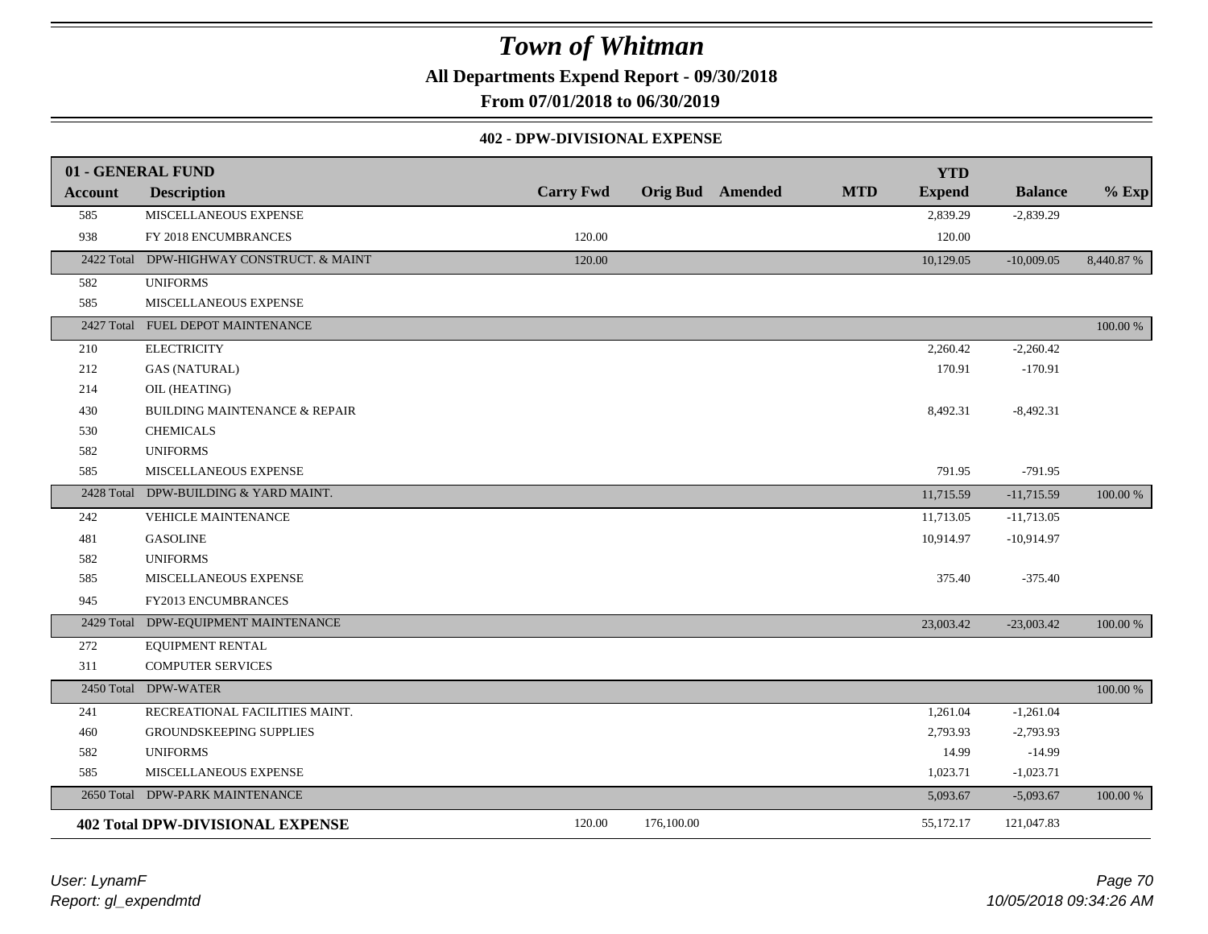# Town of Whitman

**All Departments Expend Report - 09/30/2018**

**From 07/01/2018 to 06/30/2019**

### 402 - DPW-DIVISIONAL EXPENSE

| 01 - GENERAL FUND | | | | | | YTD | | |
|---|---|---|---|---|---|---|---|---|
| **Account** | **Description** | **Carry Fwd** | **Orig Bud** | **Amended** | **MTD** | **Expend** | **Balance** | **% Exp** |
| 585 | MISCELLANEOUS EXPENSE | | | | | 2,839.29 | -2,839.29 | |
| 938 | FY 2018 ENCUMBRANCES | 120.00 | | | | 120.00 | | |
| 2422 Total | DPW-HIGHWAY CONSTRUCT. & MAINT | 120.00 | | | | 10,129.05 | -10,009.05 | 8,440.87 % |
| 582 | UNIFORMS | | | | | | | |
| 585 | MISCELLANEOUS EXPENSE | | | | | | | |
| 2427 Total | FUEL DEPOT MAINTENANCE | | | | | | | 100.00 % |
| 210 | ELECTRICITY | | | | | 2,260.42 | -2,260.42 | |
| 212 | GAS (NATURAL) | | | | | 170.91 | -170.91 | |
| 214 | OIL (HEATING) | | | | | | | |
| 430 | BUILDING MAINTENANCE & REPAIR | | | | | 8,492.31 | -8,492.31 | |
| 530 | CHEMICALS | | | | | | | |
| 582 | UNIFORMS | | | | | | | |
| 585 | MISCELLANEOUS EXPENSE | | | | | 791.95 | -791.95 | |
| 2428 Total | DPW-BUILDING & YARD MAINT. | | | | | 11,715.59 | -11,715.59 | 100.00 % |
| 242 | VEHICLE MAINTENANCE | | | | | 11,713.05 | -11,713.05 | |
| 481 | GASOLINE | | | | | 10,914.97 | -10,914.97 | |
| 582 | UNIFORMS | | | | | | | |
| 585 | MISCELLANEOUS EXPENSE | | | | | 375.40 | -375.40 | |
| 945 | FY2013 ENCUMBRANCES | | | | | | | |
| 2429 Total | DPW-EQUIPMENT MAINTENANCE | | | | | 23,003.42 | -23,003.42 | 100.00 % |
| 272 | EQUIPMENT RENTAL | | | | | | | |
| 311 | COMPUTER SERVICES | | | | | | | |
| 2450 Total | DPW-WATER | | | | | | | 100.00 % |
| 241 | RECREATIONAL FACILITIES MAINT. | | | | | 1,261.04 | -1,261.04 | |
| 460 | GROUNDSKEEPING SUPPLIES | | | | | 2,793.93 | -2,793.93 | |
| 582 | UNIFORMS | | | | | 14.99 | -14.99 | |
| 585 | MISCELLANEOUS EXPENSE | | | | | 1,023.71 | -1,023.71 | |
| 2650 Total | DPW-PARK MAINTENANCE | | | | | 5,093.67 | -5,093.67 | 100.00 % |
| **402 Total DPW-DIVISIONAL EXPENSE** | | 120.00 | 176,100.00 | | | 55,172.17 | 121,047.83 | |

*User: LynamF*
*Report: gl_expendmtd*

*10/05/2018 09:34:26 AM*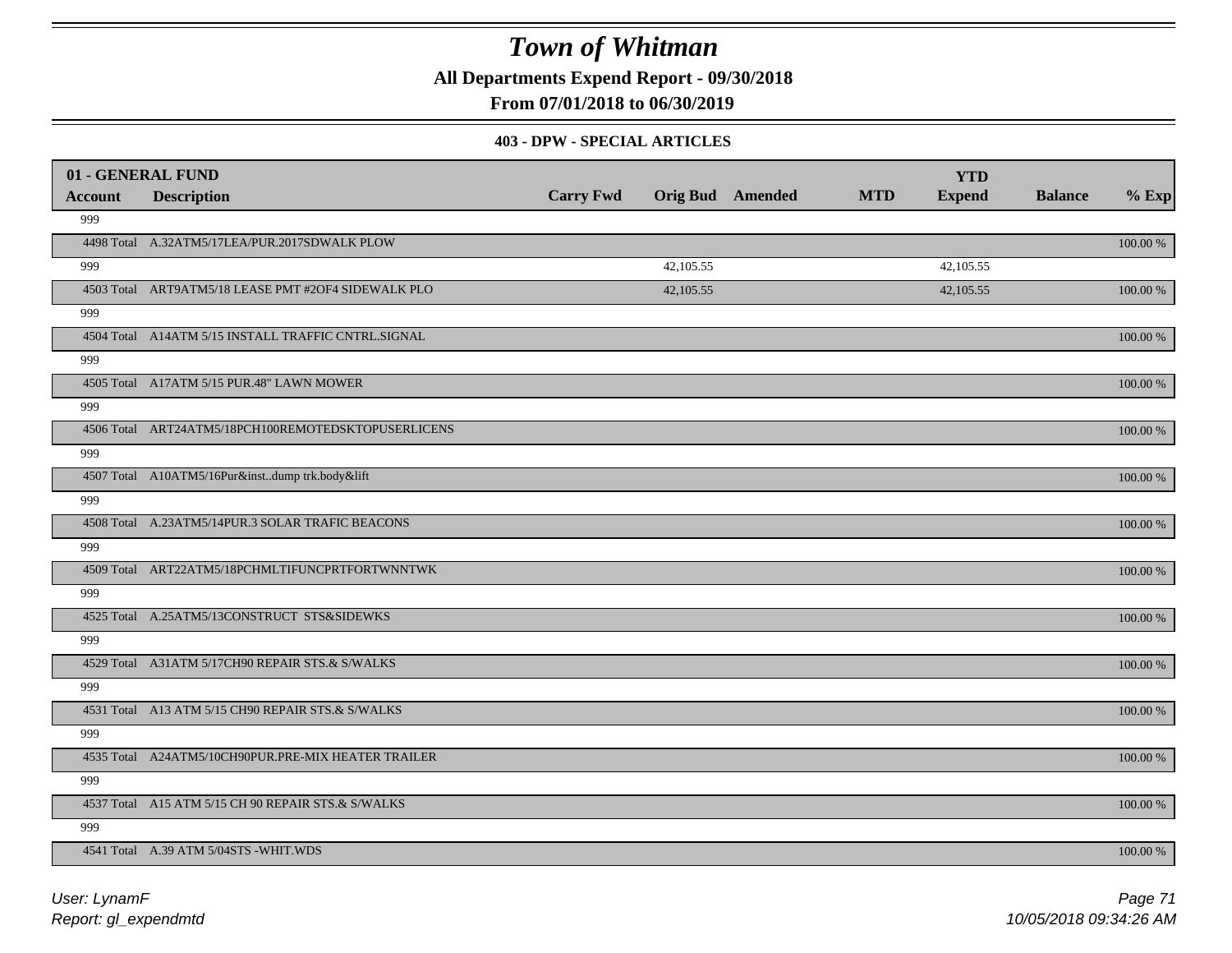# Town of Whitman

**All Departments Expend Report - 09/30/2018**

**From 07/01/2018 to 06/30/2019**

### 403 - DPW - SPECIAL ARTICLES

| 01 - GENERAL FUND | | | | | | | | |
|---|---|---|---|---|---|---|---|---|
| **Account** | **Description** | **Carry Fwd** | **Orig Bud** | **Amended** | **MTD** | **YTD Expend** | **Balance** | **% Exp** |
| 999 | | | | | | | | |
| 4498 Total | A.32ATM5/17LEA/PUR.2017SDWALK PLOW | | | | | | | 100.00 % |
| 999 | | | 42,105.55 | | | 42,105.55 | | |
| 4503 Total | ART9ATM5/18 LEASE PMT #2OF4 SIDEWALK PLO | | 42,105.55 | | | 42,105.55 | | 100.00 % |
| 999 | | | | | | | | |
| 4504 Total | A14ATM 5/15 INSTALL TRAFFIC CNTRL.SIGNAL | | | | | | | 100.00 % |
| 999 | | | | | | | | |
| 4505 Total | A17ATM 5/15 PUR.48" LAWN MOWER | | | | | | | 100.00 % |
| 999 | | | | | | | | |
| 4506 Total | ART24ATM5/18PCH100REMOTEDSKTOPUSERLICENS | | | | | | | 100.00 % |
| 999 | | | | | | | | |
| 4507 Total | A10ATM5/16Pur&inst..dump trk.body&lift | | | | | | | 100.00 % |
| 999 | | | | | | | | |
| 4508 Total | A.23ATM5/14PUR.3 SOLAR TRAFIC BEACONS | | | | | | | 100.00 % |
| 999 | | | | | | | | |
| 4509 Total | ART22ATM5/18PCHMLTIFUNCPRTFORTWNNTWK | | | | | | | 100.00 % |
| 999 | | | | | | | | |
| 4525 Total | A.25ATM5/13CONSTRUCT STS&SIDEWKS | | | | | | | 100.00 % |
| 999 | | | | | | | | |
| 4529 Total | A31ATM 5/17CH90 REPAIR STS.& S/WALKS | | | | | | | 100.00 % |
| 999 | | | | | | | | |
| 4531 Total | A13 ATM 5/15 CH90 REPAIR STS.& S/WALKS | | | | | | | 100.00 % |
| 999 | | | | | | | | |
| 4535 Total | A24ATM5/10CH90PUR.PRE-MIX HEATER TRAILER | | | | | | | 100.00 % |
| 999 | | | | | | | | |
| 4537 Total | A15 ATM 5/15 CH 90 REPAIR STS.& S/WALKS | | | | | | | 100.00 % |
| 999 | | | | | | | | |
| 4541 Total | A.39 ATM 5/04STS -WHIT.WDS | | | | | | | 100.00 % |

*User: LynamF*
*Report: gl_expendmtd*
*10/05/2018 09:34:26 AM*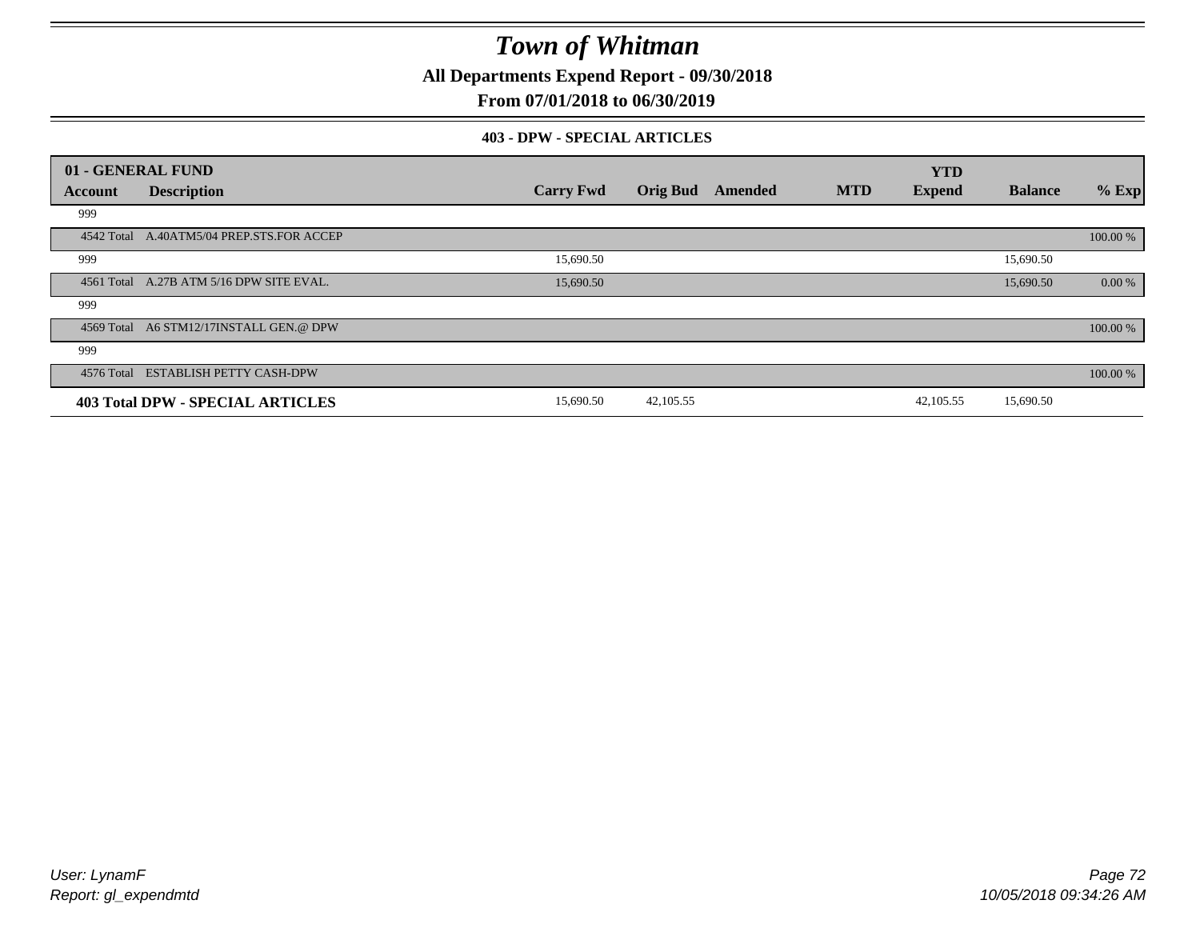# Town of Whitman

**All Departments Expend Report - 09/30/2018**

**From 07/01/2018 to 06/30/2019**

**403 - DPW - SPECIAL ARTICLES**

| 01 - GENERAL FUND | | | | | | | | | |
|---|---|---|---|---|---|---|---|---|---|
| **Account** | **Description** | **Carry Fwd** | **Orig Bud** | **Amended** | **MTD** | **YTD Expend** | **Balance** | **% Exp** |
| 999 | | | | | | | | |
| 4542 Total | A.40ATM5/04 PREP.STS.FOR ACCEP | | | | | | | 100.00 % |
| 999 | | 15,690.50 | | | | | 15,690.50 | |
| 4561 Total | A.27B ATM 5/16 DPW SITE EVAL. | 15,690.50 | | | | | 15,690.50 | 0.00 % |
| 999 | | | | | | | | |
| 4569 Total | A6 STM12/17INSTALL GEN.@ DPW | | | | | | | 100.00 % |
| 999 | | | | | | | | |
| 4576 Total | ESTABLISH PETTY CASH-DPW | | | | | | | 100.00 % |
| **403 Total DPW - SPECIAL ARTICLES** | | 15,690.50 | 42,105.55 | | | 42,105.55 | 15,690.50 | |

User: LynamF
Report: gl_expendmtd

10/05/2018 09:34:26 AM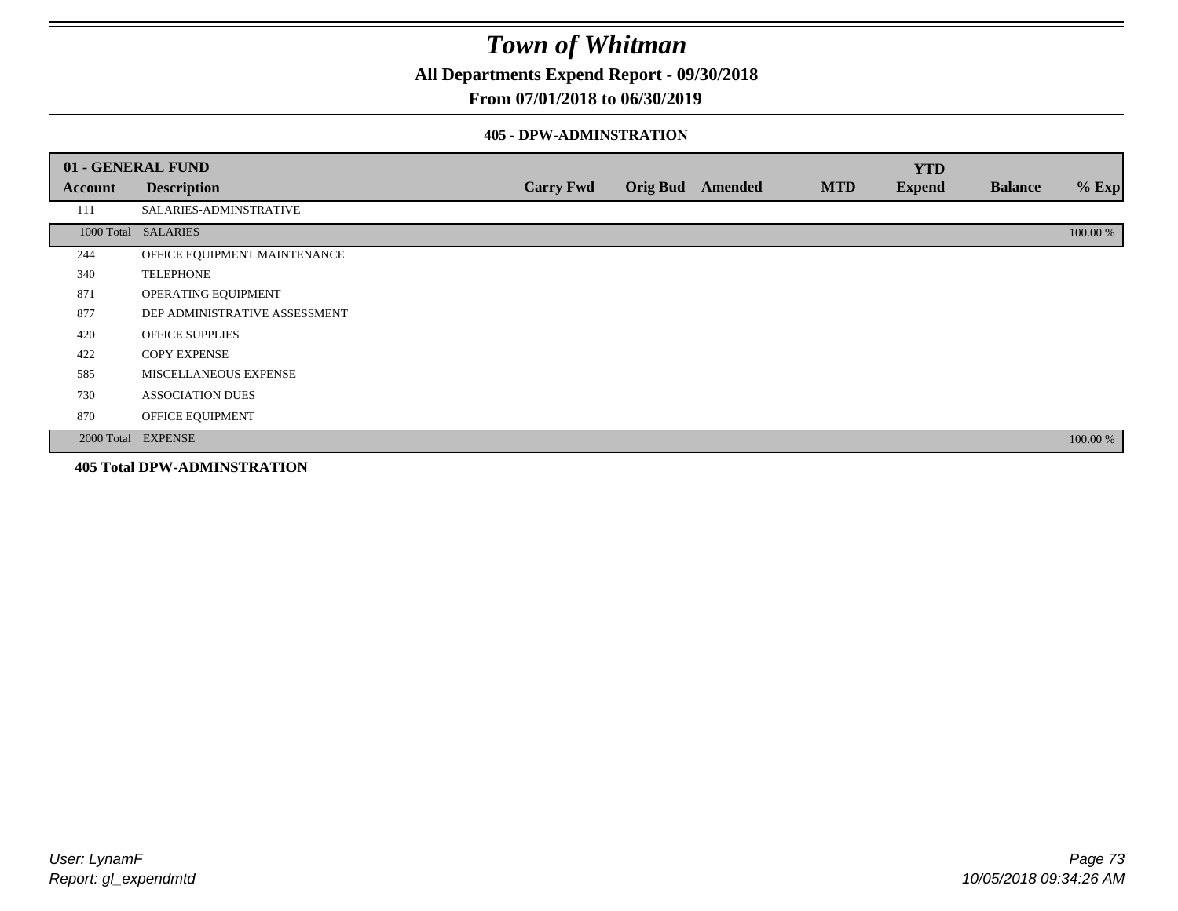# Town of Whitman

**All Departments Expend Report - 09/30/2018**

**From 07/01/2018 to 06/30/2019**

### 405 - DPW-ADMINSTRATION

| 01 - GENERAL FUND | | | | | | YTD | | |
|---|---|---|---|---|---|---|---|---|
| **Account** | **Description** | **Carry Fwd** | **Orig Bud** | **Amended** | **MTD** | **Expend** | **Balance** | **% Exp** |
| 111 | SALARIES-ADMINSTRATIVE | | | | | | | |
| 1000 Total | SALARIES | | | | | | | 100.00 % |
| 244 | OFFICE EQUIPMENT MAINTENANCE | | | | | | | |
| 340 | TELEPHONE | | | | | | | |
| 871 | OPERATING EQUIPMENT | | | | | | | |
| 877 | DEP ADMINISTRATIVE ASSESSMENT | | | | | | | |
| 420 | OFFICE SUPPLIES | | | | | | | |
| 422 | COPY EXPENSE | | | | | | | |
| 585 | MISCELLANEOUS EXPENSE | | | | | | | |
| 730 | ASSOCIATION DUES | | | | | | | |
| 870 | OFFICE EQUIPMENT | | | | | | | |
| 2000 Total | EXPENSE | | | | | | | 100.00 % |

**405 Total DPW-ADMINSTRATION**

*User: LynamF*
*Report: gl_expendmtd*

*10/05/2018 09:34:26 AM*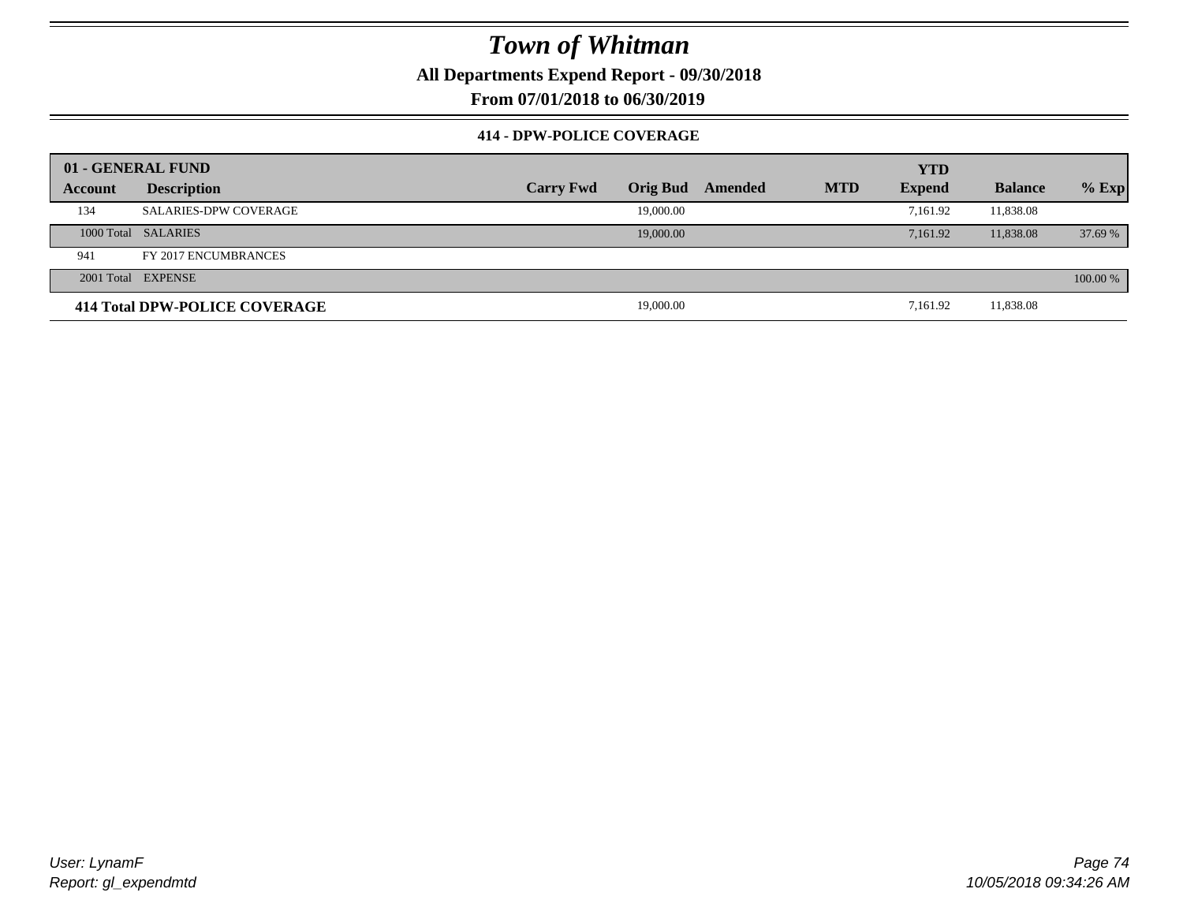# Town of Whitman

**All Departments Expend Report - 09/30/2018**

**From 07/01/2018 to 06/30/2019**

### 414 - DPW-POLICE COVERAGE

| 01 - GENERAL FUND | | | | | | YTD | | |
|---|---|---|---|---|---|---|---|---|
| **Account** | **Description** | **Carry Fwd** | **Orig Bud** | **Amended** | **MTD** | **Expend** | **Balance** | **% Exp** |
| 134 | SALARIES-DPW COVERAGE | | 19,000.00 | | | 7,161.92 | 11,838.08 | |
| 1000 Total | SALARIES | | 19,000.00 | | | 7,161.92 | 11,838.08 | 37.69 % |
| 941 | FY 2017 ENCUMBRANCES | | | | | | | |
| 2001 Total | EXPENSE | | | | | | | 100.00 % |
| **414 Total DPW-POLICE COVERAGE** | | | 19,000.00 | | | 7,161.92 | 11,838.08 | |

*User: LynamF*
*Report: gl_expendmtd*

*10/05/2018 09:34:26 AM*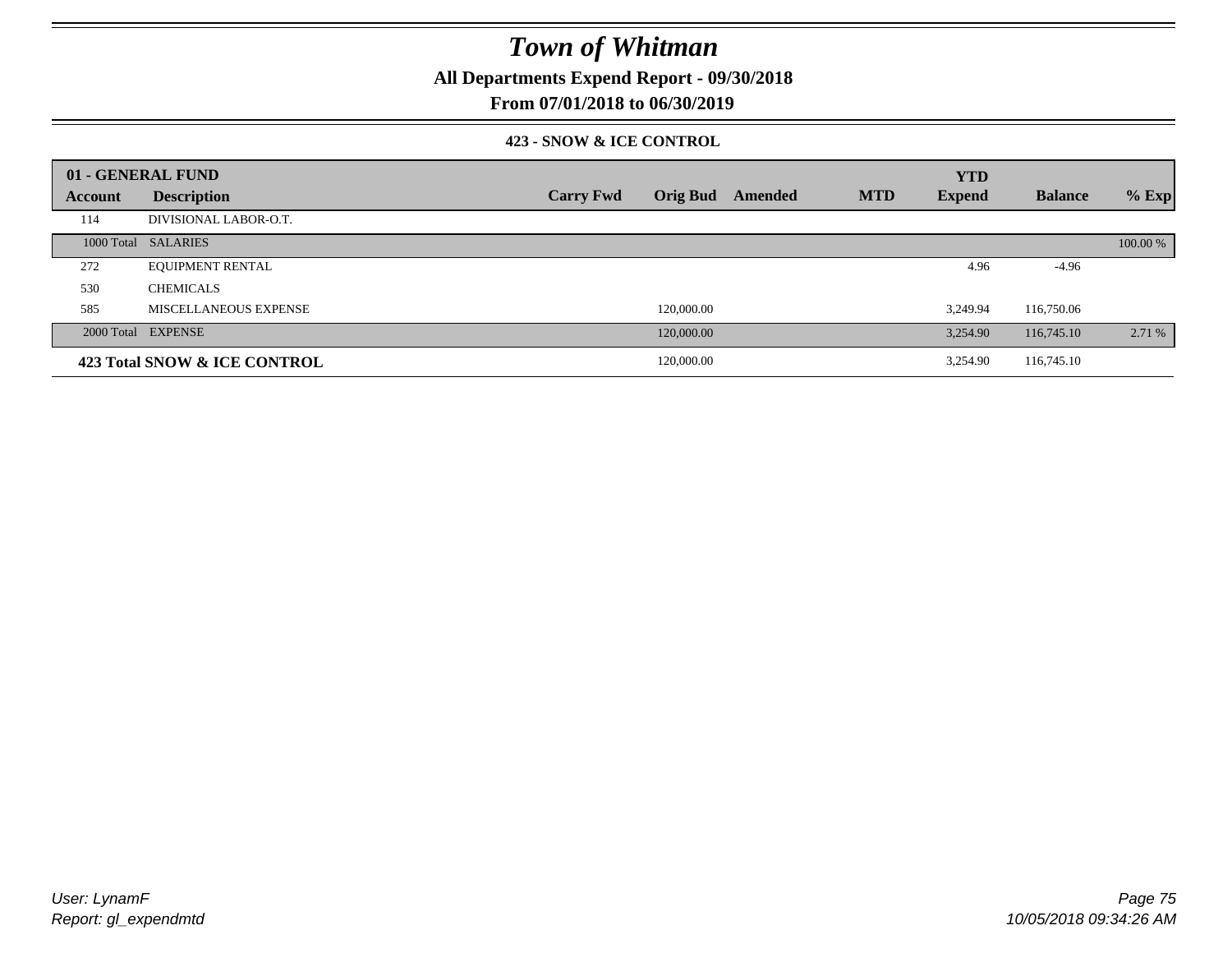# Town of Whitman

## All Departments Expend Report - 09/30/2018

## From 07/01/2018 to 06/30/2019

### 423 - SNOW & ICE CONTROL

| 01 - GENERAL FUND | | | | | | YTD | | |
|---|---|---|---|---|---|---|---|---|
| **Account** | **Description** | **Carry Fwd** | **Orig Bud** | **Amended** | **MTD** | **Expend** | **Balance** | **% Exp** |
| 114 | DIVISIONAL LABOR-O.T. | | | | | | | |
| 1000 Total | SALARIES | | | | | | | 100.00 % |
| 272 | EQUIPMENT RENTAL | | | | | 4.96 | -4.96 | |
| 530 | CHEMICALS | | | | | | | |
| 585 | MISCELLANEOUS EXPENSE | | 120,000.00 | | | 3,249.94 | 116,750.06 | |
| 2000 Total | EXPENSE | | 120,000.00 | | | 3,254.90 | 116,745.10 | 2.71 % |
| **423 Total SNOW & ICE CONTROL** | | | 120,000.00 | | | 3,254.90 | 116,745.10 | |

*User: LynamF*
*Report: gl_expendmtd*

*10/05/2018 09:34:26 AM*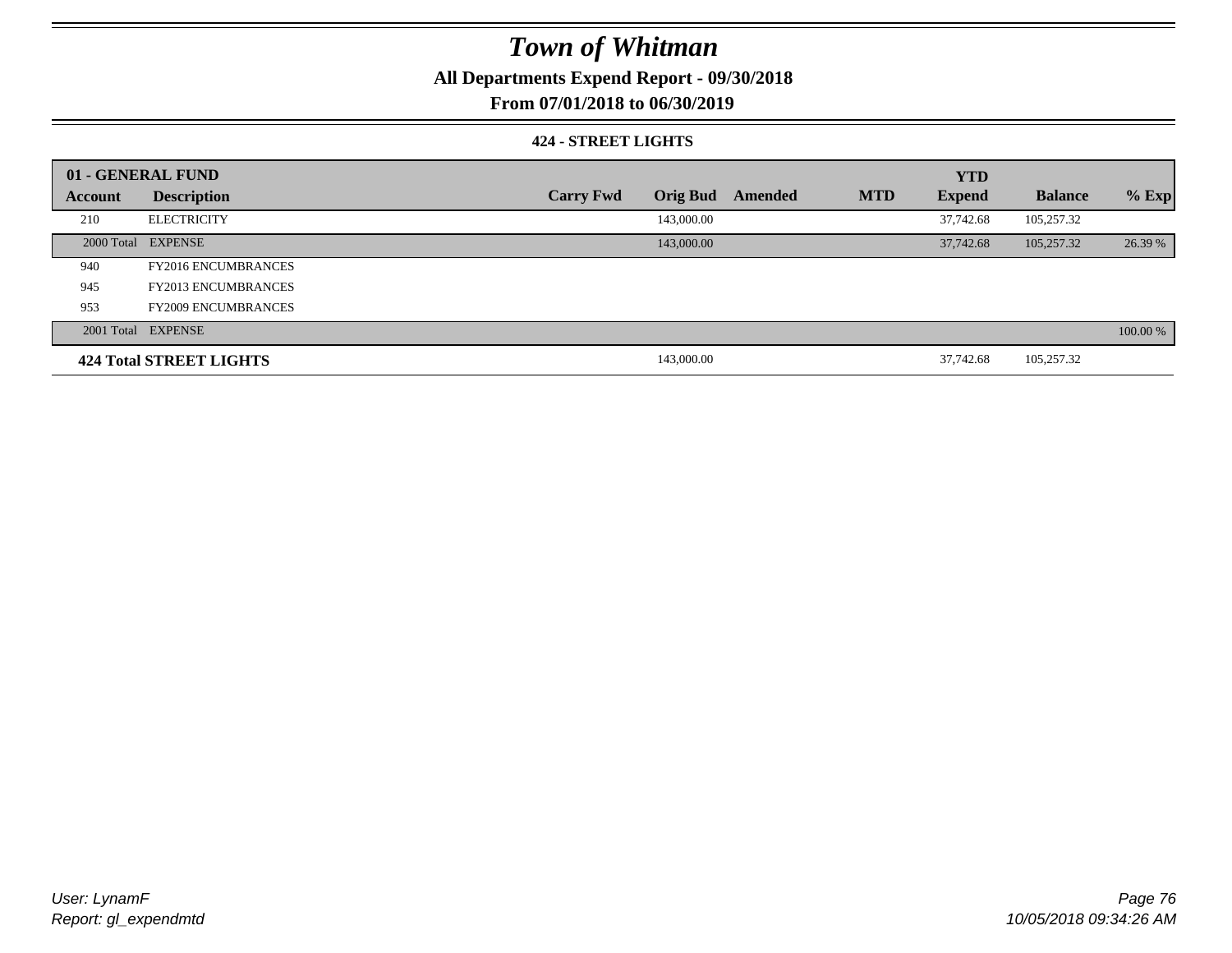# Town of Whitman

**All Departments Expend Report - 09/30/2018**

**From 07/01/2018 to 06/30/2019**

**424 - STREET LIGHTS**

| 01 - GENERAL FUND | | | | | | YTD | | |
|---|---|---|---|---|---|---|---|---|
| **Account** | **Description** | **Carry Fwd** | **Orig Bud** | **Amended** | **MTD** | **Expend** | **Balance** | **% Exp** |
| 210 | ELECTRICITY | | 143,000.00 | | | 37,742.68 | 105,257.32 | |
| 2000 Total | EXPENSE | | 143,000.00 | | | 37,742.68 | 105,257.32 | 26.39 % |
| 940 | FY2016 ENCUMBRANCES | | | | | | | |
| 945 | FY2013 ENCUMBRANCES | | | | | | | |
| 953 | FY2009 ENCUMBRANCES | | | | | | | |
| 2001 Total | EXPENSE | | | | | | | 100.00 % |
| **424 Total STREET LIGHTS** | | | 143,000.00 | | | 37,742.68 | 105,257.32 | |

*User: LynamF*
*Report: gl_expendmtd*

*10/05/2018 09:34:26 AM*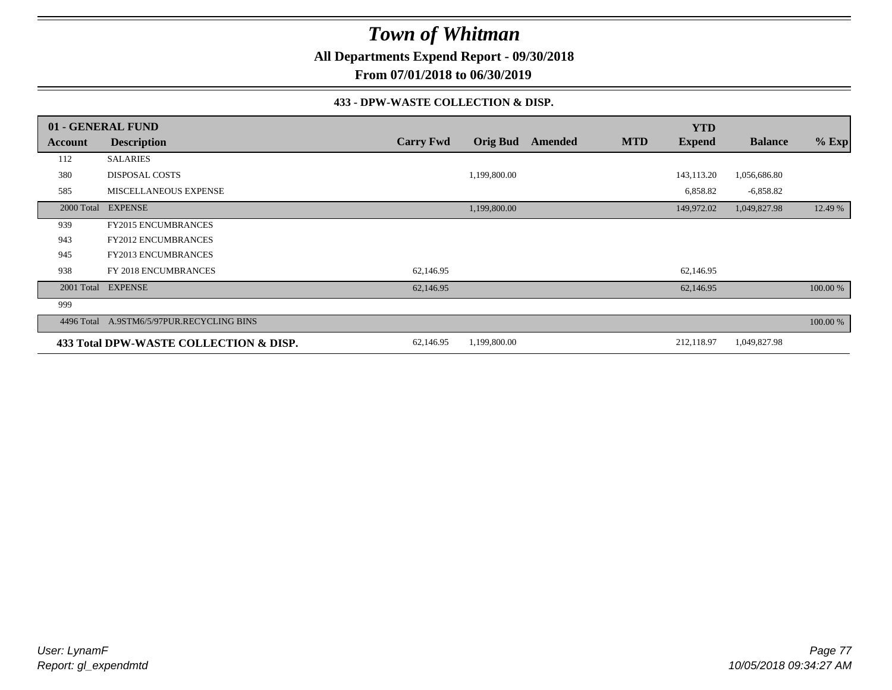# Town of Whitman

**All Departments Expend Report - 09/30/2018**

**From 07/01/2018 to 06/30/2019**

### 433 - DPW-WASTE COLLECTION & DISP.

| 01 - GENERAL FUND | | | | | | YTD | | |
|---|---|---|---|---|---|---|---|---|
| **Account** | **Description** | **Carry Fwd** | **Orig Bud** | **Amended** | **MTD** | **Expend** | **Balance** | **% Exp** |
| 112 | SALARIES | | | | | | | |
| 380 | DISPOSAL COSTS | | 1,199,800.00 | | | 143,113.20 | 1,056,686.80 | |
| 585 | MISCELLANEOUS EXPENSE | | | | | 6,858.82 | -6,858.82 | |
| 2000 Total | EXPENSE | | 1,199,800.00 | | | 149,972.02 | 1,049,827.98 | 12.49 % |
| 939 | FY2015 ENCUMBRANCES | | | | | | | |
| 943 | FY2012 ENCUMBRANCES | | | | | | | |
| 945 | FY2013 ENCUMBRANCES | | | | | | | |
| 938 | FY 2018 ENCUMBRANCES | 62,146.95 | | | | 62,146.95 | | |
| 2001 Total | EXPENSE | 62,146.95 | | | | 62,146.95 | | 100.00 % |
| 999 | | | | | | | | |
| 4496 Total | A.9STM6/5/97PUR.RECYCLING BINS | | | | | | | 100.00 % |
| **433 Total DPW-WASTE COLLECTION & DISP.** | | 62,146.95 | 1,199,800.00 | | | 212,118.97 | 1,049,827.98 | |

*User: LynamF*
*Report: gl_expendmtd*

*10/05/2018 09:34:27 AM*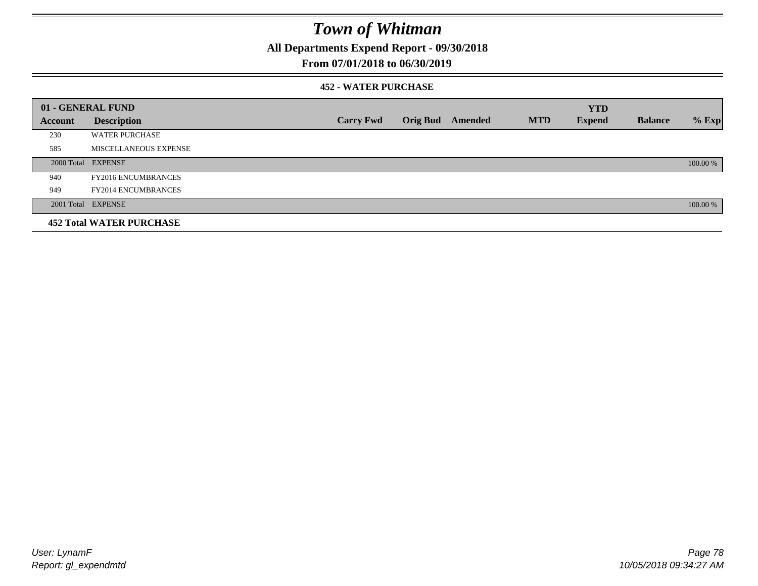# Town of Whitman

## All Departments Expend Report - 09/30/2018

## From 07/01/2018 to 06/30/2019

### 452 - WATER PURCHASE

| 01 - GENERAL FUND | | | | | | | | | |
|---|---|---|---|---|---|---|---|---|---|
| **Account** | **Description** | **Carry Fwd** | **Orig Bud** | **Amended** | **MTD** | **YTD Expend** | **Balance** | **% Exp** |
| 230 | WATER PURCHASE | | | | | | | |
| 585 | MISCELLANEOUS EXPENSE | | | | | | | |
| 2000 Total | EXPENSE | | | | | | | 100.00 % |
| 940 | FY2016 ENCUMBRANCES | | | | | | | |
| 949 | FY2014 ENCUMBRANCES | | | | | | | |
| 2001 Total | EXPENSE | | | | | | | 100.00 % |
| **452 Total WATER PURCHASE** | | | | | | | | |

User: LynamF
Report: gl_expendmtd

10/05/2018 09:34:27 AM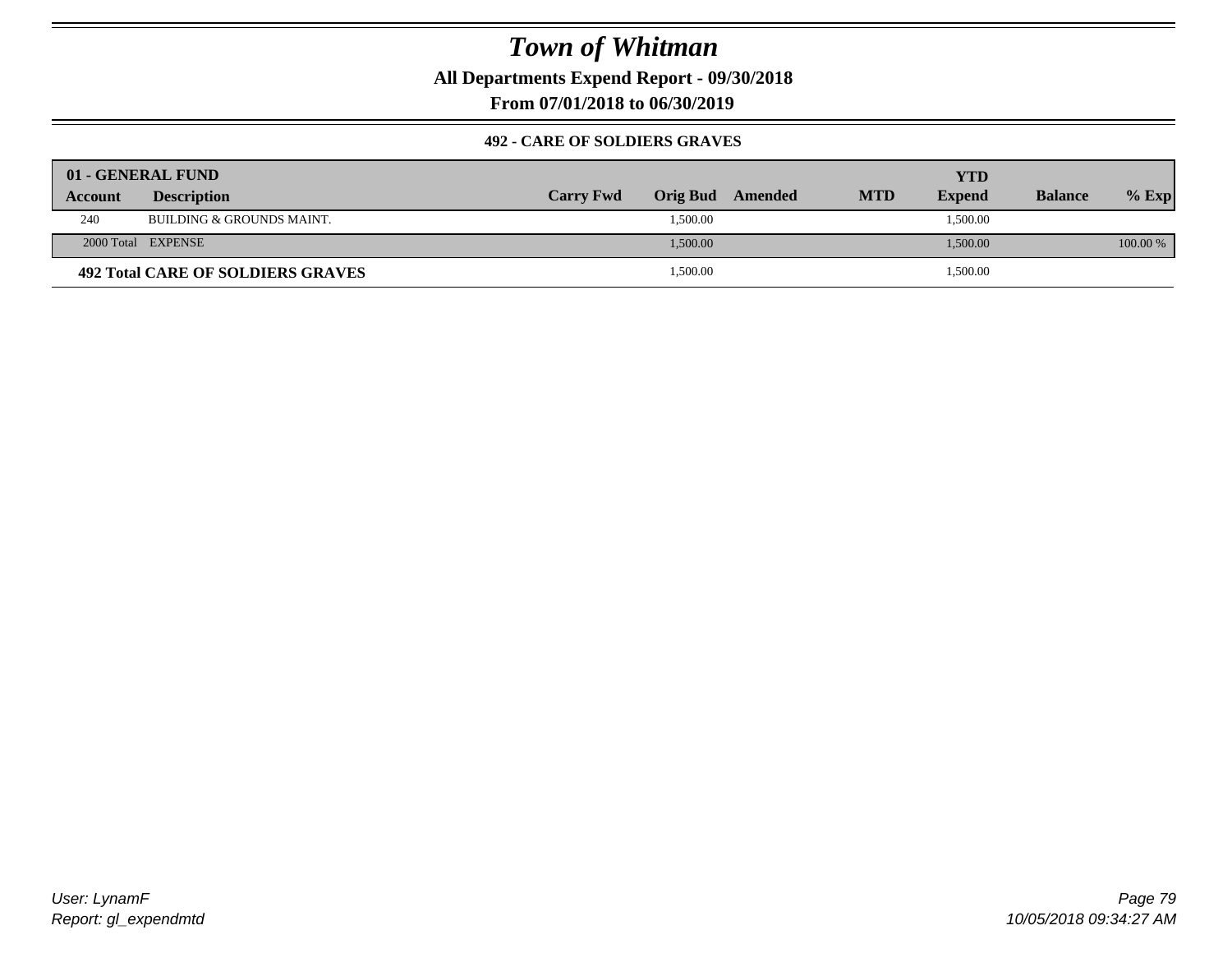# Town of Whitman

**All Departments Expend Report - 09/30/2018**

**From 07/01/2018 to 06/30/2019**

### 492 - CARE OF SOLDIERS GRAVES

| 01 - GENERAL FUND | | | | | | YTD | | |
|---|---|---|---|---|---|---|---|---|
| **Account** | **Description** | **Carry Fwd** | **Orig Bud** | **Amended** | **MTD** | **Expend** | **Balance** | **% Exp** |
| 240 | BUILDING & GROUNDS MAINT. | | 1,500.00 | | | 1,500.00 | | |
| 2000 Total | EXPENSE | | 1,500.00 | | | 1,500.00 | | 100.00 % |
| **492 Total CARE OF SOLDIERS GRAVES** | | | 1,500.00 | | | 1,500.00 | | |

User: LynamF
Report: gl_expendmtd

10/05/2018 09:34:27 AM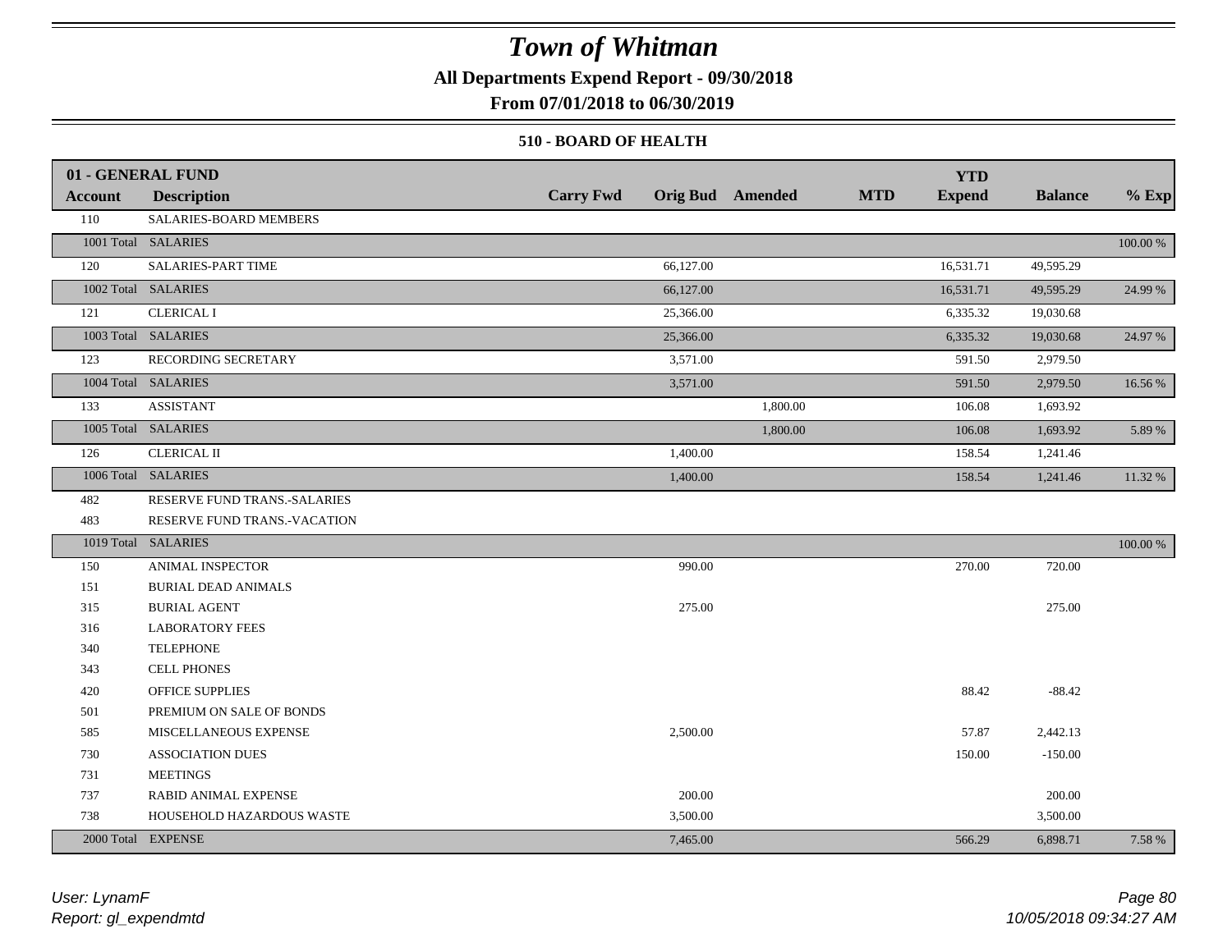# *Town of Whitman*

**All Departments Expend Report - 09/30/2018**

**From 07/01/2018 to 06/30/2019**

### 510 - BOARD OF HEALTH

| **01 - GENERAL FUND** | | | | | | | | |
|---|---|---|---|---|---|---|---|---|
| **Account** | **Description** | **Carry Fwd** | **Orig Bud** | **Amended** | **MTD** | **YTD Expend** | **Balance** | **% Exp** |
| 110 | SALARIES-BOARD MEMBERS | | | | | | | |
| 1001 Total | SALARIES | | | | | | | 100.00 % |
| 120 | SALARIES-PART TIME | | 66,127.00 | | | 16,531.71 | 49,595.29 | |
| 1002 Total | SALARIES | | 66,127.00 | | | 16,531.71 | 49,595.29 | 24.99 % |
| 121 | CLERICAL I | | 25,366.00 | | | 6,335.32 | 19,030.68 | |
| 1003 Total | SALARIES | | 25,366.00 | | | 6,335.32 | 19,030.68 | 24.97 % |
| 123 | RECORDING SECRETARY | | 3,571.00 | | | 591.50 | 2,979.50 | |
| 1004 Total | SALARIES | | 3,571.00 | | | 591.50 | 2,979.50 | 16.56 % |
| 133 | ASSISTANT | | | 1,800.00 | | 106.08 | 1,693.92 | |
| 1005 Total | SALARIES | | | 1,800.00 | | 106.08 | 1,693.92 | 5.89 % |
| 126 | CLERICAL II | | 1,400.00 | | | 158.54 | 1,241.46 | |
| 1006 Total | SALARIES | | 1,400.00 | | | 158.54 | 1,241.46 | 11.32 % |
| 482 | RESERVE FUND TRANS.-SALARIES | | | | | | | |
| 483 | RESERVE FUND TRANS.-VACATION | | | | | | | |
| 1019 Total | SALARIES | | | | | | | 100.00 % |
| 150 | ANIMAL INSPECTOR | | 990.00 | | | 270.00 | 720.00 | |
| 151 | BURIAL DEAD ANIMALS | | | | | | | |
| 315 | BURIAL AGENT | | 275.00 | | | | 275.00 | |
| 316 | LABORATORY FEES | | | | | | | |
| 340 | TELEPHONE | | | | | | | |
| 343 | CELL PHONES | | | | | | | |
| 420 | OFFICE SUPPLIES | | | | | 88.42 | -88.42 | |
| 501 | PREMIUM ON SALE OF BONDS | | | | | | | |
| 585 | MISCELLANEOUS EXPENSE | | 2,500.00 | | | 57.87 | 2,442.13 | |
| 730 | ASSOCIATION DUES | | | | | 150.00 | -150.00 | |
| 731 | MEETINGS | | | | | | | |
| 737 | RABID ANIMAL EXPENSE | | 200.00 | | | | 200.00 | |
| 738 | HOUSEHOLD HAZARDOUS WASTE | | 3,500.00 | | | | 3,500.00 | |
| 2000 Total | EXPENSE | | 7,465.00 | | | 566.29 | 6,898.71 | 7.58 % |

*User: LynamF*
*Report: gl_expendmtd*

*10/05/2018 09:34:27 AM*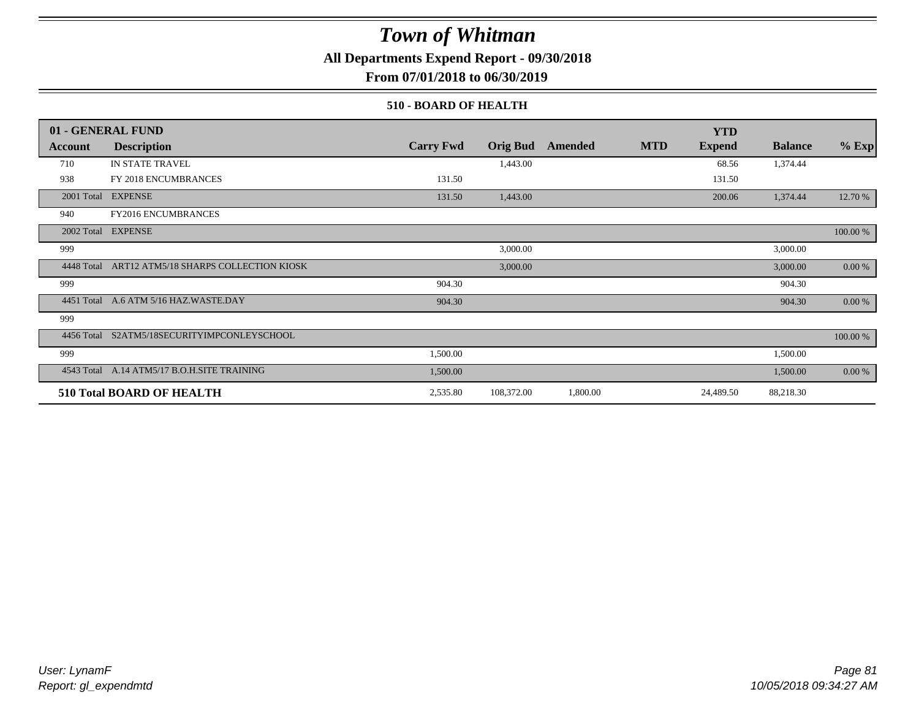# Town of Whitman

**All Departments Expend Report - 09/30/2018**

**From 07/01/2018 to 06/30/2019**

**510 - BOARD OF HEALTH**

| 01 - GENERAL FUND | | | | | | YTD | | |
|---|---|---|---|---|---|---|---|---|
| **Account** | **Description** | **Carry Fwd** | **Orig Bud** | **Amended** | **MTD** | **Expend** | **Balance** | **% Exp** |
| 710 | IN STATE TRAVEL | | 1,443.00 | | | 68.56 | 1,374.44 | |
| 938 | FY 2018 ENCUMBRANCES | 131.50 | | | | 131.50 | | |
| 2001 Total | EXPENSE | 131.50 | 1,443.00 | | | 200.06 | 1,374.44 | 12.70 % |
| 940 | FY2016 ENCUMBRANCES | | | | | | | |
| 2002 Total | EXPENSE | | | | | | | 100.00 % |
| 999 | | | 3,000.00 | | | | 3,000.00 | |
| 4448 Total | ART12 ATM5/18 SHARPS COLLECTION KIOSK | | 3,000.00 | | | | 3,000.00 | 0.00 % |
| 999 | | 904.30 | | | | | 904.30 | |
| 4451 Total | A.6 ATM 5/16 HAZ.WASTE.DAY | 904.30 | | | | | 904.30 | 0.00 % |
| 999 | | | | | | | | |
| 4456 Total | S2ATM5/18SECURITYIMPCONLEYSCHOOL | | | | | | | 100.00 % |
| 999 | | 1,500.00 | | | | | 1,500.00 | |
| 4543 Total | A.14 ATM5/17 B.O.H.SITE TRAINING | 1,500.00 | | | | | 1,500.00 | 0.00 % |
| **510 Total BOARD OF HEALTH** | | 2,535.80 | 108,372.00 | 1,800.00 | | 24,489.50 | 88,218.30 | |

*User: LynamF*
*Report: gl_expendmtd*

*10/05/2018 09:34:27 AM*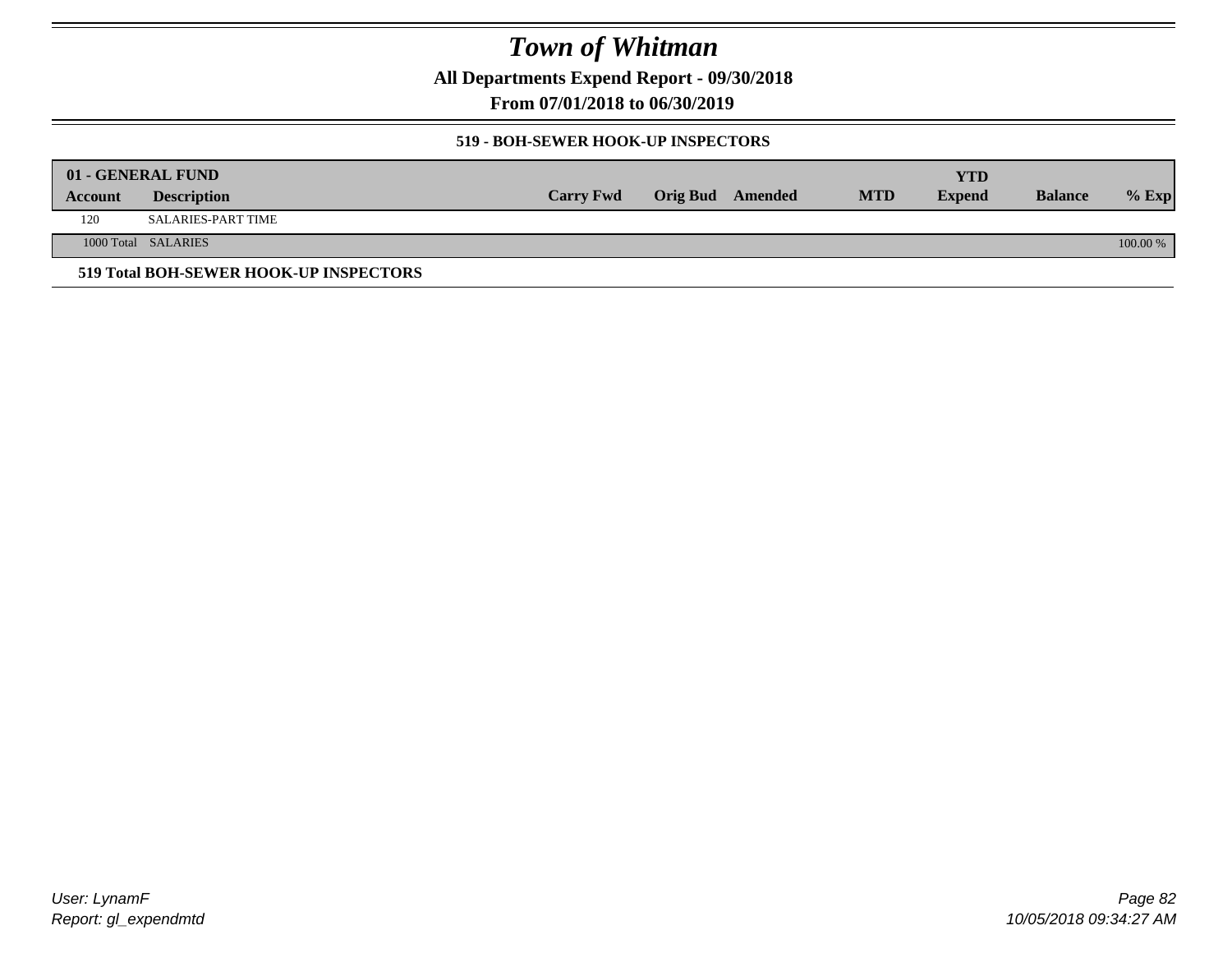# Town of Whitman

**All Departments Expend Report - 09/30/2018**

**From 07/01/2018 to 06/30/2019**

### 519 - BOH-SEWER HOOK-UP INSPECTORS

| 01 - GENERAL FUND | | | | | | | | |
|---|---|---|---|---|---|---|---|---|
| **Account** | **Description** | **Carry Fwd** | **Orig Bud** | **Amended** | **MTD** | **YTD Expend** | **Balance** | **% Exp** |
| 120 | SALARIES-PART TIME | | | | | | | |
| 1000 Total | SALARIES | | | | | | | 100.00 % |

**519 Total BOH-SEWER HOOK-UP INSPECTORS**

*User: LynamF*
*Report: gl_expendmtd*

*10/05/2018 09:34:27 AM*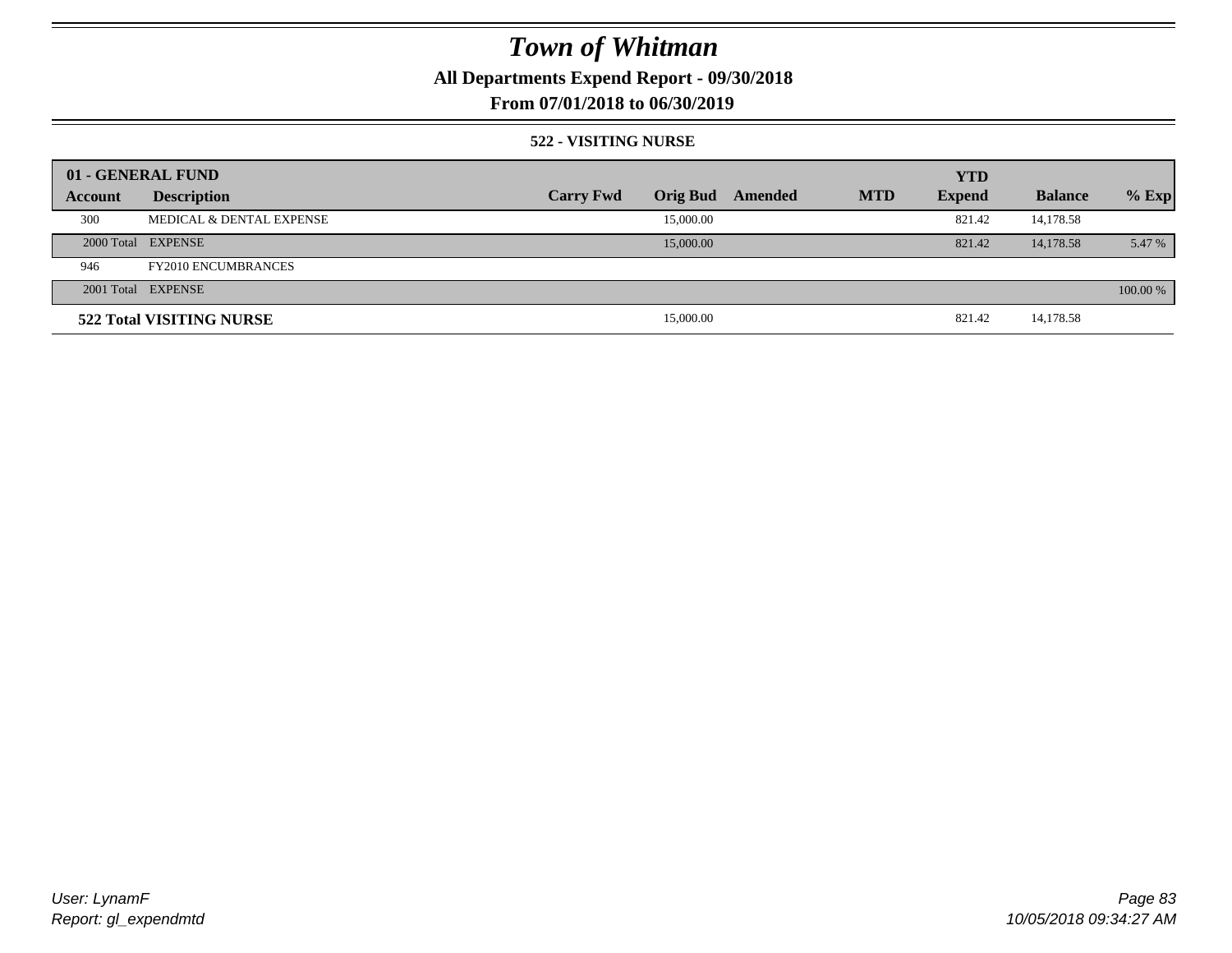# Town of Whitman

**All Departments Expend Report - 09/30/2018**

**From 07/01/2018 to 06/30/2019**

**522 - VISITING NURSE**

| 01 - GENERAL FUND | | | | | | | | |
|---|---|---|---|---|---|---|---|---|
| **Account** | **Description** | **Carry Fwd** | **Orig Bud** | **Amended** | **MTD** | **YTD Expend** | **Balance** | **% Exp** |
| 300 | MEDICAL & DENTAL EXPENSE | | 15,000.00 | | | 821.42 | 14,178.58 | |
| 2000 Total | EXPENSE | | 15,000.00 | | | 821.42 | 14,178.58 | 5.47 % |
| 946 | FY2010 ENCUMBRANCES | | | | | | | |
| 2001 Total | EXPENSE | | | | | | | 100.00 % |
| **522 Total VISITING NURSE** | | | 15,000.00 | | | 821.42 | 14,178.58 | |

User: LynamF
Report: gl_expendmtd

10/05/2018 09:34:27 AM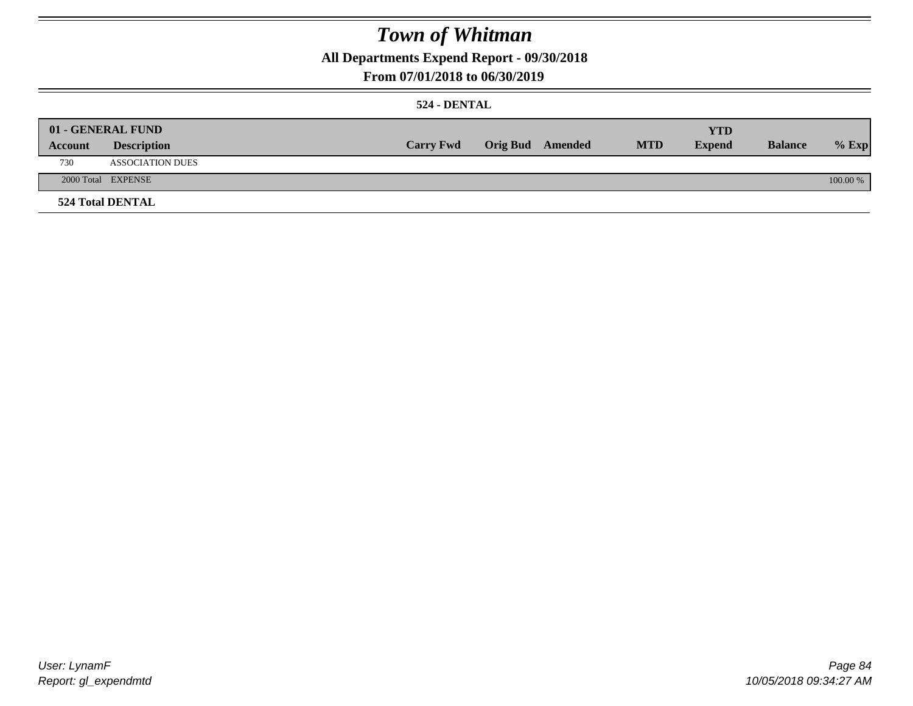# Town of Whitman

**All Departments Expend Report - 09/30/2018**

**From 07/01/2018 to 06/30/2019**

**524 - DENTAL**

| 01 - GENERAL FUND | | | | | | | | |
|---|---|---|---|---|---|---|---|---|
| Account | Description | Carry Fwd | Orig Bud | Amended | MTD | YTD Expend | Balance | % Exp |
| 730 | ASSOCIATION DUES | | | | | | | |
| 2000 Total | EXPENSE | | | | | | | 100.00 % |

**524 Total DENTAL**

User: LynamF
Report: gl_expendmtd

10/05/2018 09:34:27 AM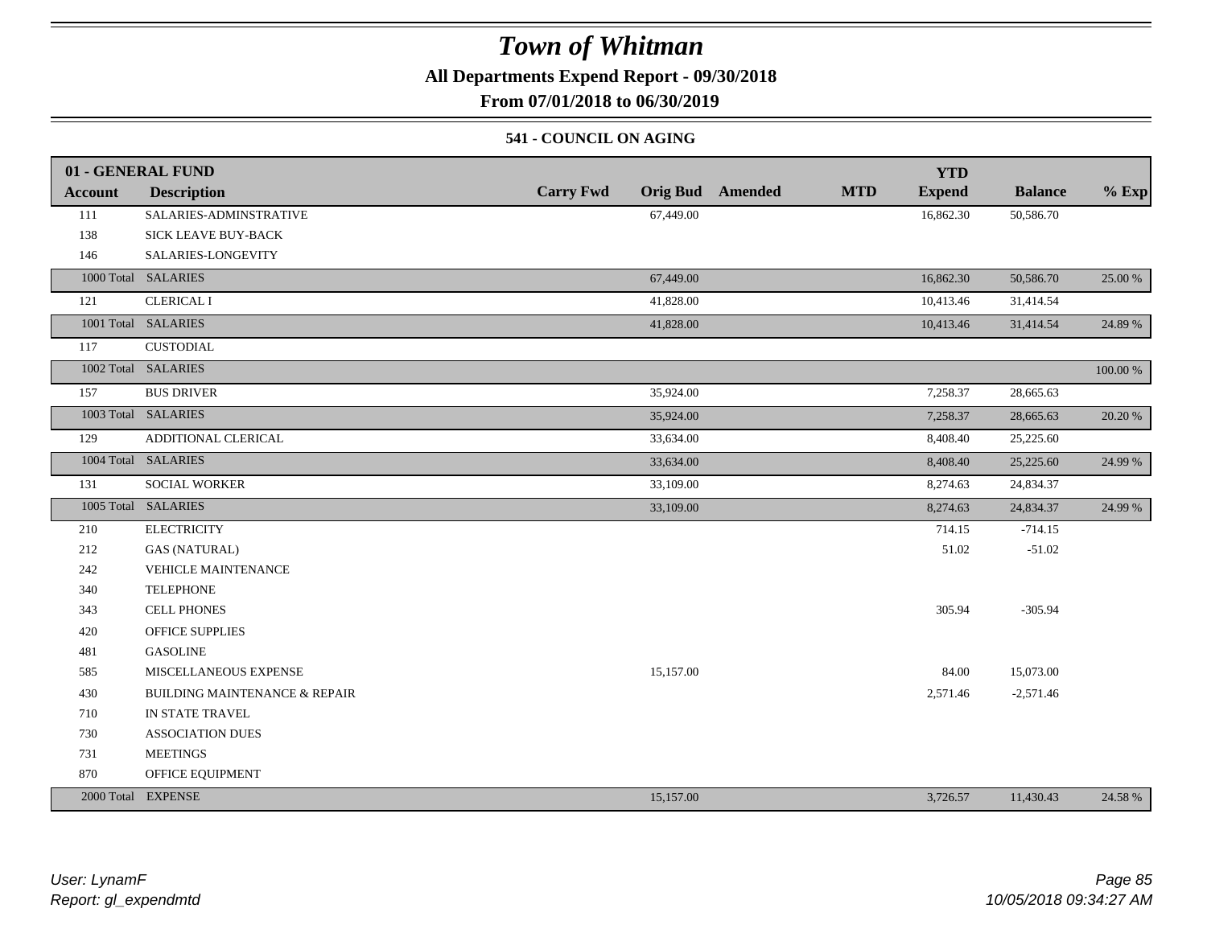# Town of Whitman

**All Departments Expend Report - 09/30/2018**

**From 07/01/2018 to 06/30/2019**

**541 - COUNCIL ON AGING**

| 01 - GENERAL FUND | | | | | | YTD | | |
|---|---|---|---|---|---|---|---|---|
| **Account** | **Description** | **Carry Fwd** | **Orig Bud** | **Amended** | **MTD** | **Expend** | **Balance** | **% Exp** |
| 111 | SALARIES-ADMINSTRATIVE | | 67,449.00 | | | 16,862.30 | 50,586.70 | |
| 138 | SICK LEAVE BUY-BACK | | | | | | | |
| 146 | SALARIES-LONGEVITY | | | | | | | |
| 1000 Total | SALARIES | | 67,449.00 | | | 16,862.30 | 50,586.70 | 25.00 % |
| 121 | CLERICAL I | | 41,828.00 | | | 10,413.46 | 31,414.54 | |
| 1001 Total | SALARIES | | 41,828.00 | | | 10,413.46 | 31,414.54 | 24.89 % |
| 117 | CUSTODIAL | | | | | | | |
| 1002 Total | SALARIES | | | | | | | 100.00 % |
| 157 | BUS DRIVER | | 35,924.00 | | | 7,258.37 | 28,665.63 | |
| 1003 Total | SALARIES | | 35,924.00 | | | 7,258.37 | 28,665.63 | 20.20 % |
| 129 | ADDITIONAL CLERICAL | | 33,634.00 | | | 8,408.40 | 25,225.60 | |
| 1004 Total | SALARIES | | 33,634.00 | | | 8,408.40 | 25,225.60 | 24.99 % |
| 131 | SOCIAL WORKER | | 33,109.00 | | | 8,274.63 | 24,834.37 | |
| 1005 Total | SALARIES | | 33,109.00 | | | 8,274.63 | 24,834.37 | 24.99 % |
| 210 | ELECTRICITY | | | | | 714.15 | -714.15 | |
| 212 | GAS (NATURAL) | | | | | 51.02 | -51.02 | |
| 242 | VEHICLE MAINTENANCE | | | | | | | |
| 340 | TELEPHONE | | | | | | | |
| 343 | CELL PHONES | | | | | 305.94 | -305.94 | |
| 420 | OFFICE SUPPLIES | | | | | | | |
| 481 | GASOLINE | | | | | | | |
| 585 | MISCELLANEOUS EXPENSE | | 15,157.00 | | | 84.00 | 15,073.00 | |
| 430 | BUILDING MAINTENANCE & REPAIR | | | | | 2,571.46 | -2,571.46 | |
| 710 | IN STATE TRAVEL | | | | | | | |
| 730 | ASSOCIATION DUES | | | | | | | |
| 731 | MEETINGS | | | | | | | |
| 870 | OFFICE EQUIPMENT | | | | | | | |
| 2000 Total | EXPENSE | | 15,157.00 | | | 3,726.57 | 11,430.43 | 24.58 % |

*User: LynamF*
*Report: gl_expendmtd*

*10/05/2018 09:34:27 AM*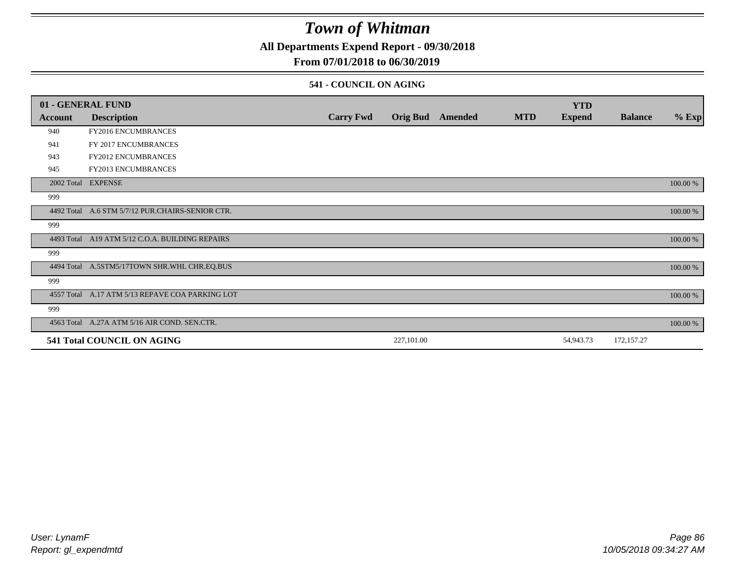# Town of Whitman

**All Departments Expend Report - 09/30/2018**

**From 07/01/2018 to 06/30/2019**

### 541 - COUNCIL ON AGING

| 01 - GENERAL FUND | | | | | | YTD | | |
|---|---|---|---|---|---|---|---|---|
| **Account** | **Description** | **Carry Fwd** | **Orig Bud** | **Amended** | **MTD** | **Expend** | **Balance** | **% Exp** |
| 940 | FY2016 ENCUMBRANCES | | | | | | | |
| 941 | FY 2017 ENCUMBRANCES | | | | | | | |
| 943 | FY2012 ENCUMBRANCES | | | | | | | |
| 945 | FY2013 ENCUMBRANCES | | | | | | | |
| 2002 Total | EXPENSE | | | | | | | 100.00 % |
| 999 | | | | | | | | |
| 4492 Total | A.6 STM 5/7/12 PUR.CHAIRS-SENIOR CTR. | | | | | | | 100.00 % |
| 999 | | | | | | | | |
| 4493 Total | A19 ATM 5/12 C.O.A. BUILDING REPAIRS | | | | | | | 100.00 % |
| 999 | | | | | | | | |
| 4494 Total | A.5STM5/17TOWN SHR.WHL CHR.EQ.BUS | | | | | | | 100.00 % |
| 999 | | | | | | | | |
| 4557 Total | A.17 ATM 5/13 REPAVE COA PARKING LOT | | | | | | | 100.00 % |
| 999 | | | | | | | | |
| 4563 Total | A.27A ATM 5/16 AIR COND. SEN.CTR. | | | | | | | 100.00 % |
| **541 Total COUNCIL ON AGING** | | | 227,101.00 | | | 54,943.73 | 172,157.27 | |

*User: LynamF*
*Report: gl_expendmtd*

*10/05/2018 09:34:27 AM*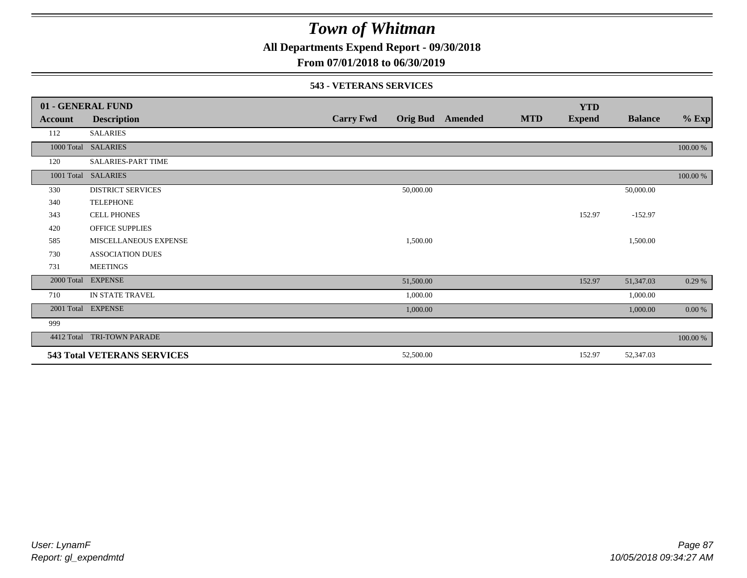# Town of Whitman

**All Departments Expend Report - 09/30/2018**

**From 07/01/2018 to 06/30/2019**

**543 - VETERANS SERVICES**

| 01 - GENERAL FUND | | | | | | YTD | | |
|---|---|---|---|---|---|---|---|---|
| **Account** | **Description** | **Carry Fwd** | **Orig Bud** | **Amended** | **MTD** | **Expend** | **Balance** | **% Exp** |
| 112 | SALARIES | | | | | | | |
| 1000 Total | SALARIES | | | | | | | 100.00 % |
| 120 | SALARIES-PART TIME | | | | | | | |
| 1001 Total | SALARIES | | | | | | | 100.00 % |
| 330 | DISTRICT SERVICES | | 50,000.00 | | | | 50,000.00 | |
| 340 | TELEPHONE | | | | | | | |
| 343 | CELL PHONES | | | | | 152.97 | -152.97 | |
| 420 | OFFICE SUPPLIES | | | | | | | |
| 585 | MISCELLANEOUS EXPENSE | | 1,500.00 | | | | 1,500.00 | |
| 730 | ASSOCIATION DUES | | | | | | | |
| 731 | MEETINGS | | | | | | | |
| 2000 Total | EXPENSE | | 51,500.00 | | | 152.97 | 51,347.03 | 0.29 % |
| 710 | IN STATE TRAVEL | | 1,000.00 | | | | 1,000.00 | |
| 2001 Total | EXPENSE | | 1,000.00 | | | | 1,000.00 | 0.00 % |
| 999 | | | | | | | | |
| 4412 Total | TRI-TOWN PARADE | | | | | | | 100.00 % |
| **543 Total VETERANS SERVICES** | | | 52,500.00 | | | 152.97 | 52,347.03 | |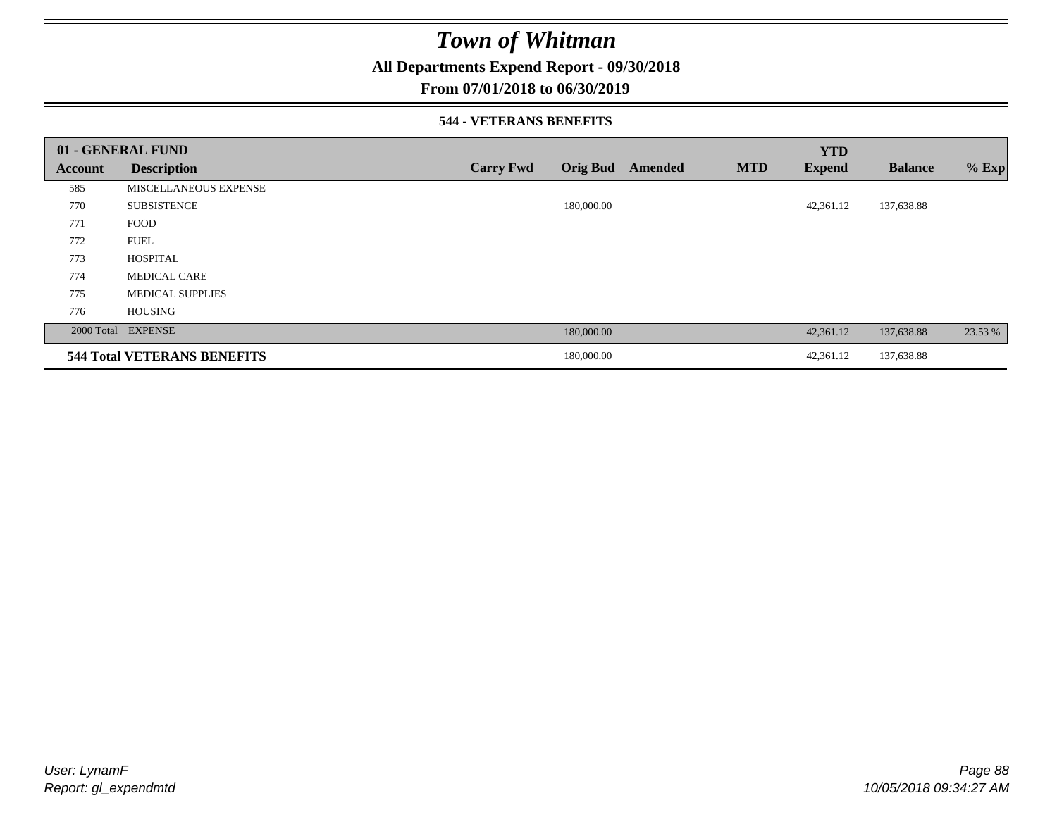# Town of Whitman

**All Departments Expend Report - 09/30/2018**

**From 07/01/2018 to 06/30/2019**

### 544 - VETERANS BENEFITS

| 01 - GENERAL FUND | | | | | | YTD | | |
|---|---|---|---|---|---|---|---|---|
| **Account** | **Description** | **Carry Fwd** | **Orig Bud** | **Amended** | **MTD** | **Expend** | **Balance** | **% Exp** |
| 585 | MISCELLANEOUS EXPENSE | | | | | | | |
| 770 | SUBSISTENCE | | 180,000.00 | | | 42,361.12 | 137,638.88 | |
| 771 | FOOD | | | | | | | |
| 772 | FUEL | | | | | | | |
| 773 | HOSPITAL | | | | | | | |
| 774 | MEDICAL CARE | | | | | | | |
| 775 | MEDICAL SUPPLIES | | | | | | | |
| 776 | HOUSING | | | | | | | |
| 2000 Total | EXPENSE | | 180,000.00 | | | 42,361.12 | 137,638.88 | 23.53 % |
| **544 Total VETERANS BENEFITS** | | | 180,000.00 | | | 42,361.12 | 137,638.88 | |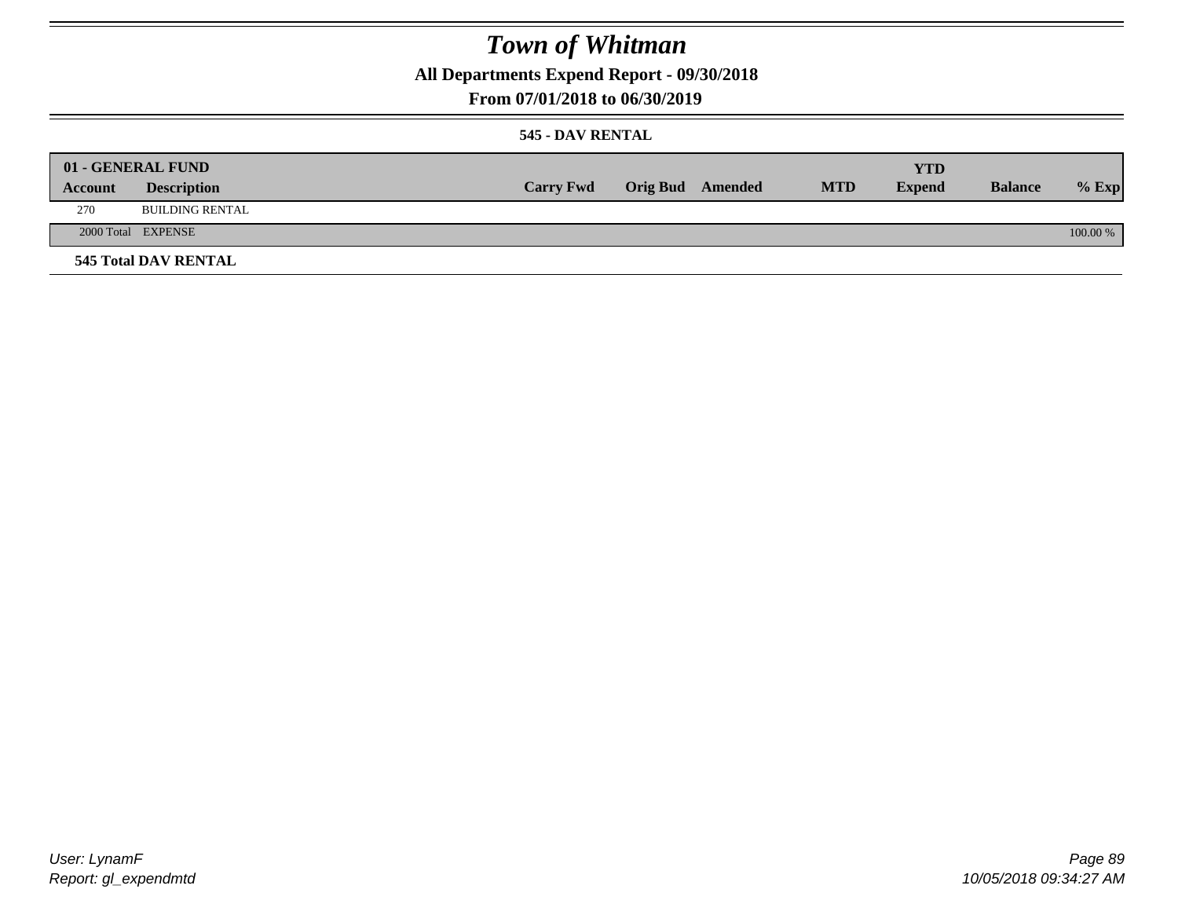# Town of Whitman

**All Departments Expend Report - 09/30/2018**

**From 07/01/2018 to 06/30/2019**

**545 - DAV RENTAL**

| 01 - GENERAL FUND | | | | | | | | |
|---|---|---|---|---|---|---|---|---|
| **Account** | **Description** | **Carry Fwd** | **Orig Bud** | **Amended** | **MTD** | **YTD Expend** | **Balance** | **% Exp** |
| 270 | BUILDING RENTAL | | | | | | | |
| 2000 Total | EXPENSE | | | | | | | 100.00 % |
| **545 Total DAV RENTAL** | | | | | | | | |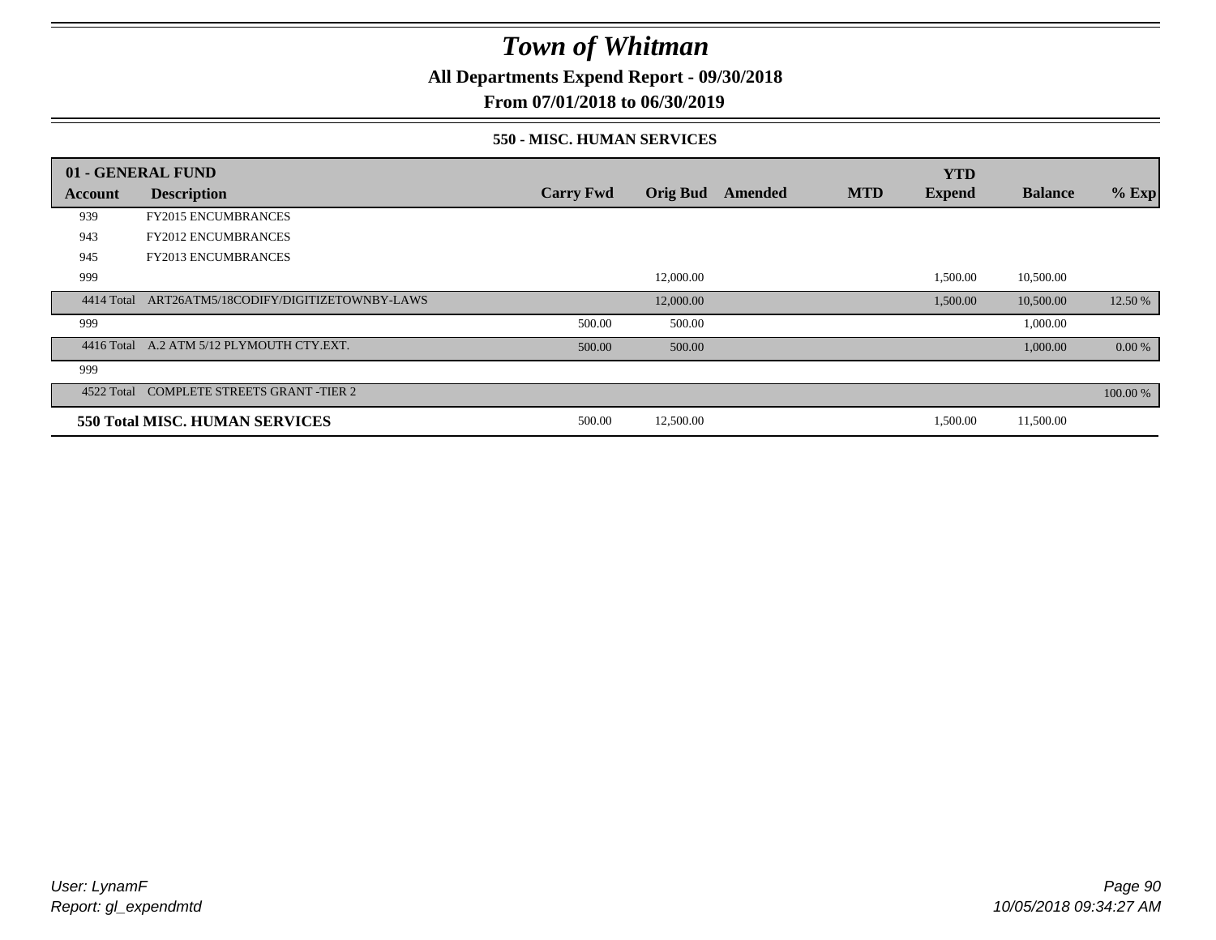# Town of Whitman

**All Departments Expend Report - 09/30/2018**

**From 07/01/2018 to 06/30/2019**

### 550 - MISC. HUMAN SERVICES

| 01 - GENERAL FUND | | | | | | YTD | | |
|---|---|---|---|---|---|---|---|---|
| **Account** | **Description** | **Carry Fwd** | **Orig Bud** | **Amended** | **MTD** | **Expend** | **Balance** | **% Exp** |
| 939 | FY2015 ENCUMBRANCES | | | | | | | |
| 943 | FY2012 ENCUMBRANCES | | | | | | | |
| 945 | FY2013 ENCUMBRANCES | | | | | | | |
| 999 | | | 12,000.00 | | | 1,500.00 | 10,500.00 | |
| 4414 Total | ART26ATM5/18CODIFY/DIGITIZETOWNBY-LAWS | | 12,000.00 | | | 1,500.00 | 10,500.00 | 12.50 % |
| 999 | | 500.00 | 500.00 | | | | 1,000.00 | |
| 4416 Total | A.2 ATM 5/12 PLYMOUTH CTY.EXT. | 500.00 | 500.00 | | | | 1,000.00 | 0.00 % |
| 999 | | | | | | | | |
| 4522 Total | COMPLETE STREETS GRANT -TIER 2 | | | | | | | 100.00 % |
| **550 Total MISC. HUMAN SERVICES** | | 500.00 | 12,500.00 | | | 1,500.00 | 11,500.00 | |

*User: LynamF*
*Report: gl_expendmtd*

*10/05/2018 09:34:27 AM*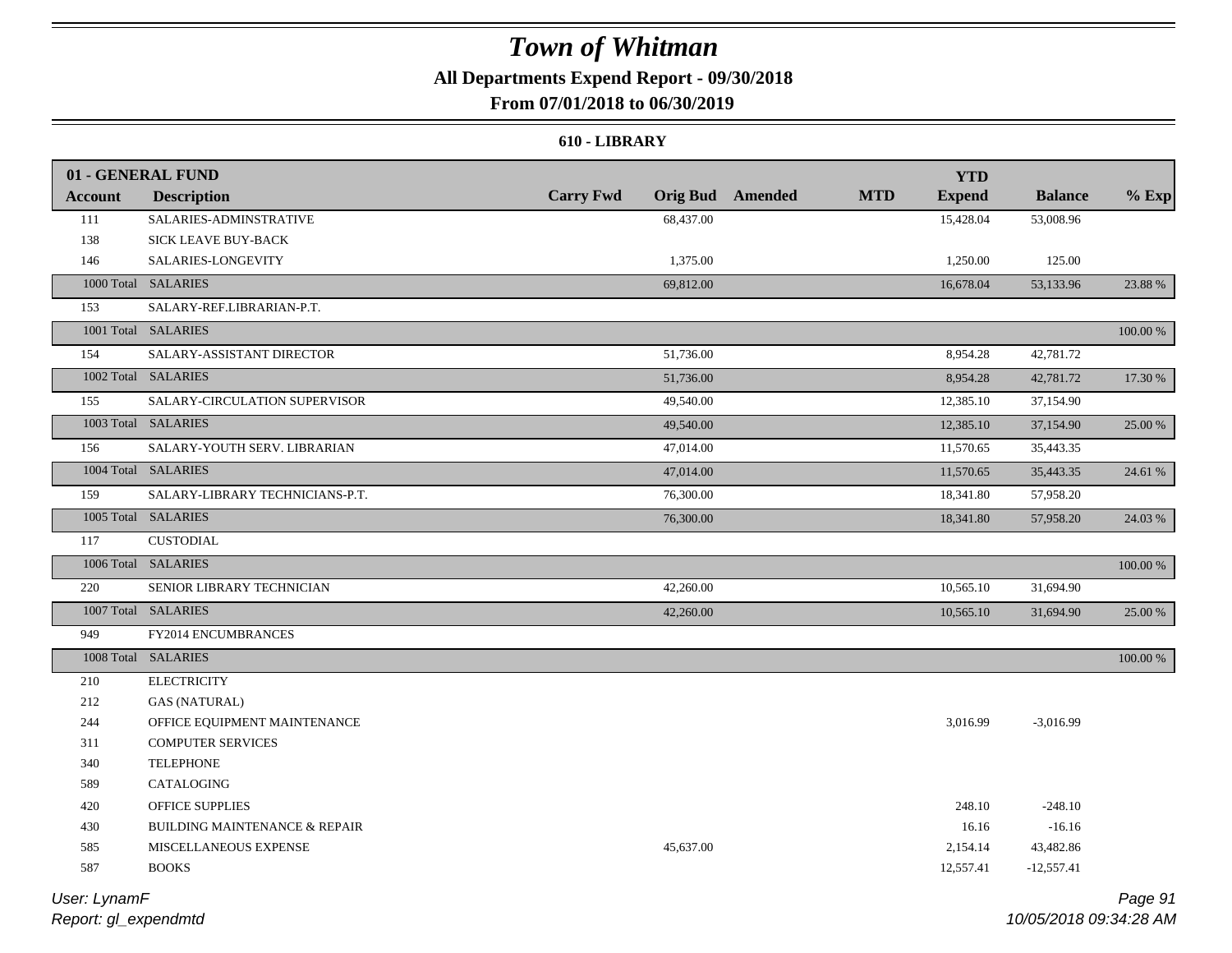# Town of Whitman

## All Departments Expend Report - 09/30/2018

### From 07/01/2018 to 06/30/2019

#### 610 - LIBRARY

| 01 - GENERAL FUND | | | | | | | | |
|---|---|---|---|---|---|---|---|---|
| **Account** | **Description** | **Carry Fwd** | **Orig Bud** | **Amended** | **MTD** | **YTD Expend** | **Balance** | **% Exp** |
| 111 | SALARIES-ADMINSTRATIVE | | 68,437.00 | | | 15,428.04 | 53,008.96 | |
| 138 | SICK LEAVE BUY-BACK | | | | | | | |
| 146 | SALARIES-LONGEVITY | | 1,375.00 | | | 1,250.00 | 125.00 | |
| 1000 Total | SALARIES | | 69,812.00 | | | 16,678.04 | 53,133.96 | 23.88 % |
| 153 | SALARY-REF.LIBRARIAN-P.T. | | | | | | | |
| 1001 Total | SALARIES | | | | | | | 100.00 % |
| 154 | SALARY-ASSISTANT DIRECTOR | | 51,736.00 | | | 8,954.28 | 42,781.72 | |
| 1002 Total | SALARIES | | 51,736.00 | | | 8,954.28 | 42,781.72 | 17.30 % |
| 155 | SALARY-CIRCULATION SUPERVISOR | | 49,540.00 | | | 12,385.10 | 37,154.90 | |
| 1003 Total | SALARIES | | 49,540.00 | | | 12,385.10 | 37,154.90 | 25.00 % |
| 156 | SALARY-YOUTH SERV. LIBRARIAN | | 47,014.00 | | | 11,570.65 | 35,443.35 | |
| 1004 Total | SALARIES | | 47,014.00 | | | 11,570.65 | 35,443.35 | 24.61 % |
| 159 | SALARY-LIBRARY TECHNICIANS-P.T. | | 76,300.00 | | | 18,341.80 | 57,958.20 | |
| 1005 Total | SALARIES | | 76,300.00 | | | 18,341.80 | 57,958.20 | 24.03 % |
| 117 | CUSTODIAL | | | | | | | |
| 1006 Total | SALARIES | | | | | | | 100.00 % |
| 220 | SENIOR LIBRARY TECHNICIAN | | 42,260.00 | | | 10,565.10 | 31,694.90 | |
| 1007 Total | SALARIES | | 42,260.00 | | | 10,565.10 | 31,694.90 | 25.00 % |
| 949 | FY2014 ENCUMBRANCES | | | | | | | |
| 1008 Total | SALARIES | | | | | | | 100.00 % |
| 210 | ELECTRICITY | | | | | | | |
| 212 | GAS (NATURAL) | | | | | | | |
| 244 | OFFICE EQUIPMENT MAINTENANCE | | | | | 3,016.99 | -3,016.99 | |
| 311 | COMPUTER SERVICES | | | | | | | |
| 340 | TELEPHONE | | | | | | | |
| 589 | CATALOGING | | | | | | | |
| 420 | OFFICE SUPPLIES | | | | | 248.10 | -248.10 | |
| 430 | BUILDING MAINTENANCE & REPAIR | | | | | 16.16 | -16.16 | |
| 585 | MISCELLANEOUS EXPENSE | | 45,637.00 | | | 2,154.14 | 43,482.86 | |
| 587 | BOOKS | | | | | 12,557.41 | -12,557.41 | |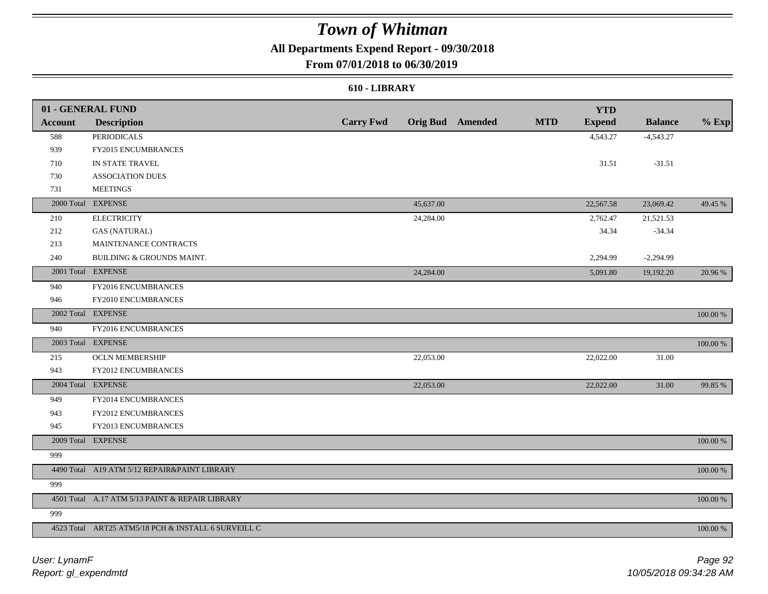# Town of Whitman

## All Departments Expend Report - 09/30/2018

## From 07/01/2018 to 06/30/2019

### 610 - LIBRARY

| Account | Description | Carry Fwd | Orig Bud | Amended | MTD | YTD Expend | Balance | % Exp |
|---|---|---|---|---|---|---|---|---|
| **01 - GENERAL FUND** | | | | | | | | |
| 588 | PERIODICALS | | | | | 4,543.27 | -4,543.27 | |
| 939 | FY2015 ENCUMBRANCES | | | | | | | |
| 710 | IN STATE TRAVEL | | | | | 31.51 | -31.51 | |
| 730 | ASSOCIATION DUES | | | | | | | |
| 731 | MEETINGS | | | | | | | |
| 2000 Total | EXPENSE | | 45,637.00 | | | 22,567.58 | 23,069.42 | 49.45 % |
| 210 | ELECTRICITY | | 24,284.00 | | | 2,762.47 | 21,521.53 | |
| 212 | GAS (NATURAL) | | | | | 34.34 | -34.34 | |
| 213 | MAINTENANCE CONTRACTS | | | | | | | |
| 240 | BUILDING & GROUNDS MAINT. | | | | | 2,294.99 | -2,294.99 | |
| 2001 Total | EXPENSE | | 24,284.00 | | | 5,091.80 | 19,192.20 | 20.96 % |
| 940 | FY2016 ENCUMBRANCES | | | | | | | |
| 946 | FY2010 ENCUMBRANCES | | | | | | | |
| 2002 Total | EXPENSE | | | | | | | 100.00 % |
| 940 | FY2016 ENCUMBRANCES | | | | | | | |
| 2003 Total | EXPENSE | | | | | | | 100.00 % |
| 215 | OCLN MEMBERSHIP | | 22,053.00 | | | 22,022.00 | 31.00 | |
| 943 | FY2012 ENCUMBRANCES | | | | | | | |
| 2004 Total | EXPENSE | | 22,053.00 | | | 22,022.00 | 31.00 | 99.85 % |
| 949 | FY2014 ENCUMBRANCES | | | | | | | |
| 943 | FY2012 ENCUMBRANCES | | | | | | | |
| 945 | FY2013 ENCUMBRANCES | | | | | | | |
| 2009 Total | EXPENSE | | | | | | | 100.00 % |
| 999 | | | | | | | | |
| 4490 Total | A19 ATM 5/12 REPAIR&PAINT LIBRARY | | | | | | | 100.00 % |
| 999 | | | | | | | | |
| 4501 Total | A.17 ATM 5/13 PAINT & REPAIR LIBRARY | | | | | | | 100.00 % |
| 999 | | | | | | | | |
| 4523 Total | ART25 ATM5/18 PCH & INSTALL 6 SURVEILL C | | | | | | | 100.00 % |

User: LynamF
Report: gl_expendmtd

10/05/2018 09:34:28 AM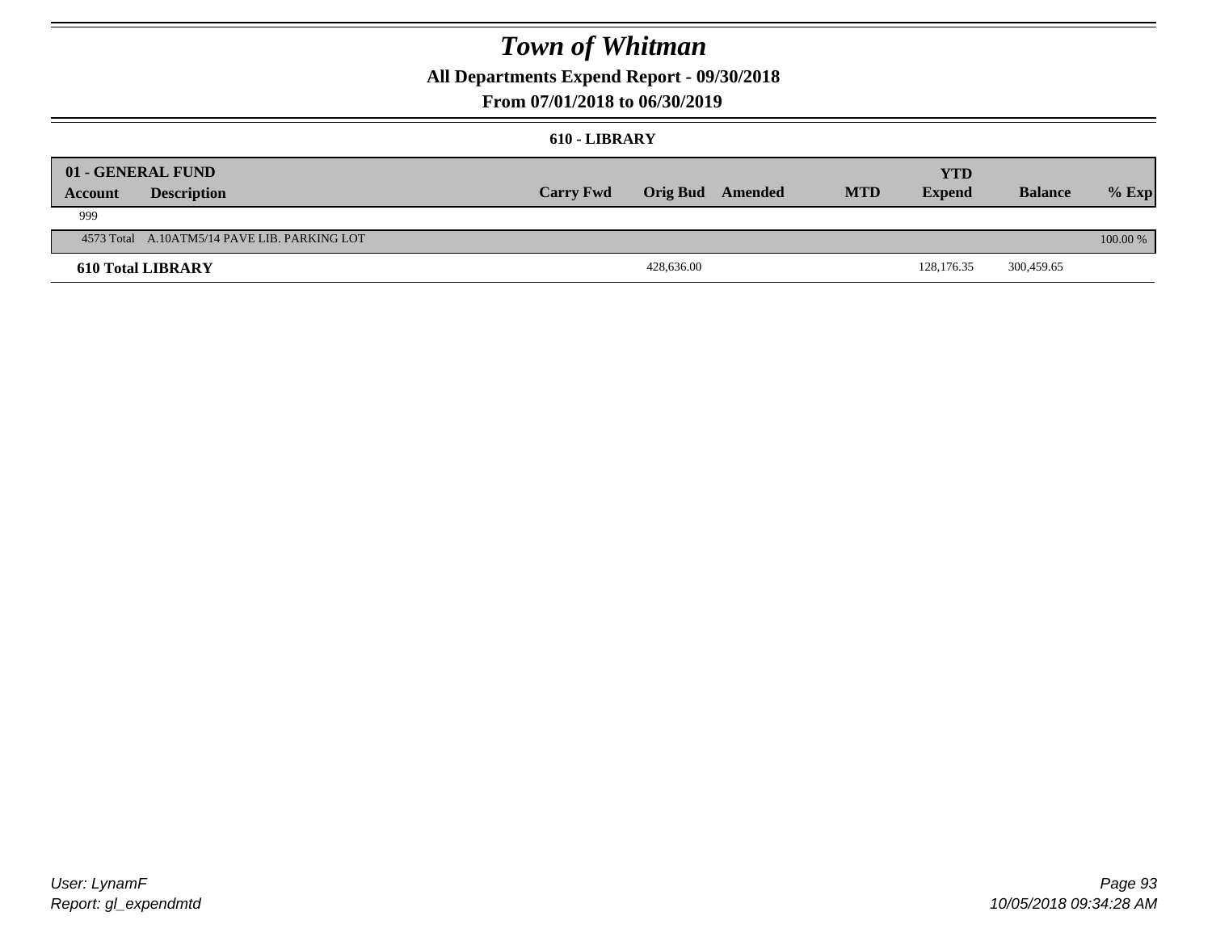# Town of Whitman

**All Departments Expend Report - 09/30/2018**

**From 07/01/2018 to 06/30/2019**

**610 - LIBRARY**

| 01 - GENERAL FUND | | | | | | YTD | | |
|---|---|---|---|---|---|---|---|---|
| **Account** | **Description** | **Carry Fwd** | **Orig Bud** | **Amended** | **MTD** | **Expend** | **Balance** | **% Exp** |
| 999 | | | | | | | | |
| 4573 Total | A.10ATM5/14 PAVE LIB. PARKING LOT | | | | | | | 100.00 % |
| **610 Total LIBRARY** | | | 428,636.00 | | | 128,176.35 | 300,459.65 | |

User: LynamF
Report: gl_expendmtd

10/05/2018 09:34:28 AM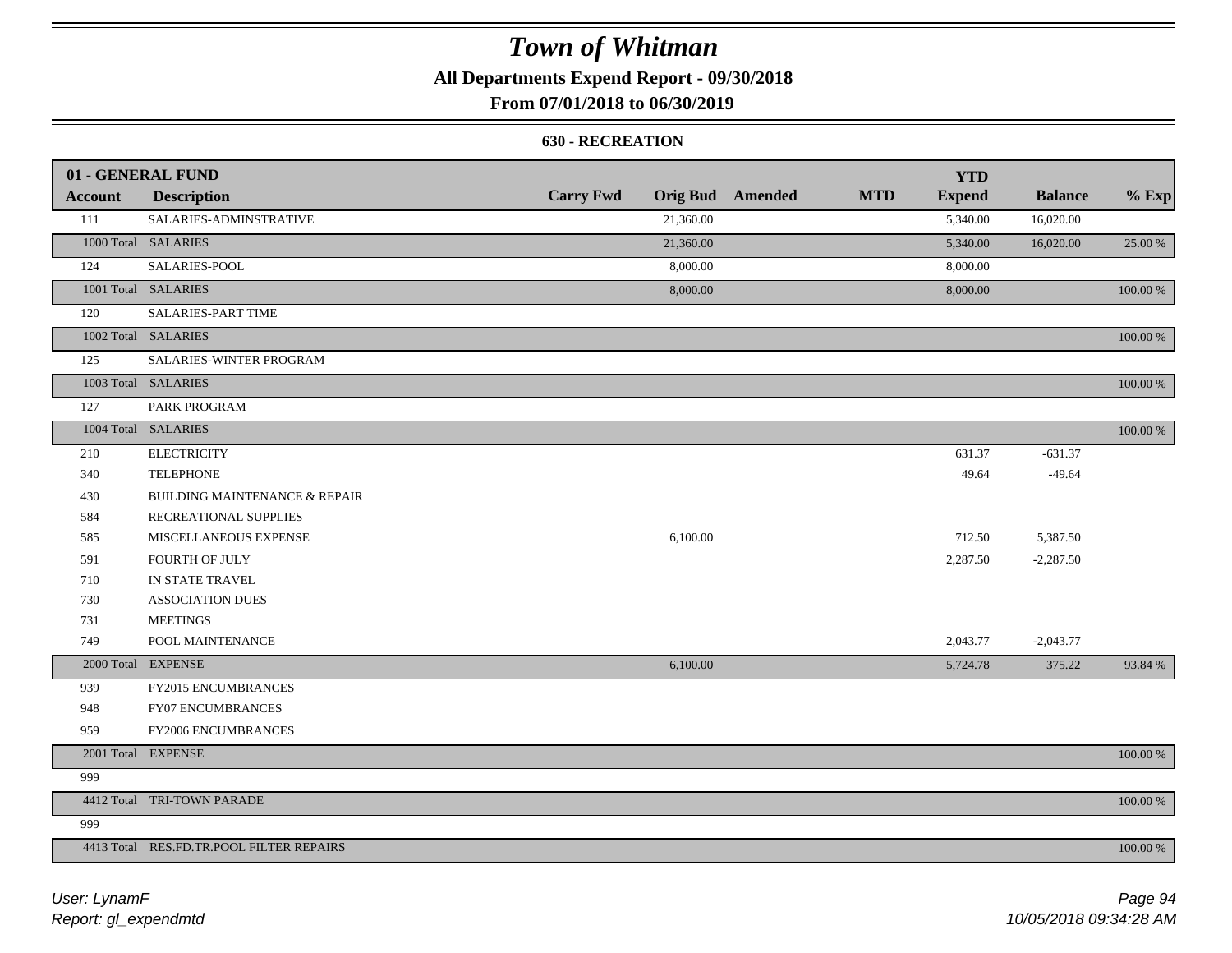# Town of Whitman

## All Departments Expend Report - 09/30/2018

## From 07/01/2018 to 06/30/2019

### 630 - RECREATION

| 01 - GENERAL FUND | | | | | | YTD | | |
|---|---|---|---|---|---|---|---|---|
| **Account** | **Description** | **Carry Fwd** | **Orig Bud** | **Amended** | **MTD** | **Expend** | **Balance** | **% Exp** |
| 111 | SALARIES-ADMINSTRATIVE | | 21,360.00 | | | 5,340.00 | 16,020.00 | |
| 1000 Total | SALARIES | | 21,360.00 | | | 5,340.00 | 16,020.00 | 25.00 % |
| 124 | SALARIES-POOL | | 8,000.00 | | | 8,000.00 | | |
| 1001 Total | SALARIES | | 8,000.00 | | | 8,000.00 | | 100.00 % |
| 120 | SALARIES-PART TIME | | | | | | | |
| 1002 Total | SALARIES | | | | | | | 100.00 % |
| 125 | SALARIES-WINTER PROGRAM | | | | | | | |
| 1003 Total | SALARIES | | | | | | | 100.00 % |
| 127 | PARK PROGRAM | | | | | | | |
| 1004 Total | SALARIES | | | | | | | 100.00 % |
| 210 | ELECTRICITY | | | | | 631.37 | -631.37 | |
| 340 | TELEPHONE | | | | | 49.64 | -49.64 | |
| 430 | BUILDING MAINTENANCE & REPAIR | | | | | | | |
| 584 | RECREATIONAL SUPPLIES | | | | | | | |
| 585 | MISCELLANEOUS EXPENSE | | 6,100.00 | | | 712.50 | 5,387.50 | |
| 591 | FOURTH OF JULY | | | | | 2,287.50 | -2,287.50 | |
| 710 | IN STATE TRAVEL | | | | | | | |
| 730 | ASSOCIATION DUES | | | | | | | |
| 731 | MEETINGS | | | | | | | |
| 749 | POOL MAINTENANCE | | | | | 2,043.77 | -2,043.77 | |
| 2000 Total | EXPENSE | | 6,100.00 | | | 5,724.78 | 375.22 | 93.84 % |
| 939 | FY2015 ENCUMBRANCES | | | | | | | |
| 948 | FY07 ENCUMBRANCES | | | | | | | |
| 959 | FY2006 ENCUMBRANCES | | | | | | | |
| 2001 Total | EXPENSE | | | | | | | 100.00 % |
| 999 | | | | | | | | |
| 4412 Total | TRI-TOWN PARADE | | | | | | | 100.00 % |
| 999 | | | | | | | | |
| 4413 Total | RES.FD.TR.POOL FILTER REPAIRS | | | | | | | 100.00 % |

*User: LynamF*
*Report: gl_expendmtd*

*10/05/2018 09:34:28 AM*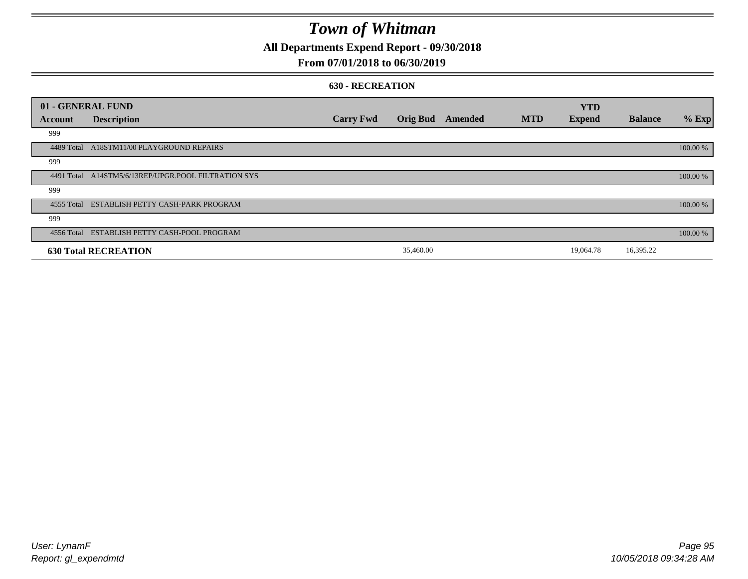# Town of Whitman

**All Departments Expend Report - 09/30/2018**

**From 07/01/2018 to 06/30/2019**

**630 - RECREATION**

| 01 - GENERAL FUND | | | | | | YTD | | |
|---|---|---|---|---|---|---|---|---|
| **Account** | **Description** | **Carry Fwd** | **Orig Bud** | **Amended** | **MTD** | **Expend** | **Balance** | **% Exp** |
| 999 | | | | | | | | |
| 4489 Total | A18STM11/00 PLAYGROUND REPAIRS | | | | | | | 100.00 % |
| 999 | | | | | | | | |
| 4491 Total | A14STM5/6/13REP/UPGR.POOL FILTRATION SYS | | | | | | | 100.00 % |
| 999 | | | | | | | | |
| 4555 Total | ESTABLISH PETTY CASH-PARK PROGRAM | | | | | | | 100.00 % |
| 999 | | | | | | | | |
| 4556 Total | ESTABLISH PETTY CASH-POOL PROGRAM | | | | | | | 100.00 % |
| **630 Total RECREATION** | | | 35,460.00 | | | 19,064.78 | 16,395.22 | |

User: LynamF
Report: gl_expendmtd

10/05/2018 09:34:28 AM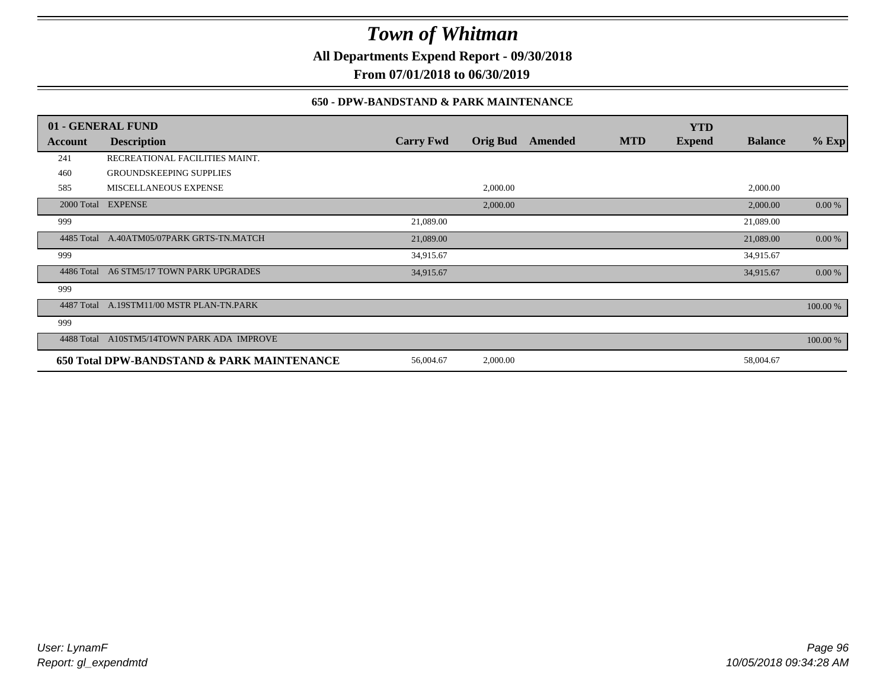# Town of Whitman

**All Departments Expend Report - 09/30/2018**

**From 07/01/2018 to 06/30/2019**

### 650 - DPW-BANDSTAND & PARK MAINTENANCE

| 01 - GENERAL FUND | | | | | | YTD | | |
|---|---|---|---|---|---|---|---|---|
| **Account** | **Description** | **Carry Fwd** | **Orig Bud** | **Amended** | **MTD** | **Expend** | **Balance** | **% Exp** |
| 241 | RECREATIONAL FACILITIES MAINT. | | | | | | | |
| 460 | GROUNDSKEEPING SUPPLIES | | | | | | | |
| 585 | MISCELLANEOUS EXPENSE | | 2,000.00 | | | | 2,000.00 | |
| 2000 Total | EXPENSE | | 2,000.00 | | | | 2,000.00 | 0.00 % |
| 999 | | 21,089.00 | | | | | 21,089.00 | |
| 4485 Total | A.40ATM05/07PARK GRTS-TN.MATCH | 21,089.00 | | | | | 21,089.00 | 0.00 % |
| 999 | | 34,915.67 | | | | | 34,915.67 | |
| 4486 Total | A6 STM5/17 TOWN PARK UPGRADES | 34,915.67 | | | | | 34,915.67 | 0.00 % |
| 999 | | | | | | | | |
| 4487 Total | A.19STM11/00 MSTR PLAN-TN.PARK | | | | | | | 100.00 % |
| 999 | | | | | | | | |
| 4488 Total | A10STM5/14TOWN PARK ADA IMPROVE | | | | | | | 100.00 % |
| **650 Total** | **DPW-BANDSTAND & PARK MAINTENANCE** | 56,004.67 | 2,000.00 | | | | 58,004.67 | |

*User: LynamF*
*Report: gl_expendmtd*

*10/05/2018 09:34:28 AM*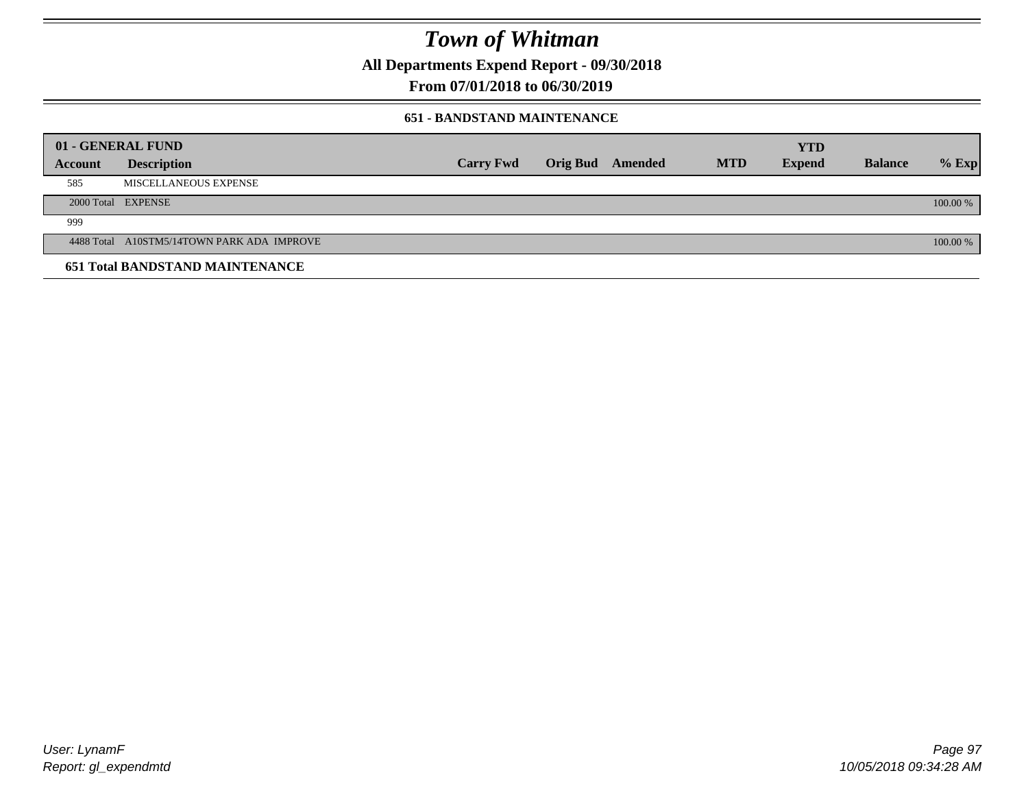# Town of Whitman

**All Departments Expend Report - 09/30/2018**

**From 07/01/2018 to 06/30/2019**

### 651 - BANDSTAND MAINTENANCE

| 01 - GENERAL FUND | | | | | | YTD | | |
|---|---|---|---|---|---|---|---|---|
| **Account** | **Description** | **Carry Fwd** | **Orig Bud** | **Amended** | **MTD** | **Expend** | **Balance** | **% Exp** |
| 585 | MISCELLANEOUS EXPENSE | | | | | | | |
| 2000 Total | EXPENSE | | | | | | | 100.00 % |
| 999 | | | | | | | | |
| 4488 Total | A10STM5/14TOWN PARK ADA IMPROVE | | | | | | | 100.00 % |
| **651 Total BANDSTAND MAINTENANCE** | | | | | | | | |

*User: LynamF*
*Report: gl_expendmtd*

*10/05/2018 09:34:28 AM*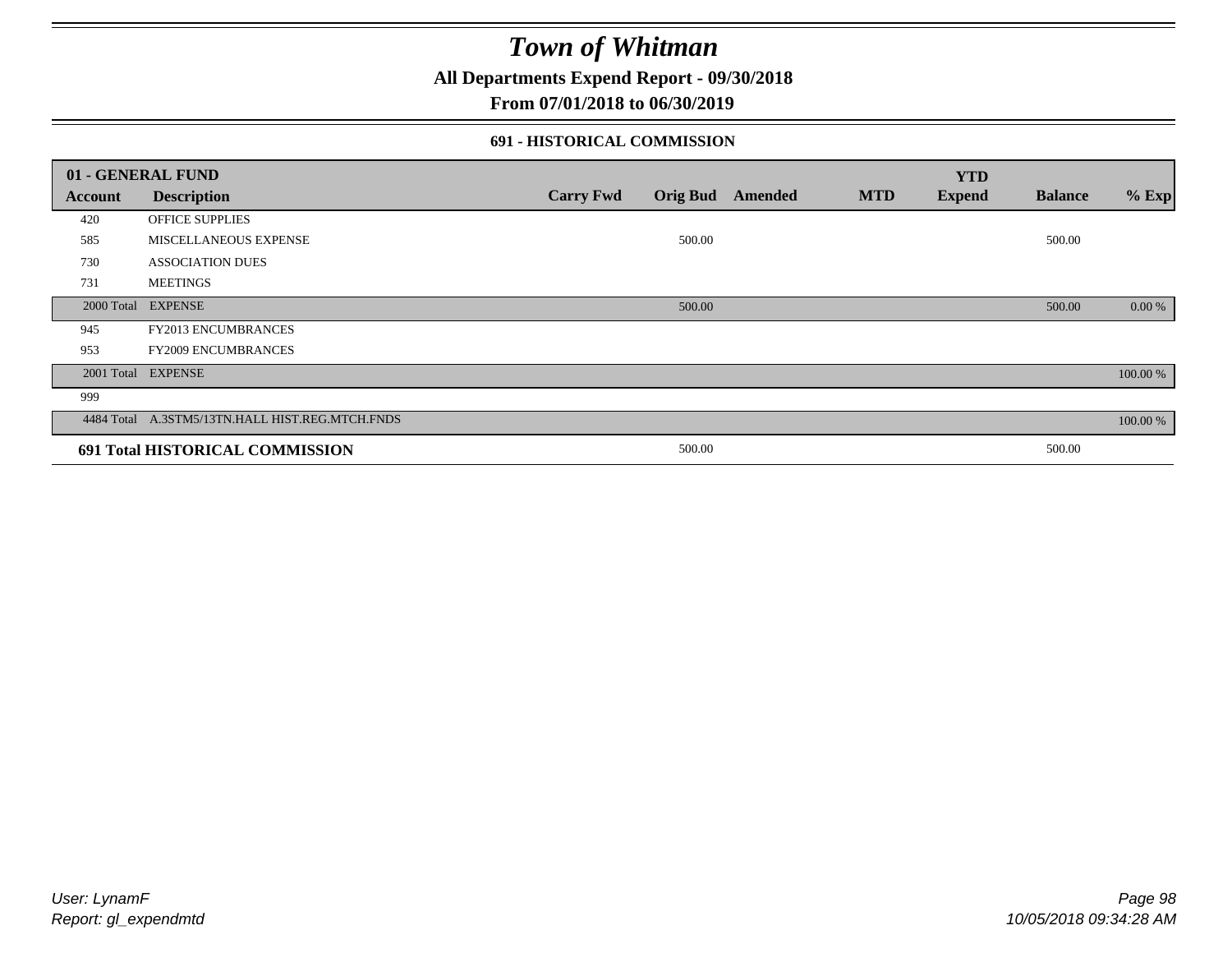# Town of Whitman

**All Departments Expend Report - 09/30/2018**

**From 07/01/2018 to 06/30/2019**

### 691 - HISTORICAL COMMISSION

| 01 - GENERAL FUND | | | | | | YTD | | |
|---|---|---|---|---|---|---|---|---|
| **Account** | **Description** | **Carry Fwd** | **Orig Bud** | **Amended** | **MTD** | **Expend** | **Balance** | **% Exp** |
| 420 | OFFICE SUPPLIES | | | | | | | |
| 585 | MISCELLANEOUS EXPENSE | | 500.00 | | | | 500.00 | |
| 730 | ASSOCIATION DUES | | | | | | | |
| 731 | MEETINGS | | | | | | | |
| 2000 Total | EXPENSE | | 500.00 | | | | 500.00 | 0.00 % |
| 945 | FY2013 ENCUMBRANCES | | | | | | | |
| 953 | FY2009 ENCUMBRANCES | | | | | | | |
| 2001 Total | EXPENSE | | | | | | | 100.00 % |
| 999 | | | | | | | | |
| 4484 Total | A.3STM5/13TN.HALL HIST.REG.MTCH.FNDS | | | | | | | 100.00 % |
| **691 Total HISTORICAL COMMISSION** | | | 500.00 | | | | 500.00 | |

User: LynamF
Report: gl_expendmtd

10/05/2018 09:34:28 AM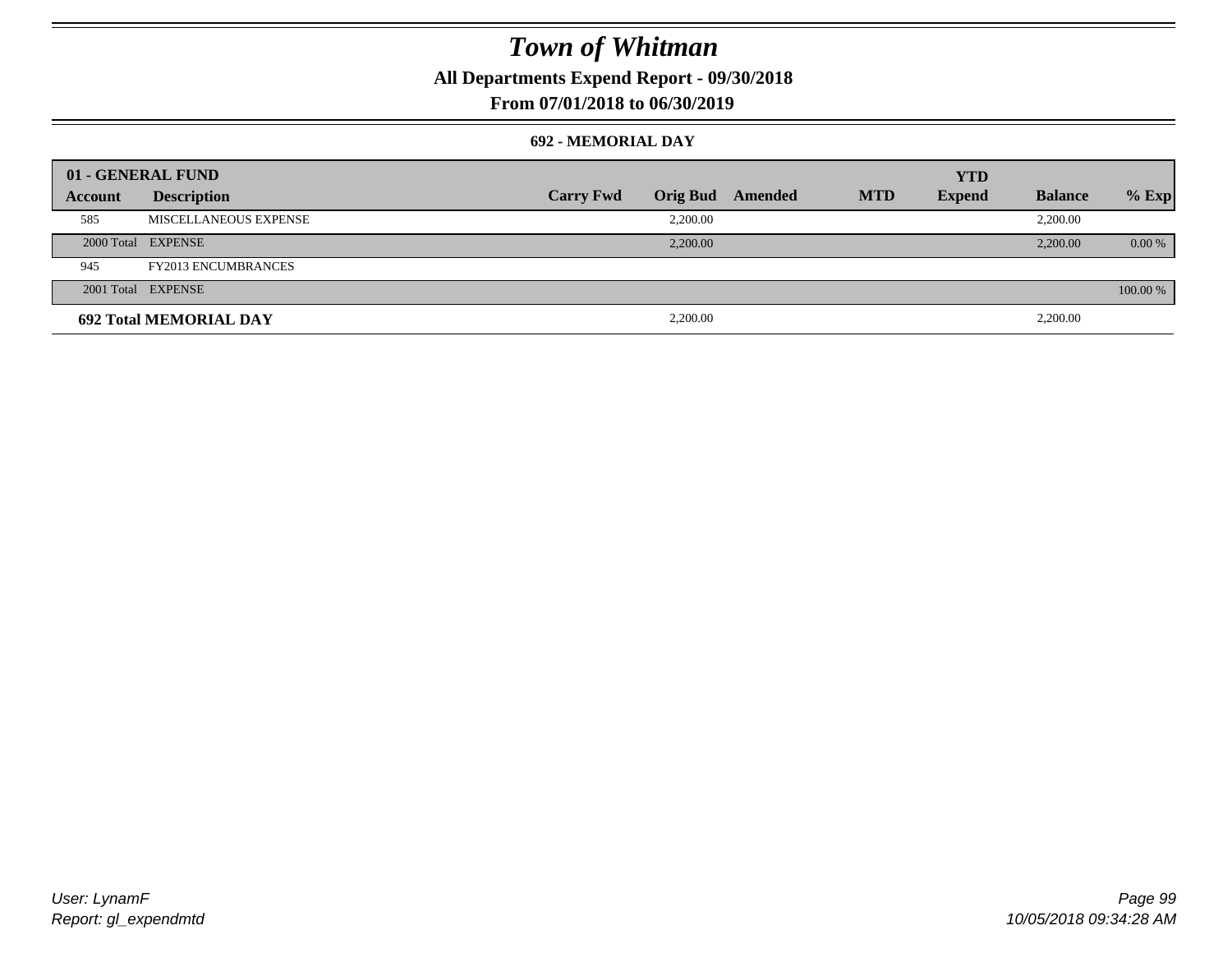# Town of Whitman

**All Departments Expend Report - 09/30/2018**

**From 07/01/2018 to 06/30/2019**

### 692 - MEMORIAL DAY

| 01 - GENERAL FUND | | | | | | YTD | | |
|---|---|---|---|---|---|---|---|---|
| Account | Description | Carry Fwd | Orig Bud | Amended | MTD | Expend | Balance | % Exp |
| 585 | MISCELLANEOUS EXPENSE | | 2,200.00 | | | | 2,200.00 | |
| 2000 Total | EXPENSE | | 2,200.00 | | | | 2,200.00 | 0.00 % |
| 945 | FY2013 ENCUMBRANCES | | | | | | | |
| 2001 Total | EXPENSE | | | | | | | 100.00 % |
| **692 Total MEMORIAL DAY** | | | 2,200.00 | | | | 2,200.00 | |

User: LynamF

Report: gl_expendmtd

10/05/2018 09:34:28 AM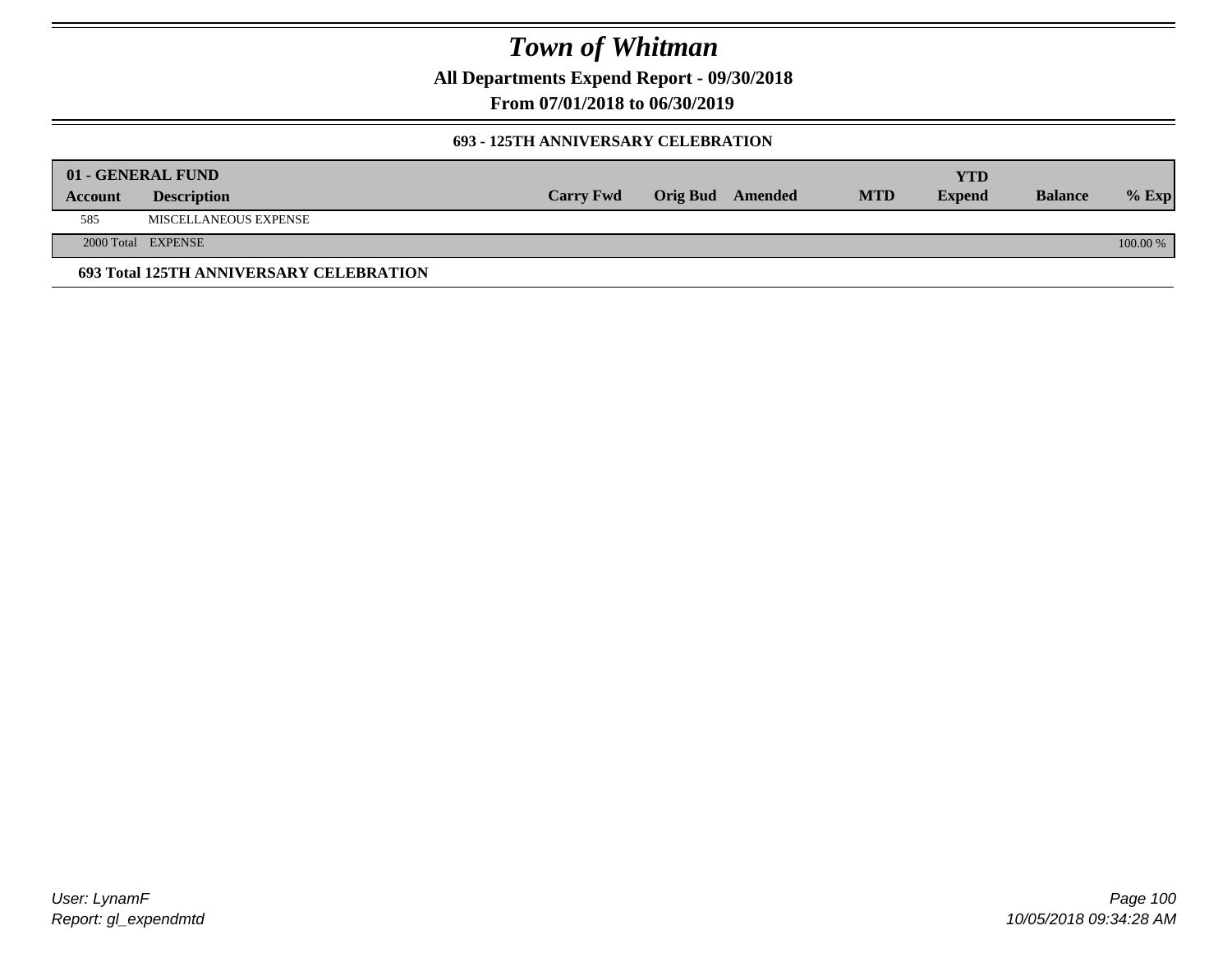# Town of Whitman

**All Departments Expend Report - 09/30/2018**

**From 07/01/2018 to 06/30/2019**

### 693 - 125TH ANNIVERSARY CELEBRATION

| 01 - GENERAL FUND | | | | | | YTD | | |
|---|---|---|---|---|---|---|---|---|
| **Account** | **Description** | **Carry Fwd** | **Orig Bud** | **Amended** | **MTD** | **Expend** | **Balance** | **% Exp** |
| 585 | MISCELLANEOUS EXPENSE | | | | | | | |
| 2000 Total | EXPENSE | | | | | | | 100.00 % |

**693 Total 125TH ANNIVERSARY CELEBRATION**

User: LynamF
Report: gl_expendmtd

10/05/2018 09:34:28 AM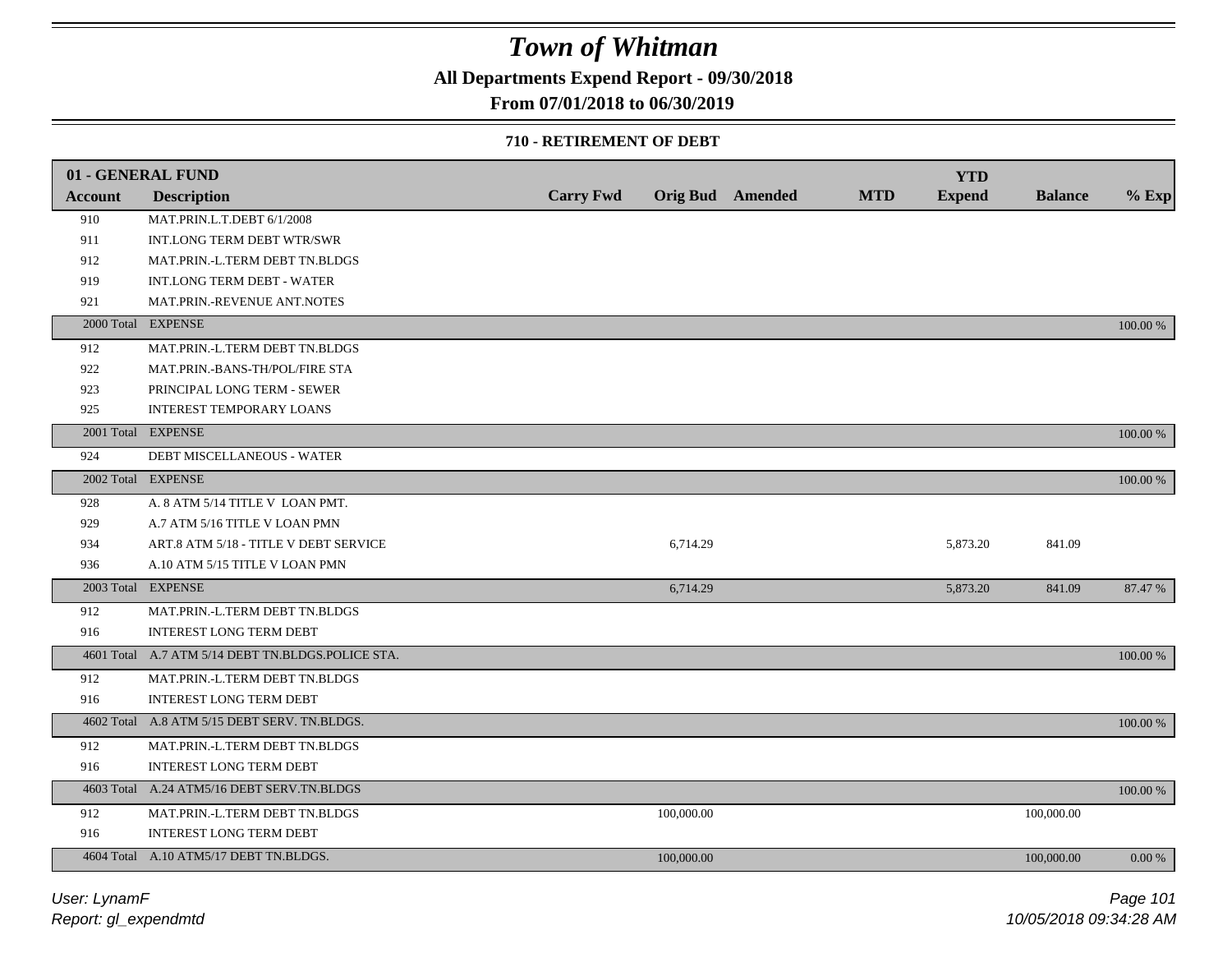# Town of Whitman

**All Departments Expend Report - 09/30/2018**

**From 07/01/2018 to 06/30/2019**

**710 - RETIREMENT OF DEBT**

| Account | Description | Carry Fwd | Orig Bud | Amended | MTD | YTD Expend | Balance | % Exp |
|---|---|---|---|---|---|---|---|---|
| **01 - GENERAL FUND** | | | | | | | | |
| 910 | MAT.PRIN.L.T.DEBT 6/1/2008 | | | | | | | |
| 911 | INT.LONG TERM DEBT WTR/SWR | | | | | | | |
| 912 | MAT.PRIN.-L.TERM DEBT TN.BLDGS | | | | | | | |
| 919 | INT.LONG TERM DEBT - WATER | | | | | | | |
| 921 | MAT.PRIN.-REVENUE ANT.NOTES | | | | | | | |
| 2000 Total | EXPENSE | | | | | | | 100.00 % |
| 912 | MAT.PRIN.-L.TERM DEBT TN.BLDGS | | | | | | | |
| 922 | MAT.PRIN.-BANS-TH/POL/FIRE STA | | | | | | | |
| 923 | PRINCIPAL LONG TERM - SEWER | | | | | | | |
| 925 | INTEREST TEMPORARY LOANS | | | | | | | |
| 2001 Total | EXPENSE | | | | | | | 100.00 % |
| 924 | DEBT MISCELLANEOUS - WATER | | | | | | | |
| 2002 Total | EXPENSE | | | | | | | 100.00 % |
| 928 | A. 8 ATM 5/14 TITLE V LOAN PMT. | | | | | | | |
| 929 | A.7 ATM 5/16 TITLE V LOAN PMN | | | | | | | |
| 934 | ART.8 ATM 5/18 - TITLE V DEBT SERVICE | | 6,714.29 | | | 5,873.20 | 841.09 | |
| 936 | A.10 ATM 5/15 TITLE V LOAN PMN | | | | | | | |
| 2003 Total | EXPENSE | | 6,714.29 | | | 5,873.20 | 841.09 | 87.47 % |
| 912 | MAT.PRIN.-L.TERM DEBT TN.BLDGS | | | | | | | |
| 916 | INTEREST LONG TERM DEBT | | | | | | | |
| 4601 Total | A.7 ATM 5/14 DEBT TN.BLDGS.POLICE STA. | | | | | | | 100.00 % |
| 912 | MAT.PRIN.-L.TERM DEBT TN.BLDGS | | | | | | | |
| 916 | INTEREST LONG TERM DEBT | | | | | | | |
| 4602 Total | A.8 ATM 5/15 DEBT SERV. TN.BLDGS. | | | | | | | 100.00 % |
| 912 | MAT.PRIN.-L.TERM DEBT TN.BLDGS | | | | | | | |
| 916 | INTEREST LONG TERM DEBT | | | | | | | |
| 4603 Total | A.24 ATM5/16 DEBT SERV.TN.BLDGS | | | | | | | 100.00 % |
| 912 | MAT.PRIN.-L.TERM DEBT TN.BLDGS | | 100,000.00 | | | | 100,000.00 | |
| 916 | INTEREST LONG TERM DEBT | | | | | | | |
| 4604 Total | A.10 ATM5/17 DEBT TN.BLDGS. | | 100,000.00 | | | | 100,000.00 | 0.00 % |

*User: LynamF*

*Report: gl_expendmtd*

*10/05/2018 09:34:28 AM*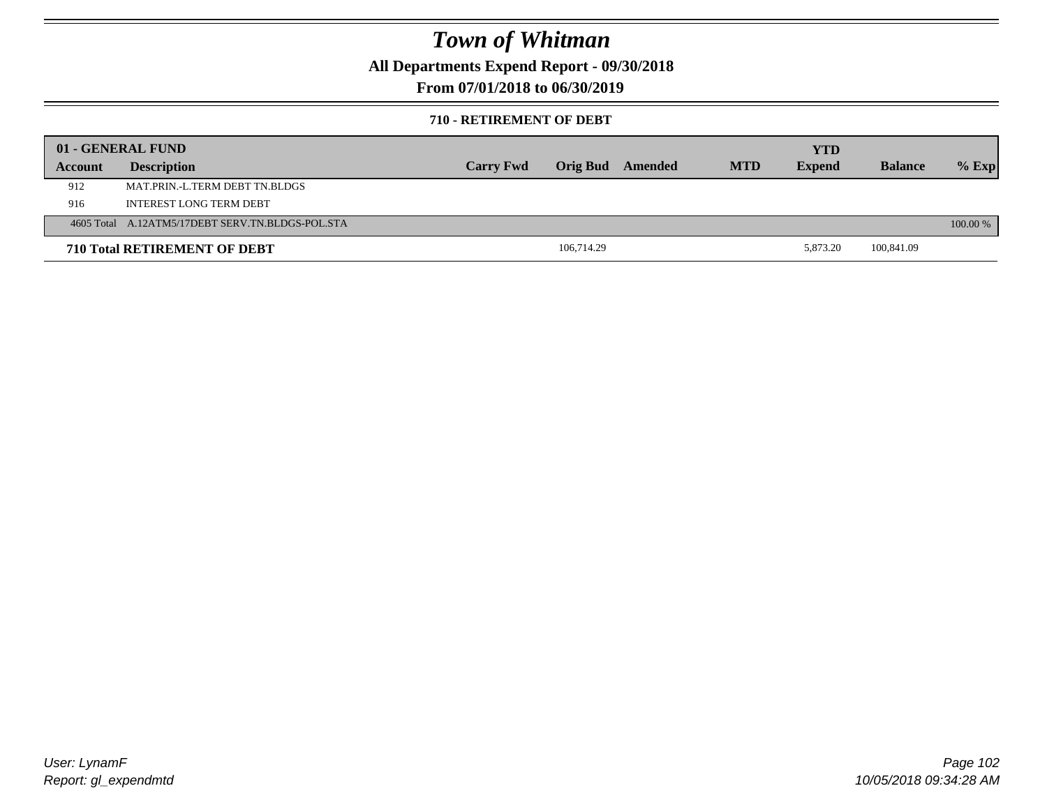# Town of Whitman

**All Departments Expend Report - 09/30/2018**

**From 07/01/2018 to 06/30/2019**

**710 - RETIREMENT OF DEBT**

| 01 - GENERAL FUND | | | | | | YTD | | |
|---|---|---|---|---|---|---|---|---|
| **Account** | **Description** | **Carry Fwd** | **Orig Bud** | **Amended** | **MTD** | **Expend** | **Balance** | **% Exp** |
| 912 | MAT.PRIN.-L.TERM DEBT TN.BLDGS | | | | | | | |
| 916 | INTEREST LONG TERM DEBT | | | | | | | |
| 4605 Total | A.12ATM5/17DEBT SERV.TN.BLDGS-POL.STA | | | | | | | 100.00 % |
| **710 Total RETIREMENT OF DEBT** | | | 106,714.29 | | | 5,873.20 | 100,841.09 | |

*User: LynamF*
*Report: gl_expendmtd*

*10/05/2018 09:34:28 AM*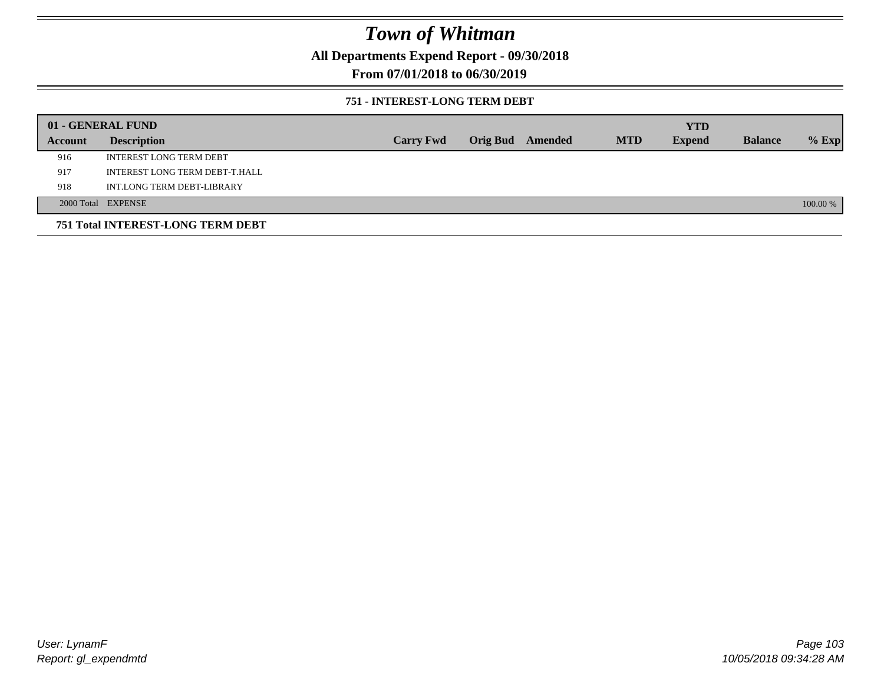# Town of Whitman

**All Departments Expend Report - 09/30/2018**

**From 07/01/2018 to 06/30/2019**

**751 - INTEREST-LONG TERM DEBT**

| 01 - GENERAL FUND | | | | | | YTD | | |
|---|---|---|---|---|---|---|---|---|
| **Account** | **Description** | **Carry Fwd** | **Orig Bud** | **Amended** | **MTD** | **Expend** | **Balance** | **% Exp** |
| 916 | INTEREST LONG TERM DEBT | | | | | | | |
| 917 | INTEREST LONG TERM DEBT-T.HALL | | | | | | | |
| 918 | INT.LONG TERM DEBT-LIBRARY | | | | | | | |
| 2000 Total | EXPENSE | | | | | | | 100.00 % |

**751 Total INTEREST-LONG TERM DEBT**

User: LynamF
Report: gl_expendmtd

10/05/2018 09:34:28 AM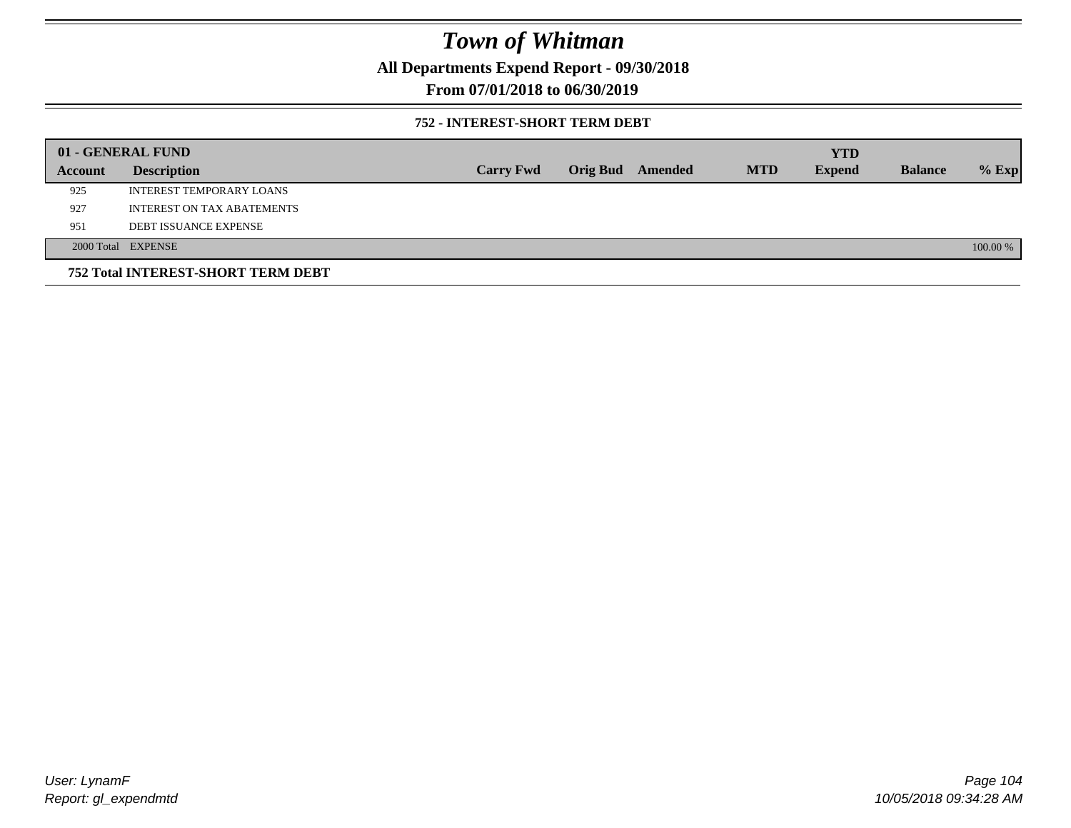# Town of Whitman

**All Departments Expend Report - 09/30/2018**

**From 07/01/2018 to 06/30/2019**

**752 - INTEREST-SHORT TERM DEBT**

| 01 - GENERAL FUND | | | | | | | YTD | | |
|---|---|---|---|---|---|---|---|---|---|
| **Account** | **Description** | **Carry Fwd** | **Orig Bud** | **Amended** | **MTD** | | **Expend** | **Balance** | **% Exp** |
| 925 | INTEREST TEMPORARY LOANS | | | | | | | | |
| 927 | INTEREST ON TAX ABATEMENTS | | | | | | | | |
| 951 | DEBT ISSUANCE EXPENSE | | | | | | | | |
| 2000 Total | EXPENSE | | | | | | | | 100.00 % |

**752 Total INTEREST-SHORT TERM DEBT**

*User: LynamF*
*Report: gl_expendmtd*

*10/05/2018 09:34:28 AM*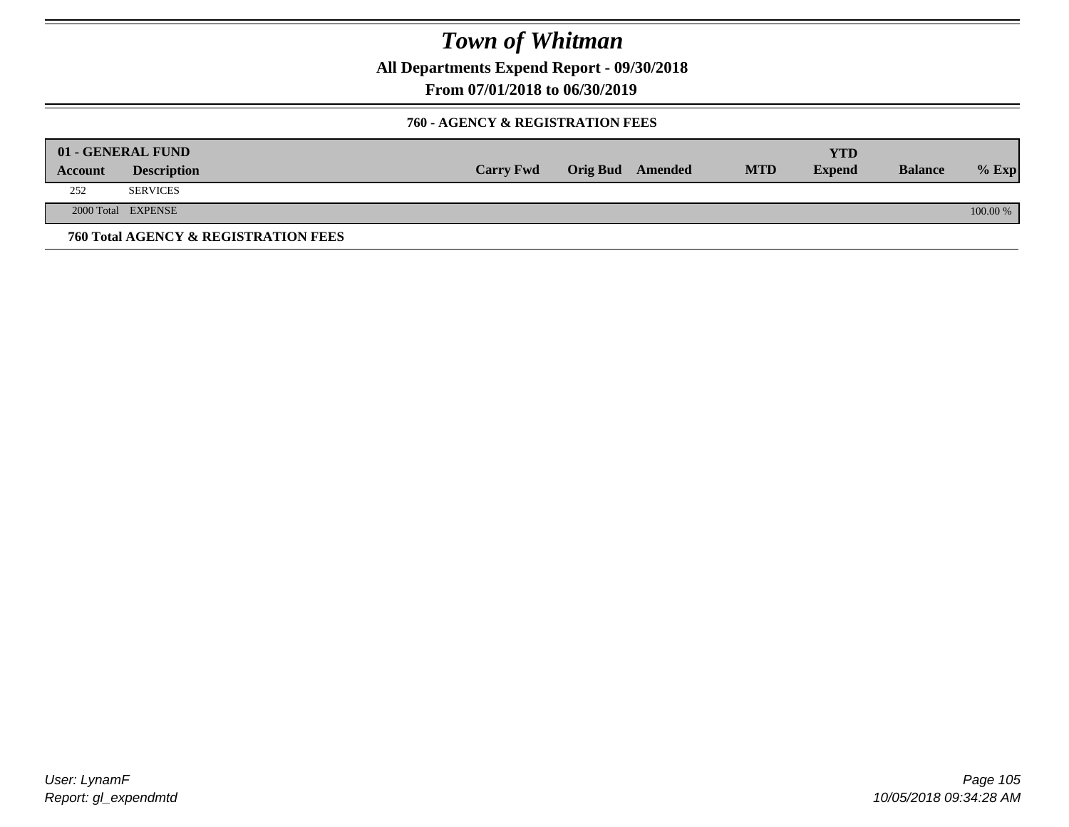# Town of Whitman

**All Departments Expend Report - 09/30/2018**

**From 07/01/2018 to 06/30/2019**

### 760 - AGENCY & REGISTRATION FEES

| 01 - GENERAL FUND | | | | | | YTD | | |
|---|---|---|---|---|---|---|---|---|
| **Account** | **Description** | **Carry Fwd** | **Orig Bud** | **Amended** | **MTD** | **Expend** | **Balance** | **% Exp** |
| 252 | SERVICES | | | | | | | |
| 2000 Total | EXPENSE | | | | | | | 100.00 % |

**760 Total AGENCY & REGISTRATION FEES**

*User: LynamF*
*Report: gl_expendmtd*

*10/05/2018 09:34:28 AM*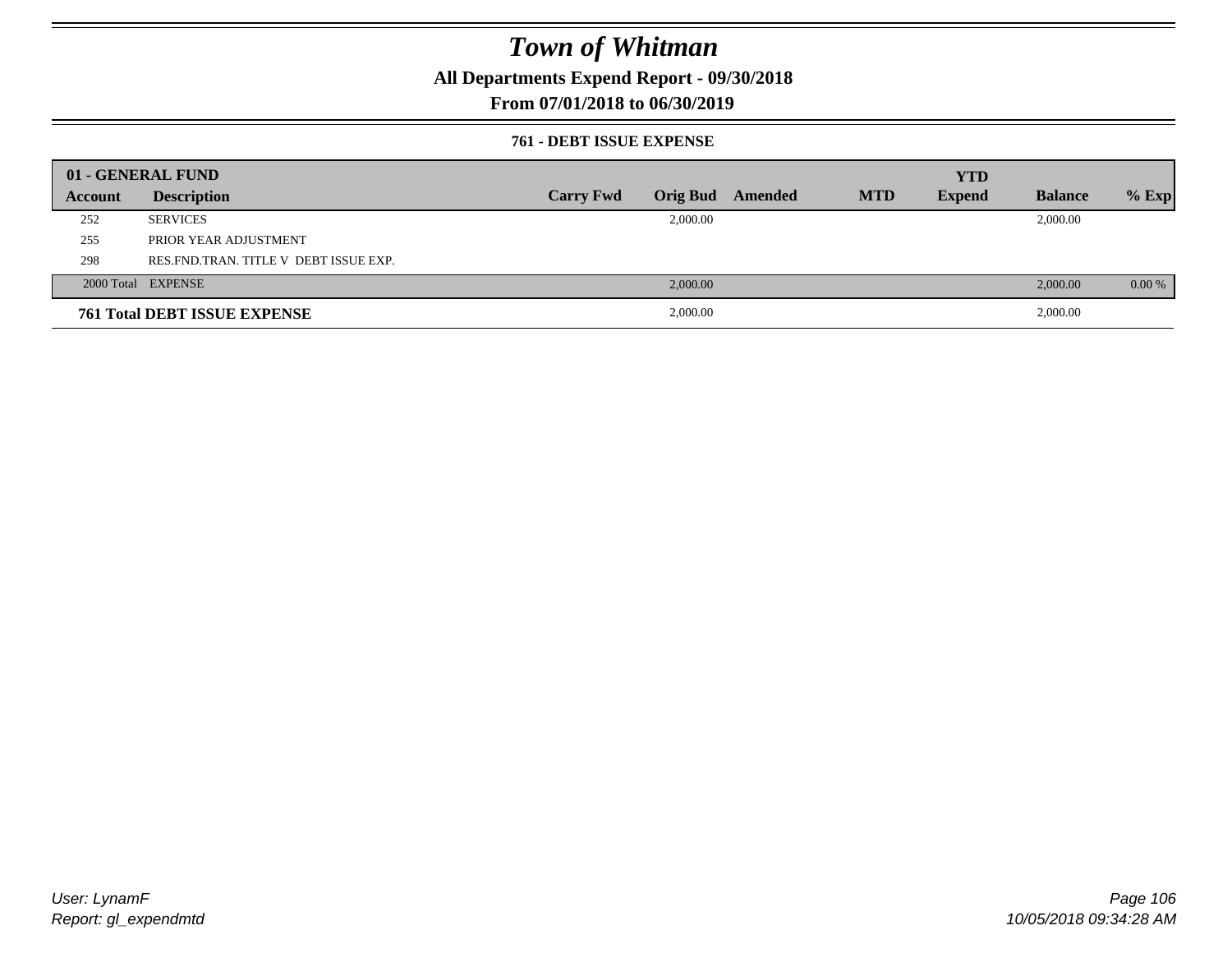# Town of Whitman

**All Departments Expend Report - 09/30/2018**

**From 07/01/2018 to 06/30/2019**

### 761 - DEBT ISSUE EXPENSE

| 01 - GENERAL FUND | | | | | | YTD | | |
|---|---|---|---|---|---|---|---|---|
| **Account** | **Description** | **Carry Fwd** | **Orig Bud** | **Amended** | **MTD** | **Expend** | **Balance** | **% Exp** |
| 252 | SERVICES | | 2,000.00 | | | | 2,000.00 | |
| 255 | PRIOR YEAR ADJUSTMENT | | | | | | | |
| 298 | RES.FND.TRAN. TITLE V DEBT ISSUE EXP. | | | | | | | |
| 2000 Total | EXPENSE | | 2,000.00 | | | | 2,000.00 | 0.00 % |
| **761 Total DEBT ISSUE EXPENSE** | | | 2,000.00 | | | | 2,000.00 | |

*User: LynamF*
*Report: gl_expendmtd*

*10/05/2018 09:34:28 AM*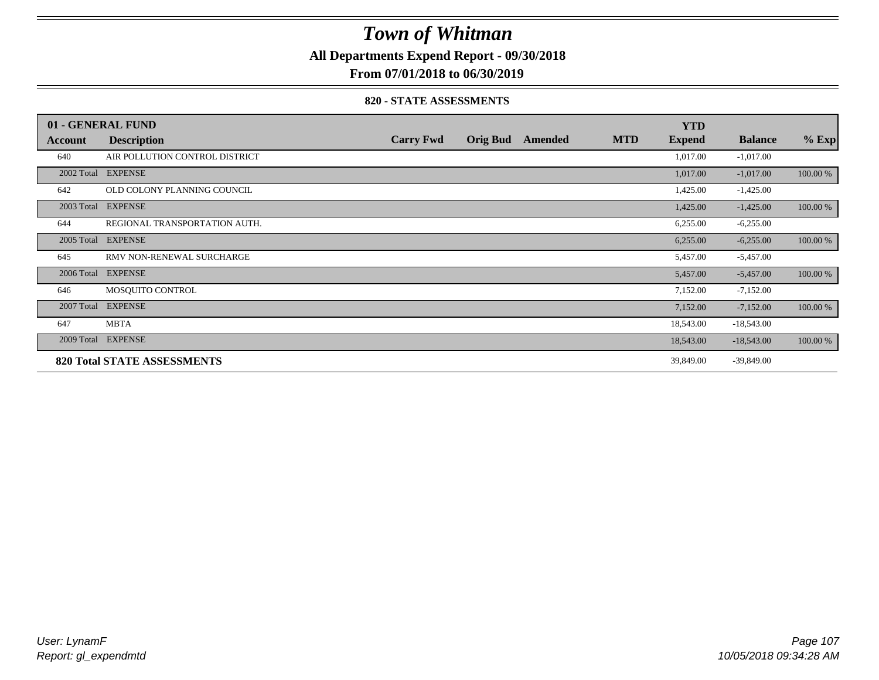# Town of Whitman

**All Departments Expend Report - 09/30/2018**

**From 07/01/2018 to 06/30/2019**

### 820 - STATE ASSESSMENTS

| 01 - GENERAL FUND | | | | | | | | |
|---|---|---|---|---|---|---|---|---|
| **Account** | **Description** | **Carry Fwd** | **Orig Bud** | **Amended** | **MTD** | **YTD Expend** | **Balance** | **% Exp** |
| 640 | AIR POLLUTION CONTROL DISTRICT | | | | | 1,017.00 | -1,017.00 | |
| 2002 Total | EXPENSE | | | | | 1,017.00 | -1,017.00 | 100.00 % |
| 642 | OLD COLONY PLANNING COUNCIL | | | | | 1,425.00 | -1,425.00 | |
| 2003 Total | EXPENSE | | | | | 1,425.00 | -1,425.00 | 100.00 % |
| 644 | REGIONAL TRANSPORTATION AUTH. | | | | | 6,255.00 | -6,255.00 | |
| 2005 Total | EXPENSE | | | | | 6,255.00 | -6,255.00 | 100.00 % |
| 645 | RMV NON-RENEWAL SURCHARGE | | | | | 5,457.00 | -5,457.00 | |
| 2006 Total | EXPENSE | | | | | 5,457.00 | -5,457.00 | 100.00 % |
| 646 | MOSQUITO CONTROL | | | | | 7,152.00 | -7,152.00 | |
| 2007 Total | EXPENSE | | | | | 7,152.00 | -7,152.00 | 100.00 % |
| 647 | MBTA | | | | | 18,543.00 | -18,543.00 | |
| 2009 Total | EXPENSE | | | | | 18,543.00 | -18,543.00 | 100.00 % |
| **820 Total STATE ASSESSMENTS** | | | | | | 39,849.00 | -39,849.00 | |

*User: LynamF*
*Report: gl_expendmtd*

*10/05/2018 09:34:28 AM*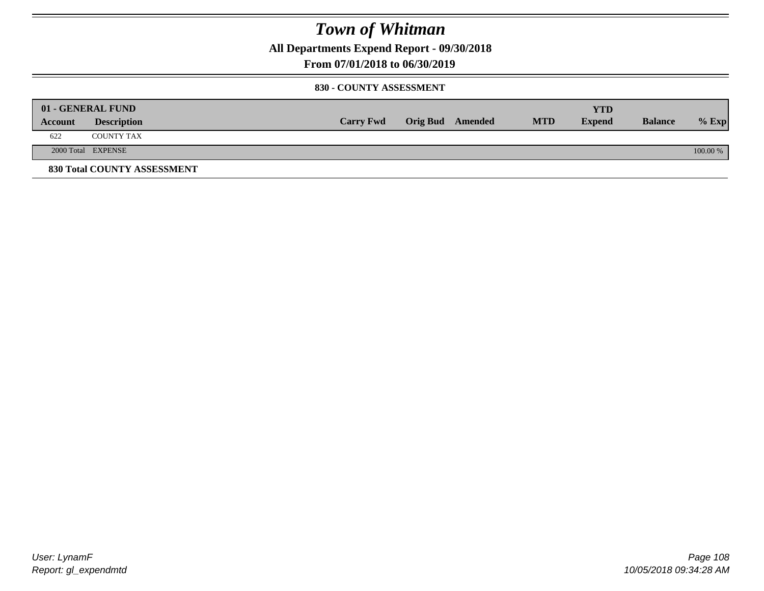# Town of Whitman

**All Departments Expend Report - 09/30/2018**

**From 07/01/2018 to 06/30/2019**

**830 - COUNTY ASSESSMENT**

| 01 - GENERAL FUND | | | | | | YTD | | |
|---|---|---|---|---|---|---|---|---|
| **Account** | **Description** | **Carry Fwd** | **Orig Bud** | **Amended** | **MTD** | **Expend** | **Balance** | **% Exp** |
| 622 | COUNTY TAX | | | | | | | |
| 2000 Total | EXPENSE | | | | | | | 100.00 % |

**830 Total COUNTY ASSESSMENT**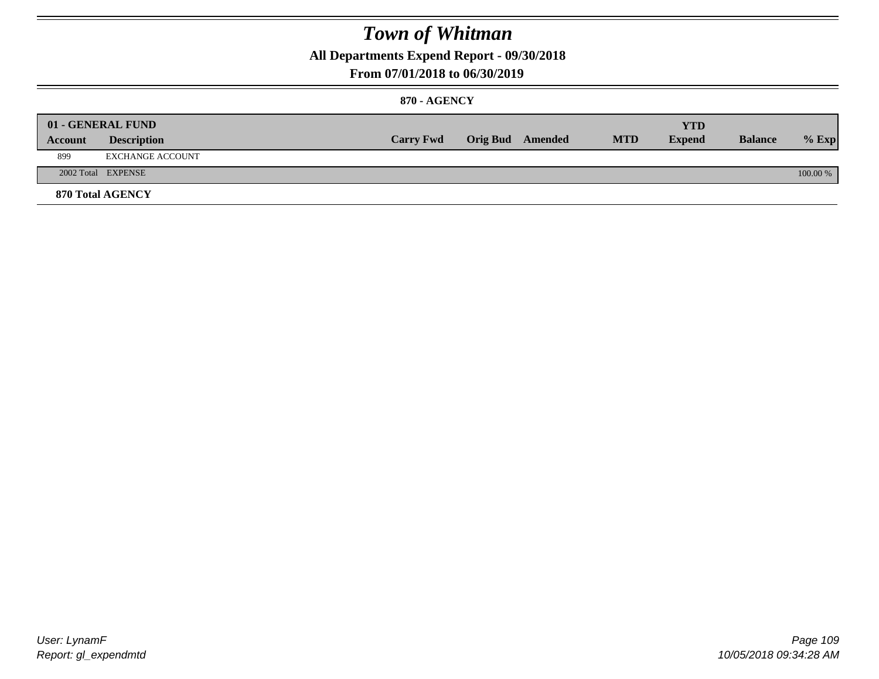# Town of Whitman

**All Departments Expend Report - 09/30/2018**

**From 07/01/2018 to 06/30/2019**

**870 - AGENCY**

| 01 - GENERAL FUND | | | | | | YTD | | |
|---|---|---|---|---|---|---|---|---|
| **Account** | **Description** | **Carry Fwd** | **Orig Bud** | **Amended** | **MTD** | **Expend** | **Balance** | **% Exp** |
| 899 | EXCHANGE ACCOUNT | | | | | | | |
| 2002 Total | EXPENSE | | | | | | | 100.00 % |
| **870 Total AGENCY** | | | | | | | | |

User: LynamF
Report: gl_expendmtd

10/05/2018 09:34:28 AM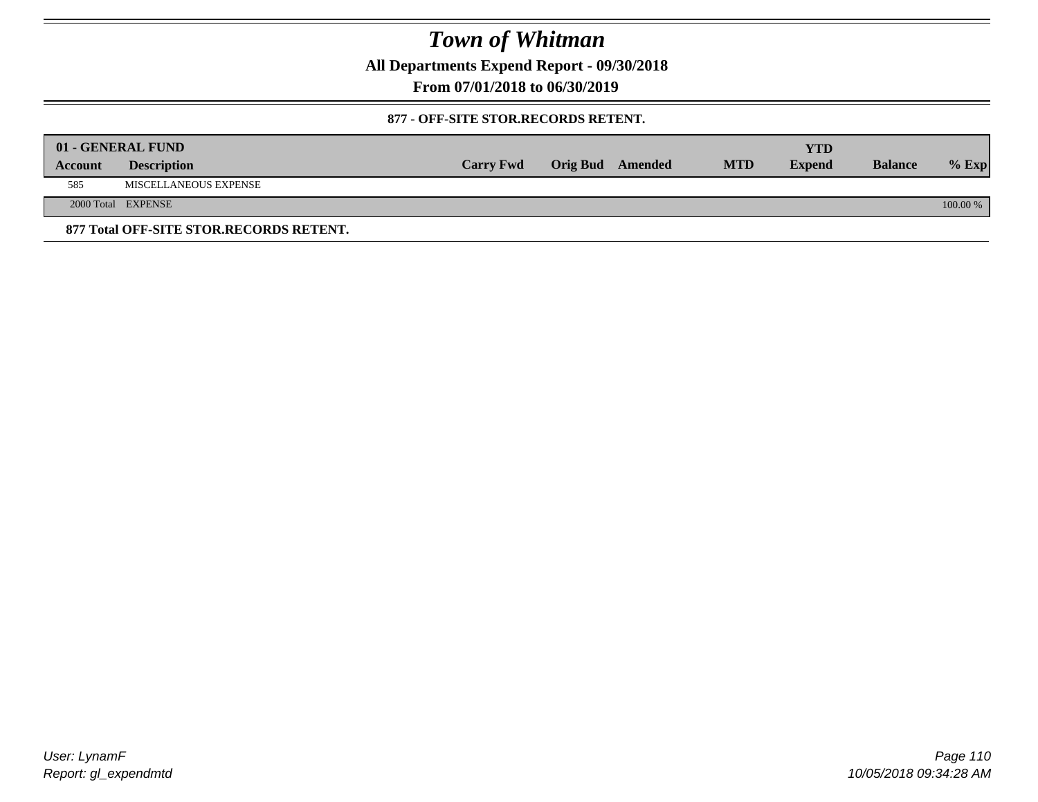# Town of Whitman

**All Departments Expend Report - 09/30/2018**

**From 07/01/2018 to 06/30/2019**

**877 - OFF-SITE STOR.RECORDS RETENT.**

| 01 - GENERAL FUND | | | | | | | | |
|---|---|---|---|---|---|---|---|---|
| **Account** | **Description** | **Carry Fwd** | **Orig Bud** | **Amended** | **MTD** | **YTD Expend** | **Balance** | **% Exp** |
| 585 | MISCELLANEOUS EXPENSE | | | | | | | |
| 2000 Total | EXPENSE | | | | | | | 100.00 % |

**877 Total OFF-SITE STOR.RECORDS RETENT.**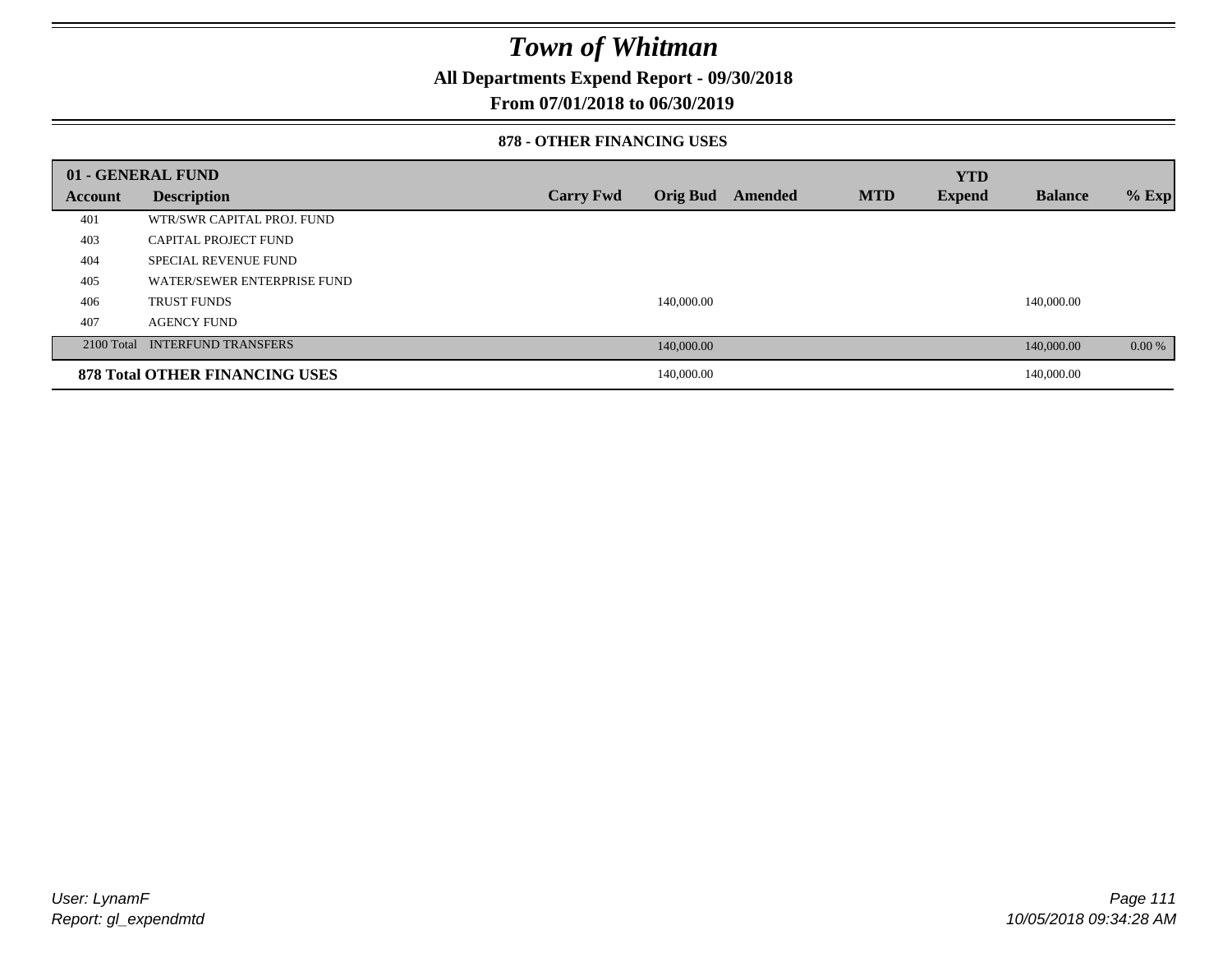# Town of Whitman

**All Departments Expend Report - 09/30/2018**

**From 07/01/2018 to 06/30/2019**

**878 - OTHER FINANCING USES**

| 01 - GENERAL FUND | | | | | | YTD | | |
|---|---|---|---|---|---|---|---|---|
| **Account** | **Description** | **Carry Fwd** | **Orig Bud** | **Amended** | **MTD** | **Expend** | **Balance** | **% Exp** |
| 401 | WTR/SWR CAPITAL PROJ. FUND | | | | | | | |
| 403 | CAPITAL PROJECT FUND | | | | | | | |
| 404 | SPECIAL REVENUE FUND | | | | | | | |
| 405 | WATER/SEWER ENTERPRISE FUND | | | | | | | |
| 406 | TRUST FUNDS | | 140,000.00 | | | | 140,000.00 | |
| 407 | AGENCY FUND | | | | | | | |
| 2100 Total | INTERFUND TRANSFERS | | 140,000.00 | | | | 140,000.00 | 0.00 % |
| **878 Total OTHER FINANCING USES** | | | 140,000.00 | | | | 140,000.00 | |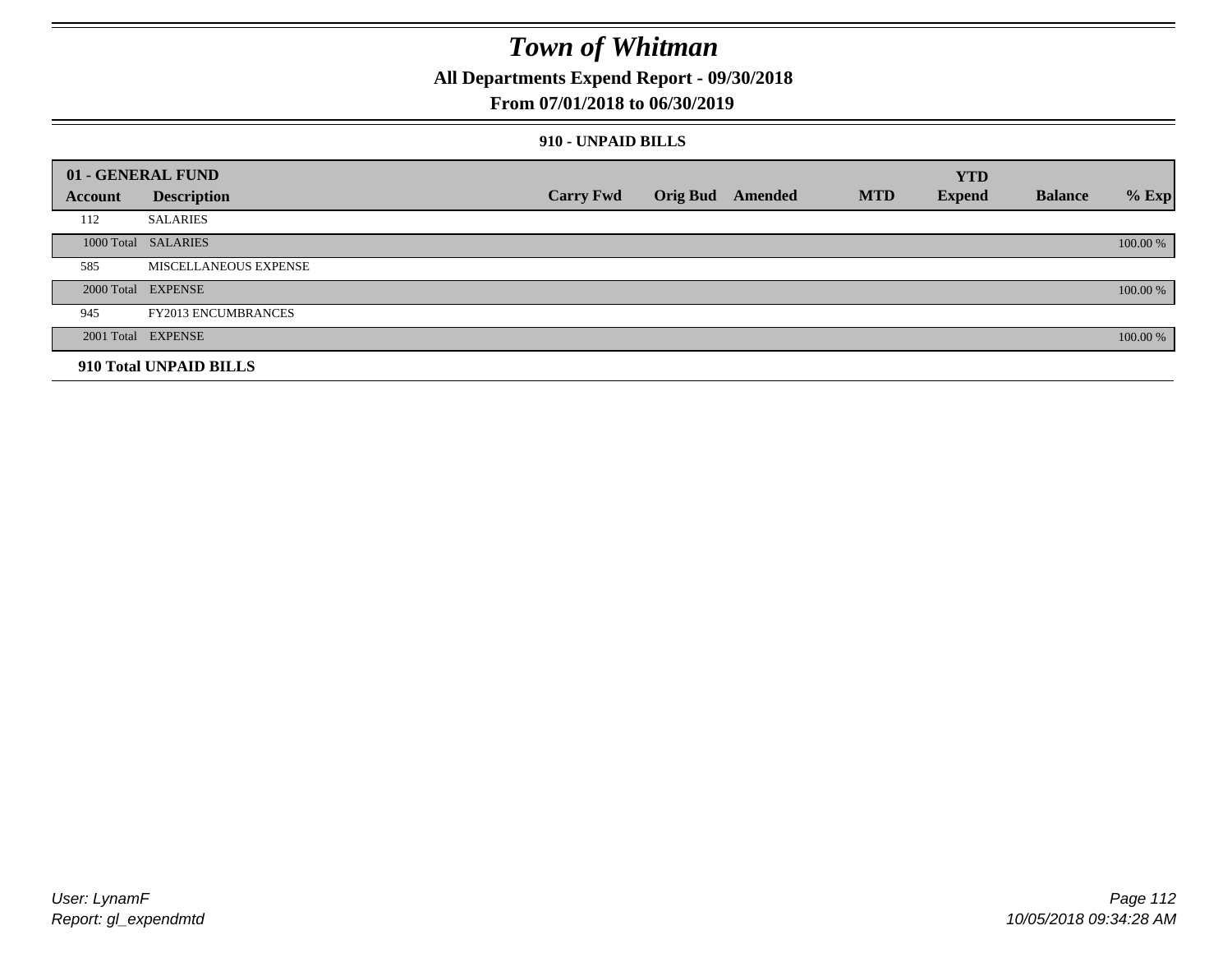# Town of Whitman

**All Departments Expend Report - 09/30/2018**

**From 07/01/2018 to 06/30/2019**

**910 - UNPAID BILLS**

| 01 - GENERAL FUND | | | | | | YTD | | |
|---|---|---|---|---|---|---|---|---|
| **Account** | **Description** | **Carry Fwd** | **Orig Bud** | **Amended** | **MTD** | **Expend** | **Balance** | **% Exp** |
| 112 | SALARIES | | | | | | | |
| 1000 Total | SALARIES | | | | | | | 100.00 % |
| 585 | MISCELLANEOUS EXPENSE | | | | | | | |
| 2000 Total | EXPENSE | | | | | | | 100.00 % |
| 945 | FY2013 ENCUMBRANCES | | | | | | | |
| 2001 Total | EXPENSE | | | | | | | 100.00 % |
| **910 Total UNPAID BILLS** | | | | | | | | |

*User: LynamF*
*Report: gl_expendmtd*

*10/05/2018 09:34:28 AM*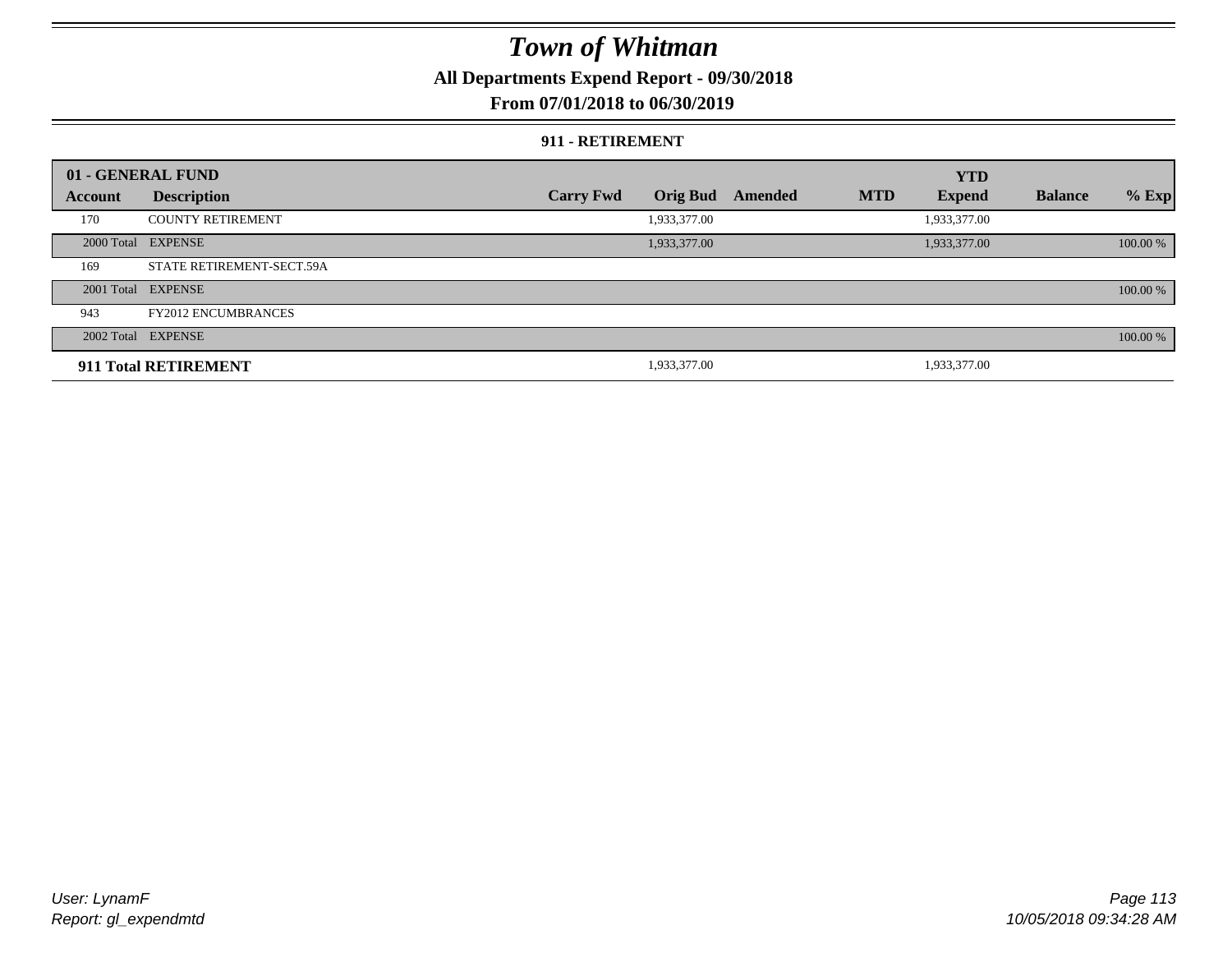# Town of Whitman

## All Departments Expend Report - 09/30/2018

## From 07/01/2018 to 06/30/2019

### 911 - RETIREMENT

| 01 - GENERAL FUND | | | | | | | | |
|---|---|---|---|---|---|---|---|---|
| **Account** | **Description** | **Carry Fwd** | **Orig Bud** | **Amended** | **MTD** | **YTD Expend** | **Balance** | **% Exp** |
| 170 | COUNTY RETIREMENT | | 1,933,377.00 | | | 1,933,377.00 | | |
| 2000 Total | EXPENSE | | 1,933,377.00 | | | 1,933,377.00 | | 100.00 % |
| 169 | STATE RETIREMENT-SECT.59A | | | | | | | |
| 2001 Total | EXPENSE | | | | | | | 100.00 % |
| 943 | FY2012 ENCUMBRANCES | | | | | | | |
| 2002 Total | EXPENSE | | | | | | | 100.00 % |
| **911 Total RETIREMENT** | | | 1,933,377.00 | | | 1,933,377.00 | | |

User: LynamF
Report: gl_expendmtd

10/05/2018 09:34:28 AM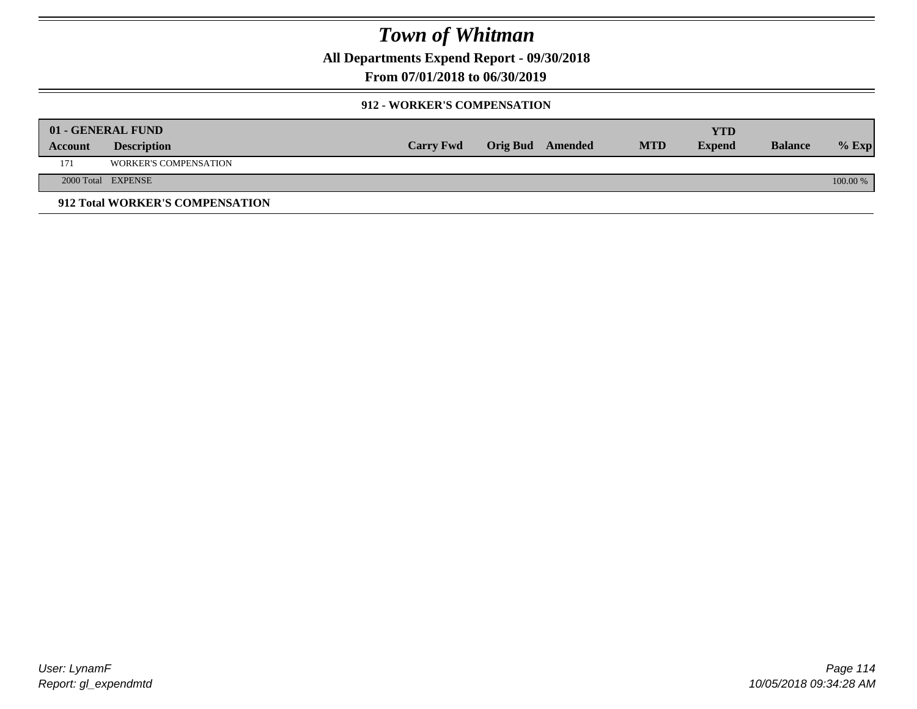# Town of Whitman

**All Departments Expend Report - 09/30/2018**

**From 07/01/2018 to 06/30/2019**

### 912 - WORKER'S COMPENSATION

| 01 - GENERAL FUND | | | | | | YTD | | |
|---|---|---|---|---|---|---|---|---|
| **Account** | **Description** | **Carry Fwd** | **Orig Bud** | **Amended** | **MTD** | **Expend** | **Balance** | **% Exp** |
| 171 | WORKER'S COMPENSATION | | | | | | | |
| 2000 Total | EXPENSE | | | | | | | 100.00 % |

**912 Total WORKER'S COMPENSATION**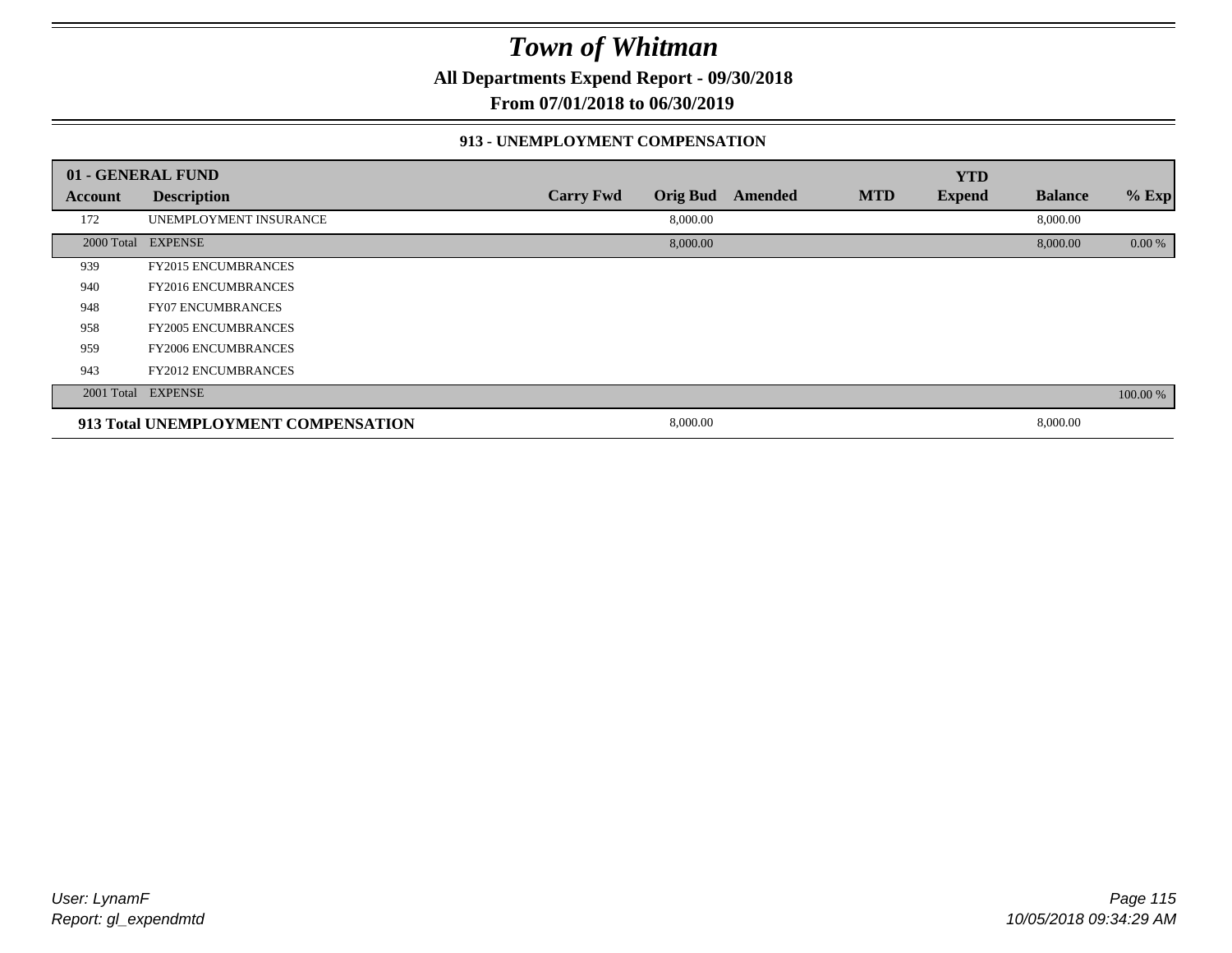# Town of Whitman

**All Departments Expend Report - 09/30/2018**

**From 07/01/2018 to 06/30/2019**

### 913 - UNEMPLOYMENT COMPENSATION

| 01 - GENERAL FUND | | | | | | YTD | | |
|---|---|---|---|---|---|---|---|---|
| **Account** | **Description** | **Carry Fwd** | **Orig Bud** | **Amended** | **MTD** | **Expend** | **Balance** | **% Exp** |
| 172 | UNEMPLOYMENT INSURANCE | | 8,000.00 | | | | 8,000.00 | |
| 2000 Total | EXPENSE | | 8,000.00 | | | | 8,000.00 | 0.00 % |
| 939 | FY2015 ENCUMBRANCES | | | | | | | |
| 940 | FY2016 ENCUMBRANCES | | | | | | | |
| 948 | FY07 ENCUMBRANCES | | | | | | | |
| 958 | FY2005 ENCUMBRANCES | | | | | | | |
| 959 | FY2006 ENCUMBRANCES | | | | | | | |
| 943 | FY2012 ENCUMBRANCES | | | | | | | |
| 2001 Total | EXPENSE | | | | | | | 100.00 % |
| **913 Total UNEMPLOYMENT COMPENSATION** | | | 8,000.00 | | | | 8,000.00 | |

*User: LynamF*
*Report: gl_expendmtd*

*10/05/2018 09:34:29 AM*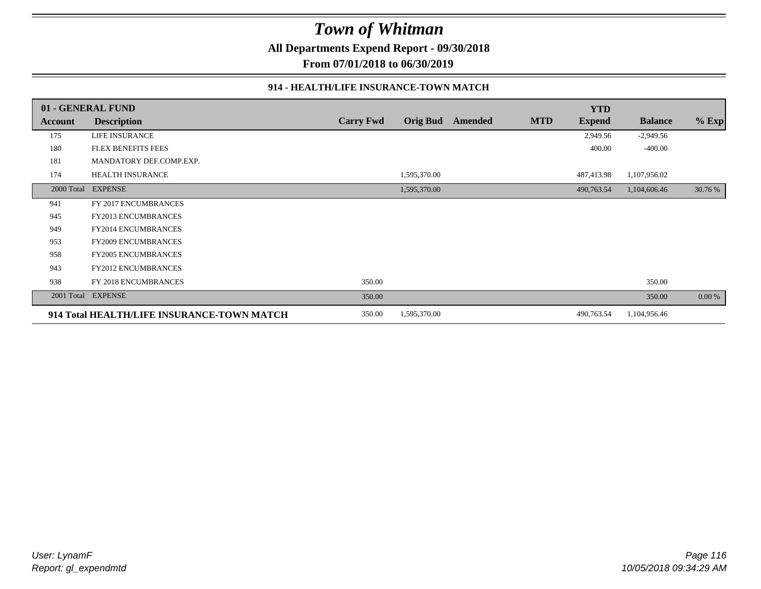# Town of Whitman

**All Departments Expend Report - 09/30/2018**

**From 07/01/2018 to 06/30/2019**

### 914 - HEALTH/LIFE INSURANCE-TOWN MATCH

| 01 - GENERAL FUND | | | | | | YTD | | |
|---|---|---|---|---|---|---|---|---|
| **Account** | **Description** | **Carry Fwd** | **Orig Bud** | **Amended** | **MTD** | **Expend** | **Balance** | **% Exp** |
| 175 | LIFE INSURANCE | | | | | 2,949.56 | -2,949.56 | |
| 180 | FLEX BENEFITS FEES | | | | | 400.00 | -400.00 | |
| 181 | MANDATORY DEF.COMP.EXP. | | | | | | | |
| 174 | HEALTH INSURANCE | | 1,595,370.00 | | | 487,413.98 | 1,107,956.02 | |
| 2000 Total | EXPENSE | | 1,595,370.00 | | | 490,763.54 | 1,104,606.46 | 30.76 % |
| 941 | FY 2017 ENCUMBRANCES | | | | | | | |
| 945 | FY2013 ENCUMBRANCES | | | | | | | |
| 949 | FY2014 ENCUMBRANCES | | | | | | | |
| 953 | FY2009 ENCUMBRANCES | | | | | | | |
| 958 | FY2005 ENCUMBRANCES | | | | | | | |
| 943 | FY2012 ENCUMBRANCES | | | | | | | |
| 938 | FY 2018 ENCUMBRANCES | 350.00 | | | | | 350.00 | |
| 2001 Total | EXPENSE | 350.00 | | | | | 350.00 | 0.00 % |
| **914 Total HEALTH/LIFE INSURANCE-TOWN MATCH** | | 350.00 | 1,595,370.00 | | | 490,763.54 | 1,104,956.46 | |

User: LynamF
Report: gl_expendmtd

10/05/2018 09:34:29 AM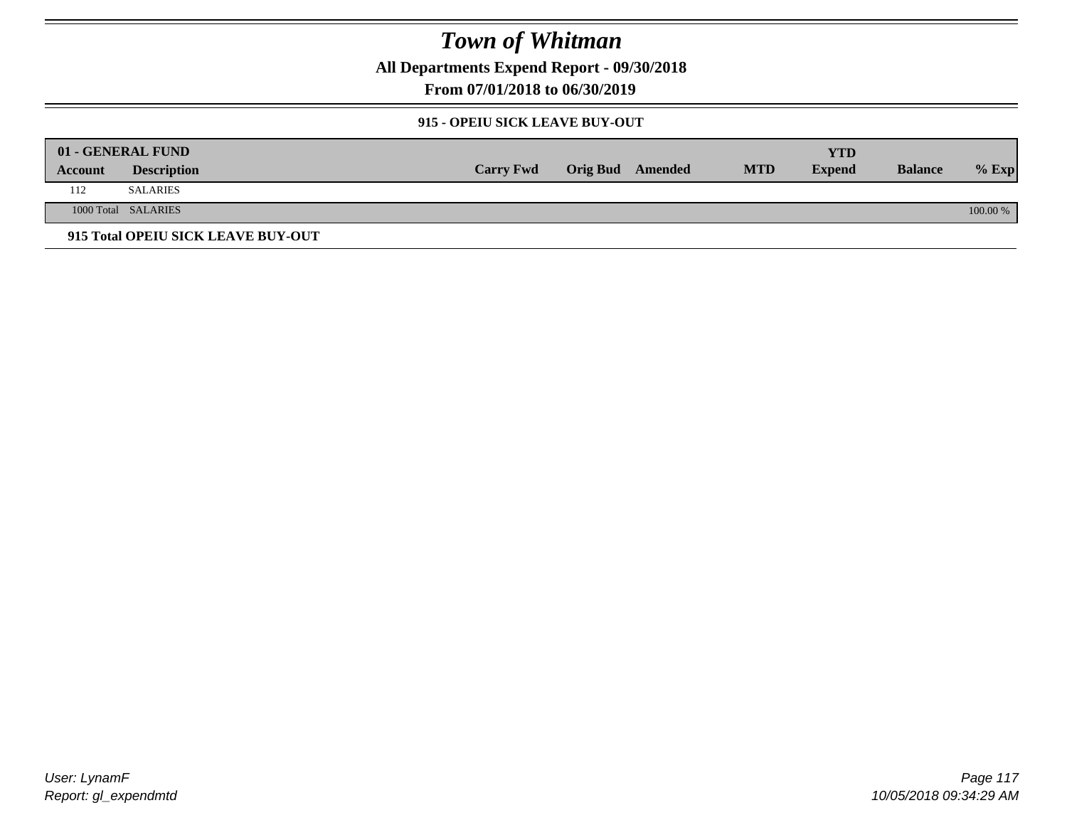# Town of Whitman

**All Departments Expend Report - 09/30/2018**

**From 07/01/2018 to 06/30/2019**

**915 - OPEIU SICK LEAVE BUY-OUT**

| 01 - GENERAL FUND | | | | | | YTD | | |
|---|---|---|---|---|---|---|---|---|
| **Account** | **Description** | **Carry Fwd** | **Orig Bud** | **Amended** | **MTD** | **Expend** | **Balance** | **% Exp** |
| 112 | SALARIES | | | | | | | |
| 1000 Total | SALARIES | | | | | | | 100.00 % |

**915 Total OPEIU SICK LEAVE BUY-OUT**

*User: LynamF*

*Report: gl_expendmtd*

*10/05/2018 09:34:29 AM*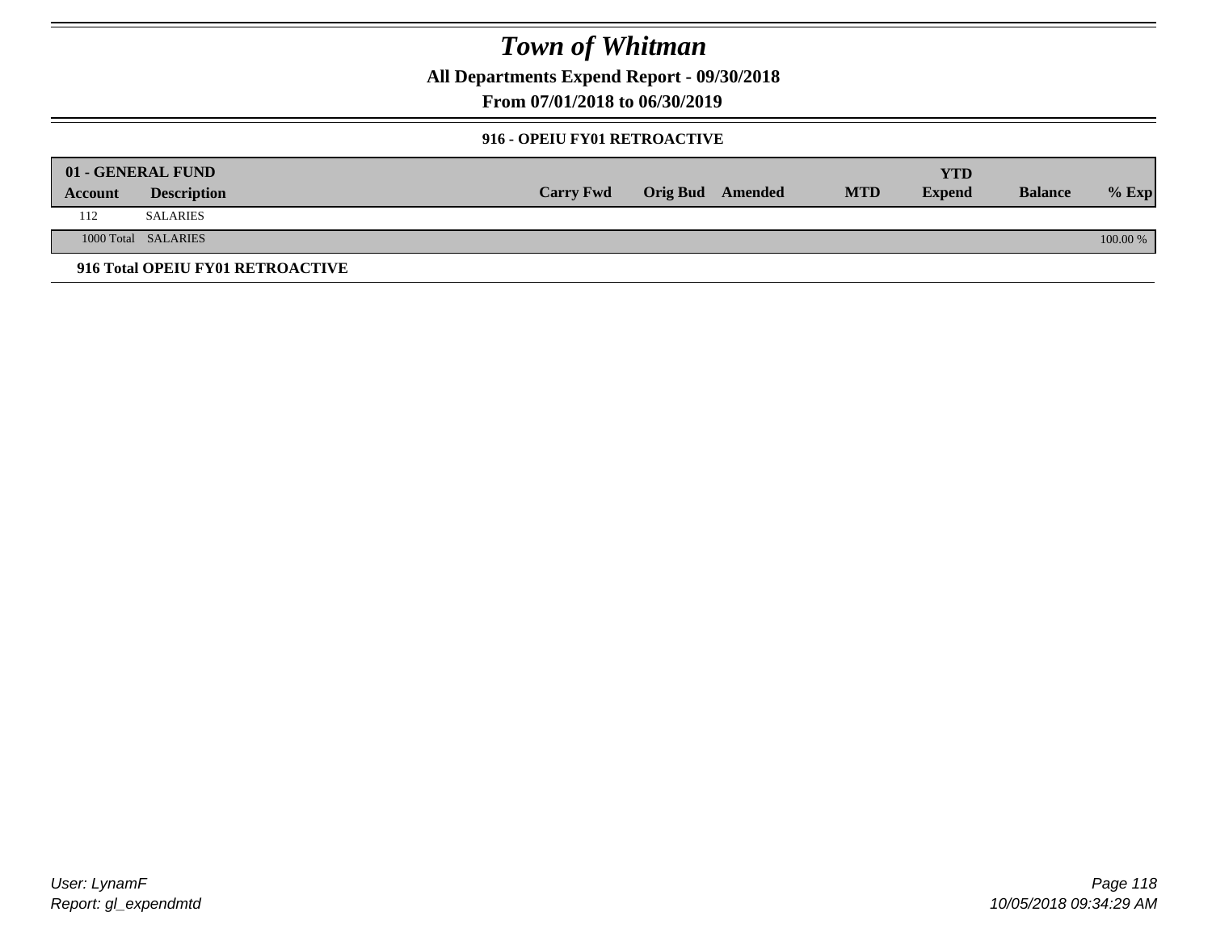# Town of Whitman

**All Departments Expend Report - 09/30/2018**

**From 07/01/2018 to 06/30/2019**

### 916 - OPEIU FY01 RETROACTIVE

| 01 - GENERAL FUND | | | | | | YTD | | |
|---|---|---|---|---|---|---|---|---|
| **Account** | **Description** | **Carry Fwd** | **Orig Bud** | **Amended** | **MTD** | **Expend** | **Balance** | **% Exp** |
| 112 | SALARIES | | | | | | | |
| 1000 Total | SALARIES | | | | | | | 100.00 % |

**916 Total OPEIU FY01 RETROACTIVE**

*User: LynamF*
*Report: gl_expendmtd*

*10/05/2018 09:34:29 AM*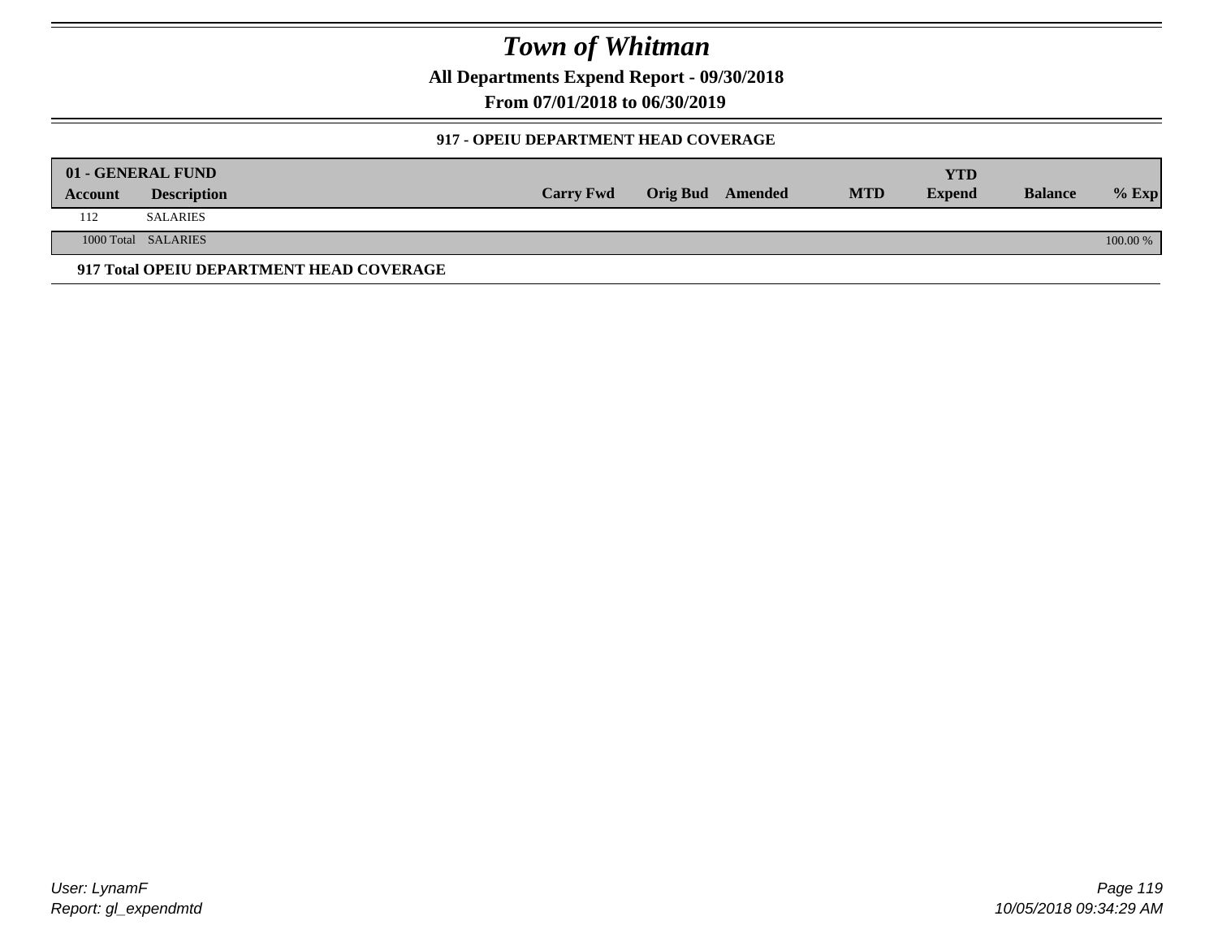# Town of Whitman

**All Departments Expend Report - 09/30/2018**

**From 07/01/2018 to 06/30/2019**

### 917 - OPEIU DEPARTMENT HEAD COVERAGE

| 01 - GENERAL FUND | | | | | | YTD | | |
|---|---|---|---|---|---|---|---|---|
| **Account** | **Description** | **Carry Fwd** | **Orig Bud** | **Amended** | **MTD** | **Expend** | **Balance** | **% Exp** |
| 112 | SALARIES | | | | | | | |
| 1000 Total | SALARIES | | | | | | | 100.00 % |

**917 Total OPEIU DEPARTMENT HEAD COVERAGE**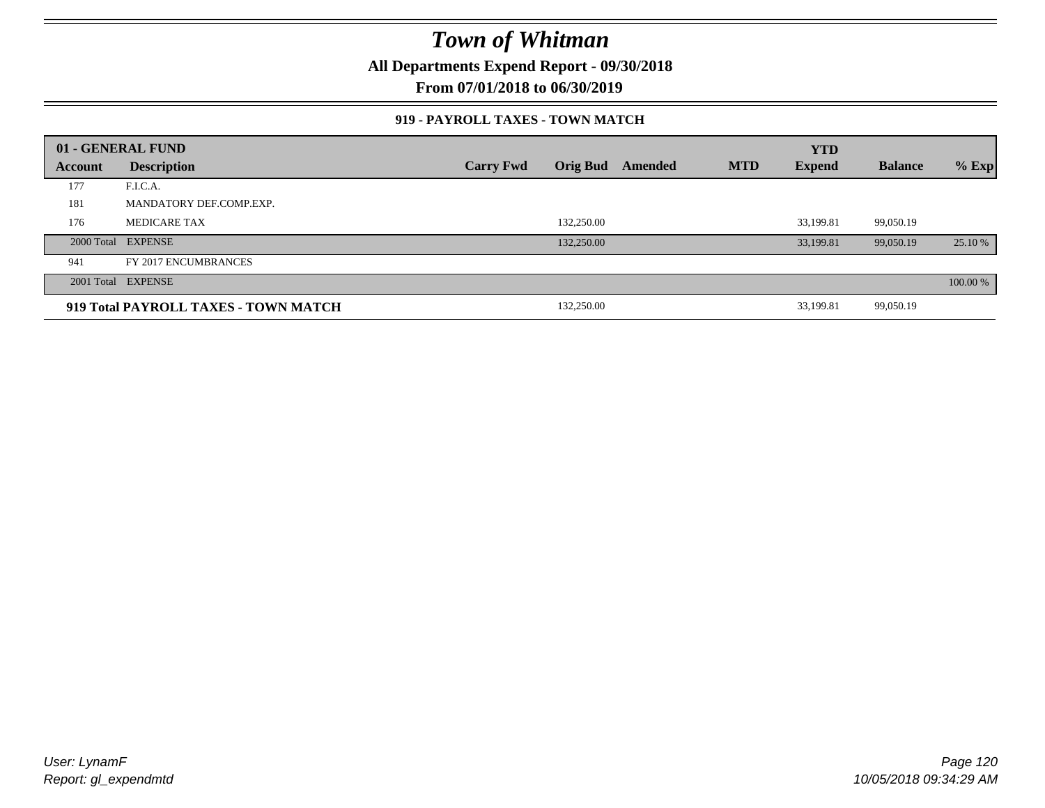# Town of Whitman

**All Departments Expend Report - 09/30/2018**

**From 07/01/2018 to 06/30/2019**

### 919 - PAYROLL TAXES - TOWN MATCH

| 01 - GENERAL FUND | | | | | | YTD | | |
|---|---|---|---|---|---|---|---|---|
| **Account** | **Description** | **Carry Fwd** | **Orig Bud** | **Amended** | **MTD** | **Expend** | **Balance** | **% Exp** |
| 177 | F.I.C.A. | | | | | | | |
| 181 | MANDATORY DEF.COMP.EXP. | | | | | | | |
| 176 | MEDICARE TAX | | 132,250.00 | | | 33,199.81 | 99,050.19 | |
| 2000 Total | EXPENSE | | 132,250.00 | | | 33,199.81 | 99,050.19 | 25.10 % |
| 941 | FY 2017 ENCUMBRANCES | | | | | | | |
| 2001 Total | EXPENSE | | | | | | | 100.00 % |
| **919 Total PAYROLL TAXES - TOWN MATCH** | | | 132,250.00 | | | 33,199.81 | 99,050.19 | |

*User: LynamF*
*Report: gl_expendmtd*

*10/05/2018 09:34:29 AM*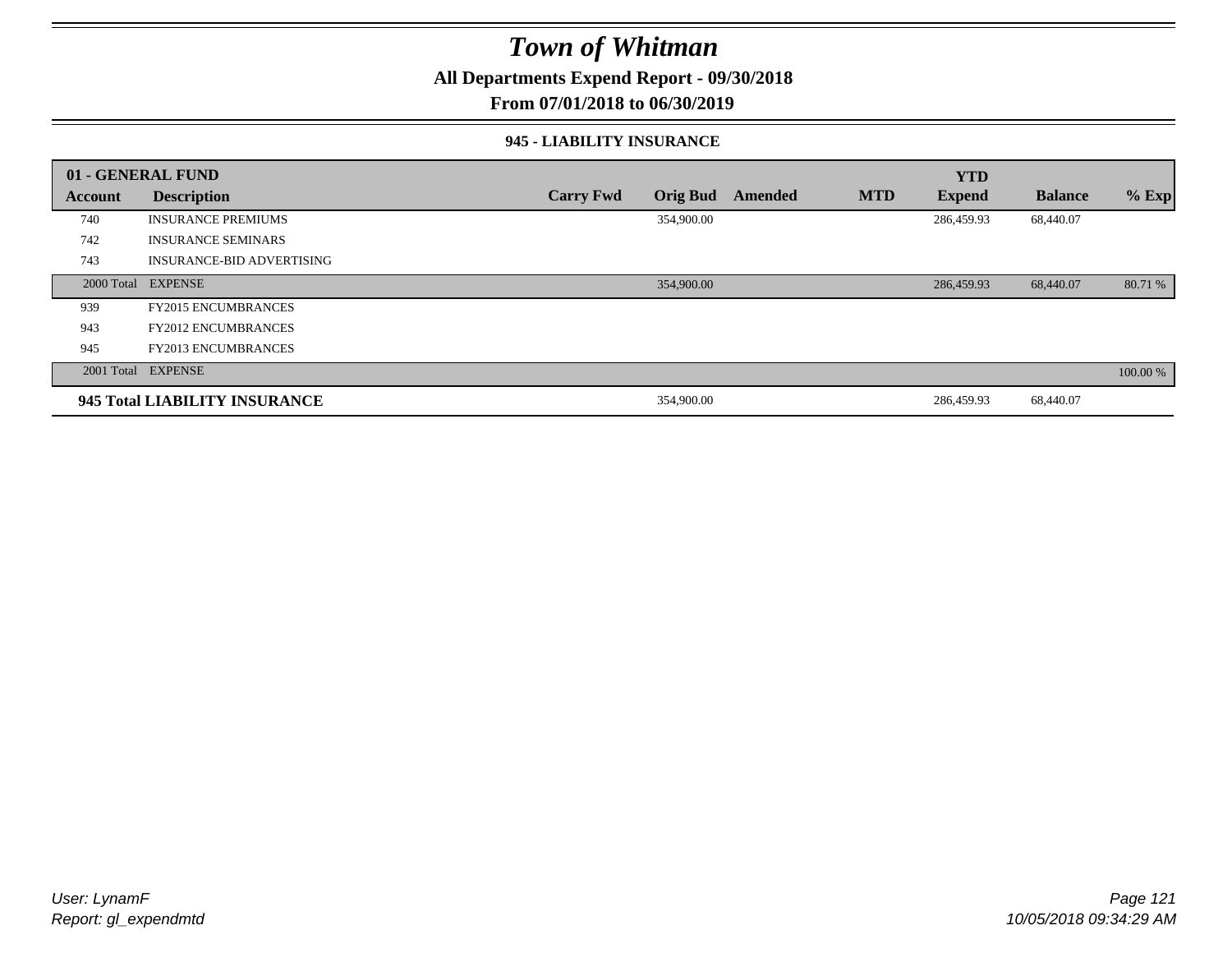# Town of Whitman

**All Departments Expend Report - 09/30/2018**

**From 07/01/2018 to 06/30/2019**

### 945 - LIABILITY INSURANCE

| 01 - GENERAL FUND | | | | | | YTD | | |
|---|---|---|---|---|---|---|---|---|
| **Account** | **Description** | **Carry Fwd** | **Orig Bud** | **Amended** | **MTD** | **Expend** | **Balance** | **% Exp** |
| 740 | INSURANCE PREMIUMS | | 354,900.00 | | | 286,459.93 | 68,440.07 | |
| 742 | INSURANCE SEMINARS | | | | | | | |
| 743 | INSURANCE-BID ADVERTISING | | | | | | | |
| 2000 Total | EXPENSE | | 354,900.00 | | | 286,459.93 | 68,440.07 | 80.71 % |
| 939 | FY2015 ENCUMBRANCES | | | | | | | |
| 943 | FY2012 ENCUMBRANCES | | | | | | | |
| 945 | FY2013 ENCUMBRANCES | | | | | | | |
| 2001 Total | EXPENSE | | | | | | | 100.00 % |
| **945 Total LIABILITY INSURANCE** | | | 354,900.00 | | | 286,459.93 | 68,440.07 | |

*User: LynamF*
*Report: gl_expendmtd*

*10/05/2018 09:34:29 AM*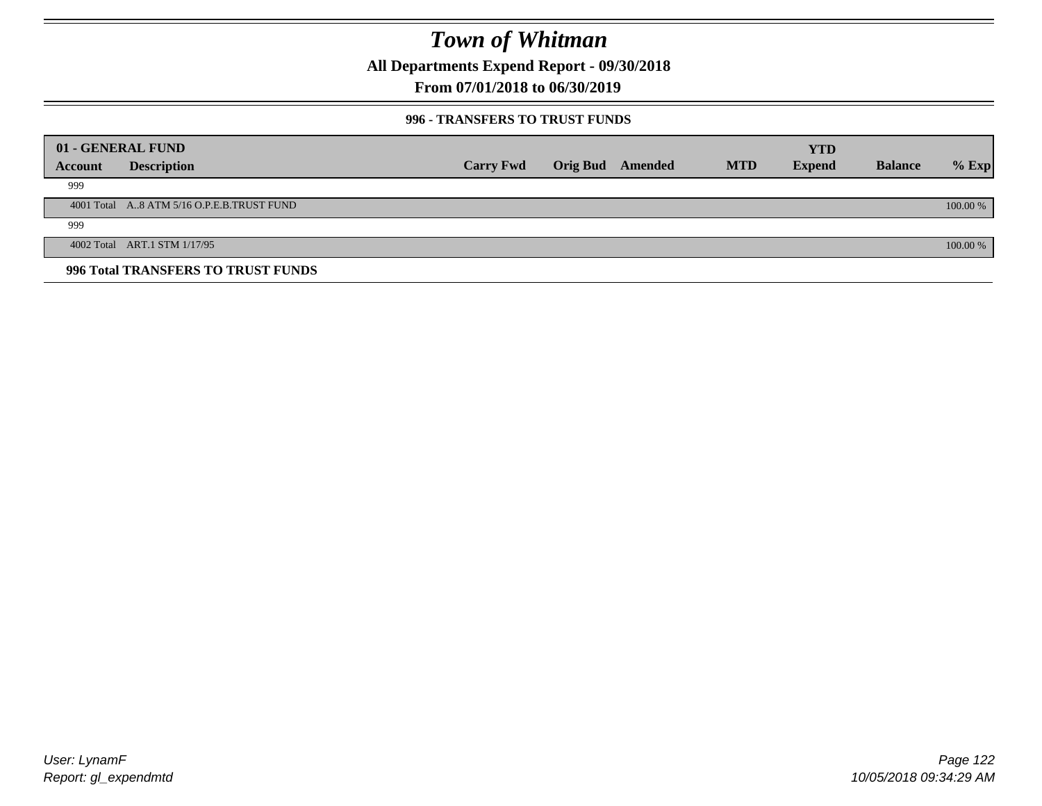# Town of Whitman

**All Departments Expend Report - 09/30/2018**

**From 07/01/2018 to 06/30/2019**

**996 - TRANSFERS TO TRUST FUNDS**

| 01 - GENERAL FUND<br>Account | Description | Carry Fwd | Orig Bud | Amended | MTD | YTD<br>Expend | Balance | % Exp |
|---|---|---|---|---|---|---|---|---|
| 999 | | | | | | | | |
| 4001 Total | A..8 ATM 5/16 O.P.E.B.TRUST FUND | | | | | | | 100.00 % |
| 999 | | | | | | | | |
| 4002 Total | ART.1 STM 1/17/95 | | | | | | | 100.00 % |

**996 Total TRANSFERS TO TRUST FUNDS**

*User: LynamF*
*Report: gl_expendmtd*
*10/05/2018 09:34:29 AM*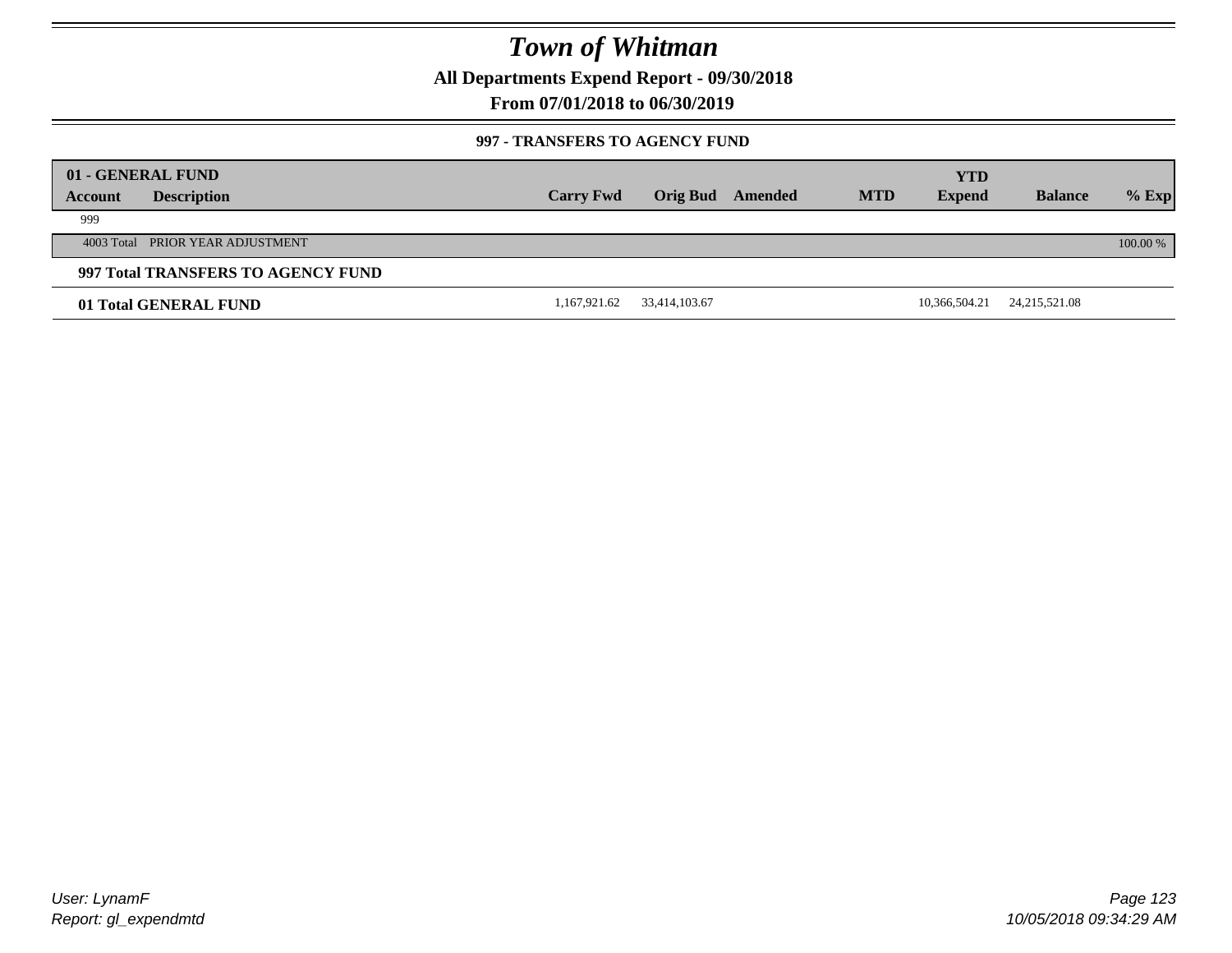# Town of Whitman

**All Departments Expend Report - 09/30/2018**

**From 07/01/2018 to 06/30/2019**

**997 - TRANSFERS TO AGENCY FUND**

| 01 - GENERAL FUND | | | | | | | | | |
|---|---|---|---|---|---|---|---|---|---|
| **Account** | **Description** | **Carry Fwd** | **Orig Bud** | **Amended** | **MTD** | **YTD Expend** | **Balance** | **% Exp** |
| 999 | | | | | | | | |
| 4003 Total | PRIOR YEAR ADJUSTMENT | | | | | | | 100.00 % |
| **997 Total TRANSFERS TO AGENCY FUND** | | | | | | | | |
| **01 Total GENERAL FUND** | | 1,167,921.62 | 33,414,103.67 | | | 10,366,504.21 | 24,215,521.08 | |

User: LynamF
Report: gl_expendmtd

10/05/2018 09:34:29 AM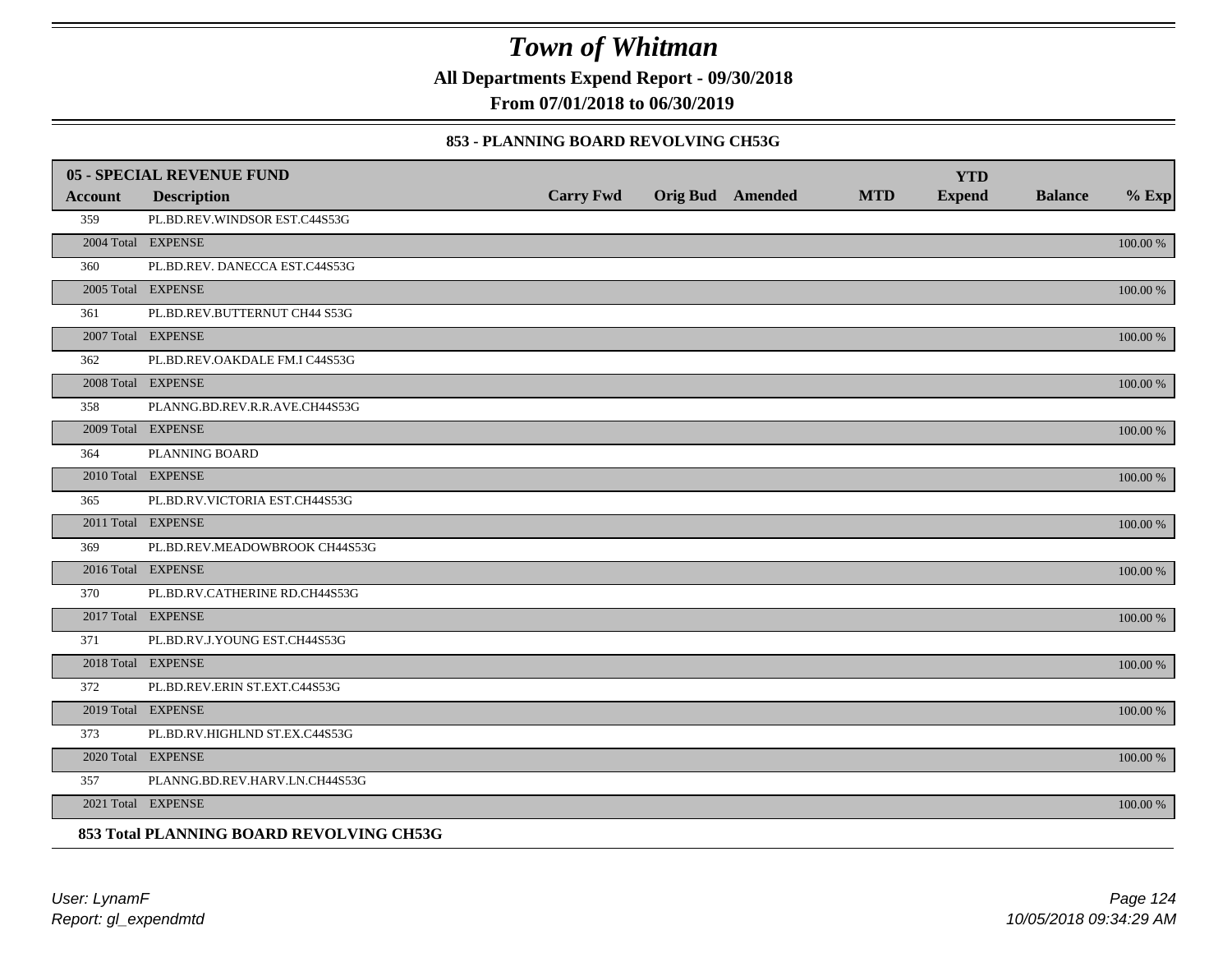# Town of Whitman

**All Departments Expend Report - 09/30/2018**

**From 07/01/2018 to 06/30/2019**

### 853 - PLANNING BOARD REVOLVING CH53G

| 05 - SPECIAL REVENUE FUND | | | | | | | | |
|---|---|---|---|---|---|---|---|---|
| **Account** | **Description** | **Carry Fwd** | **Orig Bud** | **Amended** | **MTD** | **YTD Expend** | **Balance** | **% Exp** |
| 359 | PL.BD.REV.WINDSOR EST.C44S53G | | | | | | | |
| 2004 Total | EXPENSE | | | | | | | 100.00 % |
| 360 | PL.BD.REV. DANECCA EST.C44S53G | | | | | | | |
| 2005 Total | EXPENSE | | | | | | | 100.00 % |
| 361 | PL.BD.REV.BUTTERNUT CH44 S53G | | | | | | | |
| 2007 Total | EXPENSE | | | | | | | 100.00 % |
| 362 | PL.BD.REV.OAKDALE FM.I C44S53G | | | | | | | |
| 2008 Total | EXPENSE | | | | | | | 100.00 % |
| 358 | PLANNG.BD.REV.R.R.AVE.CH44S53G | | | | | | | |
| 2009 Total | EXPENSE | | | | | | | 100.00 % |
| 364 | PLANNING BOARD | | | | | | | |
| 2010 Total | EXPENSE | | | | | | | 100.00 % |
| 365 | PL.BD.RV.VICTORIA EST.CH44S53G | | | | | | | |
| 2011 Total | EXPENSE | | | | | | | 100.00 % |
| 369 | PL.BD.REV.MEADOWBROOK CH44S53G | | | | | | | |
| 2016 Total | EXPENSE | | | | | | | 100.00 % |
| 370 | PL.BD.RV.CATHERINE RD.CH44S53G | | | | | | | |
| 2017 Total | EXPENSE | | | | | | | 100.00 % |
| 371 | PL.BD.RV.J.YOUNG EST.CH44S53G | | | | | | | |
| 2018 Total | EXPENSE | | | | | | | 100.00 % |
| 372 | PL.BD.REV.ERIN ST.EXT.C44S53G | | | | | | | |
| 2019 Total | EXPENSE | | | | | | | 100.00 % |
| 373 | PL.BD.RV.HIGHLND ST.EX.C44S53G | | | | | | | |
| 2020 Total | EXPENSE | | | | | | | 100.00 % |
| 357 | PLANNG.BD.REV.HARV.LN.CH44S53G | | | | | | | |
| 2021 Total | EXPENSE | | | | | | | 100.00 % |

**853 Total PLANNING BOARD REVOLVING CH53G**

*User: LynamF*
*Report: gl_expendmtd*

*10/05/2018 09:34:29 AM*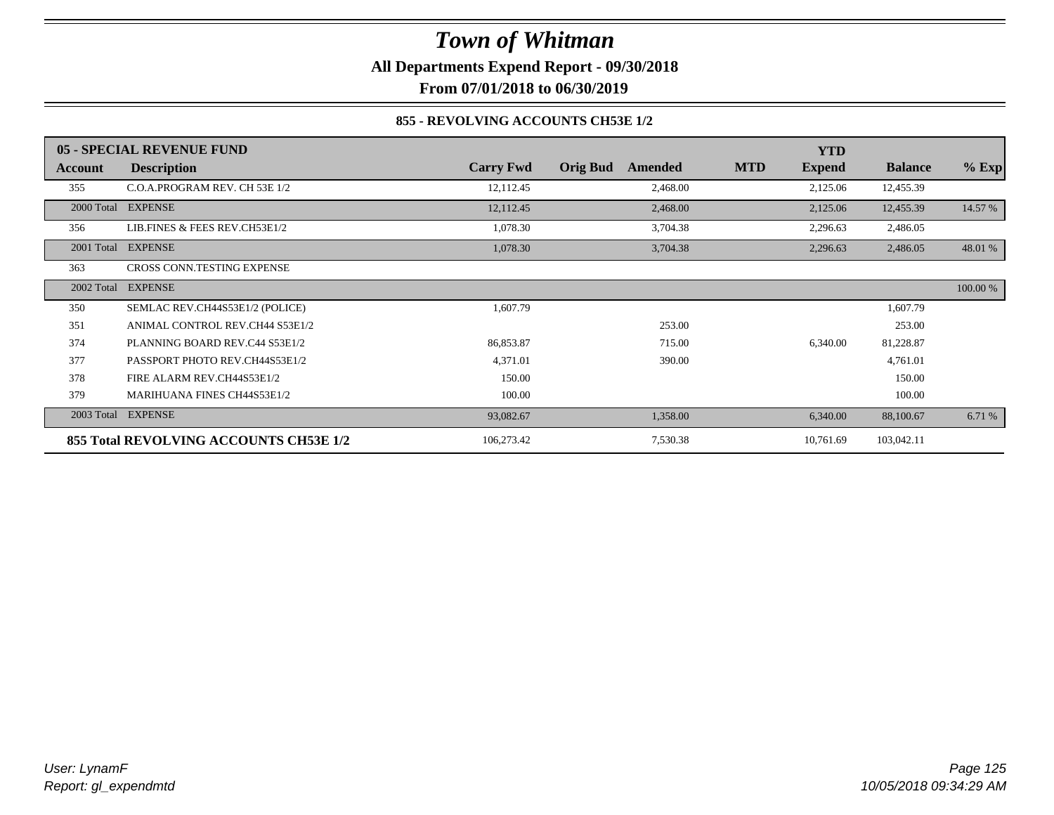# Town of Whitman

**All Departments Expend Report - 09/30/2018**

**From 07/01/2018 to 06/30/2019**

**855 - REVOLVING ACCOUNTS CH53E 1/2**

| **05 - SPECIAL REVENUE FUND** | | | | | | **YTD** | | |
|---|---|---|---|---|---|---|---|---|
| **Account** | **Description** | **Carry Fwd** | **Orig Bud** | **Amended** | **MTD** | **Expend** | **Balance** | **% Exp** |
| 355 | C.O.A.PROGRAM REV. CH 53E 1/2 | 12,112.45 | | 2,468.00 | | 2,125.06 | 12,455.39 | |
| 2000 Total | EXPENSE | 12,112.45 | | 2,468.00 | | 2,125.06 | 12,455.39 | 14.57 % |
| 356 | LIB.FINES & FEES REV.CH53E1/2 | 1,078.30 | | 3,704.38 | | 2,296.63 | 2,486.05 | |
| 2001 Total | EXPENSE | 1,078.30 | | 3,704.38 | | 2,296.63 | 2,486.05 | 48.01 % |
| 363 | CROSS CONN.TESTING EXPENSE | | | | | | | |
| 2002 Total | EXPENSE | | | | | | | 100.00 % |
| 350 | SEMLAC REV.CH44S53E1/2 (POLICE) | 1,607.79 | | | | | 1,607.79 | |
| 351 | ANIMAL CONTROL REV.CH44 S53E1/2 | | | 253.00 | | | 253.00 | |
| 374 | PLANNING BOARD REV.C44 S53E1/2 | 86,853.87 | | 715.00 | | 6,340.00 | 81,228.87 | |
| 377 | PASSPORT PHOTO REV.CH44S53E1/2 | 4,371.01 | | 390.00 | | | 4,761.01 | |
| 378 | FIRE ALARM REV.CH44S53E1/2 | 150.00 | | | | | 150.00 | |
| 379 | MARIHUANA FINES CH44S53E1/2 | 100.00 | | | | | 100.00 | |
| 2003 Total | EXPENSE | 93,082.67 | | 1,358.00 | | 6,340.00 | 88,100.67 | 6.71 % |
| **855 Total REVOLVING ACCOUNTS CH53E 1/2** | | 106,273.42 | | 7,530.38 | | 10,761.69 | 103,042.11 | |

*User: LynamF*
*Report: gl_expendmtd*

*10/05/2018 09:34:29 AM*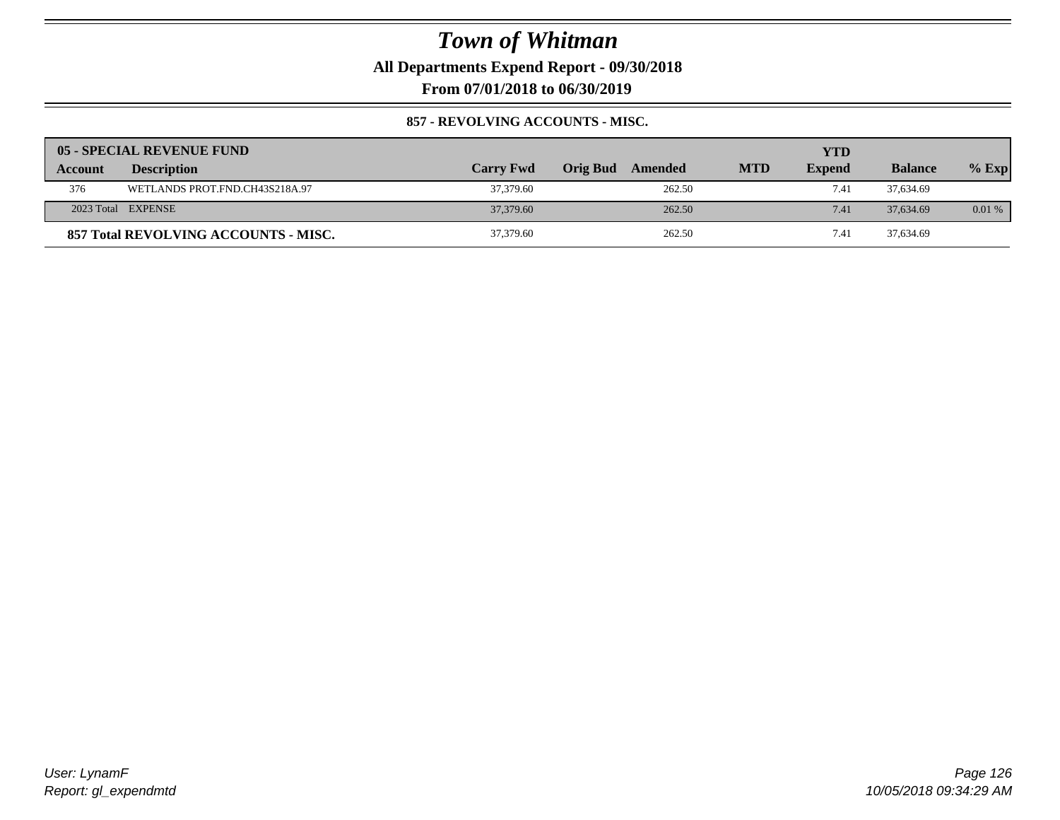# Town of Whitman

**All Departments Expend Report - 09/30/2018**

**From 07/01/2018 to 06/30/2019**

**857 - REVOLVING ACCOUNTS - MISC.**

| 05 - SPECIAL REVENUE FUND | | | | | | | | |
|---|---|---|---|---|---|---|---|---|
| **Account** | **Description** | **Carry Fwd** | **Orig Bud** | **Amended** | **MTD** | **YTD Expend** | **Balance** | **% Exp** |
| 376 | WETLANDS PROT.FND.CH43S218A.97 | 37,379.60 | | 262.50 | | 7.41 | 37,634.69 | |
| 2023 Total | EXPENSE | 37,379.60 | | 262.50 | | 7.41 | 37,634.69 | 0.01 % |
| **857 Total REVOLVING ACCOUNTS - MISC.** | | 37,379.60 | | 262.50 | | 7.41 | 37,634.69 | |

*User: LynamF*
*Report: gl_expendmtd*

*10/05/2018 09:34:29 AM*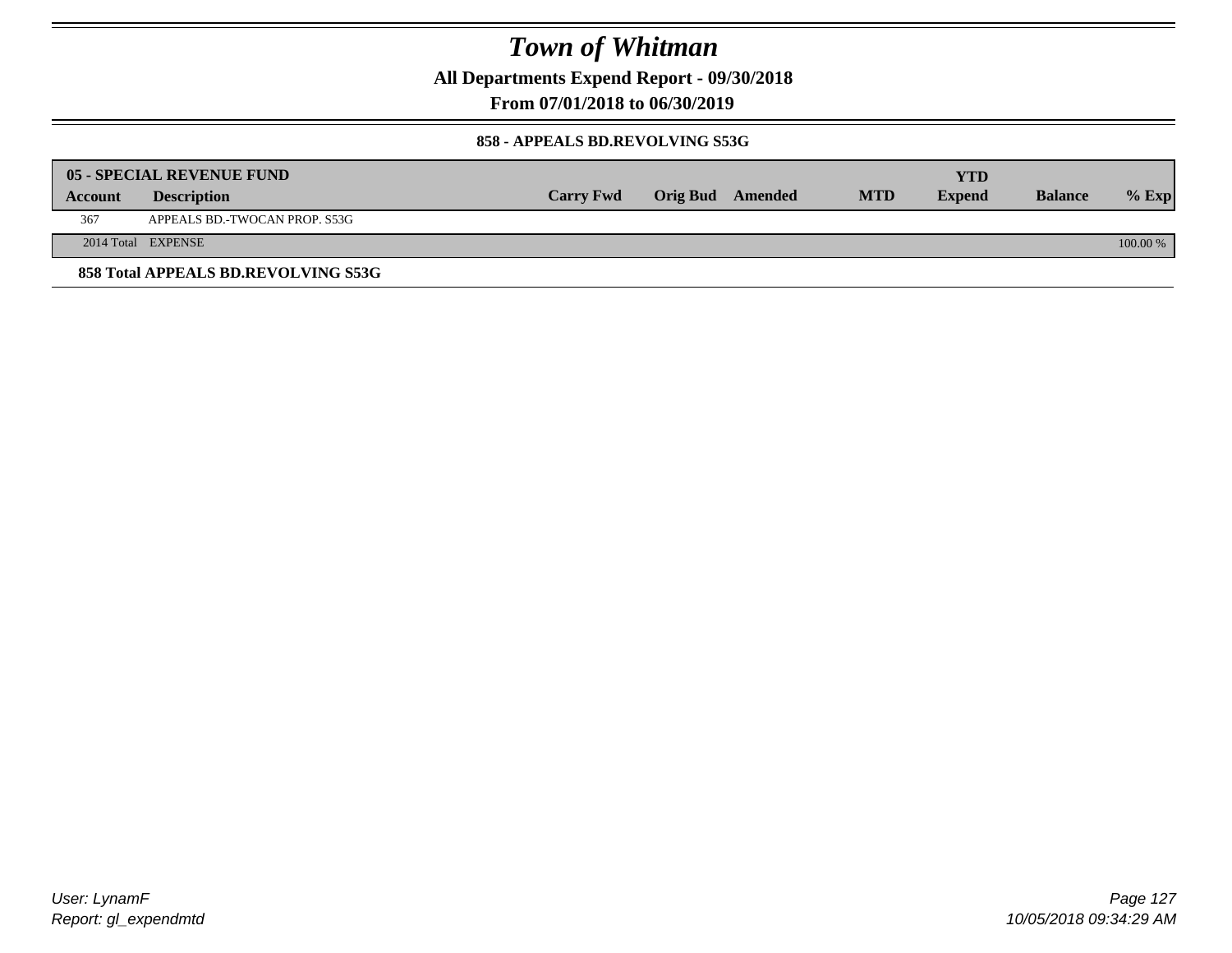# Town of Whitman

**All Departments Expend Report - 09/30/2018**

**From 07/01/2018 to 06/30/2019**

**858 - APPEALS BD.REVOLVING S53G**

| 05 - SPECIAL REVENUE FUND | | | | | | | | |
|---|---|---|---|---|---|---|---|---|
| **Account** | **Description** | **Carry Fwd** | **Orig Bud** | **Amended** | **MTD** | **YTD Expend** | **Balance** | **% Exp** |
| 367 | APPEALS BD.-TWOCAN PROP. S53G | | | | | | | |
| 2014 Total | EXPENSE | | | | | | | 100.00 % |

**858 Total APPEALS BD.REVOLVING S53G**

User: LynamF
Report: gl_expendmtd

10/05/2018 09:34:29 AM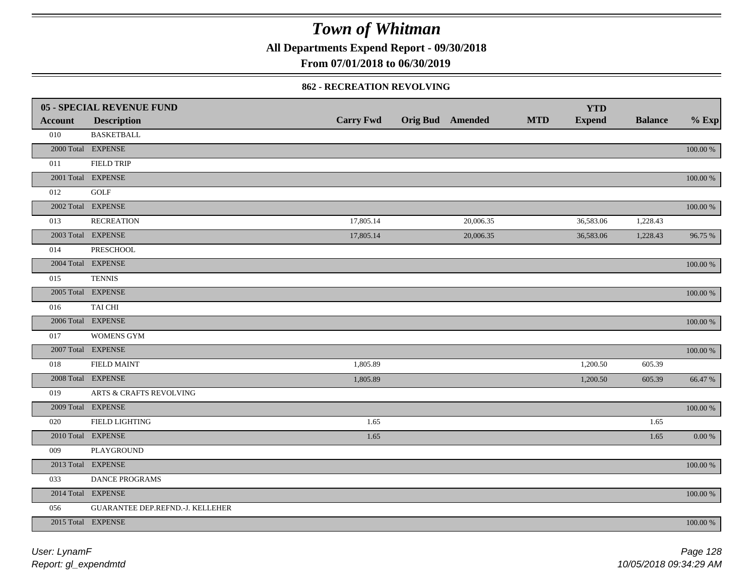# Town of Whitman

**All Departments Expend Report - 09/30/2018**

**From 07/01/2018 to 06/30/2019**

### 862 - RECREATION REVOLVING

| 05 - SPECIAL REVENUE FUND | | | | | | YTD | | |
|---|---|---|---|---|---|---|---|---|
| **Account** | **Description** | **Carry Fwd** | **Orig Bud** | **Amended** | **MTD** | **Expend** | **Balance** | **% Exp** |
| 010 | BASKETBALL | | | | | | | |
| 2000 Total | EXPENSE | | | | | | | 100.00 % |
| 011 | FIELD TRIP | | | | | | | |
| 2001 Total | EXPENSE | | | | | | | 100.00 % |
| 012 | GOLF | | | | | | | |
| 2002 Total | EXPENSE | | | | | | | 100.00 % |
| 013 | RECREATION | 17,805.14 | | 20,006.35 | | 36,583.06 | 1,228.43 | |
| 2003 Total | EXPENSE | 17,805.14 | | 20,006.35 | | 36,583.06 | 1,228.43 | 96.75 % |
| 014 | PRESCHOOL | | | | | | | |
| 2004 Total | EXPENSE | | | | | | | 100.00 % |
| 015 | TENNIS | | | | | | | |
| 2005 Total | EXPENSE | | | | | | | 100.00 % |
| 016 | TAI CHI | | | | | | | |
| 2006 Total | EXPENSE | | | | | | | 100.00 % |
| 017 | WOMENS GYM | | | | | | | |
| 2007 Total | EXPENSE | | | | | | | 100.00 % |
| 018 | FIELD MAINT | 1,805.89 | | | | 1,200.50 | 605.39 | |
| 2008 Total | EXPENSE | 1,805.89 | | | | 1,200.50 | 605.39 | 66.47 % |
| 019 | ARTS & CRAFTS REVOLVING | | | | | | | |
| 2009 Total | EXPENSE | | | | | | | 100.00 % |
| 020 | FIELD LIGHTING | 1.65 | | | | | 1.65 | |
| 2010 Total | EXPENSE | 1.65 | | | | | 1.65 | 0.00 % |
| 009 | PLAYGROUND | | | | | | | |
| 2013 Total | EXPENSE | | | | | | | 100.00 % |
| 033 | DANCE PROGRAMS | | | | | | | |
| 2014 Total | EXPENSE | | | | | | | 100.00 % |
| 056 | GUARANTEE DEP.REFND.-J. KELLEHER | | | | | | | |
| 2015 Total | EXPENSE | | | | | | | 100.00 % |

*User: LynamF*
*Report: gl_expendmtd*
*10/05/2018 09:34:29 AM*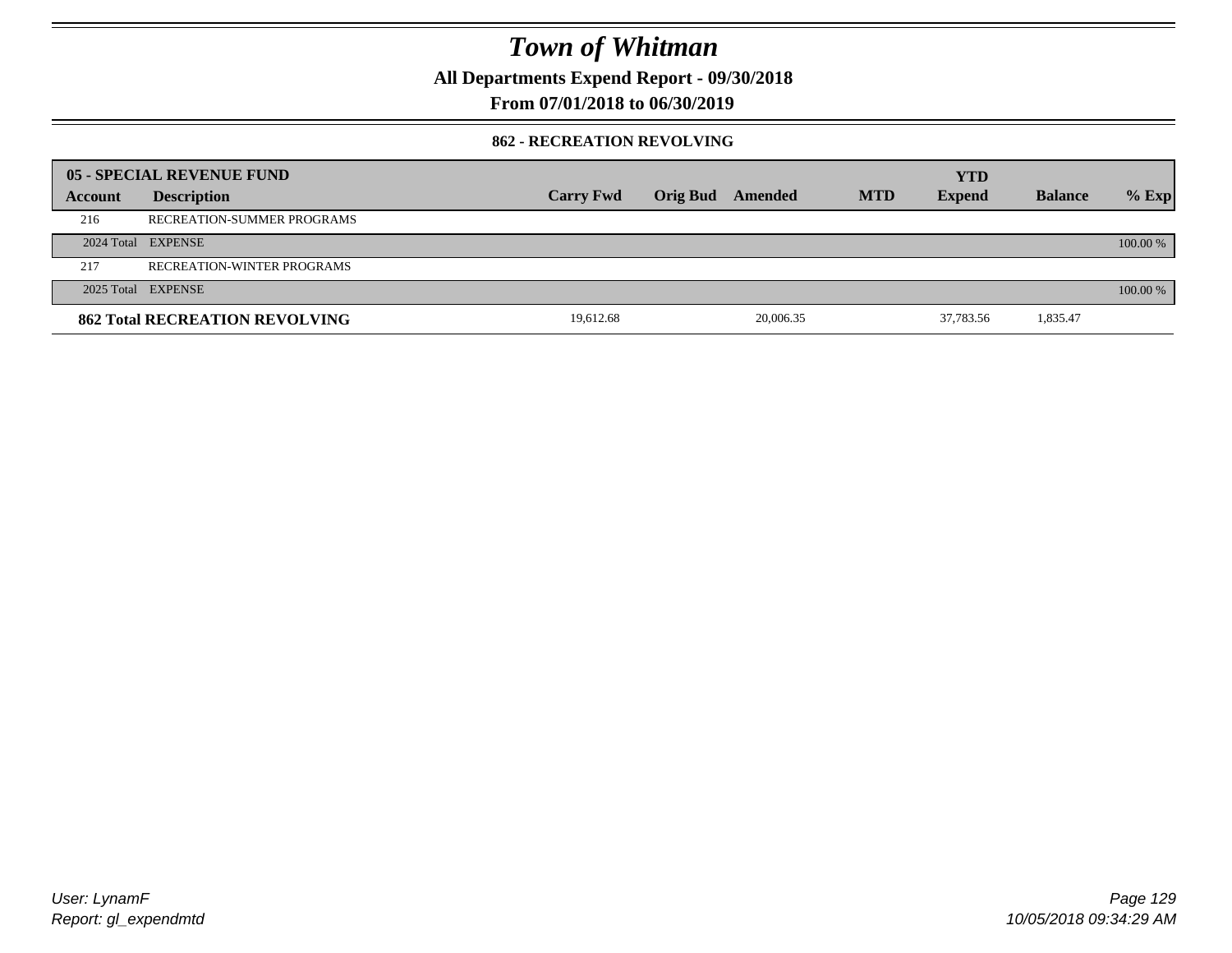# Town of Whitman

**All Departments Expend Report - 09/30/2018**

**From 07/01/2018 to 06/30/2019**

**862 - RECREATION REVOLVING**

| 05 - SPECIAL REVENUE FUND | | | | | | | | |
|---|---|---|---|---|---|---|---|---|
| **Account** | **Description** | **Carry Fwd** | **Orig Bud** | **Amended** | **MTD** | **YTD Expend** | **Balance** | **% Exp** |
| 216 | RECREATION-SUMMER PROGRAMS | | | | | | | |
| 2024 Total | EXPENSE | | | | | | | 100.00 % |
| 217 | RECREATION-WINTER PROGRAMS | | | | | | | |
| 2025 Total | EXPENSE | | | | | | | 100.00 % |
| **862 Total RECREATION REVOLVING** | | 19,612.68 | | 20,006.35 | | 37,783.56 | 1,835.47 | |

User: LynamF
Report: gl_expendmtd

10/05/2018 09:34:29 AM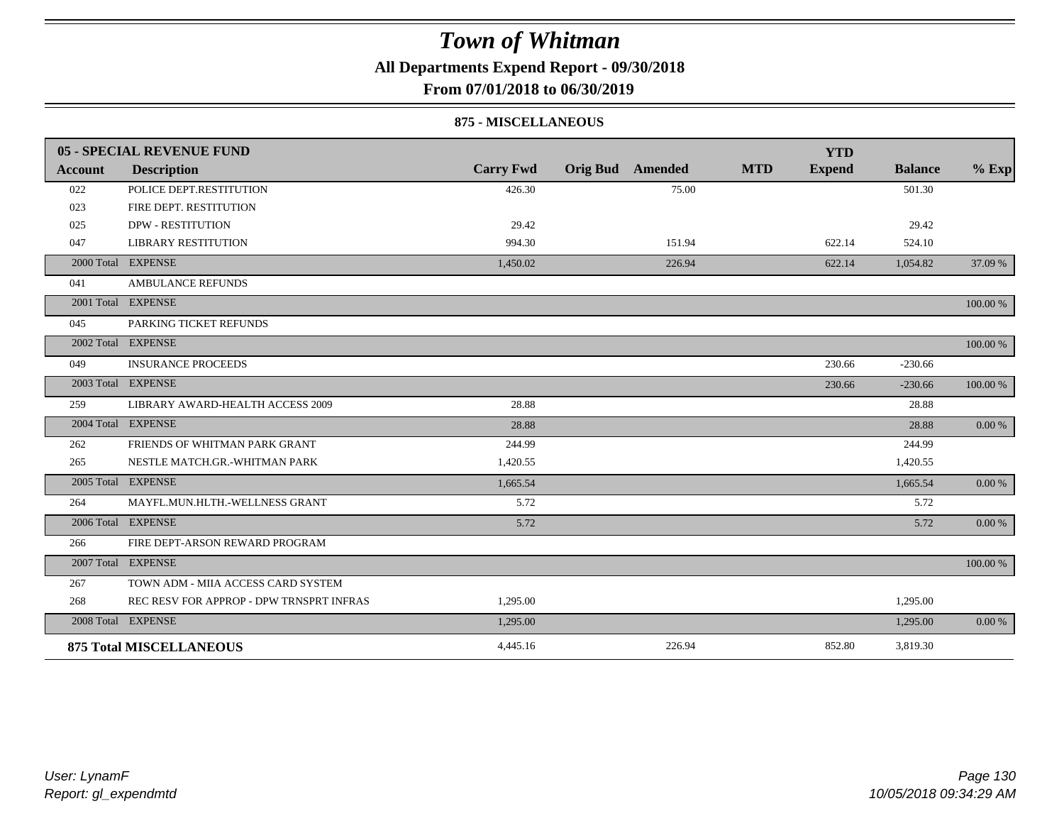# Town of Whitman

## All Departments Expend Report - 09/30/2018

## From 07/01/2018 to 06/30/2019

### 875 - MISCELLANEOUS

| 05 - SPECIAL REVENUE FUND | | | | | | | | |
|---|---|---|---|---|---|---|---|---|
| **Account** | **Description** | **Carry Fwd** | **Orig Bud** | **Amended** | **MTD** | **YTD Expend** | **Balance** | **% Exp** |
| 022 | POLICE DEPT.RESTITUTION | 426.30 | | 75.00 | | | 501.30 | |
| 023 | FIRE DEPT. RESTITUTION | | | | | | | |
| 025 | DPW - RESTITUTION | 29.42 | | | | | 29.42 | |
| 047 | LIBRARY RESTITUTION | 994.30 | | 151.94 | | 622.14 | 524.10 | |
| 2000 Total | EXPENSE | 1,450.02 | | 226.94 | | 622.14 | 1,054.82 | 37.09 % |
| 041 | AMBULANCE REFUNDS | | | | | | | |
| 2001 Total | EXPENSE | | | | | | | 100.00 % |
| 045 | PARKING TICKET REFUNDS | | | | | | | |
| 2002 Total | EXPENSE | | | | | | | 100.00 % |
| 049 | INSURANCE PROCEEDS | | | | | 230.66 | -230.66 | |
| 2003 Total | EXPENSE | | | | | 230.66 | -230.66 | 100.00 % |
| 259 | LIBRARY AWARD-HEALTH ACCESS 2009 | 28.88 | | | | | 28.88 | |
| 2004 Total | EXPENSE | 28.88 | | | | | 28.88 | 0.00 % |
| 262 | FRIENDS OF WHITMAN PARK GRANT | 244.99 | | | | | 244.99 | |
| 265 | NESTLE MATCH.GR.-WHITMAN PARK | 1,420.55 | | | | | 1,420.55 | |
| 2005 Total | EXPENSE | 1,665.54 | | | | | 1,665.54 | 0.00 % |
| 264 | MAYFL.MUN.HLTH.-WELLNESS GRANT | 5.72 | | | | | 5.72 | |
| 2006 Total | EXPENSE | 5.72 | | | | | 5.72 | 0.00 % |
| 266 | FIRE DEPT-ARSON REWARD PROGRAM | | | | | | | |
| 2007 Total | EXPENSE | | | | | | | 100.00 % |
| 267 | TOWN ADM - MIIA ACCESS CARD SYSTEM | | | | | | | |
| 268 | REC RESV FOR APPROP - DPW TRNSPRT INFRAS | 1,295.00 | | | | | 1,295.00 | |
| 2008 Total | EXPENSE | 1,295.00 | | | | | 1,295.00 | 0.00 % |
| **875 Total MISCELLANEOUS** | | 4,445.16 | | 226.94 | | 852.80 | 3,819.30 | |

*User: LynamF*
*Report: gl_expendmtd*
*10/05/2018 09:34:29 AM*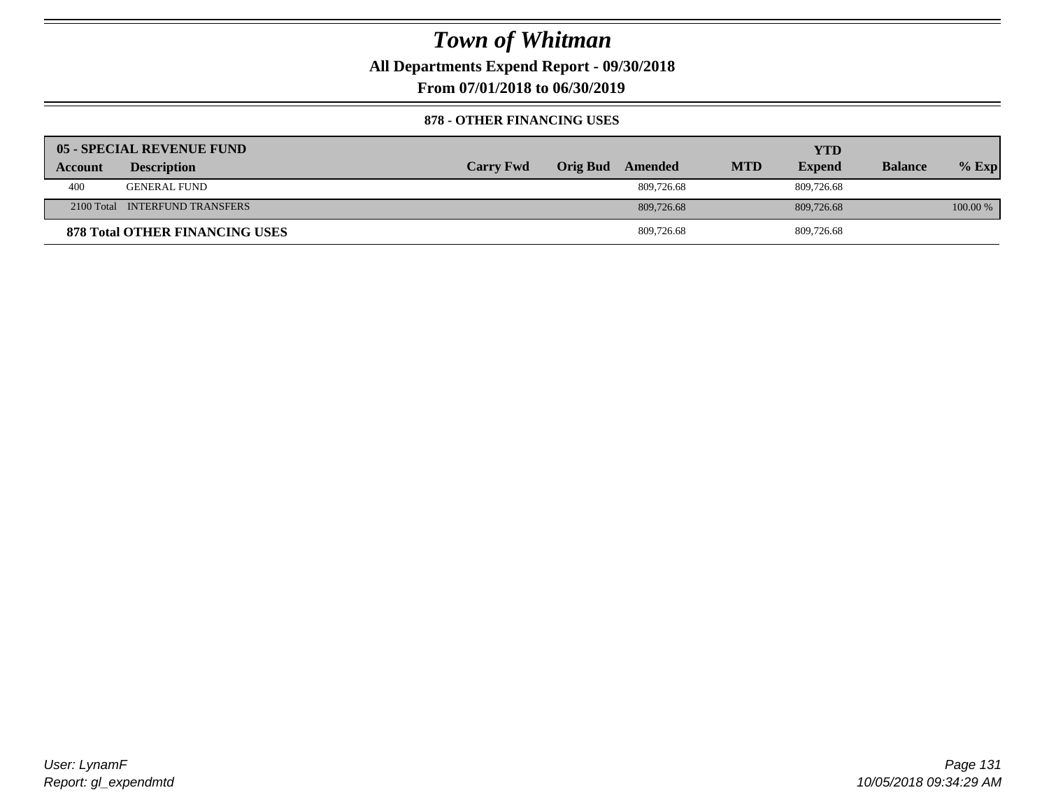# Town of Whitman

**All Departments Expend Report - 09/30/2018**

**From 07/01/2018 to 06/30/2019**

**878 - OTHER FINANCING USES**

| 05 - SPECIAL REVENUE FUND | | | | | | | | |
|---|---|---|---|---|---|---|---|---|
| **Account** | **Description** | **Carry Fwd** | **Orig Bud** | **Amended** | **MTD** | **YTD Expend** | **Balance** | **% Exp** |
| 400 | GENERAL FUND | | | 809,726.68 | | 809,726.68 | | |
| 2100 Total | INTERFUND TRANSFERS | | | 809,726.68 | | 809,726.68 | | 100.00 % |
| **878 Total OTHER FINANCING USES** | | | | 809,726.68 | | 809,726.68 | | |

*User: LynamF*
*Report: gl_expendmtd*

*10/05/2018 09:34:29 AM*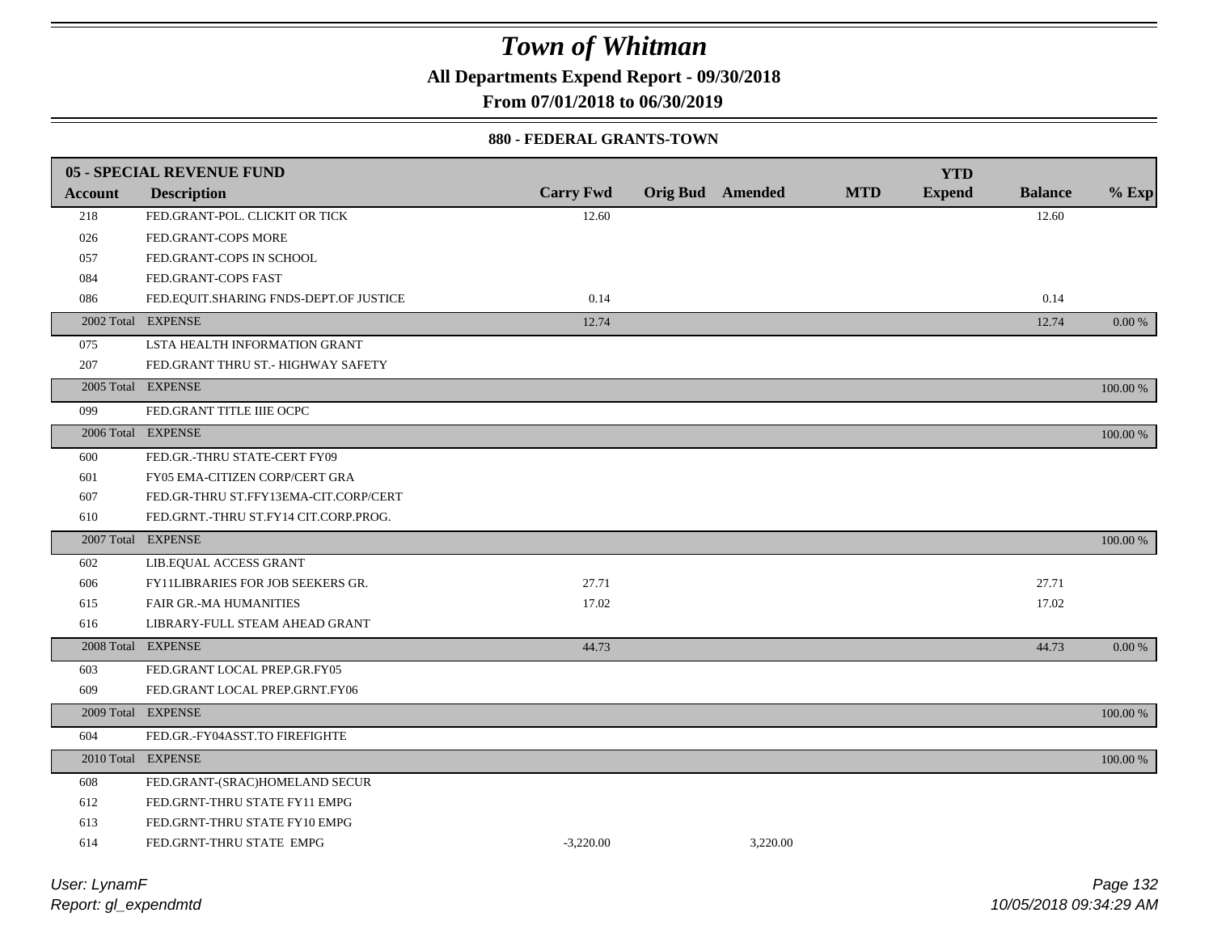# Town of Whitman

**All Departments Expend Report - 09/30/2018**

**From 07/01/2018 to 06/30/2019**

### 880 - FEDERAL GRANTS-TOWN

| 05 - SPECIAL REVENUE FUND | | | | | | YTD | | |
|---|---|---|---|---|---|---|---|---|
| **Account** | **Description** | **Carry Fwd** | **Orig Bud** | **Amended** | **MTD** | **Expend** | **Balance** | **% Exp** |
| 218 | FED.GRANT-POL. CLICKIT OR TICK | 12.60 | | | | | 12.60 | |
| 026 | FED.GRANT-COPS MORE | | | | | | | |
| 057 | FED.GRANT-COPS IN SCHOOL | | | | | | | |
| 084 | FED.GRANT-COPS FAST | | | | | | | |
| 086 | FED.EQUIT.SHARING FNDS-DEPT.OF JUSTICE | 0.14 | | | | | 0.14 | |
| 2002 Total | EXPENSE | 12.74 | | | | | 12.74 | 0.00 % |
| 075 | LSTA HEALTH INFORMATION GRANT | | | | | | | |
| 207 | FED.GRANT THRU ST.- HIGHWAY SAFETY | | | | | | | |
| 2005 Total | EXPENSE | | | | | | | 100.00 % |
| 099 | FED.GRANT TITLE IIIE OCPC | | | | | | | |
| 2006 Total | EXPENSE | | | | | | | 100.00 % |
| 600 | FED.GR.-THRU STATE-CERT FY09 | | | | | | | |
| 601 | FY05 EMA-CITIZEN CORP/CERT GRA | | | | | | | |
| 607 | FED.GR-THRU ST.FFY13EMA-CIT.CORP/CERT | | | | | | | |
| 610 | FED.GRNT.-THRU ST.FY14 CIT.CORP.PROG. | | | | | | | |
| 2007 Total | EXPENSE | | | | | | | 100.00 % |
| 602 | LIB.EQUAL ACCESS GRANT | | | | | | | |
| 606 | FY11LIBRARIES FOR JOB SEEKERS GR. | 27.71 | | | | | 27.71 | |
| 615 | FAIR GR.-MA HUMANITIES | 17.02 | | | | | 17.02 | |
| 616 | LIBRARY-FULL STEAM AHEAD GRANT | | | | | | | |
| 2008 Total | EXPENSE | 44.73 | | | | | 44.73 | 0.00 % |
| 603 | FED.GRANT LOCAL PREP.GR.FY05 | | | | | | | |
| 609 | FED.GRANT LOCAL PREP.GRNT.FY06 | | | | | | | |
| 2009 Total | EXPENSE | | | | | | | 100.00 % |
| 604 | FED.GR.-FY04ASST.TO FIREFIGHTE | | | | | | | |
| 2010 Total | EXPENSE | | | | | | | 100.00 % |
| 608 | FED.GRANT-(SRAC)HOMELAND SECUR | | | | | | | |
| 612 | FED.GRNT-THRU STATE FY11 EMPG | | | | | | | |
| 613 | FED.GRNT-THRU STATE FY10 EMPG | | | | | | | |
| 614 | FED.GRNT-THRU STATE EMPG | -3,220.00 | | 3,220.00 | | | | |

*User: LynamF*

*Report: gl_expendmtd*

*10/05/2018 09:34:29 AM*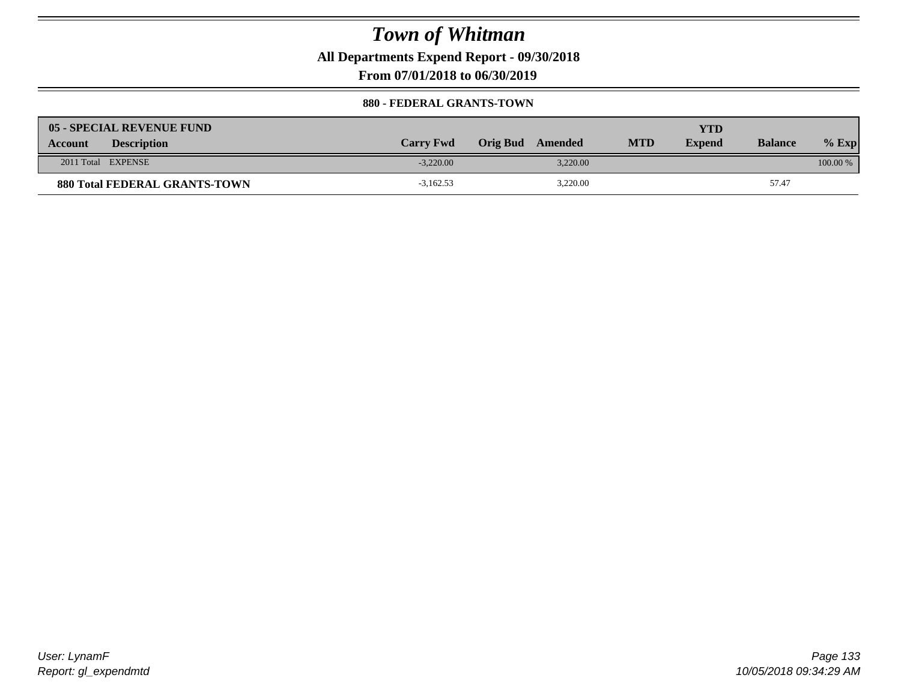# Town of Whitman

**All Departments Expend Report - 09/30/2018**

**From 07/01/2018 to 06/30/2019**

**880 - FEDERAL GRANTS-TOWN**

| 05 - SPECIAL REVENUE FUND | | | | | | | | |
|---|---|---|---|---|---|---|---|---|
| **Account** | **Description** | **Carry Fwd** | **Orig Bud** | **Amended** | **MTD** | **YTD Expend** | **Balance** | **% Exp** |
| 2011 Total | EXPENSE | -3,220.00 | | 3,220.00 | | | | 100.00 % |
| **880 Total FEDERAL GRANTS-TOWN** | | -3,162.53 | | 3,220.00 | | | 57.47 | |

User: LynamF
Report: gl_expendmtd

10/05/2018 09:34:29 AM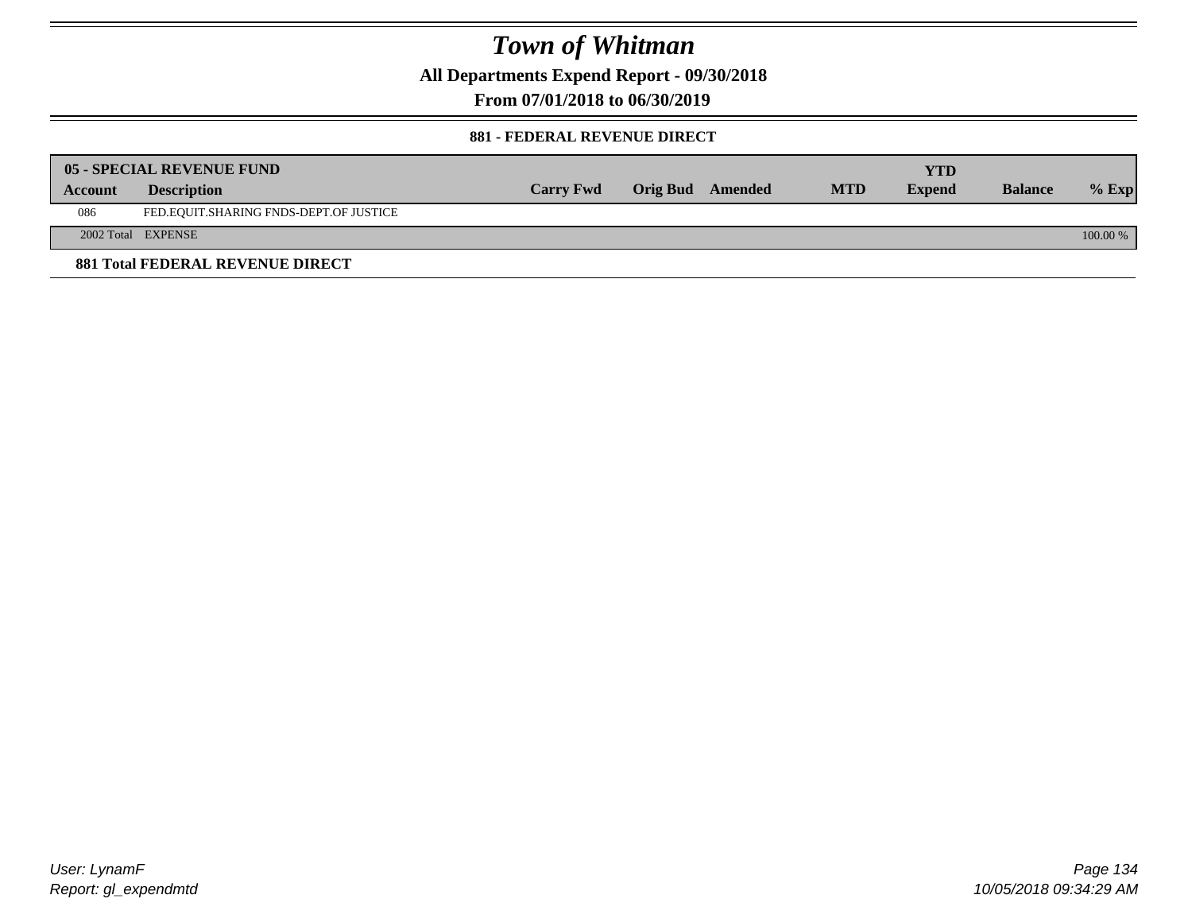# Town of Whitman

**All Departments Expend Report - 09/30/2018**

**From 07/01/2018 to 06/30/2019**

**881 - FEDERAL REVENUE DIRECT**

| 05 - SPECIAL REVENUE FUND | | | | | | YTD | | |
|---|---|---|---|---|---|---|---|---|
| Account | Description | Carry Fwd | Orig Bud | Amended | MTD | Expend | Balance | % Exp |
| 086 | FED.EQUIT.SHARING FNDS-DEPT.OF JUSTICE | | | | | | | |
| 2002 Total | EXPENSE | | | | | | | 100.00 % |

**881 Total FEDERAL REVENUE DIRECT**

User: LynamF
Report: gl_expendmtd

10/05/2018 09:34:29 AM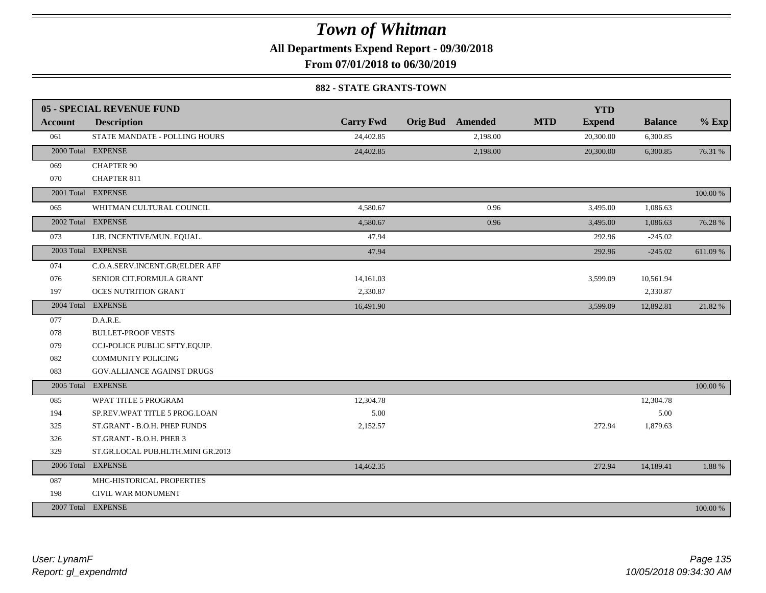# Town of Whitman

**All Departments Expend Report - 09/30/2018**

**From 07/01/2018 to 06/30/2019**

### 882 - STATE GRANTS-TOWN

| 05 - SPECIAL REVENUE FUND | | | | | | YTD | | |
|---|---|---|---|---|---|---|---|---|
| **Account** | **Description** | **Carry Fwd** | **Orig Bud** | **Amended** | **MTD** | **Expend** | **Balance** | **% Exp** |
| 061 | STATE MANDATE - POLLING HOURS | 24,402.85 | | 2,198.00 | | 20,300.00 | 6,300.85 | |
| 2000 Total | EXPENSE | 24,402.85 | | 2,198.00 | | 20,300.00 | 6,300.85 | 76.31 % |
| 069 | CHAPTER 90 | | | | | | | |
| 070 | CHAPTER 811 | | | | | | | |
| 2001 Total | EXPENSE | | | | | | | 100.00 % |
| 065 | WHITMAN CULTURAL COUNCIL | 4,580.67 | | 0.96 | | 3,495.00 | 1,086.63 | |
| 2002 Total | EXPENSE | 4,580.67 | | 0.96 | | 3,495.00 | 1,086.63 | 76.28 % |
| 073 | LIB. INCENTIVE/MUN. EQUAL. | 47.94 | | | | 292.96 | -245.02 | |
| 2003 Total | EXPENSE | 47.94 | | | | 292.96 | -245.02 | 611.09 % |
| 074 | C.O.A.SERV.INCENT.GR(ELDER AFF | | | | | | | |
| 076 | SENIOR CIT.FORMULA GRANT | 14,161.03 | | | | 3,599.09 | 10,561.94 | |
| 197 | OCES NUTRITION GRANT | 2,330.87 | | | | | 2,330.87 | |
| 2004 Total | EXPENSE | 16,491.90 | | | | 3,599.09 | 12,892.81 | 21.82 % |
| 077 | D.A.R.E. | | | | | | | |
| 078 | BULLET-PROOF VESTS | | | | | | | |
| 079 | CCJ-POLICE PUBLIC SFTY.EQUIP. | | | | | | | |
| 082 | COMMUNITY POLICING | | | | | | | |
| 083 | GOV.ALLIANCE AGAINST DRUGS | | | | | | | |
| 2005 Total | EXPENSE | | | | | | | 100.00 % |
| 085 | WPAT TITLE 5 PROGRAM | 12,304.78 | | | | | 12,304.78 | |
| 194 | SP.REV.WPAT TITLE 5 PROG.LOAN | 5.00 | | | | | 5.00 | |
| 325 | ST.GRANT - B.O.H. PHEP FUNDS | 2,152.57 | | | | 272.94 | 1,879.63 | |
| 326 | ST.GRANT - B.O.H. PHER 3 | | | | | | | |
| 329 | ST.GR.LOCAL PUB.HLTH.MINI GR.2013 | | | | | | | |
| 2006 Total | EXPENSE | 14,462.35 | | | | 272.94 | 14,189.41 | 1.88 % |
| 087 | MHC-HISTORICAL PROPERTIES | | | | | | | |
| 198 | CIVIL WAR MONUMENT | | | | | | | |
| 2007 Total | EXPENSE | | | | | | | 100.00 % |

*User: LynamF*
*Report: gl_expendmtd*

*10/05/2018 09:34:30 AM*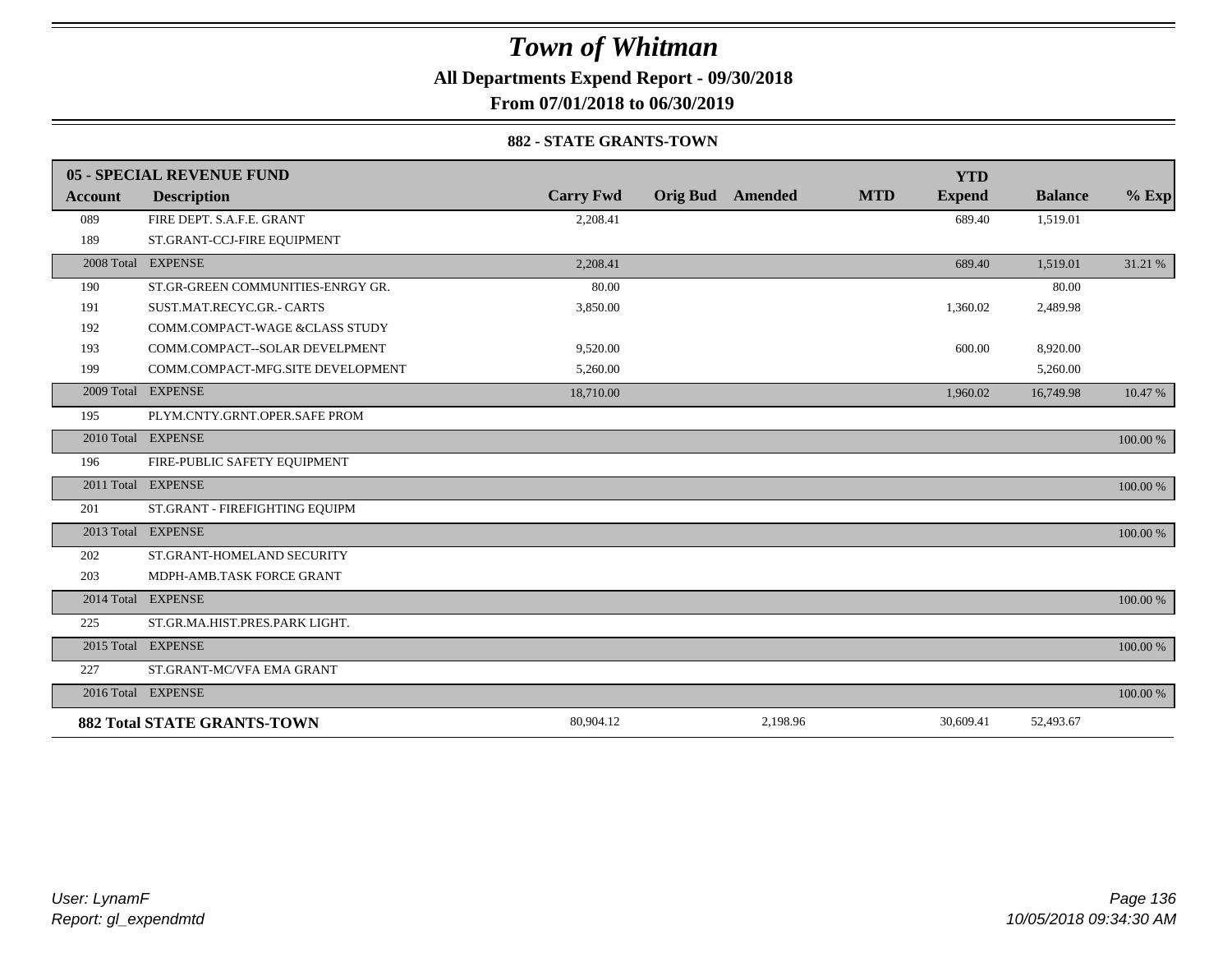# Town of Whitman

**All Departments Expend Report - 09/30/2018**

**From 07/01/2018 to 06/30/2019**

**882 - STATE GRANTS-TOWN**

| Account | Description | Carry Fwd | Orig Bud | Amended | MTD | YTD Expend | Balance | % Exp |
|---|---|---|---|---|---|---|---|---|
| **05 - SPECIAL REVENUE FUND** | | | | | | | | |
| 089 | FIRE DEPT. S.A.F.E. GRANT | 2,208.41 | | | | 689.40 | 1,519.01 | |
| 189 | ST.GRANT-CCJ-FIRE EQUIPMENT | | | | | | | |
| 2008 Total | EXPENSE | 2,208.41 | | | | 689.40 | 1,519.01 | 31.21 % |
| 190 | ST.GR-GREEN COMMUNITIES-ENRGY GR. | 80.00 | | | | | 80.00 | |
| 191 | SUST.MAT.RECYC.GR.- CARTS | 3,850.00 | | | | 1,360.02 | 2,489.98 | |
| 192 | COMM.COMPACT-WAGE &CLASS STUDY | | | | | | | |
| 193 | COMM.COMPACT--SOLAR DEVELPMENT | 9,520.00 | | | | 600.00 | 8,920.00 | |
| 199 | COMM.COMPACT-MFG.SITE DEVELOPMENT | 5,260.00 | | | | | 5,260.00 | |
| 2009 Total | EXPENSE | 18,710.00 | | | | 1,960.02 | 16,749.98 | 10.47 % |
| 195 | PLYM.CNTY.GRNT.OPER.SAFE PROM | | | | | | | |
| 2010 Total | EXPENSE | | | | | | | 100.00 % |
| 196 | FIRE-PUBLIC SAFETY EQUIPMENT | | | | | | | |
| 2011 Total | EXPENSE | | | | | | | 100.00 % |
| 201 | ST.GRANT - FIREFIGHTING EQUIPM | | | | | | | |
| 2013 Total | EXPENSE | | | | | | | 100.00 % |
| 202 | ST.GRANT-HOMELAND SECURITY | | | | | | | |
| 203 | MDPH-AMB.TASK FORCE GRANT | | | | | | | |
| 2014 Total | EXPENSE | | | | | | | 100.00 % |
| 225 | ST.GR.MA.HIST.PRES.PARK LIGHT. | | | | | | | |
| 2015 Total | EXPENSE | | | | | | | 100.00 % |
| 227 | ST.GRANT-MC/VFA EMA GRANT | | | | | | | |
| 2016 Total | EXPENSE | | | | | | | 100.00 % |
| **882 Total STATE GRANTS-TOWN** | | 80,904.12 | | 2,198.96 | | 30,609.41 | 52,493.67 | |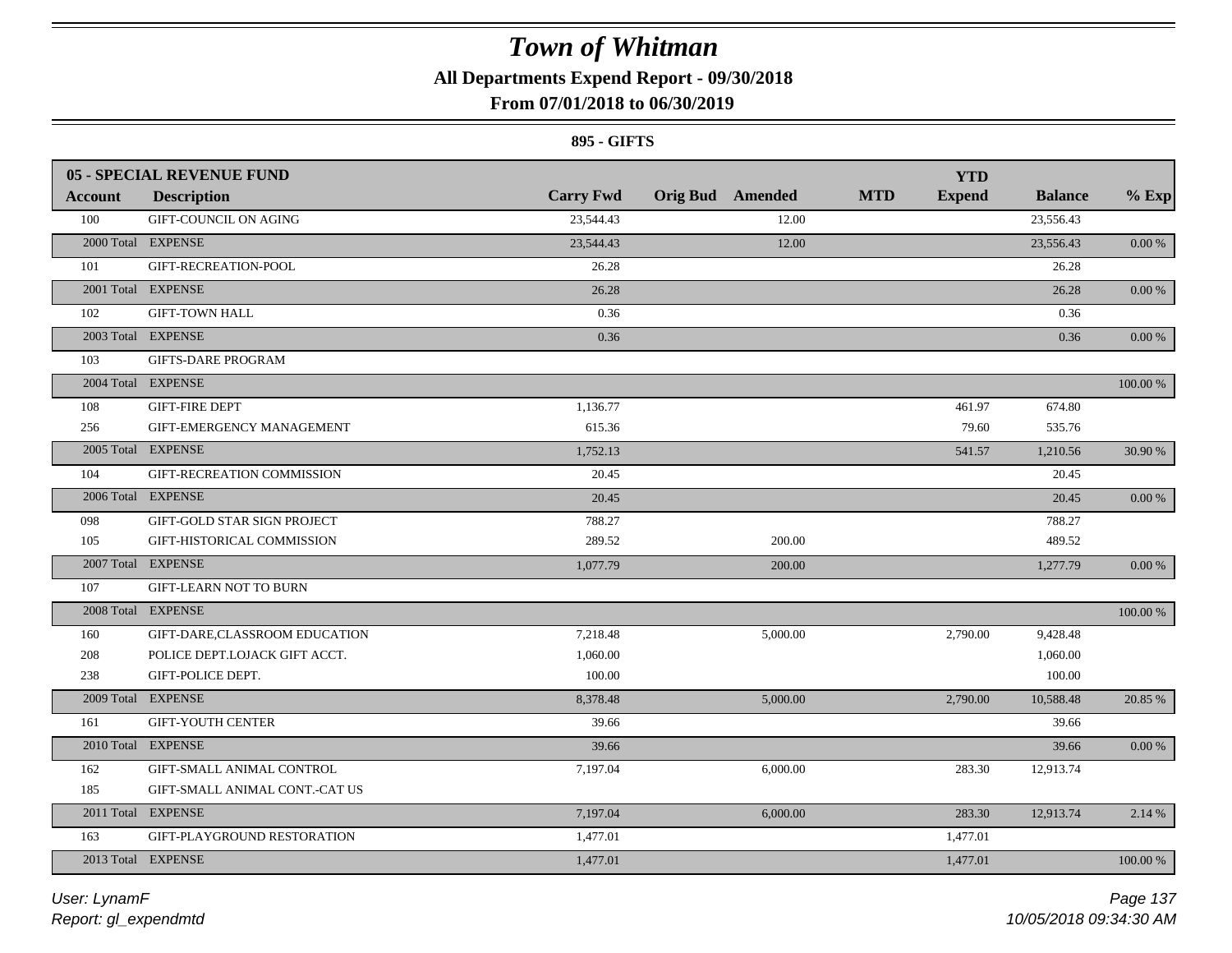# Town of Whitman

## All Departments Expend Report - 09/30/2018

### From 07/01/2018 to 06/30/2019

#### 895 - GIFTS

| 05 - SPECIAL REVENUE FUND | | | | | | | | |
|---|---|---|---|---|---|---|---|---|
| **Account** | **Description** | **Carry Fwd** | **Orig Bud** | **Amended** | **MTD** | **YTD Expend** | **Balance** | **% Exp** |
| 100 | GIFT-COUNCIL ON AGING | 23,544.43 | | 12.00 | | | 23,556.43 | |
| 2000 Total | EXPENSE | 23,544.43 | | 12.00 | | | 23,556.43 | 0.00 % |
| 101 | GIFT-RECREATION-POOL | 26.28 | | | | | 26.28 | |
| 2001 Total | EXPENSE | 26.28 | | | | | 26.28 | 0.00 % |
| 102 | GIFT-TOWN HALL | 0.36 | | | | | 0.36 | |
| 2003 Total | EXPENSE | 0.36 | | | | | 0.36 | 0.00 % |
| 103 | GIFTS-DARE PROGRAM | | | | | | | |
| 2004 Total | EXPENSE | | | | | | | 100.00 % |
| 108 | GIFT-FIRE DEPT | 1,136.77 | | | | 461.97 | 674.80 | |
| 256 | GIFT-EMERGENCY MANAGEMENT | 615.36 | | | | 79.60 | 535.76 | |
| 2005 Total | EXPENSE | 1,752.13 | | | | 541.57 | 1,210.56 | 30.90 % |
| 104 | GIFT-RECREATION COMMISSION | 20.45 | | | | | 20.45 | |
| 2006 Total | EXPENSE | 20.45 | | | | | 20.45 | 0.00 % |
| 098 | GIFT-GOLD STAR SIGN PROJECT | 788.27 | | | | | 788.27 | |
| 105 | GIFT-HISTORICAL COMMISSION | 289.52 | | 200.00 | | | 489.52 | |
| 2007 Total | EXPENSE | 1,077.79 | | 200.00 | | | 1,277.79 | 0.00 % |
| 107 | GIFT-LEARN NOT TO BURN | | | | | | | |
| 2008 Total | EXPENSE | | | | | | | 100.00 % |
| 160 | GIFT-DARE,CLASSROOM EDUCATION | 7,218.48 | | 5,000.00 | | 2,790.00 | 9,428.48 | |
| 208 | POLICE DEPT.LOJACK GIFT ACCT. | 1,060.00 | | | | | 1,060.00 | |
| 238 | GIFT-POLICE DEPT. | 100.00 | | | | | 100.00 | |
| 2009 Total | EXPENSE | 8,378.48 | | 5,000.00 | | 2,790.00 | 10,588.48 | 20.85 % |
| 161 | GIFT-YOUTH CENTER | 39.66 | | | | | 39.66 | |
| 2010 Total | EXPENSE | 39.66 | | | | | 39.66 | 0.00 % |
| 162 | GIFT-SMALL ANIMAL CONTROL | 7,197.04 | | 6,000.00 | | 283.30 | 12,913.74 | |
| 185 | GIFT-SMALL ANIMAL CONT.-CAT US | | | | | | | |
| 2011 Total | EXPENSE | 7,197.04 | | 6,000.00 | | 283.30 | 12,913.74 | 2.14 % |
| 163 | GIFT-PLAYGROUND RESTORATION | 1,477.01 | | | | 1,477.01 | | |
| 2013 Total | EXPENSE | 1,477.01 | | | | 1,477.01 | | 100.00 % |

*User: LynamF*
*Report: gl_expendmtd*
*10/05/2018 09:34:30 AM*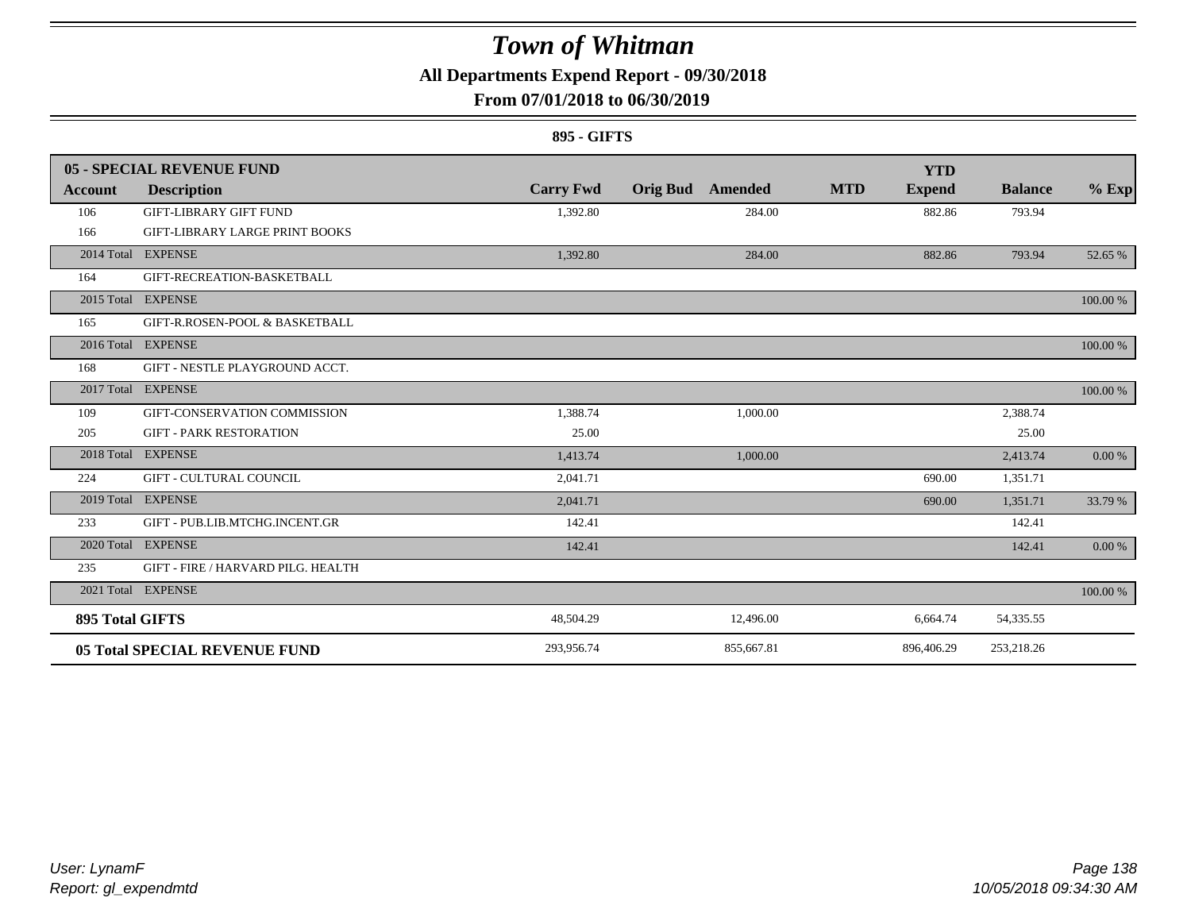# Town of Whitman

**All Departments Expend Report - 09/30/2018**

**From 07/01/2018 to 06/30/2019**

**895 - GIFTS**

| 05 - SPECIAL REVENUE FUND | | | | | | | | |
|---|---|---|---|---|---|---|---|---|
| **Account** | **Description** | **Carry Fwd** | **Orig Bud** | **Amended** | **MTD** | **YTD Expend** | **Balance** | **% Exp** |
| 106 | GIFT-LIBRARY GIFT FUND | 1,392.80 | | 284.00 | | 882.86 | 793.94 | |
| 166 | GIFT-LIBRARY LARGE PRINT BOOKS | | | | | | | |
| 2014 Total | EXPENSE | 1,392.80 | | 284.00 | | 882.86 | 793.94 | 52.65 % |
| 164 | GIFT-RECREATION-BASKETBALL | | | | | | | |
| 2015 Total | EXPENSE | | | | | | | 100.00 % |
| 165 | GIFT-R.ROSEN-POOL & BASKETBALL | | | | | | | |
| 2016 Total | EXPENSE | | | | | | | 100.00 % |
| 168 | GIFT - NESTLE PLAYGROUND ACCT. | | | | | | | |
| 2017 Total | EXPENSE | | | | | | | 100.00 % |
| 109 | GIFT-CONSERVATION COMMISSION | 1,388.74 | | 1,000.00 | | | 2,388.74 | |
| 205 | GIFT - PARK RESTORATION | 25.00 | | | | | 25.00 | |
| 2018 Total | EXPENSE | 1,413.74 | | 1,000.00 | | | 2,413.74 | 0.00 % |
| 224 | GIFT - CULTURAL COUNCIL | 2,041.71 | | | | 690.00 | 1,351.71 | |
| 2019 Total | EXPENSE | 2,041.71 | | | | 690.00 | 1,351.71 | 33.79 % |
| 233 | GIFT - PUB.LIB.MTCHG.INCENT.GR | 142.41 | | | | | 142.41 | |
| 2020 Total | EXPENSE | 142.41 | | | | | 142.41 | 0.00 % |
| 235 | GIFT - FIRE / HARVARD PILG. HEALTH | | | | | | | |
| 2021 Total | EXPENSE | | | | | | | 100.00 % |
| **895 Total GIFTS** | | 48,504.29 | | 12,496.00 | | 6,664.74 | 54,335.55 | |
| **05 Total SPECIAL REVENUE FUND** | | 293,956.74 | | 855,667.81 | | 896,406.29 | 253,218.26 | |

*User: LynamF*
*Report: gl_expendmtd*

*10/05/2018 09:34:30 AM*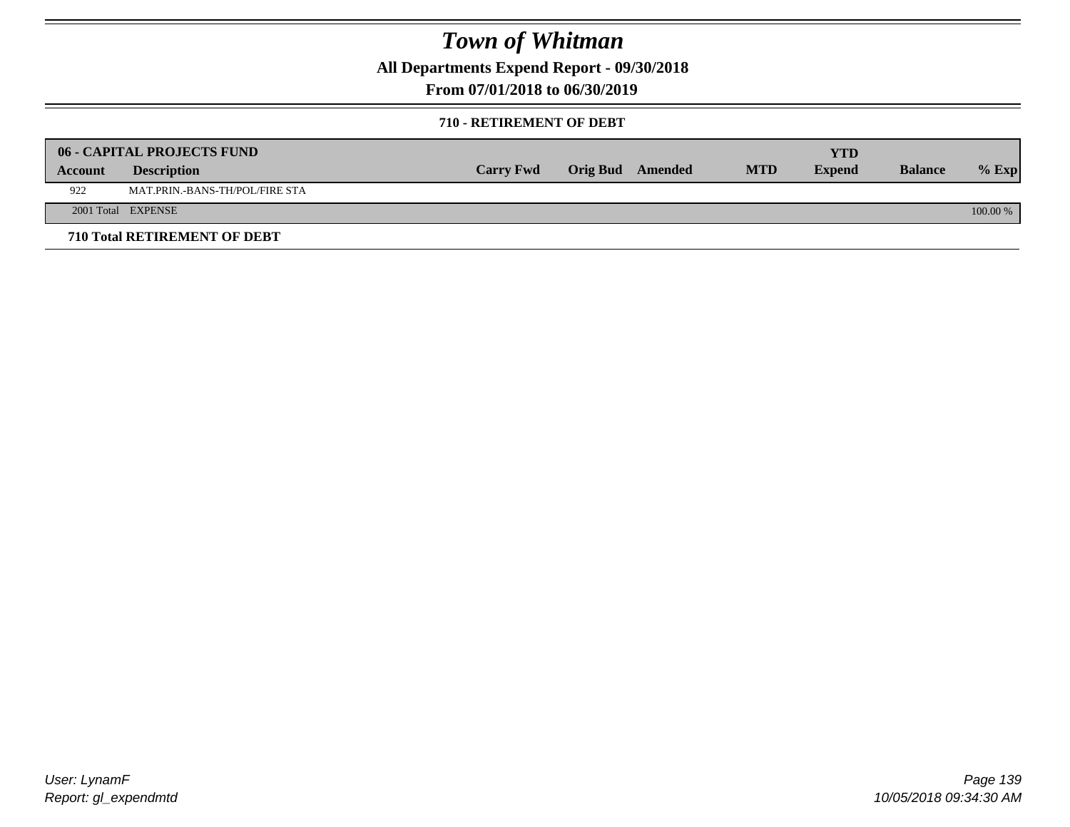# Town of Whitman

**All Departments Expend Report - 09/30/2018**

**From 07/01/2018 to 06/30/2019**

**710 - RETIREMENT OF DEBT**

| 06 - CAPITAL PROJECTS FUND | | | | | | YTD | | |
|---|---|---|---|---|---|---|---|---|
| Account | Description | Carry Fwd | Orig Bud | Amended | MTD | Expend | Balance | % Exp |
| 922 | MAT.PRIN.-BANS-TH/POL/FIRE STA | | | | | | | |
| 2001 Total | EXPENSE | | | | | | | 100.00 % |

**710 Total RETIREMENT OF DEBT**

User: LynamF
Report: gl_expendmtd

10/05/2018 09:34:30 AM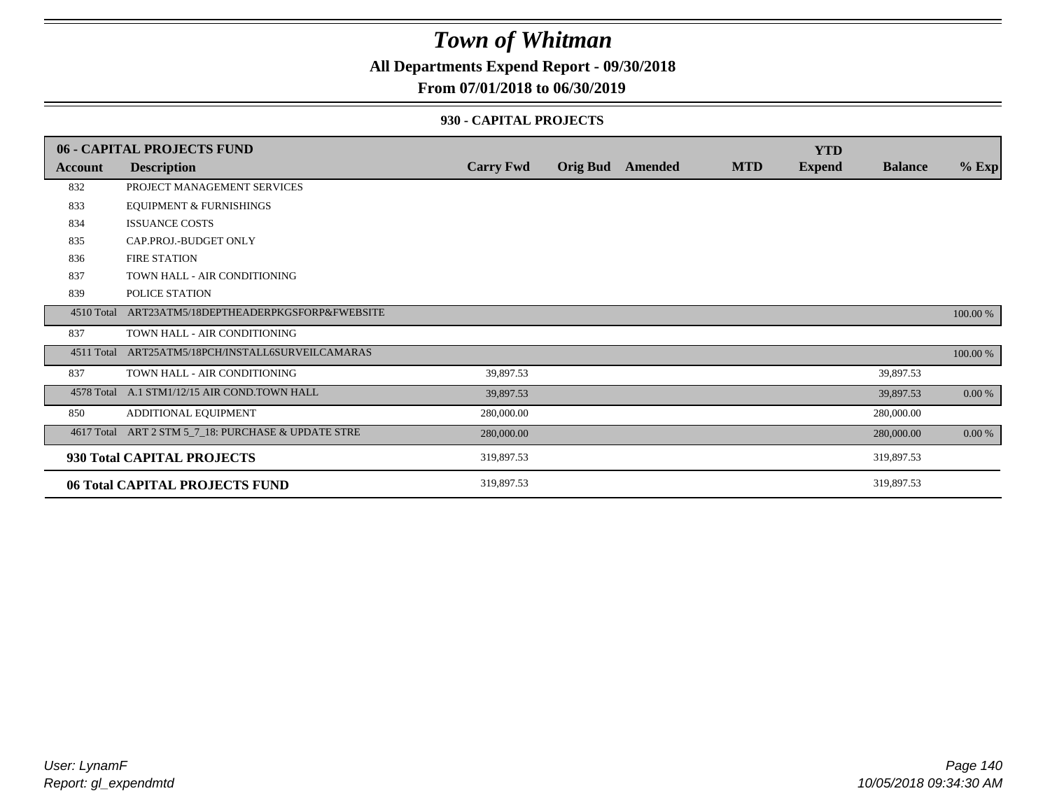# Town of Whitman

**All Departments Expend Report - 09/30/2018**

**From 07/01/2018 to 06/30/2019**

### 930 - CAPITAL PROJECTS

| 06 - CAPITAL PROJECTS FUND | | | | | | YTD | | |
|---|---|---|---|---|---|---|---|---|
| **Account** | **Description** | **Carry Fwd** | **Orig Bud** | **Amended** | **MTD** | **Expend** | **Balance** | **% Exp** |
| 832 | PROJECT MANAGEMENT SERVICES | | | | | | | |
| 833 | EQUIPMENT & FURNISHINGS | | | | | | | |
| 834 | ISSUANCE COSTS | | | | | | | |
| 835 | CAP.PROJ.-BUDGET ONLY | | | | | | | |
| 836 | FIRE STATION | | | | | | | |
| 837 | TOWN HALL - AIR CONDITIONING | | | | | | | |
| 839 | POLICE STATION | | | | | | | |
| 4510 Total | ART23ATM5/18DEPTHEADERPKGSFORP&FWEBSITE | | | | | | | 100.00 % |
| 837 | TOWN HALL - AIR CONDITIONING | | | | | | | |
| 4511 Total | ART25ATM5/18PCH/INSTALL6SURVEILCAMARAS | | | | | | | 100.00 % |
| 837 | TOWN HALL - AIR CONDITIONING | 39,897.53 | | | | | 39,897.53 | |
| 4578 Total | A.1 STM1/12/15 AIR COND.TOWN HALL | 39,897.53 | | | | | 39,897.53 | 0.00 % |
| 850 | ADDITIONAL EQUIPMENT | 280,000.00 | | | | | 280,000.00 | |
| 4617 Total | ART 2 STM 5_7_18: PURCHASE & UPDATE STRE | 280,000.00 | | | | | 280,000.00 | 0.00 % |
| **930 Total CAPITAL PROJECTS** | | 319,897.53 | | | | | 319,897.53 | |
| **06 Total CAPITAL PROJECTS FUND** | | 319,897.53 | | | | | 319,897.53 | |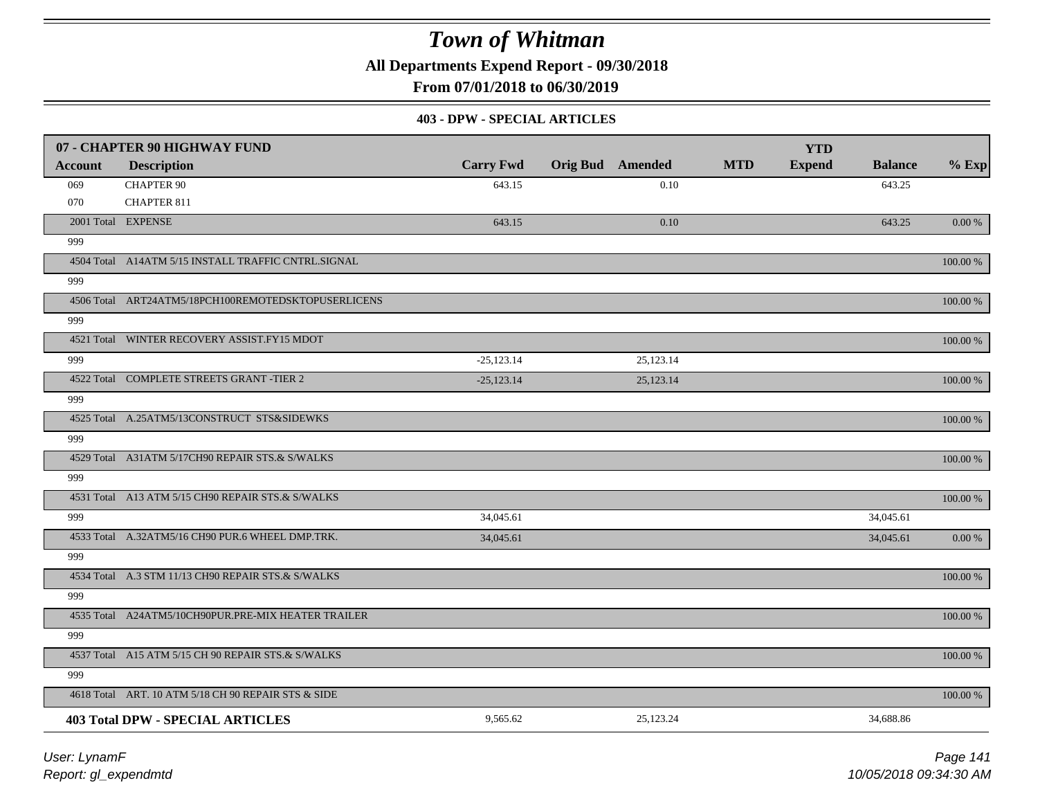# Town of Whitman

**All Departments Expend Report - 09/30/2018**

**From 07/01/2018 to 06/30/2019**

### 403 - DPW - SPECIAL ARTICLES

| 07 - CHAPTER 90 HIGHWAY FUND | | | | | | YTD | | |
|---|---|---|---|---|---|---|---|---|
| **Account** | **Description** | **Carry Fwd** | **Orig Bud** | **Amended** | **MTD** | **Expend** | **Balance** | **% Exp** |
| 069 | CHAPTER 90 | 643.15 | | 0.10 | | | 643.25 | |
| 070 | CHAPTER 811 | | | | | | | |
| 2001 Total | EXPENSE | 643.15 | | 0.10 | | | 643.25 | 0.00 % |
| 999 | | | | | | | | |
| 4504 Total | A14ATM 5/15 INSTALL TRAFFIC CNTRL.SIGNAL | | | | | | | 100.00 % |
| 999 | | | | | | | | |
| 4506 Total | ART24ATM5/18PCH100REMOTEDSKTOPUSERLICENS | | | | | | | 100.00 % |
| 999 | | | | | | | | |
| 4521 Total | WINTER RECOVERY ASSIST.FY15 MDOT | | | | | | | 100.00 % |
| 999 | | -25,123.14 | | 25,123.14 | | | | |
| 4522 Total | COMPLETE STREETS GRANT -TIER 2 | -25,123.14 | | 25,123.14 | | | | 100.00 % |
| 999 | | | | | | | | |
| 4525 Total | A.25ATM5/13CONSTRUCT STS&SIDEWKS | | | | | | | 100.00 % |
| 999 | | | | | | | | |
| 4529 Total | A31ATM 5/17CH90 REPAIR STS.& S/WALKS | | | | | | | 100.00 % |
| 999 | | | | | | | | |
| 4531 Total | A13 ATM 5/15 CH90 REPAIR STS.& S/WALKS | | | | | | | 100.00 % |
| 999 | | 34,045.61 | | | | | 34,045.61 | |
| 4533 Total | A.32ATM5/16 CH90 PUR.6 WHEEL DMP.TRK. | 34,045.61 | | | | | 34,045.61 | 0.00 % |
| 999 | | | | | | | | |
| 4534 Total | A.3 STM 11/13 CH90 REPAIR STS.& S/WALKS | | | | | | | 100.00 % |
| 999 | | | | | | | | |
| 4535 Total | A24ATM5/10CH90PUR.PRE-MIX HEATER TRAILER | | | | | | | 100.00 % |
| 999 | | | | | | | | |
| 4537 Total | A15 ATM 5/15 CH 90 REPAIR STS.& S/WALKS | | | | | | | 100.00 % |
| 999 | | | | | | | | |
| 4618 Total | ART. 10 ATM 5/18 CH 90 REPAIR STS & SIDE | | | | | | | 100.00 % |
| **403 Total DPW - SPECIAL ARTICLES** | | 9,565.62 | | 25,123.24 | | | 34,688.86 | |

*User: LynamF*

*Report: gl_expendmtd*

*10/05/2018 09:34:30 AM*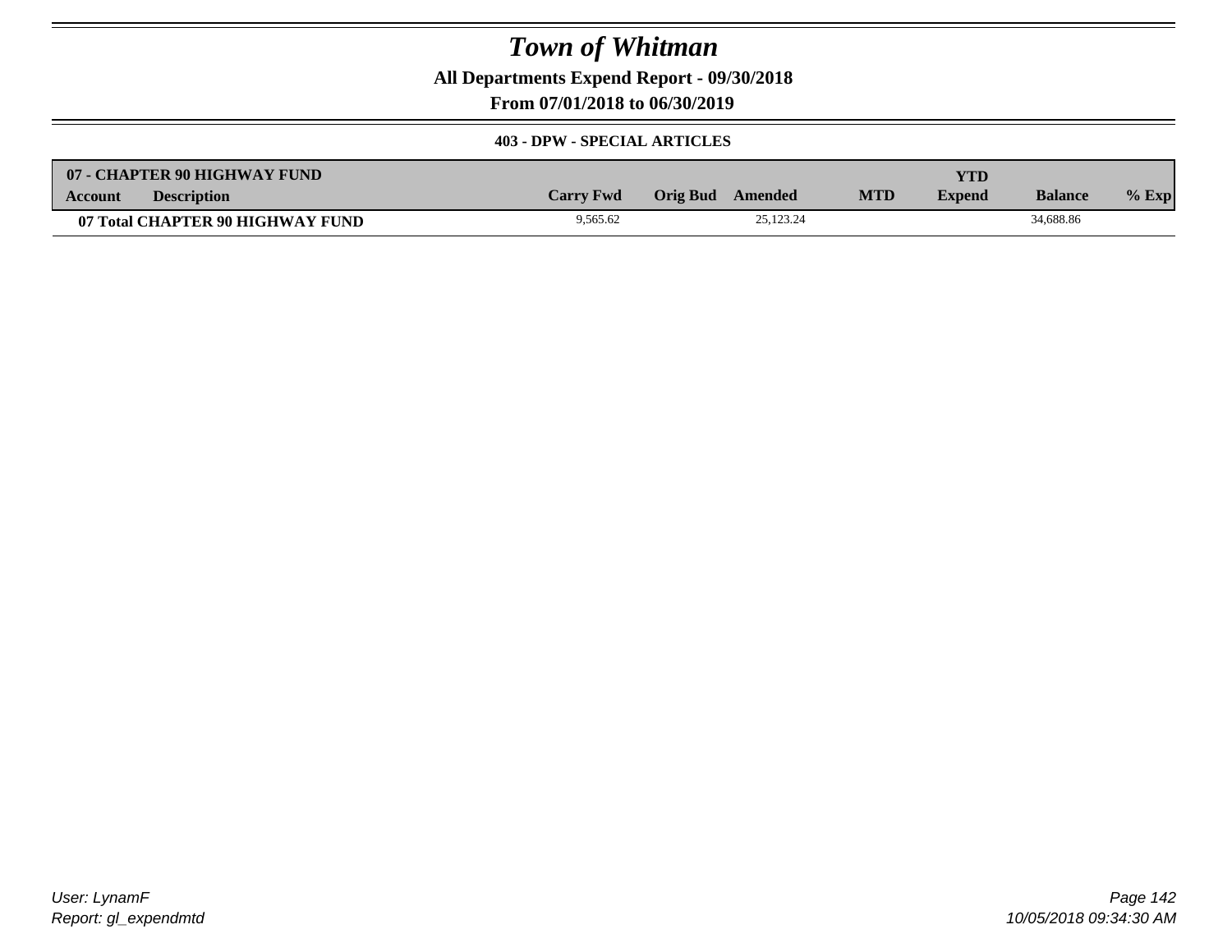# Town of Whitman

**All Departments Expend Report - 09/30/2018**

**From 07/01/2018 to 06/30/2019**

**403 - DPW - SPECIAL ARTICLES**

| 07 - CHAPTER 90 HIGHWAY FUND | | | | | | | | |
|---|---|---|---|---|---|---|---|---|
| **Account** | **Description** | **Carry Fwd** | **Orig Bud** | **Amended** | **MTD** | **YTD Expend** | **Balance** | **% Exp** |
| **07 Total CHAPTER 90 HIGHWAY FUND** | | 9,565.62 | | 25,123.24 | | | 34,688.86 | |

*User: LynamF*
*Report: gl_expendmtd*

*10/05/2018 09:34:30 AM*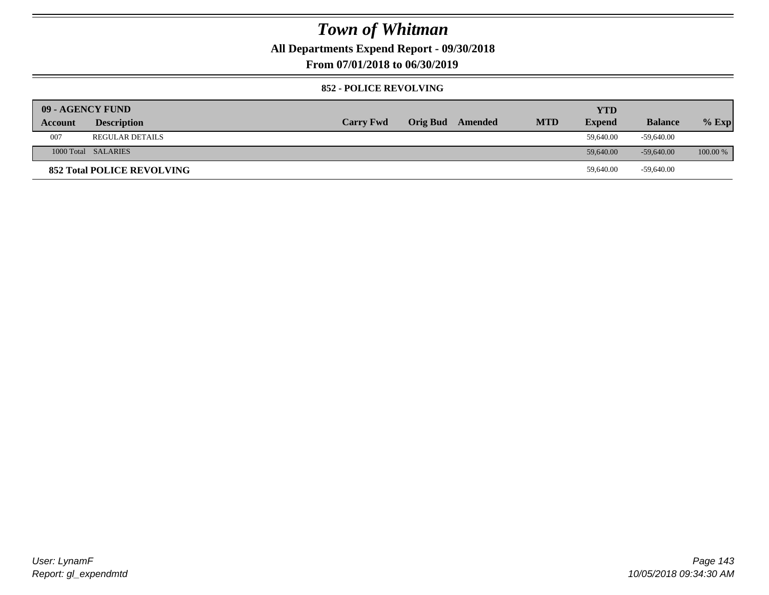# Town of Whitman

**All Departments Expend Report - 09/30/2018**

**From 07/01/2018 to 06/30/2019**

### 852 - POLICE REVOLVING

| 09 - AGENCY FUND | | | | | | YTD | | |
|---|---|---|---|---|---|---|---|---|
| Account | Description | Carry Fwd | Orig Bud | Amended | MTD | Expend | Balance | % Exp |
| 007 | REGULAR DETAILS | | | | | 59,640.00 | -59,640.00 | |
| 1000 Total | SALARIES | | | | | 59,640.00 | -59,640.00 | 100.00 % |
| **852 Total POLICE REVOLVING** | | | | | | 59,640.00 | -59,640.00 | |

User: LynamF
Report: gl_expendmtd

10/05/2018 09:34:30 AM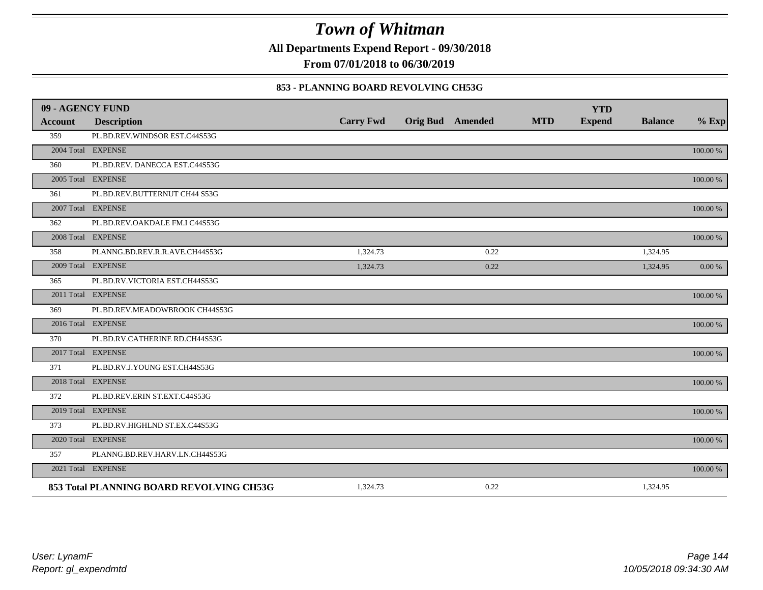# Town of Whitman

**All Departments Expend Report - 09/30/2018**

**From 07/01/2018 to 06/30/2019**

### 853 - PLANNING BOARD REVOLVING CH53G

| 09 - AGENCY FUND | | | | | | | | |
|---|---|---|---|---|---|---|---|---|
| **Account** | **Description** | **Carry Fwd** | **Orig Bud** | **Amended** | **MTD** | **YTD Expend** | **Balance** | **% Exp** |
| 359 | PL.BD.REV.WINDSOR EST.C44S53G | | | | | | | |
| 2004 Total | EXPENSE | | | | | | | 100.00 % |
| 360 | PL.BD.REV. DANECCA EST.C44S53G | | | | | | | |
| 2005 Total | EXPENSE | | | | | | | 100.00 % |
| 361 | PL.BD.REV.BUTTERNUT CH44 S53G | | | | | | | |
| 2007 Total | EXPENSE | | | | | | | 100.00 % |
| 362 | PL.BD.REV.OAKDALE FM.I C44S53G | | | | | | | |
| 2008 Total | EXPENSE | | | | | | | 100.00 % |
| 358 | PLANNG.BD.REV.R.R.AVE.CH44S53G | 1,324.73 | | 0.22 | | | 1,324.95 | |
| 2009 Total | EXPENSE | 1,324.73 | | 0.22 | | | 1,324.95 | 0.00 % |
| 365 | PL.BD.RV.VICTORIA EST.CH44S53G | | | | | | | |
| 2011 Total | EXPENSE | | | | | | | 100.00 % |
| 369 | PL.BD.REV.MEADOWBROOK CH44S53G | | | | | | | |
| 2016 Total | EXPENSE | | | | | | | 100.00 % |
| 370 | PL.BD.RV.CATHERINE RD.CH44S53G | | | | | | | |
| 2017 Total | EXPENSE | | | | | | | 100.00 % |
| 371 | PL.BD.RV.J.YOUNG EST.CH44S53G | | | | | | | |
| 2018 Total | EXPENSE | | | | | | | 100.00 % |
| 372 | PL.BD.REV.ERIN ST.EXT.C44S53G | | | | | | | |
| 2019 Total | EXPENSE | | | | | | | 100.00 % |
| 373 | PL.BD.RV.HIGHLND ST.EX.C44S53G | | | | | | | |
| 2020 Total | EXPENSE | | | | | | | 100.00 % |
| 357 | PLANNG.BD.REV.HARV.LN.CH44S53G | | | | | | | |
| 2021 Total | EXPENSE | | | | | | | 100.00 % |
| **853 Total PLANNING BOARD REVOLVING CH53G** | | 1,324.73 | | 0.22 | | | 1,324.95 | |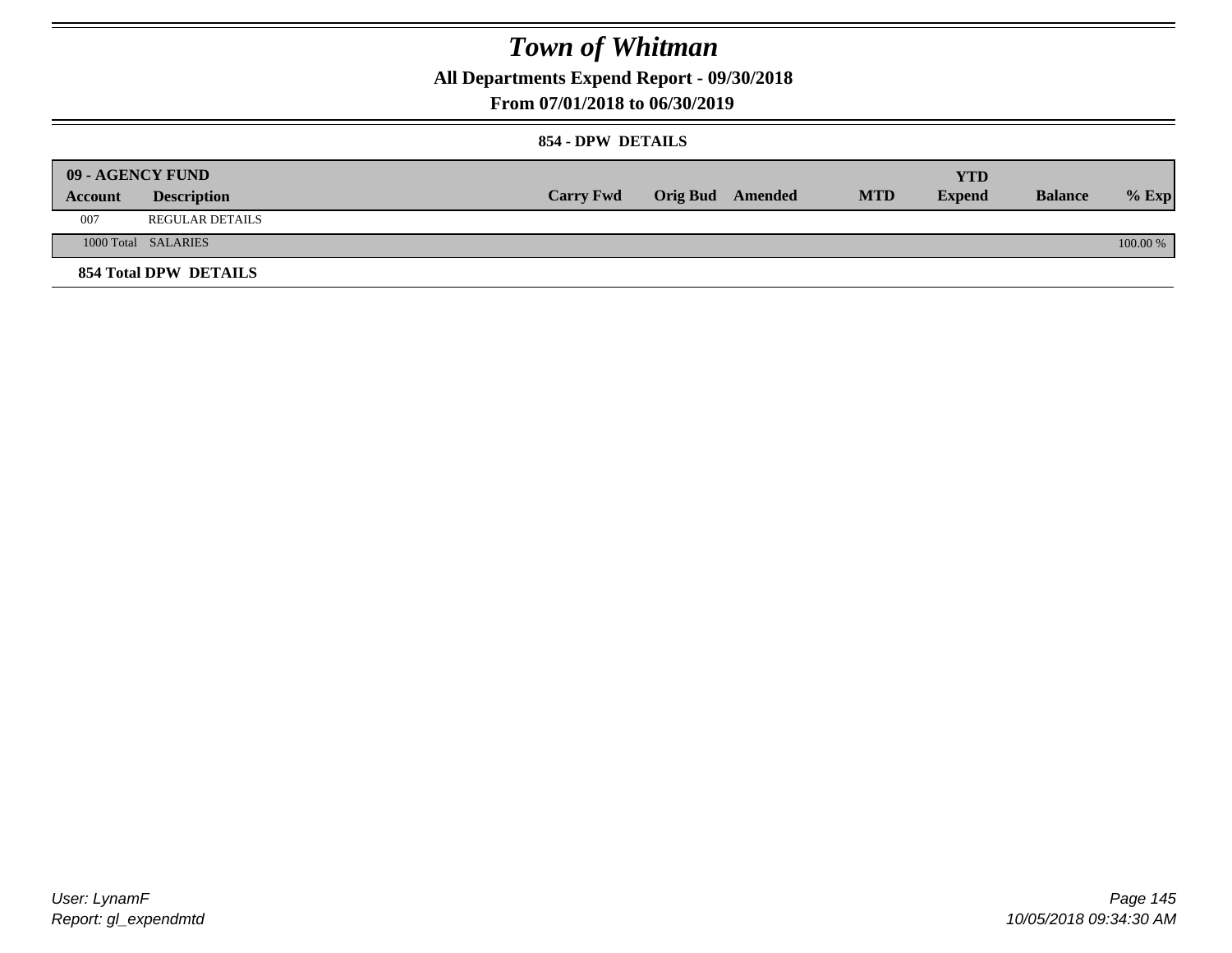# Town of Whitman

## All Departments Expend Report - 09/30/2018

## From 07/01/2018 to 06/30/2019

### 854 - DPW DETAILS

| 09 - AGENCY FUND | | | | | | | | |
|---|---|---|---|---|---|---|---|---|
| **Account** | **Description** | **Carry Fwd** | **Orig Bud** | **Amended** | **MTD** | **YTD Expend** | **Balance** | **% Exp** |
| 007 | REGULAR DETAILS | | | | | | | |
| 1000 Total | SALARIES | | | | | | | 100.00 % |
| **854 Total DPW DETAILS** | | | | | | | | |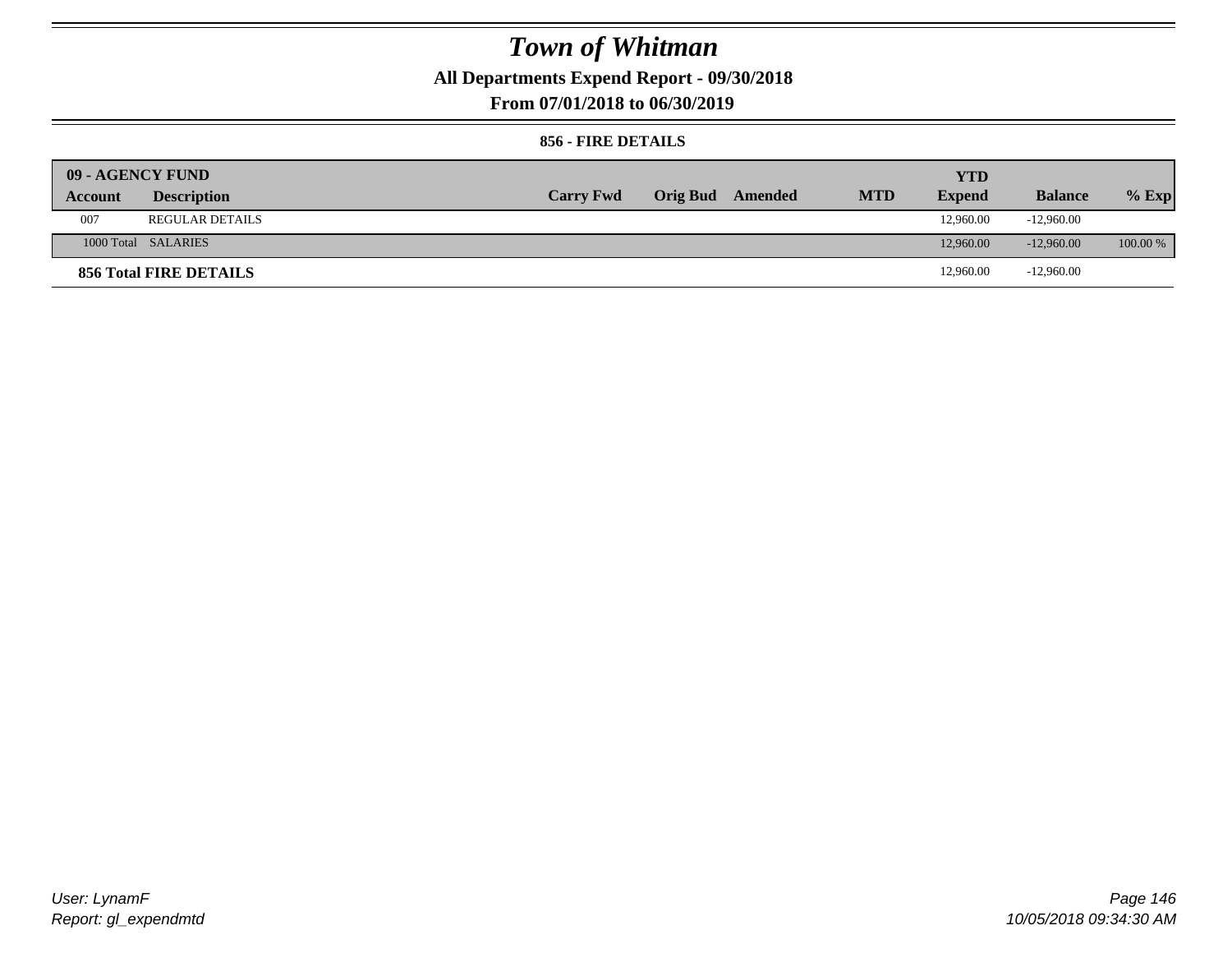# Town of Whitman

**All Departments Expend Report - 09/30/2018**

**From 07/01/2018 to 06/30/2019**

### 856 - FIRE DETAILS

| 09 - AGENCY FUND | | | | | | YTD | | |
|---|---|---|---|---|---|---|---|---|
| Account | Description | Carry Fwd | Orig Bud | Amended | MTD | Expend | Balance | % Exp |
| 007 | REGULAR DETAILS | | | | | 12,960.00 | -12,960.00 | |
| 1000 Total | SALARIES | | | | | 12,960.00 | -12,960.00 | 100.00 % |
| **856 Total FIRE DETAILS** | | | | | | 12,960.00 | -12,960.00 | |

*User: LynamF*
*Report: gl_expendmtd*

*10/05/2018 09:34:30 AM*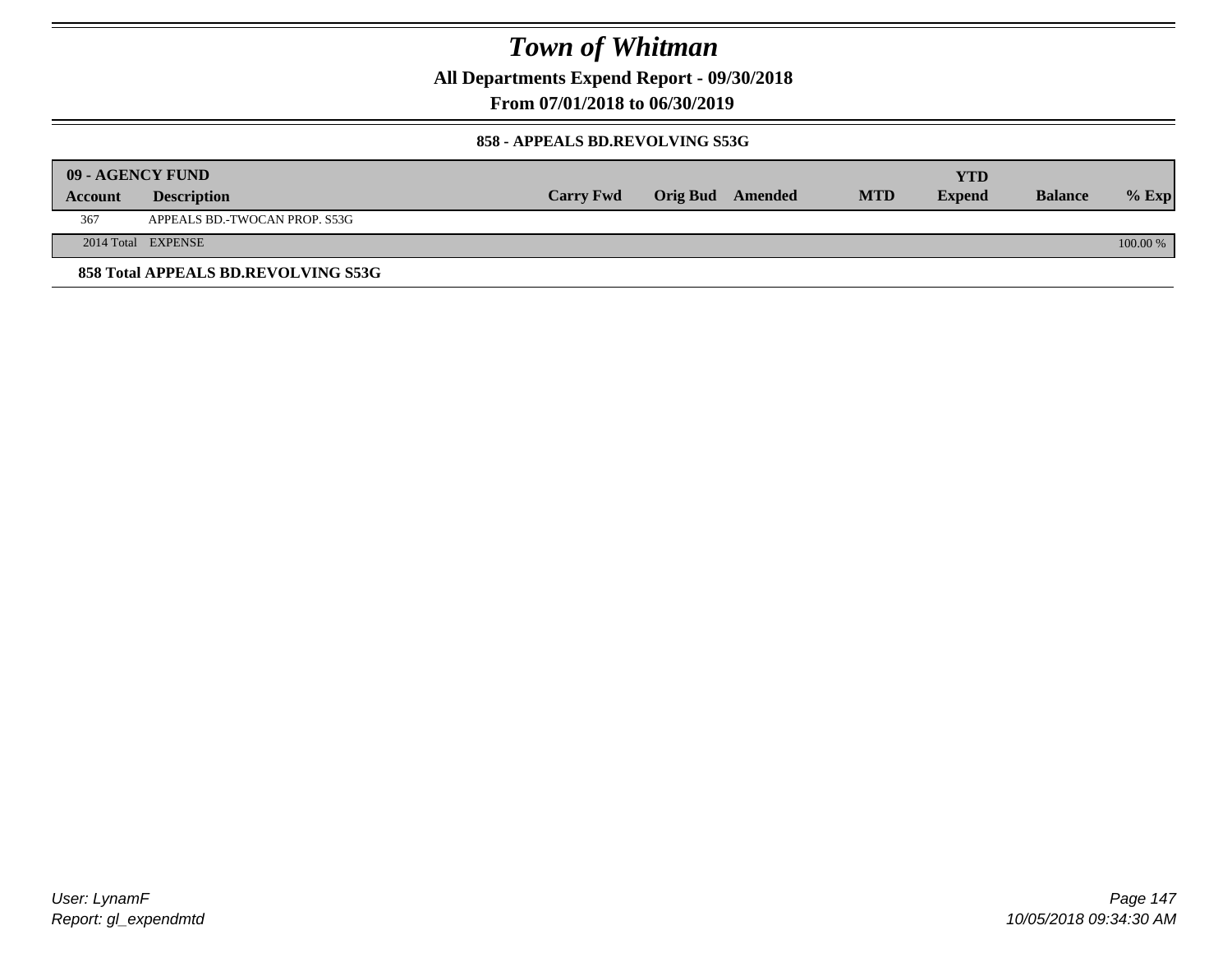# Town of Whitman

**All Departments Expend Report - 09/30/2018**

**From 07/01/2018 to 06/30/2019**

### 858 - APPEALS BD.REVOLVING S53G

| 09 - AGENCY FUND | | | | | | | | |
|---|---|---|---|---|---|---|---|---|
| **Account** | **Description** | **Carry Fwd** | **Orig Bud** | **Amended** | **MTD** | **YTD Expend** | **Balance** | **% Exp** |
| 367 | APPEALS BD.-TWOCAN PROP. S53G | | | | | | | |
| 2014 Total | EXPENSE | | | | | | | 100.00 % |

**858 Total APPEALS BD.REVOLVING S53G**

*User: LynamF*

*Report: gl_expendmtd*

*10/05/2018 09:34:30 AM*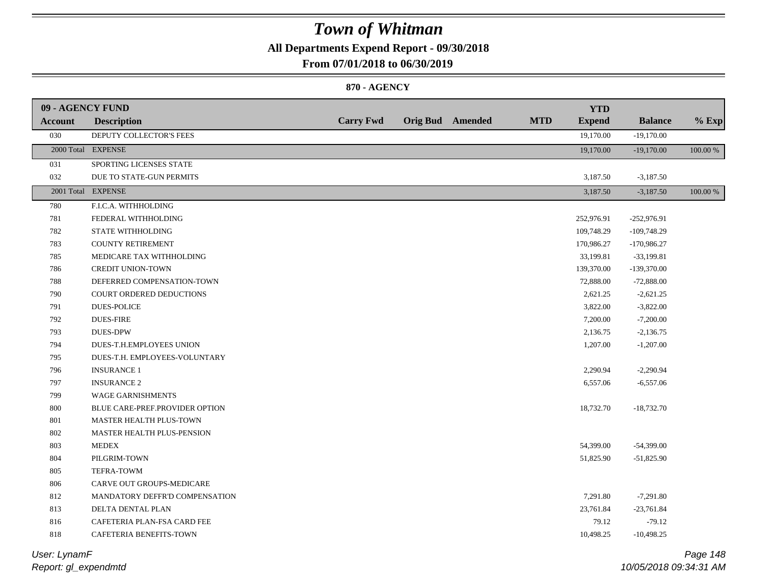# Town of Whitman

**All Departments Expend Report - 09/30/2018**

**From 07/01/2018 to 06/30/2019**

**870 - AGENCY**

| 09 - AGENCY FUND Account | Description | Carry Fwd | Orig Bud | Amended | MTD | YTD Expend | Balance | % Exp |
|---|---|---|---|---|---|---|---|---|
| 030 | DEPUTY COLLECTOR'S FEES | | | | | 19,170.00 | -19,170.00 | |
| 2000 Total | EXPENSE | | | | | 19,170.00 | -19,170.00 | 100.00 % |
| 031 | SPORTING LICENSES STATE | | | | | | | |
| 032 | DUE TO STATE-GUN PERMITS | | | | | 3,187.50 | -3,187.50 | |
| 2001 Total | EXPENSE | | | | | 3,187.50 | -3,187.50 | 100.00 % |
| 780 | F.I.C.A. WITHHOLDING | | | | | | | |
| 781 | FEDERAL WITHHOLDING | | | | | 252,976.91 | -252,976.91 | |
| 782 | STATE WITHHOLDING | | | | | 109,748.29 | -109,748.29 | |
| 783 | COUNTY RETIREMENT | | | | | 170,986.27 | -170,986.27 | |
| 785 | MEDICARE TAX WITHHOLDING | | | | | 33,199.81 | -33,199.81 | |
| 786 | CREDIT UNION-TOWN | | | | | 139,370.00 | -139,370.00 | |
| 788 | DEFERRED COMPENSATION-TOWN | | | | | 72,888.00 | -72,888.00 | |
| 790 | COURT ORDERED DEDUCTIONS | | | | | 2,621.25 | -2,621.25 | |
| 791 | DUES-POLICE | | | | | 3,822.00 | -3,822.00 | |
| 792 | DUES-FIRE | | | | | 7,200.00 | -7,200.00 | |
| 793 | DUES-DPW | | | | | 2,136.75 | -2,136.75 | |
| 794 | DUES-T.H.EMPLOYEES UNION | | | | | 1,207.00 | -1,207.00 | |
| 795 | DUES-T.H. EMPLOYEES-VOLUNTARY | | | | | | | |
| 796 | INSURANCE 1 | | | | | 2,290.94 | -2,290.94 | |
| 797 | INSURANCE 2 | | | | | 6,557.06 | -6,557.06 | |
| 799 | WAGE GARNISHMENTS | | | | | | | |
| 800 | BLUE CARE-PREF.PROVIDER OPTION | | | | | 18,732.70 | -18,732.70 | |
| 801 | MASTER HEALTH PLUS-TOWN | | | | | | | |
| 802 | MASTER HEALTH PLUS-PENSION | | | | | | | |
| 803 | MEDEX | | | | | 54,399.00 | -54,399.00 | |
| 804 | PILGRIM-TOWN | | | | | 51,825.90 | -51,825.90 | |
| 805 | TEFRA-TOWM | | | | | | | |
| 806 | CARVE OUT GROUPS-MEDICARE | | | | | | | |
| 812 | MANDATORY DEFFR'D COMPENSATION | | | | | 7,291.80 | -7,291.80 | |
| 813 | DELTA DENTAL PLAN | | | | | 23,761.84 | -23,761.84 | |
| 816 | CAFETERIA PLAN-FSA CARD FEE | | | | | 79.12 | -79.12 | |
| 818 | CAFETERIA BENEFITS-TOWN | | | | | 10,498.25 | -10,498.25 | |

User: LynamF

Report: gl_expendmtd

10/05/2018 09:34:31 AM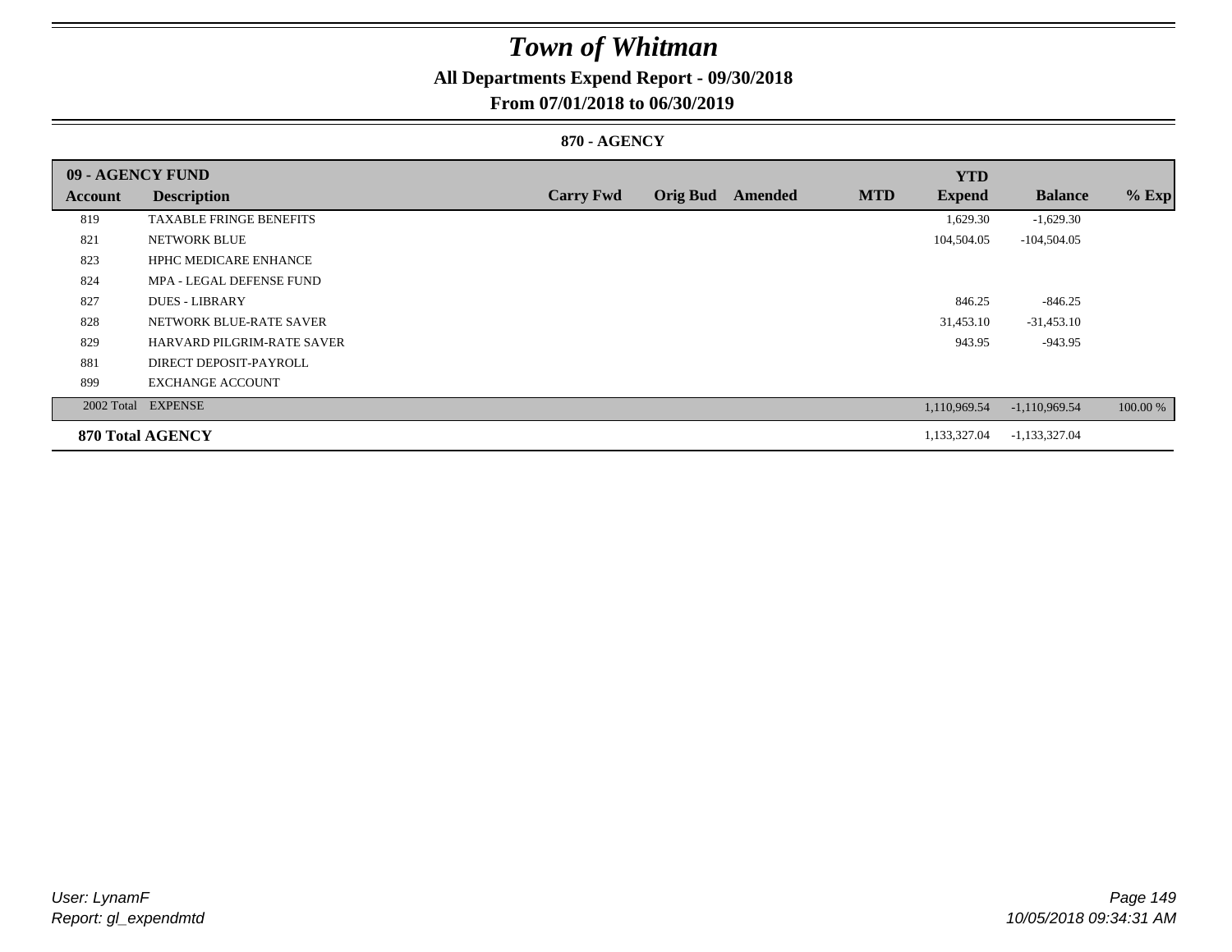# Town of Whitman

**All Departments Expend Report - 09/30/2018**

**From 07/01/2018 to 06/30/2019**

**870 - AGENCY**

| **09 - AGENCY FUND** | | | | | | **YTD** | | |
|---|---|---|---|---|---|---|---|---|
| **Account** | **Description** | **Carry Fwd** | **Orig Bud** | **Amended** | **MTD** | **Expend** | **Balance** | **% Exp** |
| 819 | TAXABLE FRINGE BENEFITS | | | | | 1,629.30 | -1,629.30 | |
| 821 | NETWORK BLUE | | | | | 104,504.05 | -104,504.05 | |
| 823 | HPHC MEDICARE ENHANCE | | | | | | | |
| 824 | MPA - LEGAL DEFENSE FUND | | | | | | | |
| 827 | DUES - LIBRARY | | | | | 846.25 | -846.25 | |
| 828 | NETWORK BLUE-RATE SAVER | | | | | 31,453.10 | -31,453.10 | |
| 829 | HARVARD PILGRIM-RATE SAVER | | | | | 943.95 | -943.95 | |
| 881 | DIRECT DEPOSIT-PAYROLL | | | | | | | |
| 899 | EXCHANGE ACCOUNT | | | | | | | |
| 2002 Total | EXPENSE | | | | | 1,110,969.54 | -1,110,969.54 | 100.00 % |
| **870 Total AGENCY** | | | | | | 1,133,327.04 | -1,133,327.04 | |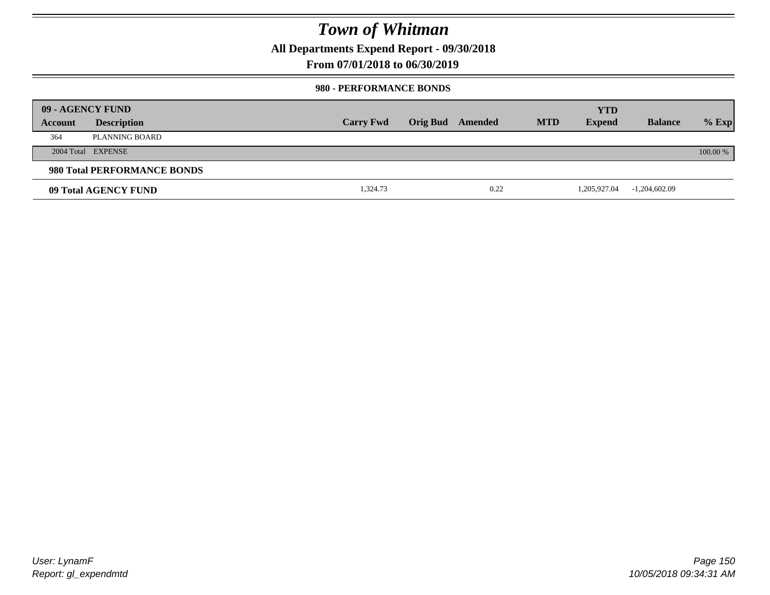# Town of Whitman

**All Departments Expend Report - 09/30/2018**

**From 07/01/2018 to 06/30/2019**

### 980 - PERFORMANCE BONDS

| 09 - AGENCY FUND | | | | | | | | |
|---|---|---|---|---|---|---|---|---|
| **Account** | **Description** | **Carry Fwd** | **Orig Bud** | **Amended** | **MTD** | **YTD Expend** | **Balance** | **% Exp** |
| 364 | PLANNING BOARD | | | | | | | |
| 2004 Total | EXPENSE | | | | | | | 100.00 % |
| **980 Total PERFORMANCE BONDS** | | | | | | | | |
| **09 Total AGENCY FUND** | | 1,324.73 | | 0.22 | | 1,205,927.04 | -1,204,602.09 | |

User: LynamF
Report: gl_expendmtd

10/05/2018 09:34:31 AM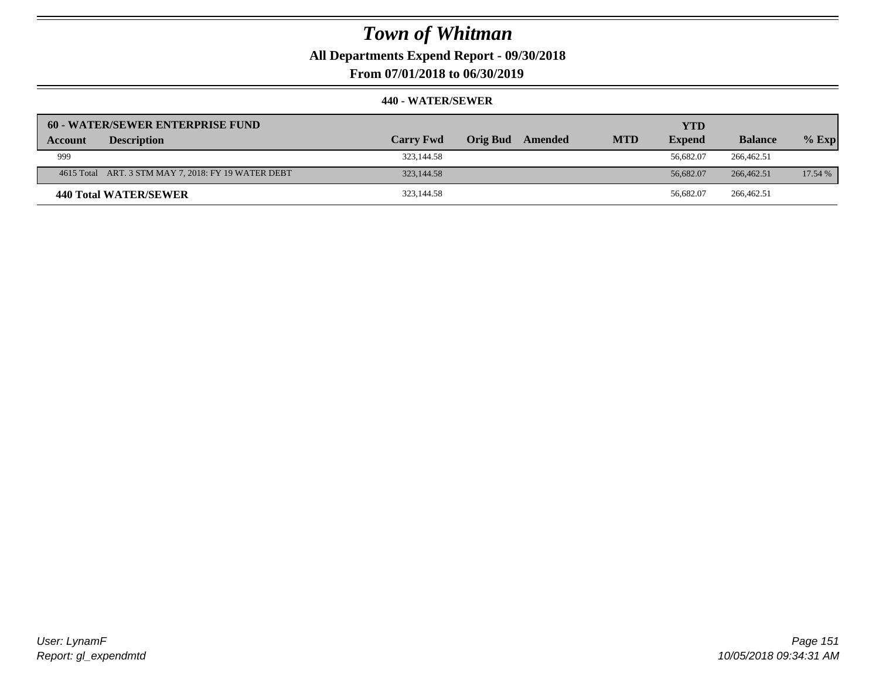# Town of Whitman

**All Departments Expend Report - 09/30/2018**

**From 07/01/2018 to 06/30/2019**

**440 - WATER/SEWER**

| 60 - WATER/SEWER ENTERPRISE FUND | | | | | | | | |
|---|---|---|---|---|---|---|---|---|
| **Account** | **Description** | **Carry Fwd** | **Orig Bud** | **Amended** | **MTD** | **YTD Expend** | **Balance** | **% Exp** |
| 999 | | 323,144.58 | | | | 56,682.07 | 266,462.51 | |
| 4615 Total | ART. 3 STM MAY 7, 2018: FY 19 WATER DEBT | 323,144.58 | | | | 56,682.07 | 266,462.51 | 17.54 % |
| **440 Total WATER/SEWER** | | 323,144.58 | | | | 56,682.07 | 266,462.51 | |

*User: LynamF*
*Report: gl_expendmtd*

*10/05/2018 09:34:31 AM*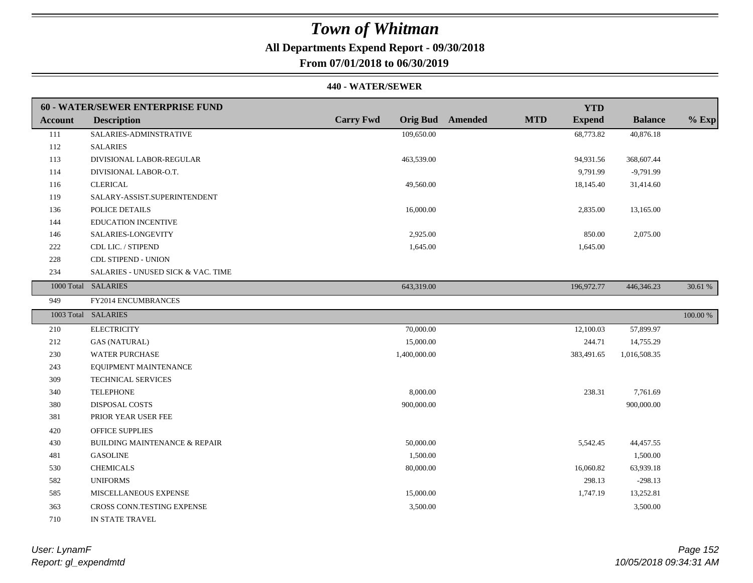# Town of Whitman

**All Departments Expend Report - 09/30/2018**

**From 07/01/2018 to 06/30/2019**

**440 - WATER/SEWER**

| 60 - WATER/SEWER ENTERPRISE FUND | | | | | | | | |
|---|---|---|---|---|---|---|---|---|
| **Account** | **Description** | **Carry Fwd** | **Orig Bud** | **Amended** | **MTD** | **YTD Expend** | **Balance** | **% Exp** |
| 111 | SALARIES-ADMINSTRATIVE | | 109,650.00 | | | 68,773.82 | 40,876.18 | |
| 112 | SALARIES | | | | | | | |
| 113 | DIVISIONAL LABOR-REGULAR | | 463,539.00 | | | 94,931.56 | 368,607.44 | |
| 114 | DIVISIONAL LABOR-O.T. | | | | | 9,791.99 | -9,791.99 | |
| 116 | CLERICAL | | 49,560.00 | | | 18,145.40 | 31,414.60 | |
| 119 | SALARY-ASSIST.SUPERINTENDENT | | | | | | | |
| 136 | POLICE DETAILS | | 16,000.00 | | | 2,835.00 | 13,165.00 | |
| 144 | EDUCATION INCENTIVE | | | | | | | |
| 146 | SALARIES-LONGEVITY | | 2,925.00 | | | 850.00 | 2,075.00 | |
| 222 | CDL LIC. / STIPEND | | 1,645.00 | | | 1,645.00 | | |
| 228 | CDL STIPEND - UNION | | | | | | | |
| 234 | SALARIES - UNUSED SICK & VAC. TIME | | | | | | | |
| 1000 Total | SALARIES | | 643,319.00 | | | 196,972.77 | 446,346.23 | 30.61 % |
| 949 | FY2014 ENCUMBRANCES | | | | | | | |
| 1003 Total | SALARIES | | | | | | | 100.00 % |
| 210 | ELECTRICITY | | 70,000.00 | | | 12,100.03 | 57,899.97 | |
| 212 | GAS (NATURAL) | | 15,000.00 | | | 244.71 | 14,755.29 | |
| 230 | WATER PURCHASE | | 1,400,000.00 | | | 383,491.65 | 1,016,508.35 | |
| 243 | EQUIPMENT MAINTENANCE | | | | | | | |
| 309 | TECHNICAL SERVICES | | | | | | | |
| 340 | TELEPHONE | | 8,000.00 | | | 238.31 | 7,761.69 | |
| 380 | DISPOSAL COSTS | | 900,000.00 | | | | 900,000.00 | |
| 381 | PRIOR YEAR USER FEE | | | | | | | |
| 420 | OFFICE SUPPLIES | | | | | | | |
| 430 | BUILDING MAINTENANCE & REPAIR | | 50,000.00 | | | 5,542.45 | 44,457.55 | |
| 481 | GASOLINE | | 1,500.00 | | | | 1,500.00 | |
| 530 | CHEMICALS | | 80,000.00 | | | 16,060.82 | 63,939.18 | |
| 582 | UNIFORMS | | | | | 298.13 | -298.13 | |
| 585 | MISCELLANEOUS EXPENSE | | 15,000.00 | | | 1,747.19 | 13,252.81 | |
| 363 | CROSS CONN.TESTING EXPENSE | | 3,500.00 | | | | 3,500.00 | |
| 710 | IN STATE TRAVEL | | | | | | | |

*User: LynamF*
*Report: gl_expendmtd*

*10/05/2018 09:34:31 AM*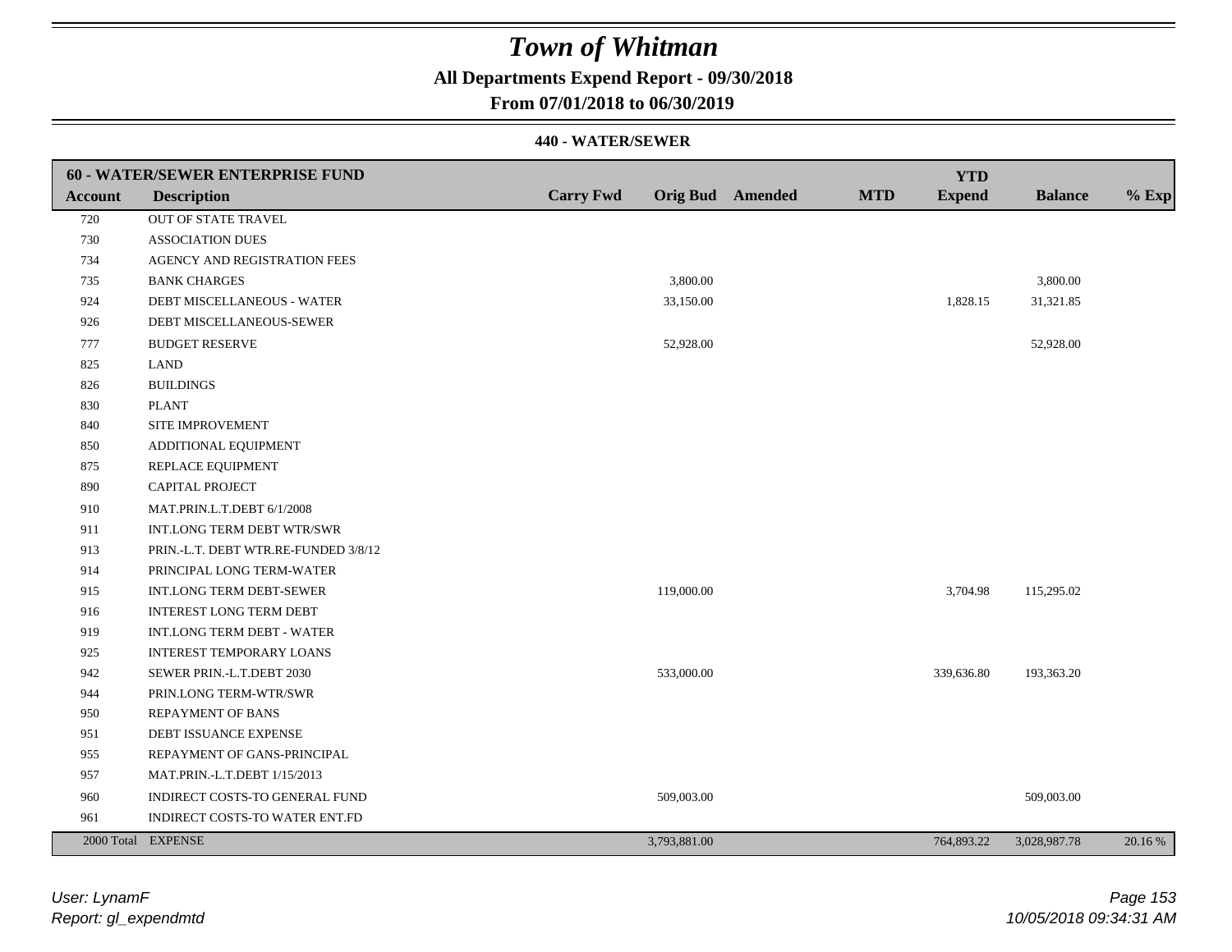# Town of Whitman

**All Departments Expend Report - 09/30/2018**

**From 07/01/2018 to 06/30/2019**

**440 - WATER/SEWER**

| **60 - WATER/SEWER ENTERPRISE FUND** | | | | | | | | |
|---|---|---|---|---|---|---|---|---|
| **Account** | **Description** | **Carry Fwd** | **Orig Bud** | **Amended** | **MTD** | **YTD Expend** | **Balance** | **% Exp** |
| 720 | OUT OF STATE TRAVEL | | | | | | | |
| 730 | ASSOCIATION DUES | | | | | | | |
| 734 | AGENCY AND REGISTRATION FEES | | | | | | | |
| 735 | BANK CHARGES | | 3,800.00 | | | | 3,800.00 | |
| 924 | DEBT MISCELLANEOUS - WATER | | 33,150.00 | | | 1,828.15 | 31,321.85 | |
| 926 | DEBT MISCELLANEOUS-SEWER | | | | | | | |
| 777 | BUDGET RESERVE | | 52,928.00 | | | | 52,928.00 | |
| 825 | LAND | | | | | | | |
| 826 | BUILDINGS | | | | | | | |
| 830 | PLANT | | | | | | | |
| 840 | SITE IMPROVEMENT | | | | | | | |
| 850 | ADDITIONAL EQUIPMENT | | | | | | | |
| 875 | REPLACE EQUIPMENT | | | | | | | |
| 890 | CAPITAL PROJECT | | | | | | | |
| 910 | MAT.PRIN.L.T.DEBT 6/1/2008 | | | | | | | |
| 911 | INT.LONG TERM DEBT WTR/SWR | | | | | | | |
| 913 | PRIN.-L.T. DEBT WTR.RE-FUNDED 3/8/12 | | | | | | | |
| 914 | PRINCIPAL LONG TERM-WATER | | | | | | | |
| 915 | INT.LONG TERM DEBT-SEWER | | 119,000.00 | | | 3,704.98 | 115,295.02 | |
| 916 | INTEREST LONG TERM DEBT | | | | | | | |
| 919 | INT.LONG TERM DEBT - WATER | | | | | | | |
| 925 | INTEREST TEMPORARY LOANS | | | | | | | |
| 942 | SEWER PRIN.-L.T.DEBT 2030 | | 533,000.00 | | | 339,636.80 | 193,363.20 | |
| 944 | PRIN.LONG TERM-WTR/SWR | | | | | | | |
| 950 | REPAYMENT OF BANS | | | | | | | |
| 951 | DEBT ISSUANCE EXPENSE | | | | | | | |
| 955 | REPAYMENT OF GANS-PRINCIPAL | | | | | | | |
| 957 | MAT.PRIN.-L.T.DEBT 1/15/2013 | | | | | | | |
| 960 | INDIRECT COSTS-TO GENERAL FUND | | 509,003.00 | | | | 509,003.00 | |
| 961 | INDIRECT COSTS-TO WATER ENT.FD | | | | | | | |
| 2000 Total | EXPENSE | | 3,793,881.00 | | | 764,893.22 | 3,028,987.78 | 20.16 % |

*User: LynamF*
*Report: gl_expendmtd*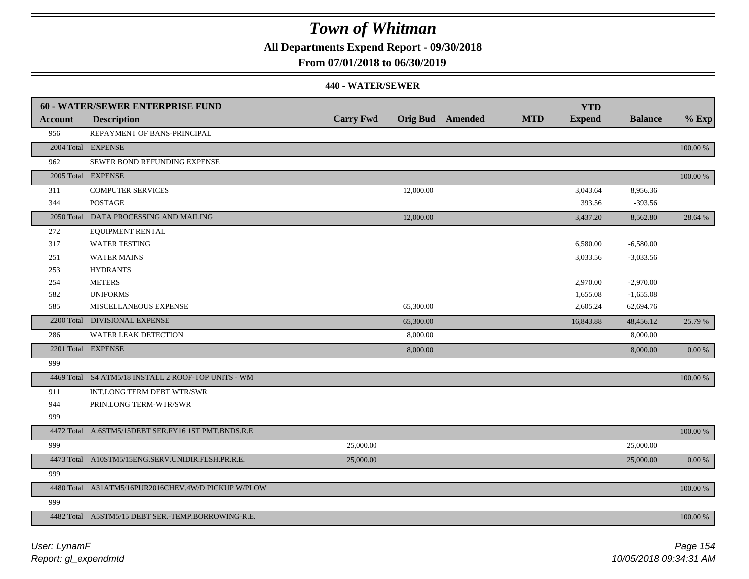# Town of Whitman

**All Departments Expend Report - 09/30/2018**

**From 07/01/2018 to 06/30/2019**

**440 - WATER/SEWER**

| 60 - WATER/SEWER ENTERPRISE FUND | | | | | | YTD | | |
|---|---|---|---|---|---|---|---|---|
| **Account** | **Description** | **Carry Fwd** | **Orig Bud** | **Amended** | **MTD** | **Expend** | **Balance** | **% Exp** |
| 956 | REPAYMENT OF BANS-PRINCIPAL | | | | | | | |
| 2004 Total | EXPENSE | | | | | | | 100.00 % |
| 962 | SEWER BOND REFUNDING EXPENSE | | | | | | | |
| 2005 Total | EXPENSE | | | | | | | 100.00 % |
| 311 | COMPUTER SERVICES | | 12,000.00 | | | 3,043.64 | 8,956.36 | |
| 344 | POSTAGE | | | | | 393.56 | -393.56 | |
| 2050 Total | DATA PROCESSING AND MAILING | | 12,000.00 | | | 3,437.20 | 8,562.80 | 28.64 % |
| 272 | EQUIPMENT RENTAL | | | | | | | |
| 317 | WATER TESTING | | | | | 6,580.00 | -6,580.00 | |
| 251 | WATER MAINS | | | | | 3,033.56 | -3,033.56 | |
| 253 | HYDRANTS | | | | | | | |
| 254 | METERS | | | | | 2,970.00 | -2,970.00 | |
| 582 | UNIFORMS | | | | | 1,655.08 | -1,655.08 | |
| 585 | MISCELLANEOUS EXPENSE | | 65,300.00 | | | 2,605.24 | 62,694.76 | |
| 2200 Total | DIVISIONAL EXPENSE | | 65,300.00 | | | 16,843.88 | 48,456.12 | 25.79 % |
| 286 | WATER LEAK DETECTION | | 8,000.00 | | | | 8,000.00 | |
| 2201 Total | EXPENSE | | 8,000.00 | | | | 8,000.00 | 0.00 % |
| 999 | | | | | | | | |
| 4469 Total | S4 ATM5/18 INSTALL 2 ROOF-TOP UNITS - WM | | | | | | | 100.00 % |
| 911 | INT.LONG TERM DEBT WTR/SWR | | | | | | | |
| 944 | PRIN.LONG TERM-WTR/SWR | | | | | | | |
| 999 | | | | | | | | |
| 4472 Total | A.6STM5/15DEBT SER.FY16 1ST PMT.BNDS.R.E | | | | | | | 100.00 % |
| 999 | | 25,000.00 | | | | | 25,000.00 | |
| 4473 Total | A10STM5/15ENG.SERV.UNIDIR.FLSH.PR.R.E. | 25,000.00 | | | | | 25,000.00 | 0.00 % |
| 999 | | | | | | | | |
| 4480 Total | A31ATM5/16PUR2016CHEV.4W/D PICKUP W/PLOW | | | | | | | 100.00 % |
| 999 | | | | | | | | |
| 4482 Total | A5STM5/15 DEBT SER.-TEMP.BORROWING-R.E. | | | | | | | 100.00 % |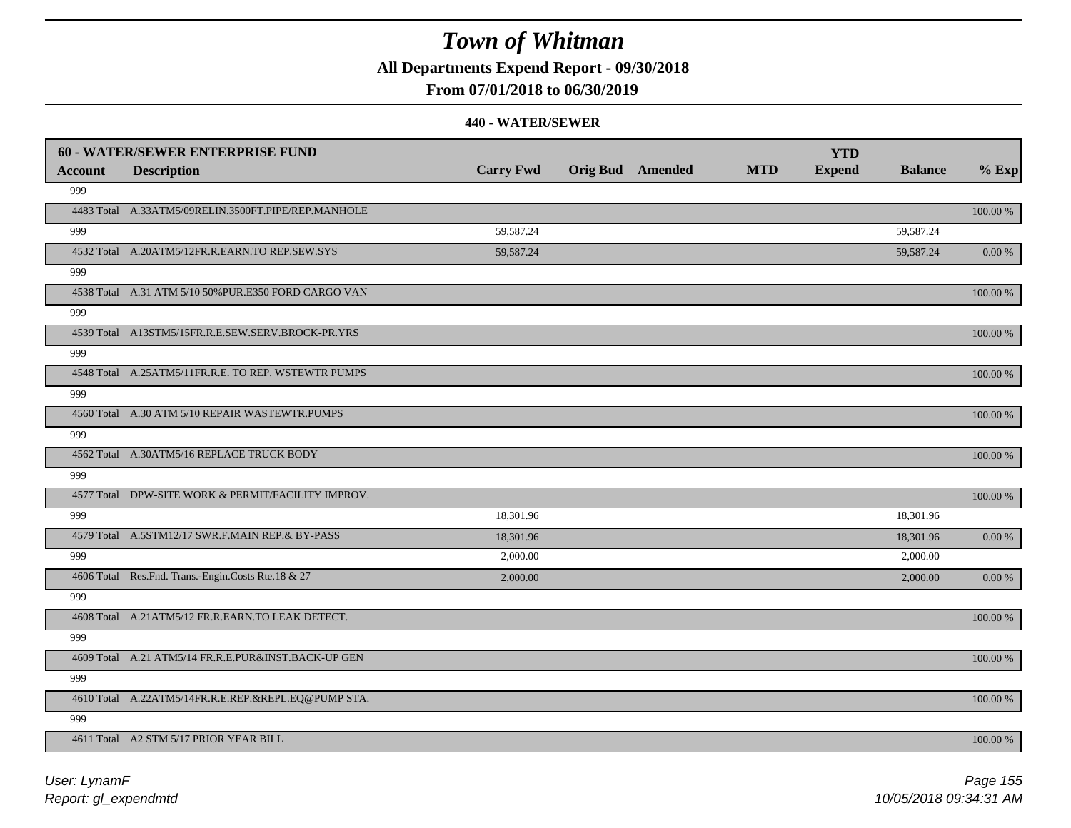# Town of Whitman

**All Departments Expend Report - 09/30/2018**

**From 07/01/2018 to 06/30/2019**

**440 - WATER/SEWER**

| **60 - WATER/SEWER ENTERPRISE FUND** | | | | | | | | |
|---|---|---|---|---|---|---|---|---|
| **Account** | **Description** | **Carry Fwd** | **Orig Bud** | **Amended** | **MTD** | **YTD Expend** | **Balance** | **% Exp** |
| 999 | | | | | | | | |
| 4483 Total | A.33ATM5/09RELIN.3500FT.PIPE/REP.MANHOLE | | | | | | | 100.00 % |
| 999 | | 59,587.24 | | | | | 59,587.24 | |
| 4532 Total | A.20ATM5/12FR.R.EARN.TO REP.SEW.SYS | 59,587.24 | | | | | 59,587.24 | 0.00 % |
| 999 | | | | | | | | |
| 4538 Total | A.31 ATM 5/10 50%PUR.E350 FORD CARGO VAN | | | | | | | 100.00 % |
| 999 | | | | | | | | |
| 4539 Total | A13STM5/15FR.R.E.SEW.SERV.BROCK-PR.YRS | | | | | | | 100.00 % |
| 999 | | | | | | | | |
| 4548 Total | A.25ATM5/11FR.R.E. TO REP. WSTEWTR PUMPS | | | | | | | 100.00 % |
| 999 | | | | | | | | |
| 4560 Total | A.30 ATM 5/10 REPAIR WASTEWTR.PUMPS | | | | | | | 100.00 % |
| 999 | | | | | | | | |
| 4562 Total | A.30ATM5/16 REPLACE TRUCK BODY | | | | | | | 100.00 % |
| 999 | | | | | | | | |
| 4577 Total | DPW-SITE WORK & PERMIT/FACILITY IMPROV. | | | | | | | 100.00 % |
| 999 | | 18,301.96 | | | | | 18,301.96 | |
| 4579 Total | A.5STM12/17 SWR.F.MAIN REP.& BY-PASS | 18,301.96 | | | | | 18,301.96 | 0.00 % |
| 999 | | 2,000.00 | | | | | 2,000.00 | |
| 4606 Total | Res.Fnd. Trans.-Engin.Costs Rte.18 & 27 | 2,000.00 | | | | | 2,000.00 | 0.00 % |
| 999 | | | | | | | | |
| 4608 Total | A.21ATM5/12 FR.R.EARN.TO LEAK DETECT. | | | | | | | 100.00 % |
| 999 | | | | | | | | |
| 4609 Total | A.21 ATM5/14 FR.R.E.PUR&INST.BACK-UP GEN | | | | | | | 100.00 % |
| 999 | | | | | | | | |
| 4610 Total | A.22ATM5/14FR.R.E.REP.&REPL.EQ@PUMP STA. | | | | | | | 100.00 % |
| 999 | | | | | | | | |
| 4611 Total | A2 STM 5/17 PRIOR YEAR BILL | | | | | | | 100.00 % |

*User: LynamF*
*Report: gl_expendmtd*

*10/05/2018 09:34:31 AM*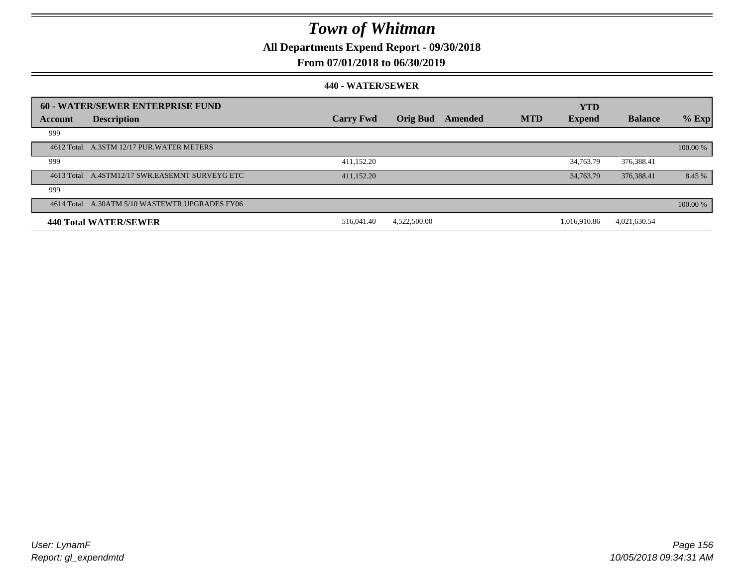# Town of Whitman

**All Departments Expend Report - 09/30/2018**

**From 07/01/2018 to 06/30/2019**

**440 - WATER/SEWER**

| 60 - WATER/SEWER ENTERPRISE FUND | | | | | | | | |
|---|---|---|---|---|---|---|---|---|
| **Account** | **Description** | **Carry Fwd** | **Orig Bud** | **Amended** | **MTD** | **YTD Expend** | **Balance** | **% Exp** |
| 999 | | | | | | | | |
| 4612 Total | A.3STM 12/17 PUR.WATER METERS | | | | | | | 100.00 % |
| 999 | | 411,152.20 | | | | 34,763.79 | 376,388.41 | |
| 4613 Total | A.4STM12/17 SWR.EASEMNT SURVEYG ETC | 411,152.20 | | | | 34,763.79 | 376,388.41 | 8.45 % |
| 999 | | | | | | | | |
| 4614 Total | A.30ATM 5/10 WASTEWTR.UPGRADES FY06 | | | | | | | 100.00 % |
| **440 Total WATER/SEWER** | | 516,041.40 | 4,522,500.00 | | | 1,016,910.86 | 4,021,630.54 | |

*User: LynamF*
*Report: gl_expendmtd*

*10/05/2018 09:34:31 AM*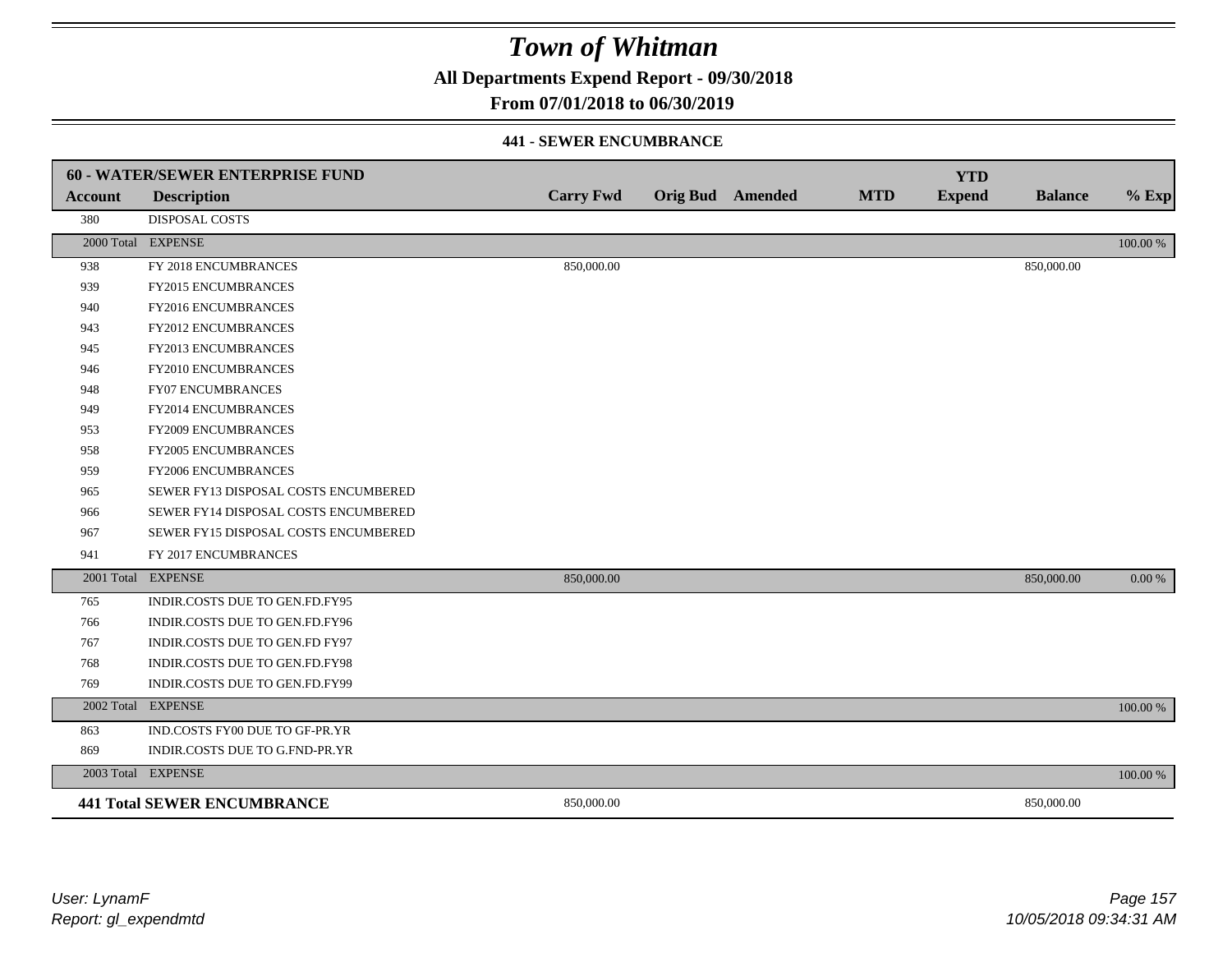# Town of Whitman

**All Departments Expend Report - 09/30/2018**

**From 07/01/2018 to 06/30/2019**

**441 - SEWER ENCUMBRANCE**

| 60 - WATER/SEWER ENTERPRISE FUND | | | | | | | | | |
|---|---|---|---|---|---|---|---|---|---|
| **Account** | **Description** | **Carry Fwd** | **Orig Bud** | **Amended** | **MTD** | **YTD Expend** | **Balance** | **% Exp** |
| 380 | DISPOSAL COSTS | | | | | | | |
| 2000 Total | EXPENSE | | | | | | | 100.00 % |
| 938 | FY 2018 ENCUMBRANCES | 850,000.00 | | | | | 850,000.00 | |
| 939 | FY2015 ENCUMBRANCES | | | | | | | |
| 940 | FY2016 ENCUMBRANCES | | | | | | | |
| 943 | FY2012 ENCUMBRANCES | | | | | | | |
| 945 | FY2013 ENCUMBRANCES | | | | | | | |
| 946 | FY2010 ENCUMBRANCES | | | | | | | |
| 948 | FY07 ENCUMBRANCES | | | | | | | |
| 949 | FY2014 ENCUMBRANCES | | | | | | | |
| 953 | FY2009 ENCUMBRANCES | | | | | | | |
| 958 | FY2005 ENCUMBRANCES | | | | | | | |
| 959 | FY2006 ENCUMBRANCES | | | | | | | |
| 965 | SEWER FY13 DISPOSAL COSTS ENCUMBERED | | | | | | | |
| 966 | SEWER FY14 DISPOSAL COSTS ENCUMBERED | | | | | | | |
| 967 | SEWER FY15 DISPOSAL COSTS ENCUMBERED | | | | | | | |
| 941 | FY 2017 ENCUMBRANCES | | | | | | | |
| 2001 Total | EXPENSE | 850,000.00 | | | | | 850,000.00 | 0.00 % |
| 765 | INDIR.COSTS DUE TO GEN.FD.FY95 | | | | | | | |
| 766 | INDIR.COSTS DUE TO GEN.FD.FY96 | | | | | | | |
| 767 | INDIR.COSTS DUE TO GEN.FD FY97 | | | | | | | |
| 768 | INDIR.COSTS DUE TO GEN.FD.FY98 | | | | | | | |
| 769 | INDIR.COSTS DUE TO GEN.FD.FY99 | | | | | | | |
| 2002 Total | EXPENSE | | | | | | | 100.00 % |
| 863 | IND.COSTS FY00 DUE TO GF-PR.YR | | | | | | | |
| 869 | INDIR.COSTS DUE TO G.FND-PR.YR | | | | | | | |
| 2003 Total | EXPENSE | | | | | | | 100.00 % |
| **441 Total SEWER ENCUMBRANCE** | | 850,000.00 | | | | | 850,000.00 | |

*User: LynamF*
*Report: gl_expendmtd*

*10/05/2018 09:34:31 AM*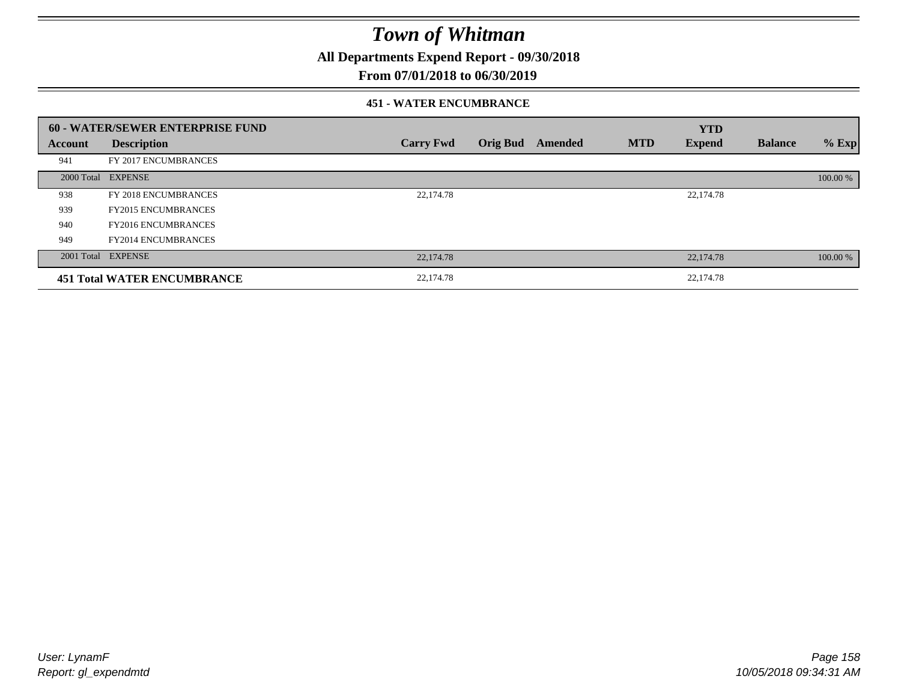# Town of Whitman

**All Departments Expend Report - 09/30/2018**

**From 07/01/2018 to 06/30/2019**

### 451 - WATER ENCUMBRANCE

| 60 - WATER/SEWER ENTERPRISE FUND | | | | | | YTD | | |
|---|---|---|---|---|---|---|---|---|
| **Account** | **Description** | **Carry Fwd** | **Orig Bud** | **Amended** | **MTD** | **Expend** | **Balance** | **% Exp** |
| 941 | FY 2017 ENCUMBRANCES | | | | | | | |
| 2000 Total | EXPENSE | | | | | | | 100.00 % |
| 938 | FY 2018 ENCUMBRANCES | 22,174.78 | | | | 22,174.78 | | |
| 939 | FY2015 ENCUMBRANCES | | | | | | | |
| 940 | FY2016 ENCUMBRANCES | | | | | | | |
| 949 | FY2014 ENCUMBRANCES | | | | | | | |
| 2001 Total | EXPENSE | 22,174.78 | | | | 22,174.78 | | 100.00 % |
| **451 Total WATER ENCUMBRANCE** | | 22,174.78 | | | | 22,174.78 | | |

*User: LynamF*

*Report: gl_expendmtd*

*10/05/2018 09:34:31 AM*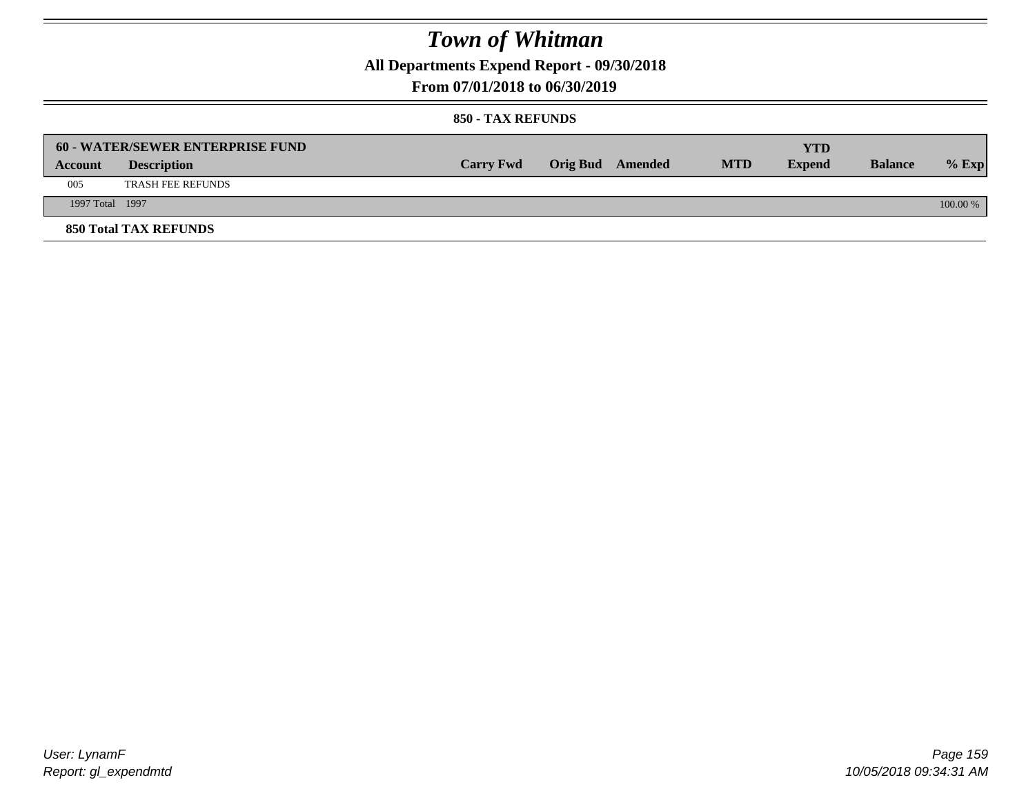# Town of Whitman

## All Departments Expend Report - 09/30/2018

## From 07/01/2018 to 06/30/2019

### 850 - TAX REFUNDS

| 60 - WATER/SEWER ENTERPRISE FUND | | | | | | | | |
|---|---|---|---|---|---|---|---|---|
| **Account** | **Description** | **Carry Fwd** | **Orig Bud** | **Amended** | **MTD** | **YTD Expend** | **Balance** | **% Exp** |
| 005 | TRASH FEE REFUNDS | | | | | | | |
| 1997 Total | 1997 | | | | | | | 100.00 % |

**850 Total TAX REFUNDS**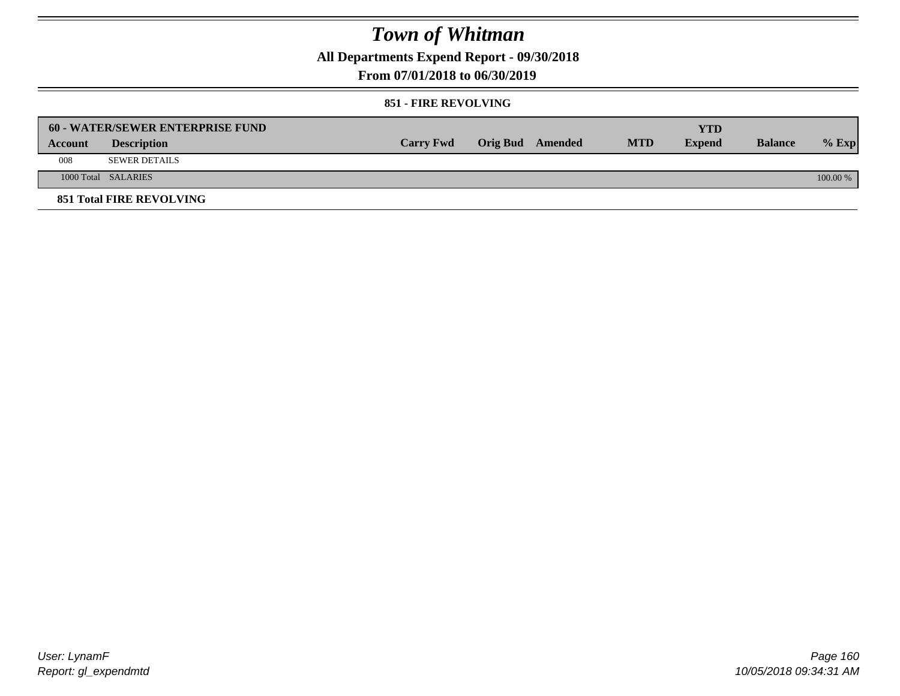# Town of Whitman

**All Departments Expend Report - 09/30/2018**

**From 07/01/2018 to 06/30/2019**

### 851 - FIRE REVOLVING

| 60 - WATER/SEWER ENTERPRISE FUND | | | | | | | | |
|---|---|---|---|---|---|---|---|---|
| **Account** | **Description** | **Carry Fwd** | **Orig Bud** | **Amended** | **MTD** | **YTD Expend** | **Balance** | **% Exp** |
| 008 | SEWER DETAILS | | | | | | | |
| 1000 Total | SALARIES | | | | | | | 100.00 % |
| **851 Total FIRE REVOLVING** | | | | | | | | |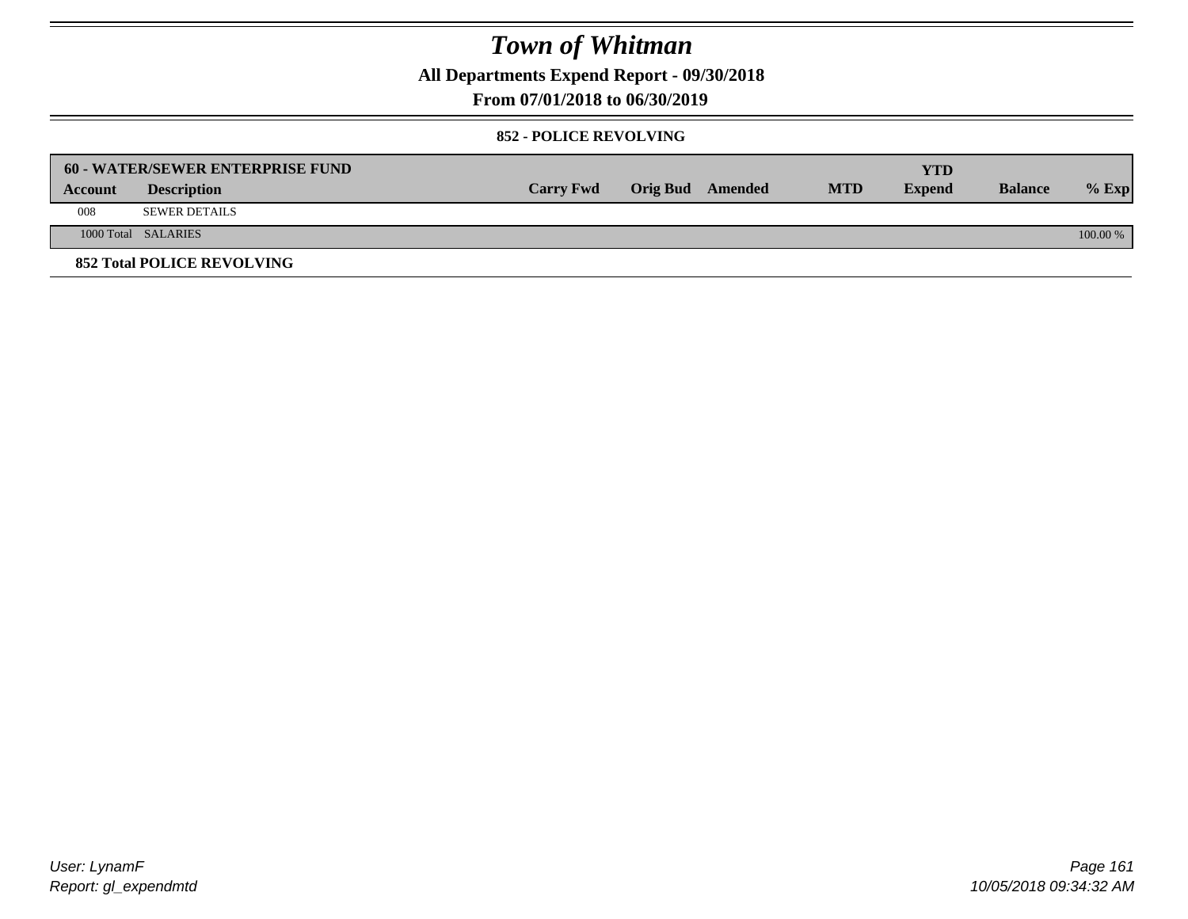# *Town of Whitman*

**All Departments Expend Report - 09/30/2018**

**From 07/01/2018 to 06/30/2019**

**852 - POLICE REVOLVING**

| **60 - WATER/SEWER ENTERPRISE FUND** | | | | | | | | |
|---|---|---|---|---|---|---|---|---|
| **Account** | **Description** | **Carry Fwd** | **Orig Bud** | **Amended** | **MTD** | **YTD Expend** | **Balance** | **% Exp** |
| 008 | SEWER DETAILS | | | | | | | |
| 1000 Total | SALARIES | | | | | | | 100.00 % |
| **852 Total POLICE REVOLVING** | | | | | | | | |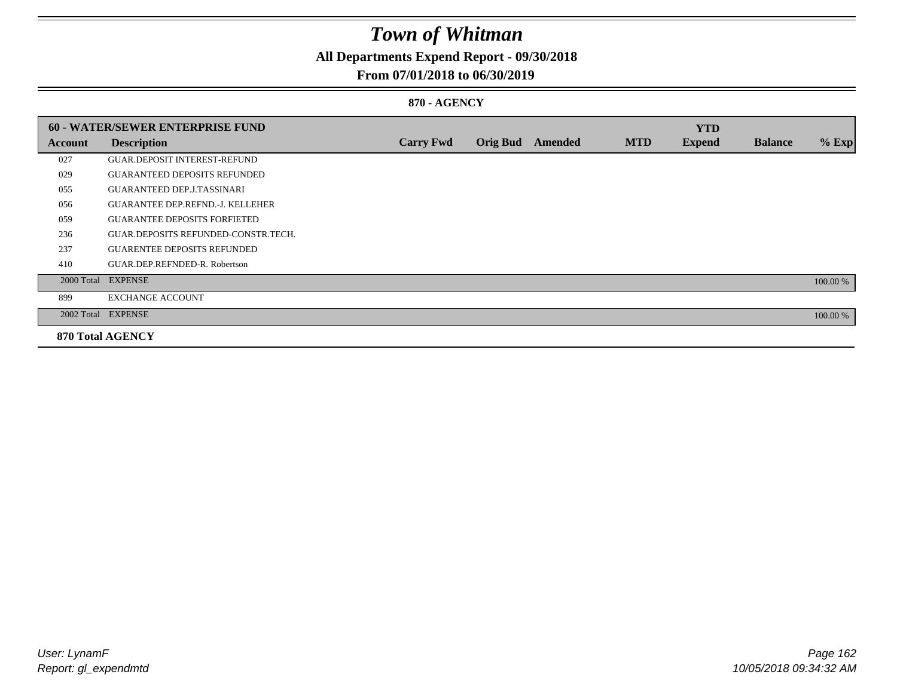# Town of Whitman

## All Departments Expend Report - 09/30/2018

## From 07/01/2018 to 06/30/2019

### 870 - AGENCY

| 60 - WATER/SEWER ENTERPRISE FUND | | | | | | YTD | | |
|---|---|---|---|---|---|---|---|---|
| **Account** | **Description** | **Carry Fwd** | **Orig Bud** | **Amended** | **MTD** | **Expend** | **Balance** | **% Exp** |
| 027 | GUAR.DEPOSIT INTEREST-REFUND | | | | | | | |
| 029 | GUARANTEED DEPOSITS REFUNDED | | | | | | | |
| 055 | GUARANTEED DEP.J.TASSINARI | | | | | | | |
| 056 | GUARANTEE DEP.REFND.-J. KELLEHER | | | | | | | |
| 059 | GUARANTEE DEPOSITS FORFIETED | | | | | | | |
| 236 | GUAR.DEPOSITS REFUNDED-CONSTR.TECH. | | | | | | | |
| 237 | GUARENTEE DEPOSITS REFUNDED | | | | | | | |
| 410 | GUAR.DEP.REFNDED-R. Robertson | | | | | | | |
| 2000 Total | EXPENSE | | | | | | | 100.00 % |
| 899 | EXCHANGE ACCOUNT | | | | | | | |
| 2002 Total | EXPENSE | | | | | | | 100.00 % |
| **870 Total AGENCY** | | | | | | | | |

*User: LynamF*
*Report: gl_expendmtd*

*10/05/2018 09:34:32 AM*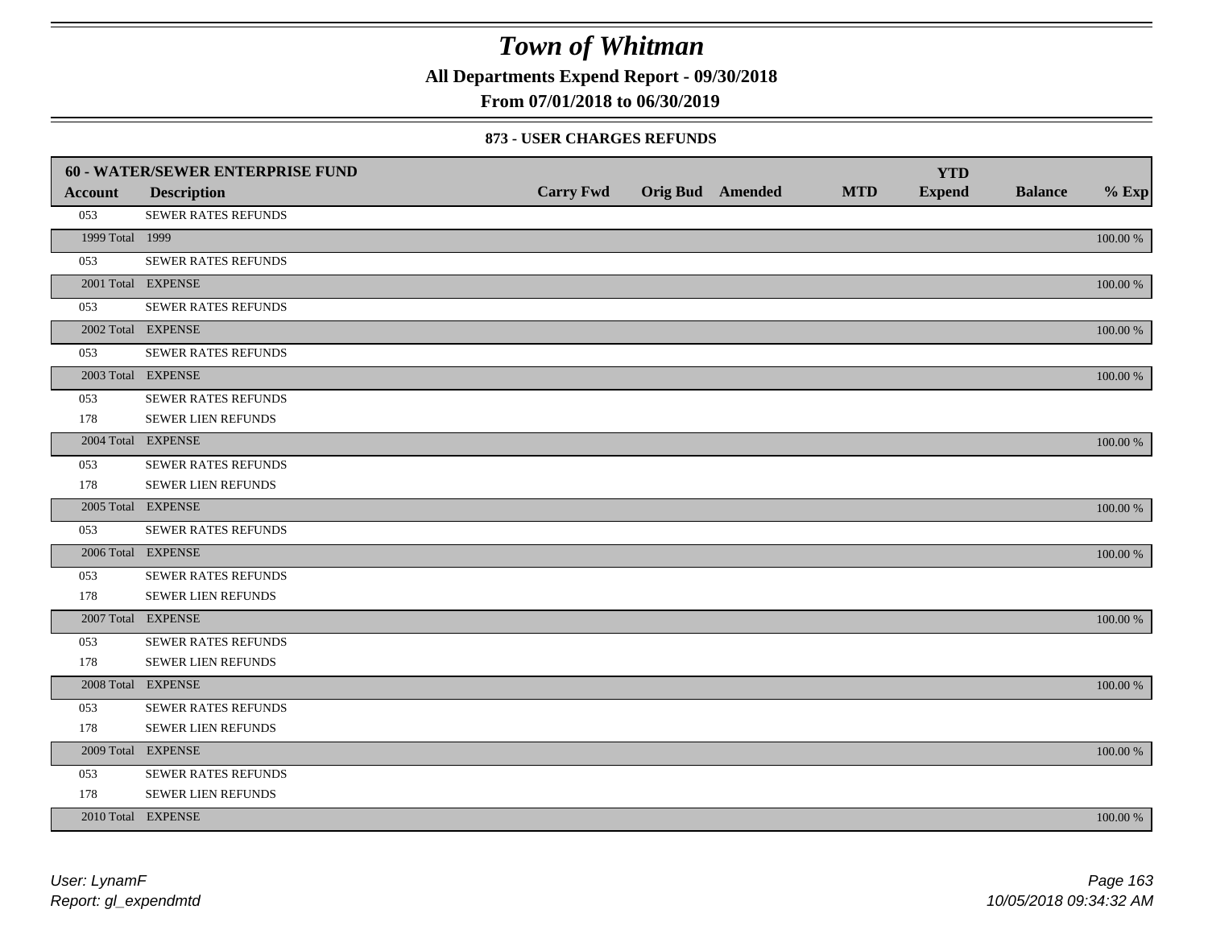# Town of Whitman

**All Departments Expend Report - 09/30/2018**

**From 07/01/2018 to 06/30/2019**

### 873 - USER CHARGES REFUNDS

| **60 - WATER/SEWER ENTERPRISE FUND** | | | | | | | | |
|---|---|---|---|---|---|---|---|---|
| **Account** | **Description** | **Carry Fwd** | **Orig Bud** | **Amended** | **MTD** | **YTD Expend** | **Balance** | **% Exp** |
| 053 | SEWER RATES REFUNDS | | | | | | | |
| 1999 Total | 1999 | | | | | | | 100.00 % |
| 053 | SEWER RATES REFUNDS | | | | | | | |
| 2001 Total | EXPENSE | | | | | | | 100.00 % |
| 053 | SEWER RATES REFUNDS | | | | | | | |
| 2002 Total | EXPENSE | | | | | | | 100.00 % |
| 053 | SEWER RATES REFUNDS | | | | | | | |
| 2003 Total | EXPENSE | | | | | | | 100.00 % |
| 053 | SEWER RATES REFUNDS | | | | | | | |
| 178 | SEWER LIEN REFUNDS | | | | | | | |
| 2004 Total | EXPENSE | | | | | | | 100.00 % |
| 053 | SEWER RATES REFUNDS | | | | | | | |
| 178 | SEWER LIEN REFUNDS | | | | | | | |
| 2005 Total | EXPENSE | | | | | | | 100.00 % |
| 053 | SEWER RATES REFUNDS | | | | | | | |
| 2006 Total | EXPENSE | | | | | | | 100.00 % |
| 053 | SEWER RATES REFUNDS | | | | | | | |
| 178 | SEWER LIEN REFUNDS | | | | | | | |
| 2007 Total | EXPENSE | | | | | | | 100.00 % |
| 053 | SEWER RATES REFUNDS | | | | | | | |
| 178 | SEWER LIEN REFUNDS | | | | | | | |
| 2008 Total | EXPENSE | | | | | | | 100.00 % |
| 053 | SEWER RATES REFUNDS | | | | | | | |
| 178 | SEWER LIEN REFUNDS | | | | | | | |
| 2009 Total | EXPENSE | | | | | | | 100.00 % |
| 053 | SEWER RATES REFUNDS | | | | | | | |
| 178 | SEWER LIEN REFUNDS | | | | | | | |
| 2010 Total | EXPENSE | | | | | | | 100.00 % |

*User: LynamF*
*Report: gl_expendmtd*
*10/05/2018 09:34:32 AM*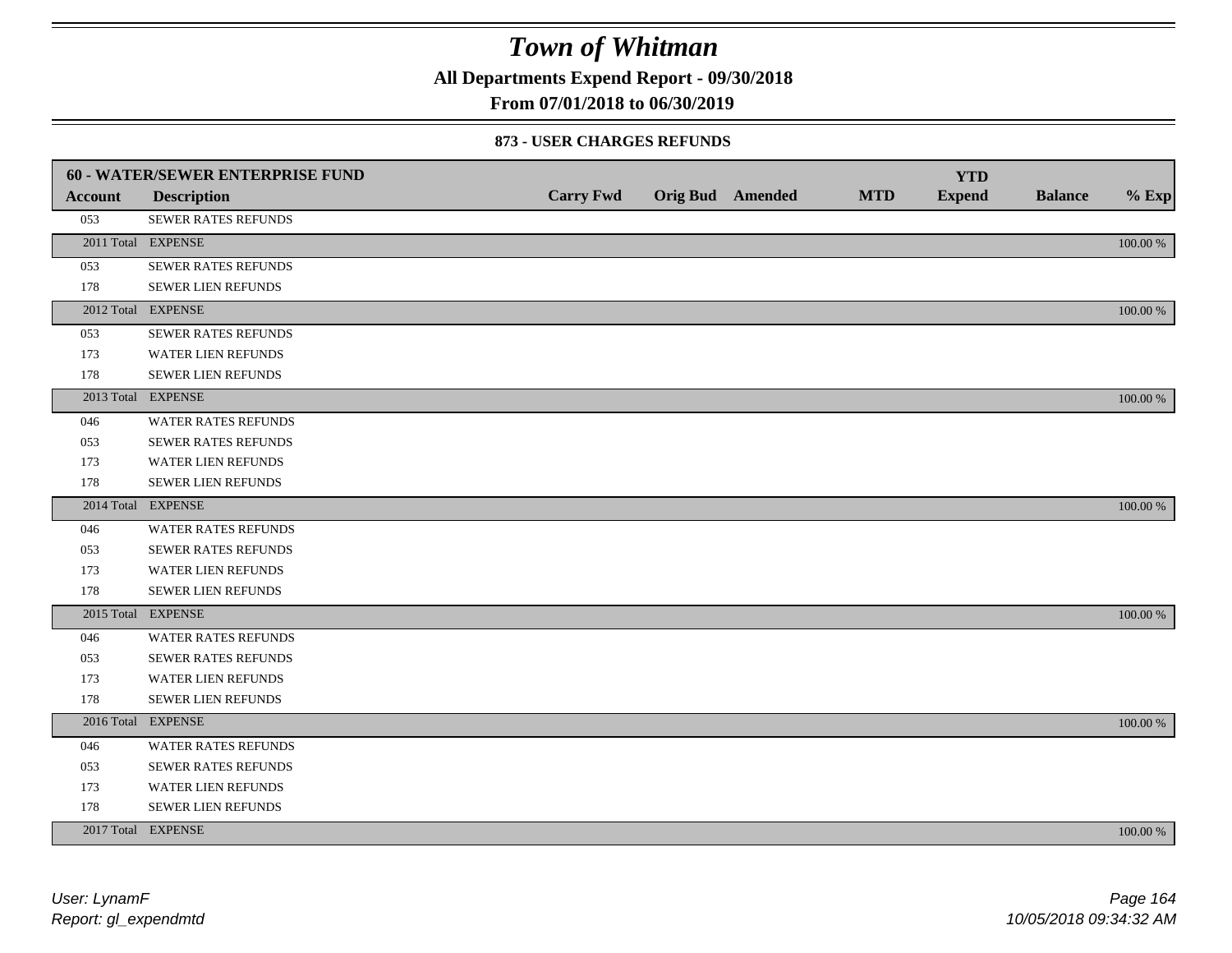# Town of Whitman

**All Departments Expend Report - 09/30/2018**

**From 07/01/2018 to 06/30/2019**

**873 - USER CHARGES REFUNDS**

| 60 - WATER/SEWER ENTERPRISE FUND | | | | | | | | | |
|---|---|---|---|---|---|---|---|---|---|
| **Account** | **Description** | **Carry Fwd** | **Orig Bud** | **Amended** | **MTD** | **YTD Expend** | **Balance** | **% Exp** |
| 053 | SEWER RATES REFUNDS | | | | | | | |
| 2011 Total | EXPENSE | | | | | | | 100.00 % |
| 053 | SEWER RATES REFUNDS | | | | | | | |
| 178 | SEWER LIEN REFUNDS | | | | | | | |
| 2012 Total | EXPENSE | | | | | | | 100.00 % |
| 053 | SEWER RATES REFUNDS | | | | | | | |
| 173 | WATER LIEN REFUNDS | | | | | | | |
| 178 | SEWER LIEN REFUNDS | | | | | | | |
| 2013 Total | EXPENSE | | | | | | | 100.00 % |
| 046 | WATER RATES REFUNDS | | | | | | | |
| 053 | SEWER RATES REFUNDS | | | | | | | |
| 173 | WATER LIEN REFUNDS | | | | | | | |
| 178 | SEWER LIEN REFUNDS | | | | | | | |
| 2014 Total | EXPENSE | | | | | | | 100.00 % |
| 046 | WATER RATES REFUNDS | | | | | | | |
| 053 | SEWER RATES REFUNDS | | | | | | | |
| 173 | WATER LIEN REFUNDS | | | | | | | |
| 178 | SEWER LIEN REFUNDS | | | | | | | |
| 2015 Total | EXPENSE | | | | | | | 100.00 % |
| 046 | WATER RATES REFUNDS | | | | | | | |
| 053 | SEWER RATES REFUNDS | | | | | | | |
| 173 | WATER LIEN REFUNDS | | | | | | | |
| 178 | SEWER LIEN REFUNDS | | | | | | | |
| 2016 Total | EXPENSE | | | | | | | 100.00 % |
| 046 | WATER RATES REFUNDS | | | | | | | |
| 053 | SEWER RATES REFUNDS | | | | | | | |
| 173 | WATER LIEN REFUNDS | | | | | | | |
| 178 | SEWER LIEN REFUNDS | | | | | | | |
| 2017 Total | EXPENSE | | | | | | | 100.00 % |

*User: LynamF*
*Report: gl_expendmtd*
*10/05/2018 09:34:32 AM*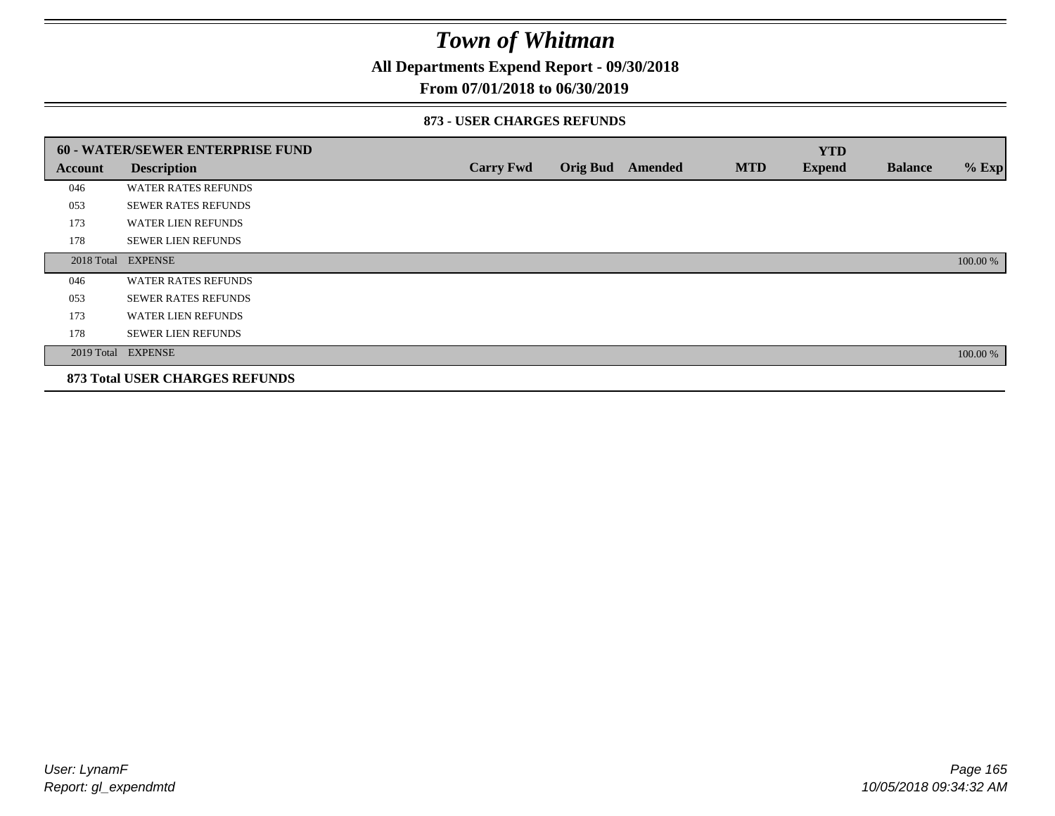# Town of Whitman

**All Departments Expend Report - 09/30/2018**

**From 07/01/2018 to 06/30/2019**

### 873 - USER CHARGES REFUNDS

| 60 - WATER/SEWER ENTERPRISE FUND | | | | | | YTD | | |
|---|---|---|---|---|---|---|---|---|
| **Account** | **Description** | **Carry Fwd** | **Orig Bud** | **Amended** | **MTD** | **Expend** | **Balance** | **% Exp** |
| 046 | WATER RATES REFUNDS | | | | | | | |
| 053 | SEWER RATES REFUNDS | | | | | | | |
| 173 | WATER LIEN REFUNDS | | | | | | | |
| 178 | SEWER LIEN REFUNDS | | | | | | | |
| 2018 Total | EXPENSE | | | | | | | 100.00 % |
| 046 | WATER RATES REFUNDS | | | | | | | |
| 053 | SEWER RATES REFUNDS | | | | | | | |
| 173 | WATER LIEN REFUNDS | | | | | | | |
| 178 | SEWER LIEN REFUNDS | | | | | | | |
| 2019 Total | EXPENSE | | | | | | | 100.00 % |
| **873 Total USER CHARGES REFUNDS** | | | | | | | | |

*User: LynamF*
*Report: gl_expendmtd*

*10/05/2018 09:34:32 AM*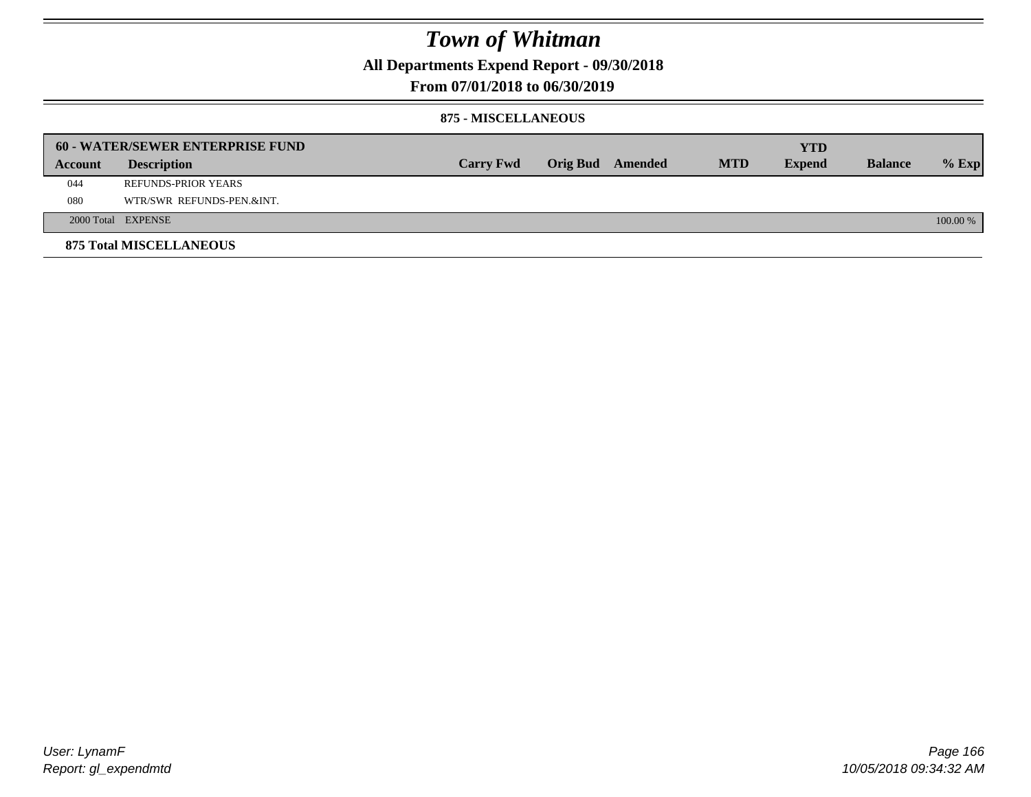# Town of Whitman

**All Departments Expend Report - 09/30/2018**

**From 07/01/2018 to 06/30/2019**

**875 - MISCELLANEOUS**

| 60 - WATER/SEWER ENTERPRISE FUND | | | | | | YTD | | |
|---|---|---|---|---|---|---|---|---|
| **Account** | **Description** | **Carry Fwd** | **Orig Bud** | **Amended** | **MTD** | **Expend** | **Balance** | **% Exp** |
| 044 | REFUNDS-PRIOR YEARS | | | | | | | |
| 080 | WTR/SWR REFUNDS-PEN.&INT. | | | | | | | |
| 2000 Total | EXPENSE | | | | | | | 100.00 % |

**875 Total MISCELLANEOUS**

User: LynamF
Report: gl_expendmtd

10/05/2018 09:34:32 AM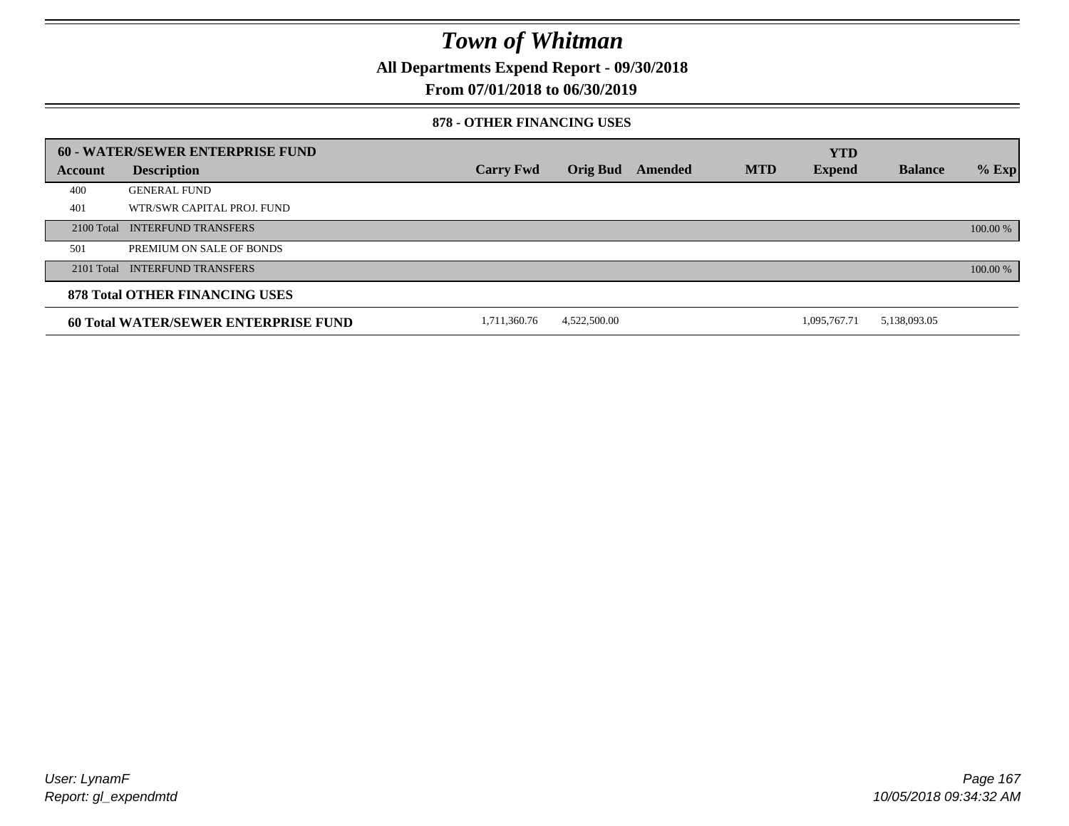# Town of Whitman

**All Departments Expend Report - 09/30/2018**

**From 07/01/2018 to 06/30/2019**

### 878 - OTHER FINANCING USES

| 60 - WATER/SEWER ENTERPRISE FUND | | | | | | | | |
|---|---|---|---|---|---|---|---|---|
| **Account** | **Description** | **Carry Fwd** | **Orig Bud** | **Amended** | **MTD** | **YTD Expend** | **Balance** | **% Exp** |
| 400 | GENERAL FUND | | | | | | | |
| 401 | WTR/SWR CAPITAL PROJ. FUND | | | | | | | |
| 2100 Total | INTERFUND TRANSFERS | | | | | | | 100.00 % |
| 501 | PREMIUM ON SALE OF BONDS | | | | | | | |
| 2101 Total | INTERFUND TRANSFERS | | | | | | | 100.00 % |
| **878 Total OTHER FINANCING USES** | | | | | | | | |
| **60 Total WATER/SEWER ENTERPRISE FUND** | | 1,711,360.76 | 4,522,500.00 | | | 1,095,767.71 | 5,138,093.05 | |

User: LynamF
Report: gl_expendmtd

10/05/2018 09:34:32 AM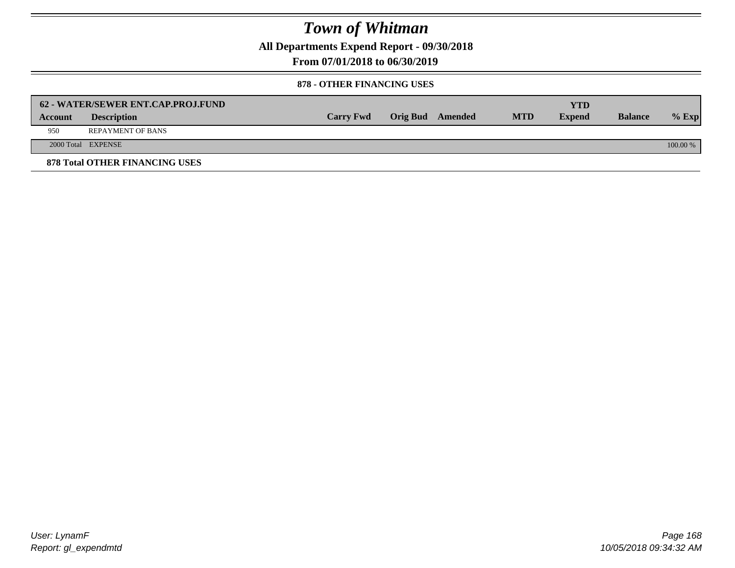# Town of Whitman

**All Departments Expend Report - 09/30/2018**

**From 07/01/2018 to 06/30/2019**

**878 - OTHER FINANCING USES**

| 62 - WATER/SEWER ENT.CAP.PROJ.FUND | | | | | | YTD | | |
|---|---|---|---|---|---|---|---|---|
| **Account** | **Description** | **Carry Fwd** | **Orig Bud** | **Amended** | **MTD** | **Expend** | **Balance** | **% Exp** |
| 950 | REPAYMENT OF BANS | | | | | | | |
| 2000 Total | EXPENSE | | | | | | | 100.00 % |

**878 Total OTHER FINANCING USES**

User: LynamF
Report: gl_expendmtd

10/05/2018 09:34:32 AM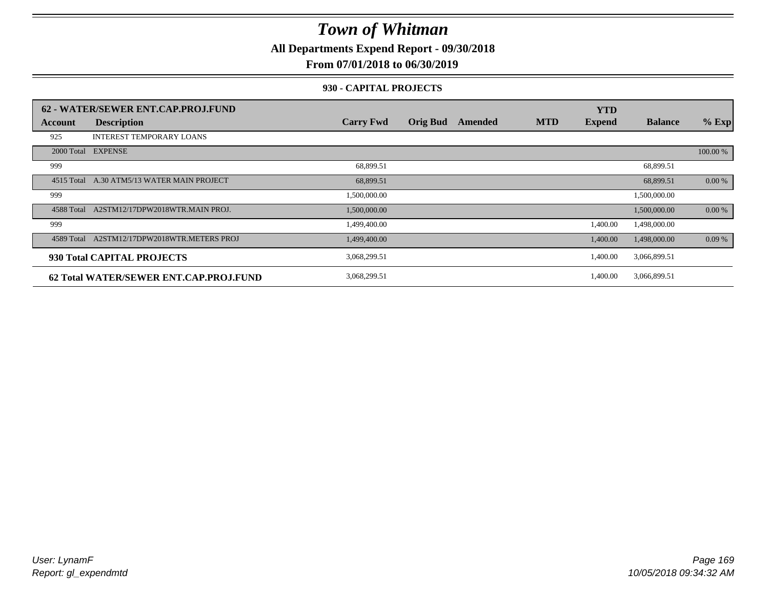# Town of Whitman

**All Departments Expend Report - 09/30/2018**

**From 07/01/2018 to 06/30/2019**

**930 - CAPITAL PROJECTS**

| 62 - WATER/SEWER ENT.CAP.PROJ.FUND | | | | | | | | |
|---|---|---|---|---|---|---|---|---|
| **Account** | **Description** | **Carry Fwd** | **Orig Bud** | **Amended** | **MTD** | **YTD Expend** | **Balance** | **% Exp** |
| 925 | INTEREST TEMPORARY LOANS | | | | | | | |
| 2000 Total | EXPENSE | | | | | | | 100.00 % |
| 999 | | 68,899.51 | | | | | 68,899.51 | |
| 4515 Total | A.30 ATM5/13 WATER MAIN PROJECT | 68,899.51 | | | | | 68,899.51 | 0.00 % |
| 999 | | 1,500,000.00 | | | | | 1,500,000.00 | |
| 4588 Total | A2STM12/17DPW2018WTR.MAIN PROJ. | 1,500,000.00 | | | | | 1,500,000.00 | 0.00 % |
| 999 | | 1,499,400.00 | | | | 1,400.00 | 1,498,000.00 | |
| 4589 Total | A2STM12/17DPW2018WTR.METERS PROJ | 1,499,400.00 | | | | 1,400.00 | 1,498,000.00 | 0.09 % |
| **930 Total CAPITAL PROJECTS** | | 3,068,299.51 | | | | 1,400.00 | 3,066,899.51 | |
| **62 Total WATER/SEWER ENT.CAP.PROJ.FUND** | | 3,068,299.51 | | | | 1,400.00 | 3,066,899.51 | |

*User: LynamF*
*Report: gl_expendmtd*

*10/05/2018 09:34:32 AM*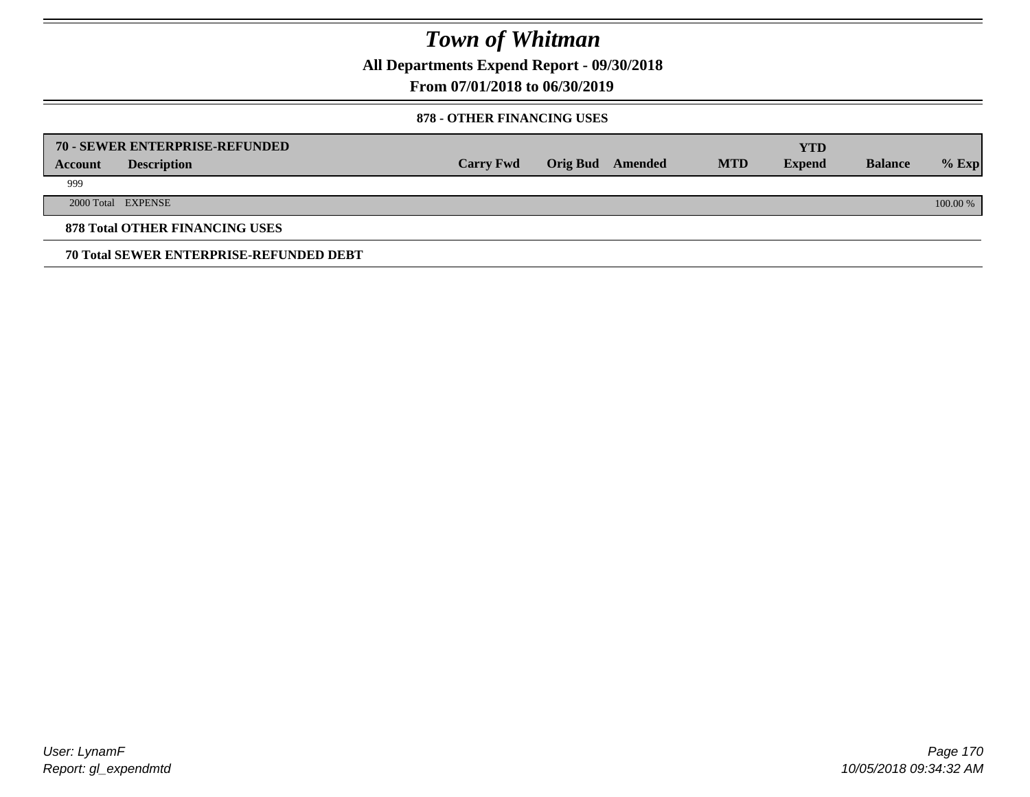# Town of Whitman

**All Departments Expend Report - 09/30/2018**

**From 07/01/2018 to 06/30/2019**

**878 - OTHER FINANCING USES**

| 70 - SEWER ENTERPRISE-REFUNDED Account | Description | Carry Fwd | Orig Bud | Amended | MTD | YTD Expend | Balance | % Exp |
|---|---|---|---|---|---|---|---|---|
| 999 | | | | | | | | |
| 2000 Total | EXPENSE | | | | | | | 100.00 % |

**878 Total OTHER FINANCING USES**

**70 Total SEWER ENTERPRISE-REFUNDED DEBT**

*User: LynamF*
*Report: gl_expendmtd*

*10/05/2018 09:34:32 AM*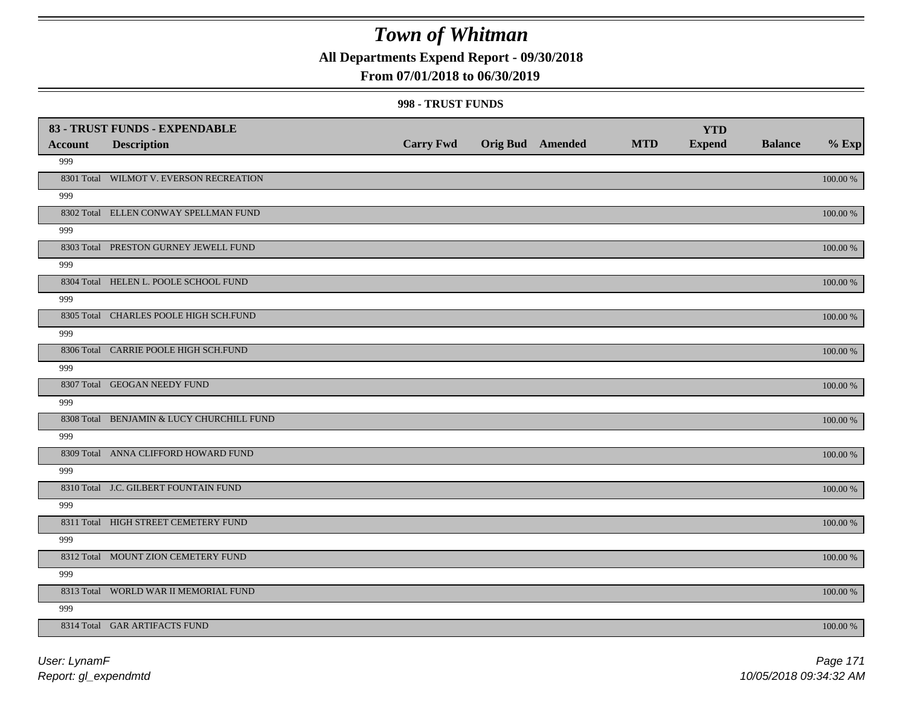# Town of Whitman

## All Departments Expend Report - 09/30/2018

## From 07/01/2018 to 06/30/2019

### 998 - TRUST FUNDS

| 83 - TRUST FUNDS - EXPENDABLE | | | | | | YTD | | |
|---|---|---|---|---|---|---|---|---|
| **Account** | **Description** | **Carry Fwd** | **Orig Bud** | **Amended** | **MTD** | **Expend** | **Balance** | **% Exp** |
| 999 | | | | | | | | |
| 8301 Total | WILMOT V. EVERSON RECREATION | | | | | | | 100.00 % |
| 999 | | | | | | | | |
| 8302 Total | ELLEN CONWAY SPELLMAN FUND | | | | | | | 100.00 % |
| 999 | | | | | | | | |
| 8303 Total | PRESTON GURNEY JEWELL FUND | | | | | | | 100.00 % |
| 999 | | | | | | | | |
| 8304 Total | HELEN L. POOLE SCHOOL FUND | | | | | | | 100.00 % |
| 999 | | | | | | | | |
| 8305 Total | CHARLES POOLE HIGH SCH.FUND | | | | | | | 100.00 % |
| 999 | | | | | | | | |
| 8306 Total | CARRIE POOLE HIGH SCH.FUND | | | | | | | 100.00 % |
| 999 | | | | | | | | |
| 8307 Total | GEOGAN NEEDY FUND | | | | | | | 100.00 % |
| 999 | | | | | | | | |
| 8308 Total | BENJAMIN & LUCY CHURCHILL FUND | | | | | | | 100.00 % |
| 999 | | | | | | | | |
| 8309 Total | ANNA CLIFFORD HOWARD FUND | | | | | | | 100.00 % |
| 999 | | | | | | | | |
| 8310 Total | J.C. GILBERT FOUNTAIN FUND | | | | | | | 100.00 % |
| 999 | | | | | | | | |
| 8311 Total | HIGH STREET CEMETERY FUND | | | | | | | 100.00 % |
| 999 | | | | | | | | |
| 8312 Total | MOUNT ZION CEMETERY FUND | | | | | | | 100.00 % |
| 999 | | | | | | | | |
| 8313 Total | WORLD WAR II MEMORIAL FUND | | | | | | | 100.00 % |
| 999 | | | | | | | | |
| 8314 Total | GAR ARTIFACTS FUND | | | | | | | 100.00 % |

User: LynamF
Report: gl_expendmtd

10/05/2018 09:34:32 AM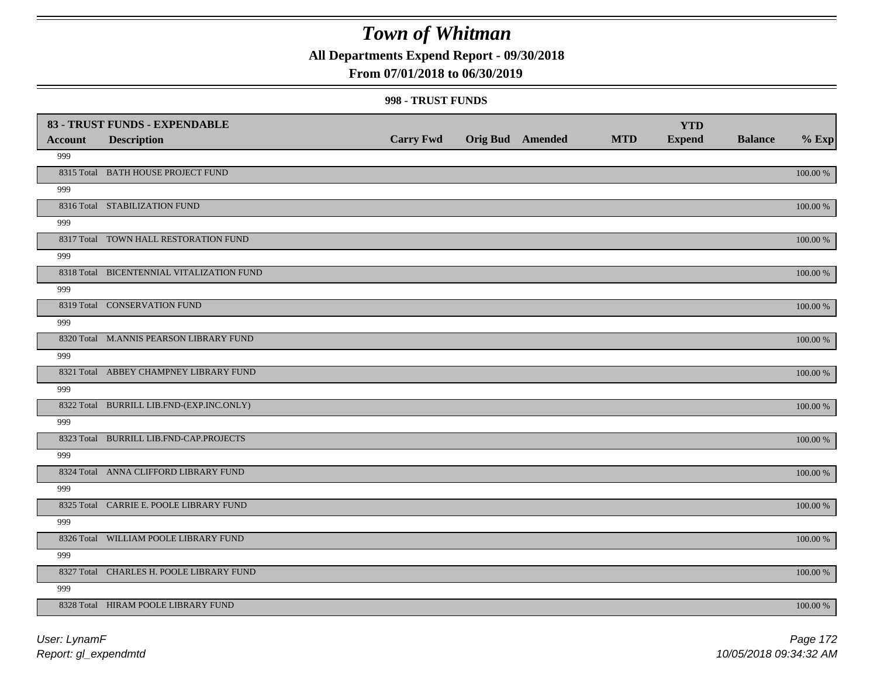# Town of Whitman

**All Departments Expend Report - 09/30/2018**

**From 07/01/2018 to 06/30/2019**

**998 - TRUST FUNDS**

| 83 - TRUST FUNDS - EXPENDABLE | | | | | | | | |
|---|---|---|---|---|---|---|---|---|
| **Account** | **Description** | **Carry Fwd** | **Orig Bud** | **Amended** | **MTD** | **YTD Expend** | **Balance** | **% Exp** |
| 999 | | | | | | | | |
| 8315 Total | BATH HOUSE PROJECT FUND | | | | | | | 100.00 % |
| 999 | | | | | | | | |
| 8316 Total | STABILIZATION FUND | | | | | | | 100.00 % |
| 999 | | | | | | | | |
| 8317 Total | TOWN HALL RESTORATION FUND | | | | | | | 100.00 % |
| 999 | | | | | | | | |
| 8318 Total | BICENTENNIAL VITALIZATION FUND | | | | | | | 100.00 % |
| 999 | | | | | | | | |
| 8319 Total | CONSERVATION FUND | | | | | | | 100.00 % |
| 999 | | | | | | | | |
| 8320 Total | M.ANNIS PEARSON LIBRARY FUND | | | | | | | 100.00 % |
| 999 | | | | | | | | |
| 8321 Total | ABBEY CHAMPNEY LIBRARY FUND | | | | | | | 100.00 % |
| 999 | | | | | | | | |
| 8322 Total | BURRILL LIB.FND-(EXP.INC.ONLY) | | | | | | | 100.00 % |
| 999 | | | | | | | | |
| 8323 Total | BURRILL LIB.FND-CAP.PROJECTS | | | | | | | 100.00 % |
| 999 | | | | | | | | |
| 8324 Total | ANNA CLIFFORD LIBRARY FUND | | | | | | | 100.00 % |
| 999 | | | | | | | | |
| 8325 Total | CARRIE E. POOLE LIBRARY FUND | | | | | | | 100.00 % |
| 999 | | | | | | | | |
| 8326 Total | WILLIAM POOLE LIBRARY FUND | | | | | | | 100.00 % |
| 999 | | | | | | | | |
| 8327 Total | CHARLES H. POOLE LIBRARY FUND | | | | | | | 100.00 % |
| 999 | | | | | | | | |
| 8328 Total | HIRAM POOLE LIBRARY FUND | | | | | | | 100.00 % |

User: LynamF
Report: gl_expendmtd

10/05/2018 09:34:32 AM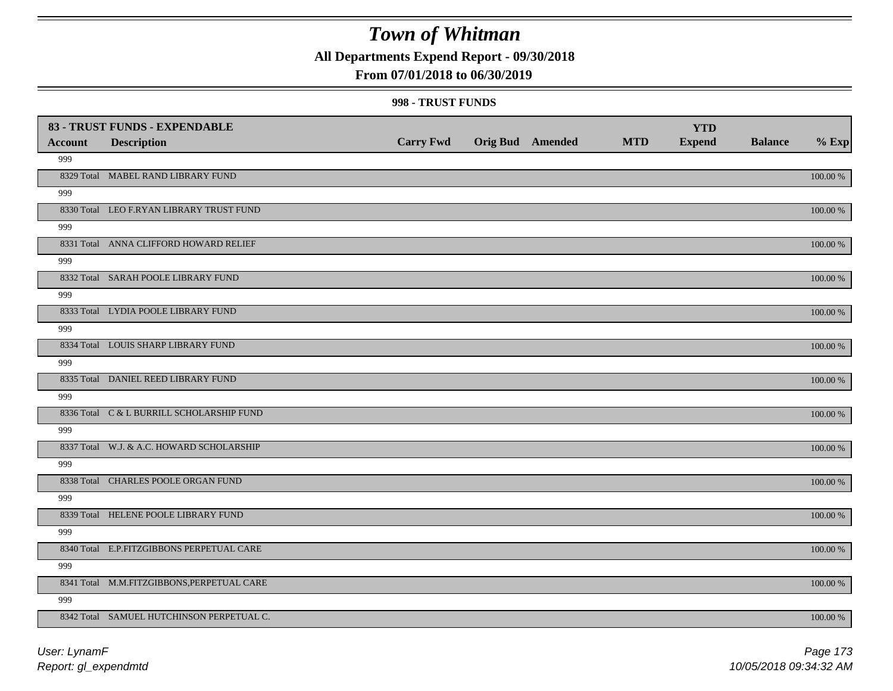# Town of Whitman

**All Departments Expend Report - 09/30/2018**

**From 07/01/2018 to 06/30/2019**

**998 - TRUST FUNDS**

| 83 - TRUST FUNDS - EXPENDABLE | | | | | | | | |
|---|---|---|---|---|---|---|---|---|
| **Account** | **Description** | **Carry Fwd** | **Orig Bud** | **Amended** | **MTD** | **YTD Expend** | **Balance** | **% Exp** |
| 999 | | | | | | | | |
| 8329 Total | MABEL RAND LIBRARY FUND | | | | | | | 100.00 % |
| 999 | | | | | | | | |
| 8330 Total | LEO F.RYAN LIBRARY TRUST FUND | | | | | | | 100.00 % |
| 999 | | | | | | | | |
| 8331 Total | ANNA CLIFFORD HOWARD RELIEF | | | | | | | 100.00 % |
| 999 | | | | | | | | |
| 8332 Total | SARAH POOLE LIBRARY FUND | | | | | | | 100.00 % |
| 999 | | | | | | | | |
| 8333 Total | LYDIA POOLE LIBRARY FUND | | | | | | | 100.00 % |
| 999 | | | | | | | | |
| 8334 Total | LOUIS SHARP LIBRARY FUND | | | | | | | 100.00 % |
| 999 | | | | | | | | |
| 8335 Total | DANIEL REED LIBRARY FUND | | | | | | | 100.00 % |
| 999 | | | | | | | | |
| 8336 Total | C & L BURRILL SCHOLARSHIP FUND | | | | | | | 100.00 % |
| 999 | | | | | | | | |
| 8337 Total | W.J. & A.C. HOWARD SCHOLARSHIP | | | | | | | 100.00 % |
| 999 | | | | | | | | |
| 8338 Total | CHARLES POOLE ORGAN FUND | | | | | | | 100.00 % |
| 999 | | | | | | | | |
| 8339 Total | HELENE POOLE LIBRARY FUND | | | | | | | 100.00 % |
| 999 | | | | | | | | |
| 8340 Total | E.P.FITZGIBBONS PERPETUAL CARE | | | | | | | 100.00 % |
| 999 | | | | | | | | |
| 8341 Total | M.M.FITZGIBBONS,PERPETUAL CARE | | | | | | | 100.00 % |
| 999 | | | | | | | | |
| 8342 Total | SAMUEL HUTCHINSON PERPETUAL C. | | | | | | | 100.00 % |

*User: LynamF*

*Report: gl_expendmtd*

*10/05/2018 09:34:32 AM*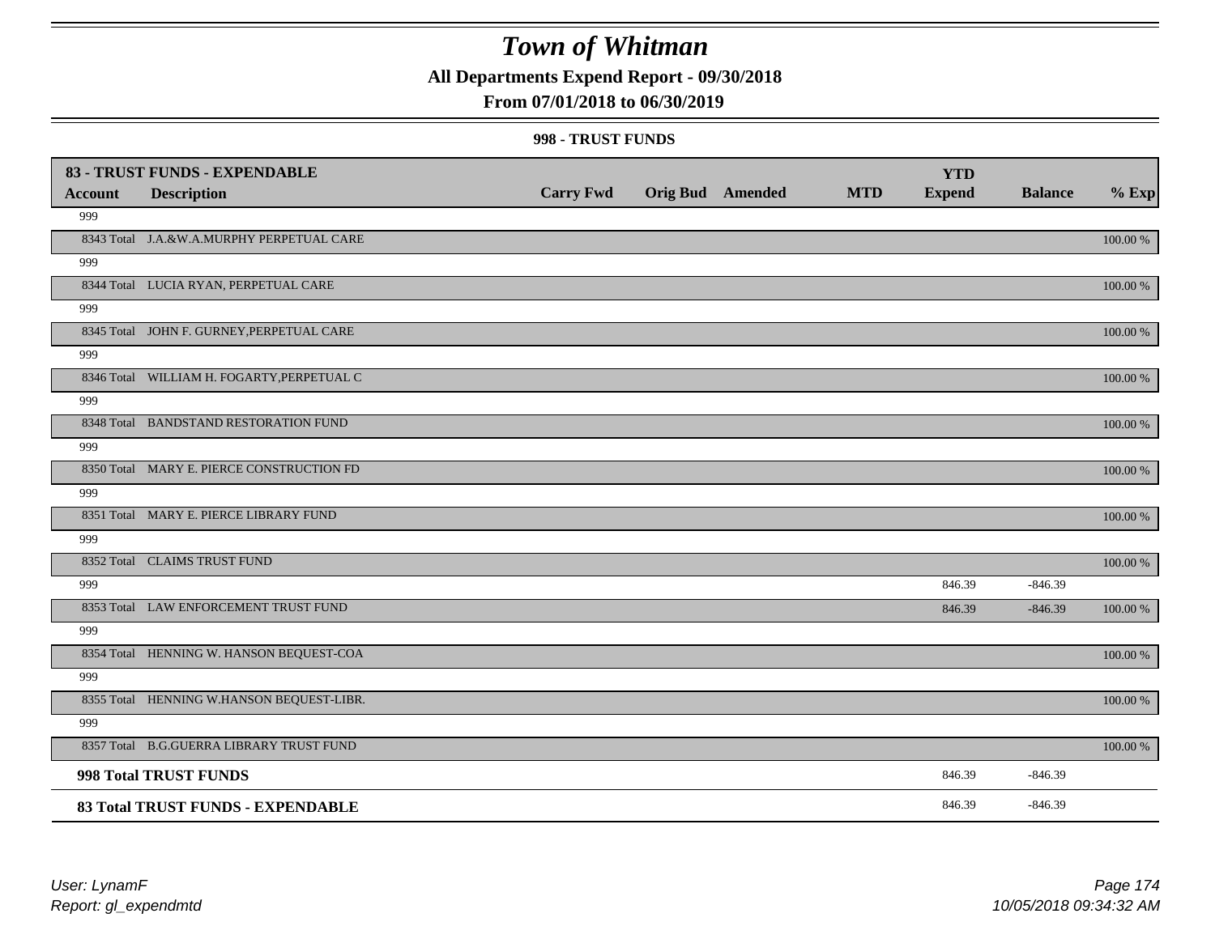# Town of Whitman

**All Departments Expend Report - 09/30/2018**

**From 07/01/2018 to 06/30/2019**

**998 - TRUST FUNDS**

| **83 - TRUST FUNDS - EXPENDABLE** | | | | | | | | |
|---|---|---|---|---|---|---|---|---|
| **Account** | **Description** | **Carry Fwd** | **Orig Bud** | **Amended** | **MTD** | **YTD Expend** | **Balance** | **% Exp** |
| 999 | | | | | | | | |
| 8343 Total | J.A.&W.A.MURPHY PERPETUAL CARE | | | | | | | 100.00 % |
| 999 | | | | | | | | |
| 8344 Total | LUCIA RYAN, PERPETUAL CARE | | | | | | | 100.00 % |
| 999 | | | | | | | | |
| 8345 Total | JOHN F. GURNEY,PERPETUAL CARE | | | | | | | 100.00 % |
| 999 | | | | | | | | |
| 8346 Total | WILLIAM H. FOGARTY,PERPETUAL C | | | | | | | 100.00 % |
| 999 | | | | | | | | |
| 8348 Total | BANDSTAND RESTORATION FUND | | | | | | | 100.00 % |
| 999 | | | | | | | | |
| 8350 Total | MARY E. PIERCE CONSTRUCTION FD | | | | | | | 100.00 % |
| 999 | | | | | | | | |
| 8351 Total | MARY E. PIERCE LIBRARY FUND | | | | | | | 100.00 % |
| 999 | | | | | | | | |
| 8352 Total | CLAIMS TRUST FUND | | | | | | | 100.00 % |
| 999 | | | | | | 846.39 | -846.39 | |
| 8353 Total | LAW ENFORCEMENT TRUST FUND | | | | | 846.39 | -846.39 | 100.00 % |
| 999 | | | | | | | | |
| 8354 Total | HENNING W. HANSON BEQUEST-COA | | | | | | | 100.00 % |
| 999 | | | | | | | | |
| 8355 Total | HENNING W.HANSON BEQUEST-LIBR. | | | | | | | 100.00 % |
| 999 | | | | | | | | |
| 8357 Total | B.G.GUERRA LIBRARY TRUST FUND | | | | | | | 100.00 % |
| **998 Total TRUST FUNDS** | | | | | | 846.39 | -846.39 | |
| **83 Total TRUST FUNDS - EXPENDABLE** | | | | | | 846.39 | -846.39 | |

*User: LynamF*

*Report: gl_expendmtd*

*10/05/2018 09:34:32 AM*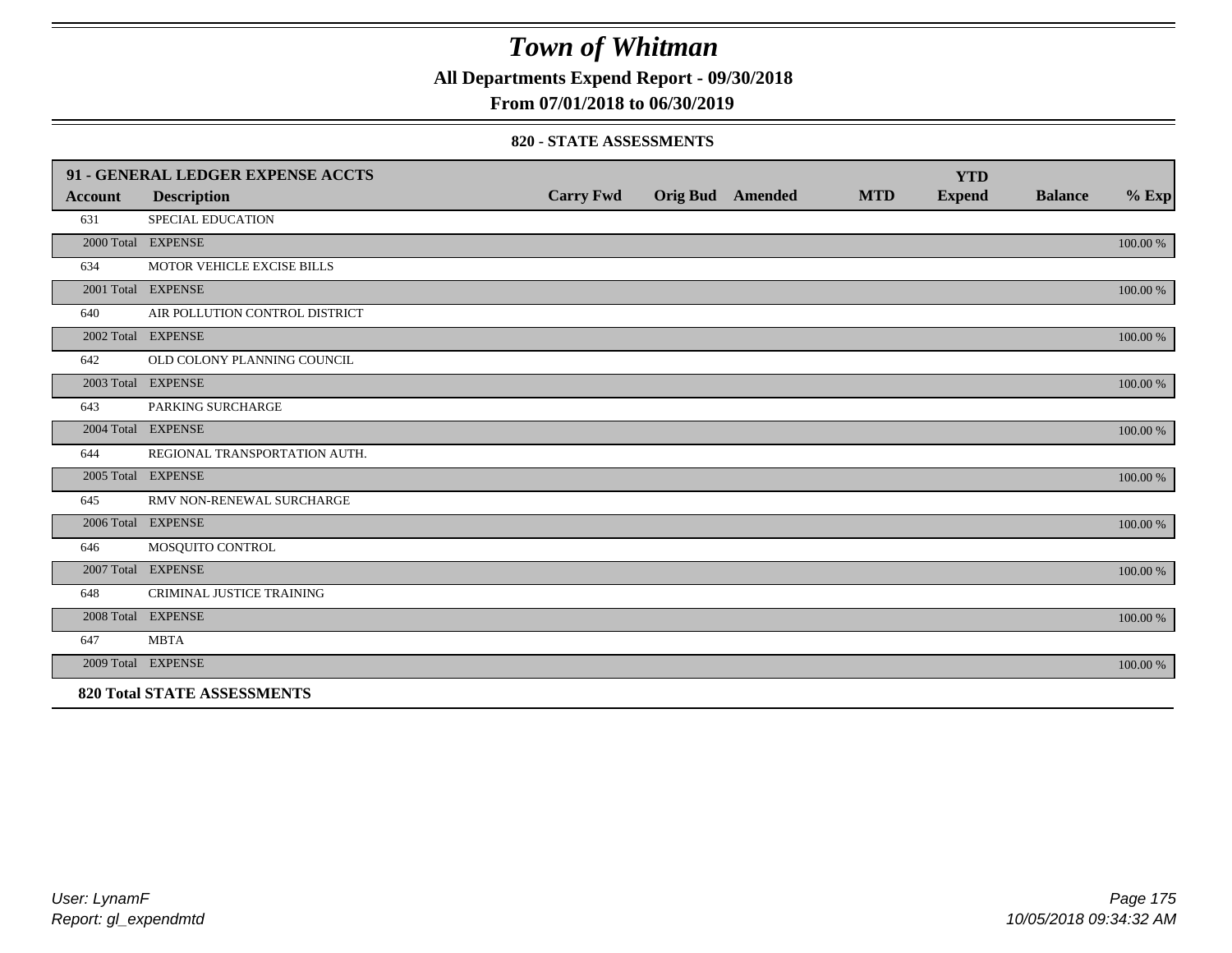# Town of Whitman

**All Departments Expend Report - 09/30/2018**

**From 07/01/2018 to 06/30/2019**

**820 - STATE ASSESSMENTS**

| 91 - GENERAL LEDGER EXPENSE ACCTS | | | | | | YTD | | |
|---|---|---|---|---|---|---|---|---|
| **Account** | **Description** | **Carry Fwd** | **Orig Bud** | **Amended** | **MTD** | **Expend** | **Balance** | **% Exp** |
| 631 | SPECIAL EDUCATION | | | | | | | |
| 2000 Total | EXPENSE | | | | | | | 100.00 % |
| 634 | MOTOR VEHICLE EXCISE BILLS | | | | | | | |
| 2001 Total | EXPENSE | | | | | | | 100.00 % |
| 640 | AIR POLLUTION CONTROL DISTRICT | | | | | | | |
| 2002 Total | EXPENSE | | | | | | | 100.00 % |
| 642 | OLD COLONY PLANNING COUNCIL | | | | | | | |
| 2003 Total | EXPENSE | | | | | | | 100.00 % |
| 643 | PARKING SURCHARGE | | | | | | | |
| 2004 Total | EXPENSE | | | | | | | 100.00 % |
| 644 | REGIONAL TRANSPORTATION AUTH. | | | | | | | |
| 2005 Total | EXPENSE | | | | | | | 100.00 % |
| 645 | RMV NON-RENEWAL SURCHARGE | | | | | | | |
| 2006 Total | EXPENSE | | | | | | | 100.00 % |
| 646 | MOSQUITO CONTROL | | | | | | | |
| 2007 Total | EXPENSE | | | | | | | 100.00 % |
| 648 | CRIMINAL JUSTICE TRAINING | | | | | | | |
| 2008 Total | EXPENSE | | | | | | | 100.00 % |
| 647 | MBTA | | | | | | | |
| 2009 Total | EXPENSE | | | | | | | 100.00 % |
| **820 Total STATE ASSESSMENTS** | | | | | | | | |

*User: LynamF*
*Report: gl_expendmtd*

*10/05/2018 09:34:32 AM*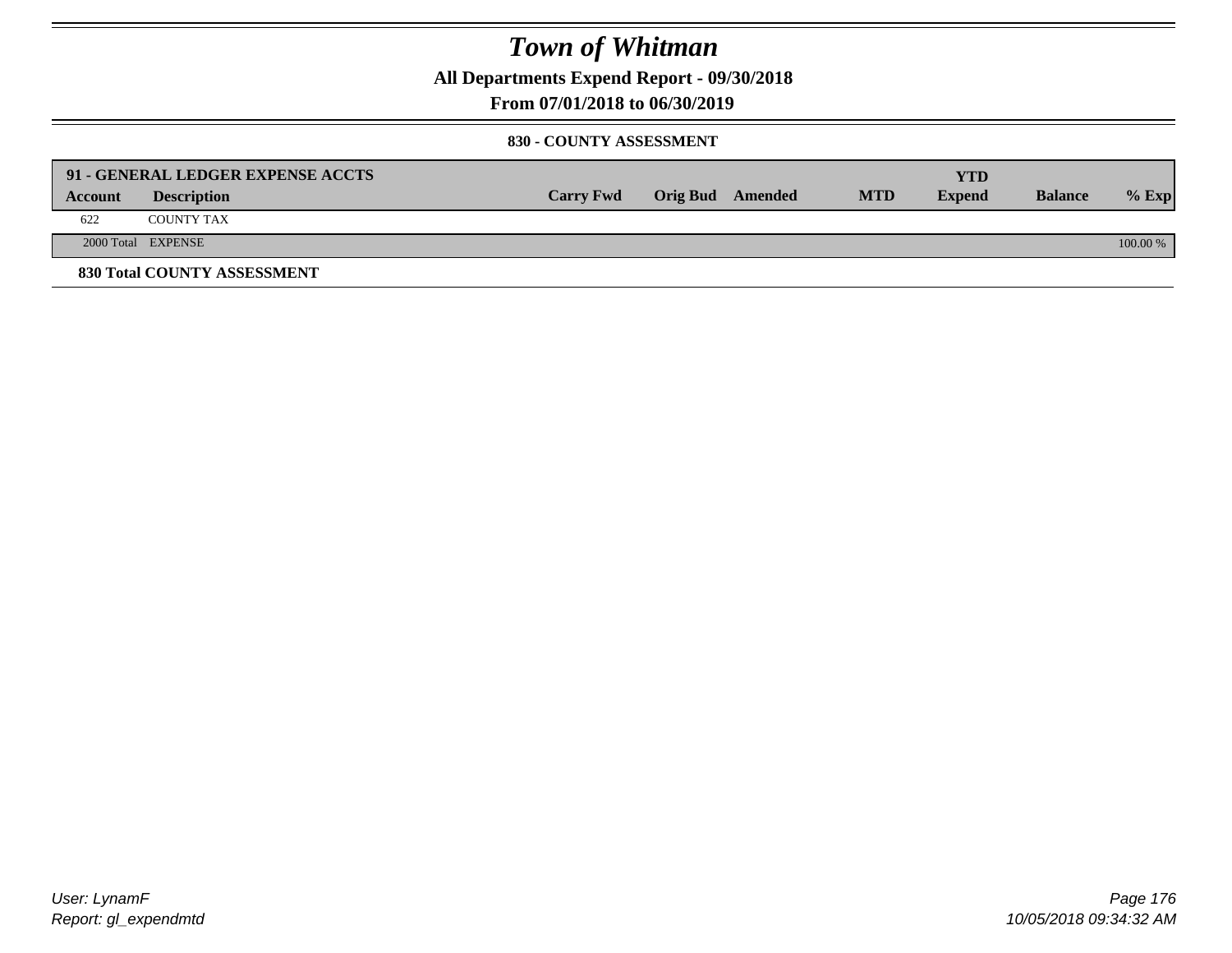# Town of Whitman

**All Departments Expend Report - 09/30/2018**

**From 07/01/2018 to 06/30/2019**

**830 - COUNTY ASSESSMENT**

| 91 - GENERAL LEDGER EXPENSE ACCTS | | | | | | YTD | | |
|---|---|---|---|---|---|---|---|---|
| **Account** | **Description** | **Carry Fwd** | **Orig Bud** | **Amended** | **MTD** | **Expend** | **Balance** | **% Exp** |
| 622 | COUNTY TAX | | | | | | | |
| 2000 Total | EXPENSE | | | | | | | 100.00 % |

**830 Total COUNTY ASSESSMENT**

*User: LynamF*
*Report: gl_expendmtd*

*10/05/2018 09:34:32 AM*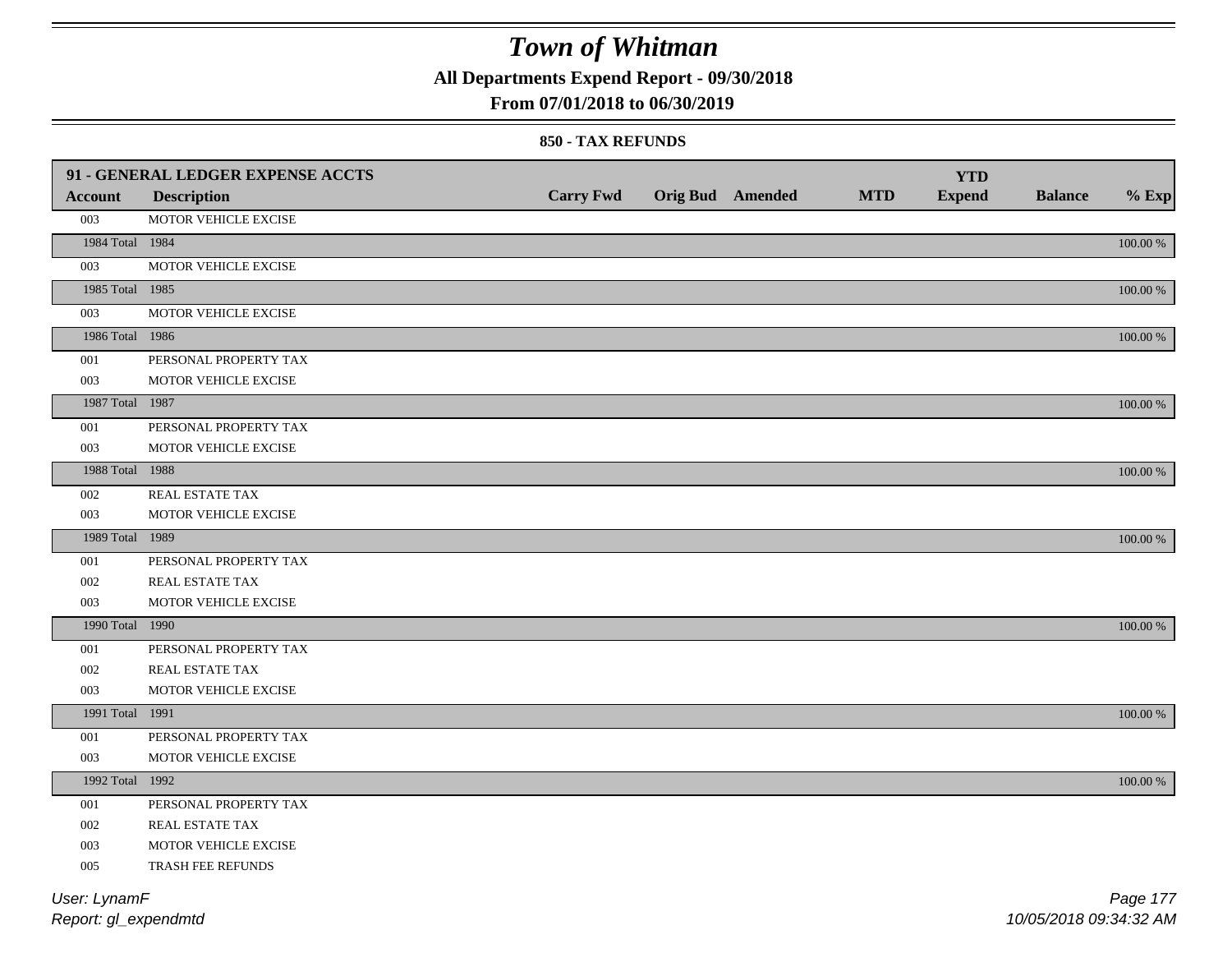# Town of Whitman

**All Departments Expend Report - 09/30/2018**

**From 07/01/2018 to 06/30/2019**

**850 - TAX REFUNDS**

| 91 - GENERAL LEDGER EXPENSE ACCTS | | | | | | | | |
|---|---|---|---|---|---|---|---|---|
| Account | Description | Carry Fwd | Orig Bud | Amended | MTD | YTD Expend | Balance | % Exp |
| 003 | MOTOR VEHICLE EXCISE | | | | | | | |
| 1984 Total | 1984 | | | | | | | 100.00 % |
| 003 | MOTOR VEHICLE EXCISE | | | | | | | |
| 1985 Total | 1985 | | | | | | | 100.00 % |
| 003 | MOTOR VEHICLE EXCISE | | | | | | | |
| 1986 Total | 1986 | | | | | | | 100.00 % |
| 001 | PERSONAL PROPERTY TAX | | | | | | | |
| 003 | MOTOR VEHICLE EXCISE | | | | | | | |
| 1987 Total | 1987 | | | | | | | 100.00 % |
| 001 | PERSONAL PROPERTY TAX | | | | | | | |
| 003 | MOTOR VEHICLE EXCISE | | | | | | | |
| 1988 Total | 1988 | | | | | | | 100.00 % |
| 002 | REAL ESTATE TAX | | | | | | | |
| 003 | MOTOR VEHICLE EXCISE | | | | | | | |
| 1989 Total | 1989 | | | | | | | 100.00 % |
| 001 | PERSONAL PROPERTY TAX | | | | | | | |
| 002 | REAL ESTATE TAX | | | | | | | |
| 003 | MOTOR VEHICLE EXCISE | | | | | | | |
| 1990 Total | 1990 | | | | | | | 100.00 % |
| 001 | PERSONAL PROPERTY TAX | | | | | | | |
| 002 | REAL ESTATE TAX | | | | | | | |
| 003 | MOTOR VEHICLE EXCISE | | | | | | | |
| 1991 Total | 1991 | | | | | | | 100.00 % |
| 001 | PERSONAL PROPERTY TAX | | | | | | | |
| 003 | MOTOR VEHICLE EXCISE | | | | | | | |
| 1992 Total | 1992 | | | | | | | 100.00 % |
| 001 | PERSONAL PROPERTY TAX | | | | | | | |
| 002 | REAL ESTATE TAX | | | | | | | |
| 003 | MOTOR VEHICLE EXCISE | | | | | | | |
| 005 | TRASH FEE REFUNDS | | | | | | | |

*User: LynamF*

*Report: gl_expendmtd*

*10/05/2018 09:34:32 AM*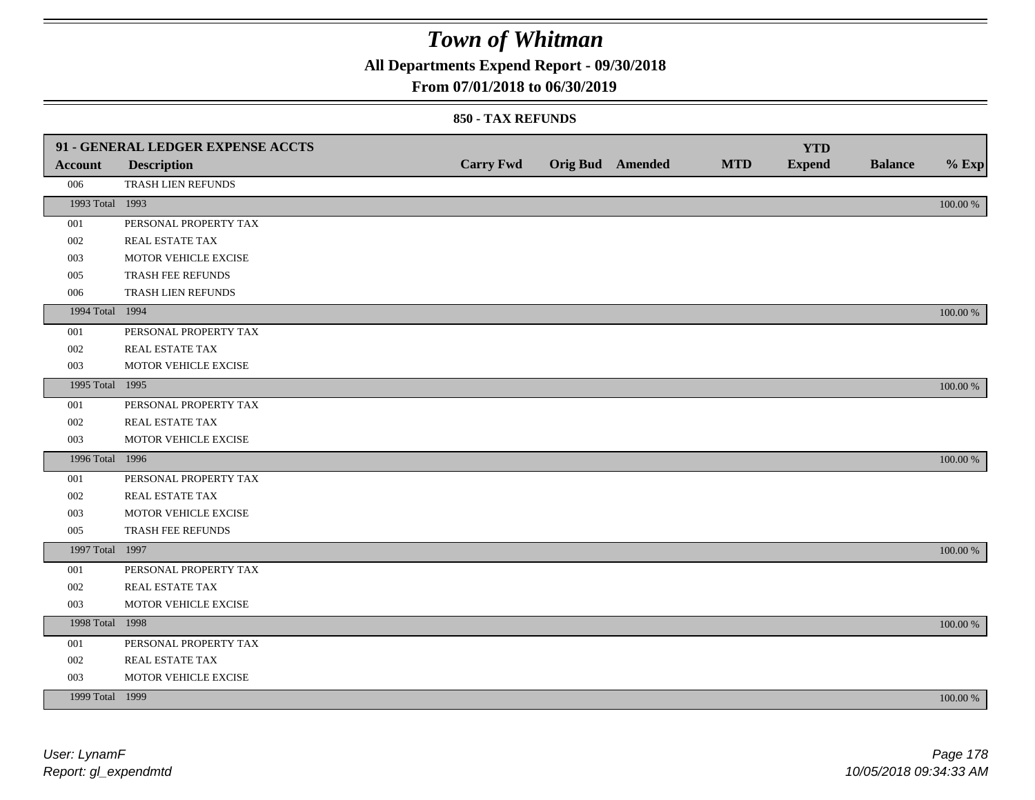# Town of Whitman

**All Departments Expend Report - 09/30/2018**

**From 07/01/2018 to 06/30/2019**

**850 - TAX REFUNDS**

| 91 - GENERAL LEDGER EXPENSE ACCTS | | | | | | | | |
|---|---|---|---|---|---|---|---|---|
| **Account** | **Description** | **Carry Fwd** | **Orig Bud** | **Amended** | **MTD** | **YTD Expend** | **Balance** | **% Exp** |
| 006 | TRASH LIEN REFUNDS | | | | | | | |
| 1993 Total | 1993 | | | | | | | 100.00 % |
| 001 | PERSONAL PROPERTY TAX | | | | | | | |
| 002 | REAL ESTATE TAX | | | | | | | |
| 003 | MOTOR VEHICLE EXCISE | | | | | | | |
| 005 | TRASH FEE REFUNDS | | | | | | | |
| 006 | TRASH LIEN REFUNDS | | | | | | | |
| 1994 Total | 1994 | | | | | | | 100.00 % |
| 001 | PERSONAL PROPERTY TAX | | | | | | | |
| 002 | REAL ESTATE TAX | | | | | | | |
| 003 | MOTOR VEHICLE EXCISE | | | | | | | |
| 1995 Total | 1995 | | | | | | | 100.00 % |
| 001 | PERSONAL PROPERTY TAX | | | | | | | |
| 002 | REAL ESTATE TAX | | | | | | | |
| 003 | MOTOR VEHICLE EXCISE | | | | | | | |
| 1996 Total | 1996 | | | | | | | 100.00 % |
| 001 | PERSONAL PROPERTY TAX | | | | | | | |
| 002 | REAL ESTATE TAX | | | | | | | |
| 003 | MOTOR VEHICLE EXCISE | | | | | | | |
| 005 | TRASH FEE REFUNDS | | | | | | | |
| 1997 Total | 1997 | | | | | | | 100.00 % |
| 001 | PERSONAL PROPERTY TAX | | | | | | | |
| 002 | REAL ESTATE TAX | | | | | | | |
| 003 | MOTOR VEHICLE EXCISE | | | | | | | |
| 1998 Total | 1998 | | | | | | | 100.00 % |
| 001 | PERSONAL PROPERTY TAX | | | | | | | |
| 002 | REAL ESTATE TAX | | | | | | | |
| 003 | MOTOR VEHICLE EXCISE | | | | | | | |
| 1999 Total | 1999 | | | | | | | 100.00 % |

*User: LynamF*
*Report: gl_expendmtd*

*10/05/2018 09:34:33 AM*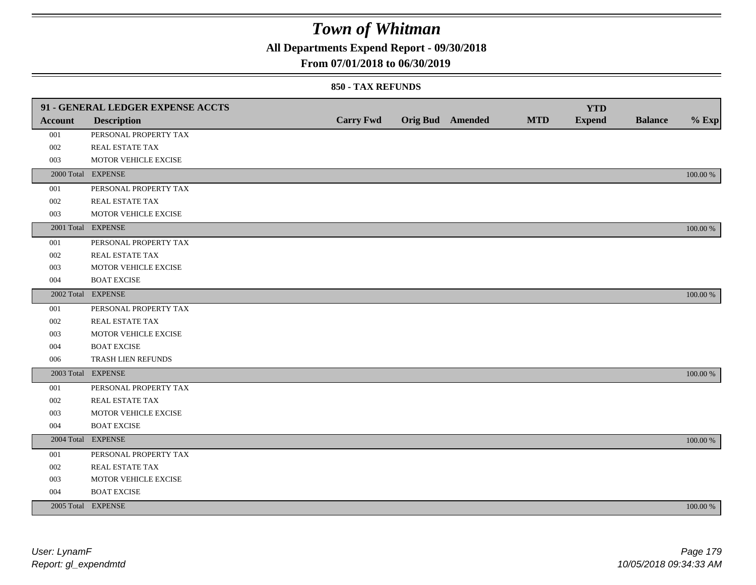# Town of Whitman

## All Departments Expend Report - 09/30/2018

## From 07/01/2018 to 06/30/2019

### 850 - TAX REFUNDS

| 91 - GENERAL LEDGER EXPENSE ACCTS | | | | | | YTD | | |
|---|---|---|---|---|---|---|---|---|
| **Account** | **Description** | **Carry Fwd** | **Orig Bud** | **Amended** | **MTD** | **Expend** | **Balance** | **% Exp** |
| 001 | PERSONAL PROPERTY TAX | | | | | | | |
| 002 | REAL ESTATE TAX | | | | | | | |
| 003 | MOTOR VEHICLE EXCISE | | | | | | | |
| 2000 Total | EXPENSE | | | | | | | 100.00 % |
| 001 | PERSONAL PROPERTY TAX | | | | | | | |
| 002 | REAL ESTATE TAX | | | | | | | |
| 003 | MOTOR VEHICLE EXCISE | | | | | | | |
| 2001 Total | EXPENSE | | | | | | | 100.00 % |
| 001 | PERSONAL PROPERTY TAX | | | | | | | |
| 002 | REAL ESTATE TAX | | | | | | | |
| 003 | MOTOR VEHICLE EXCISE | | | | | | | |
| 004 | BOAT EXCISE | | | | | | | |
| 2002 Total | EXPENSE | | | | | | | 100.00 % |
| 001 | PERSONAL PROPERTY TAX | | | | | | | |
| 002 | REAL ESTATE TAX | | | | | | | |
| 003 | MOTOR VEHICLE EXCISE | | | | | | | |
| 004 | BOAT EXCISE | | | | | | | |
| 006 | TRASH LIEN REFUNDS | | | | | | | |
| 2003 Total | EXPENSE | | | | | | | 100.00 % |
| 001 | PERSONAL PROPERTY TAX | | | | | | | |
| 002 | REAL ESTATE TAX | | | | | | | |
| 003 | MOTOR VEHICLE EXCISE | | | | | | | |
| 004 | BOAT EXCISE | | | | | | | |
| 2004 Total | EXPENSE | | | | | | | 100.00 % |
| 001 | PERSONAL PROPERTY TAX | | | | | | | |
| 002 | REAL ESTATE TAX | | | | | | | |
| 003 | MOTOR VEHICLE EXCISE | | | | | | | |
| 004 | BOAT EXCISE | | | | | | | |
| 2005 Total | EXPENSE | | | | | | | 100.00 % |

*User: LynamF*
*Report: gl_expendmtd*

*10/05/2018 09:34:33 AM*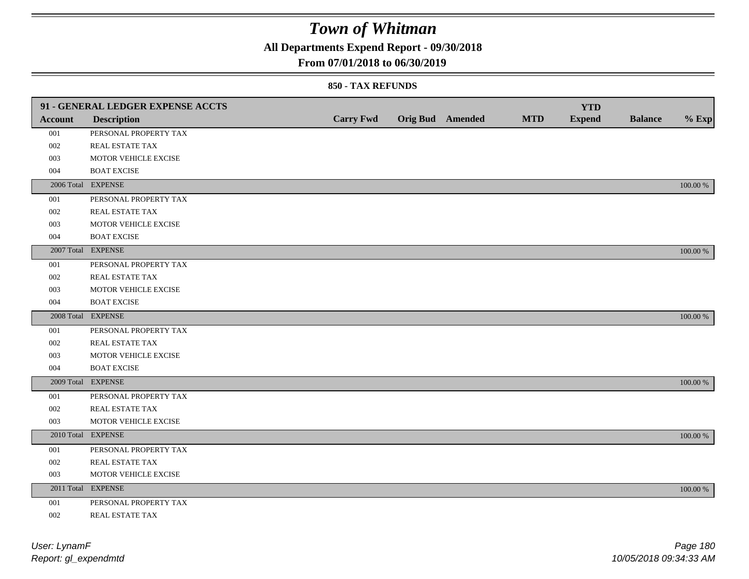# Town of Whitman

**All Departments Expend Report - 09/30/2018**

**From 07/01/2018 to 06/30/2019**

**850 - TAX REFUNDS**

| 91 - GENERAL LEDGER EXPENSE ACCTS | | | | | | YTD | | |
|---|---|---|---|---|---|---|---|---|
| **Account** | **Description** | **Carry Fwd** | **Orig Bud** | **Amended** | **MTD** | **Expend** | **Balance** | **% Exp** |
| 001 | PERSONAL PROPERTY TAX | | | | | | | |
| 002 | REAL ESTATE TAX | | | | | | | |
| 003 | MOTOR VEHICLE EXCISE | | | | | | | |
| 004 | BOAT EXCISE | | | | | | | |
| 2006 Total | EXPENSE | | | | | | | 100.00 % |
| 001 | PERSONAL PROPERTY TAX | | | | | | | |
| 002 | REAL ESTATE TAX | | | | | | | |
| 003 | MOTOR VEHICLE EXCISE | | | | | | | |
| 004 | BOAT EXCISE | | | | | | | |
| 2007 Total | EXPENSE | | | | | | | 100.00 % |
| 001 | PERSONAL PROPERTY TAX | | | | | | | |
| 002 | REAL ESTATE TAX | | | | | | | |
| 003 | MOTOR VEHICLE EXCISE | | | | | | | |
| 004 | BOAT EXCISE | | | | | | | |
| 2008 Total | EXPENSE | | | | | | | 100.00 % |
| 001 | PERSONAL PROPERTY TAX | | | | | | | |
| 002 | REAL ESTATE TAX | | | | | | | |
| 003 | MOTOR VEHICLE EXCISE | | | | | | | |
| 004 | BOAT EXCISE | | | | | | | |
| 2009 Total | EXPENSE | | | | | | | 100.00 % |
| 001 | PERSONAL PROPERTY TAX | | | | | | | |
| 002 | REAL ESTATE TAX | | | | | | | |
| 003 | MOTOR VEHICLE EXCISE | | | | | | | |
| 2010 Total | EXPENSE | | | | | | | 100.00 % |
| 001 | PERSONAL PROPERTY TAX | | | | | | | |
| 002 | REAL ESTATE TAX | | | | | | | |
| 003 | MOTOR VEHICLE EXCISE | | | | | | | |
| 2011 Total | EXPENSE | | | | | | | 100.00 % |
| 001 | PERSONAL PROPERTY TAX | | | | | | | |
| 002 | REAL ESTATE TAX | | | | | | | |

*User: LynamF*
*Report: gl_expendmtd*

*10/05/2018 09:34:33 AM*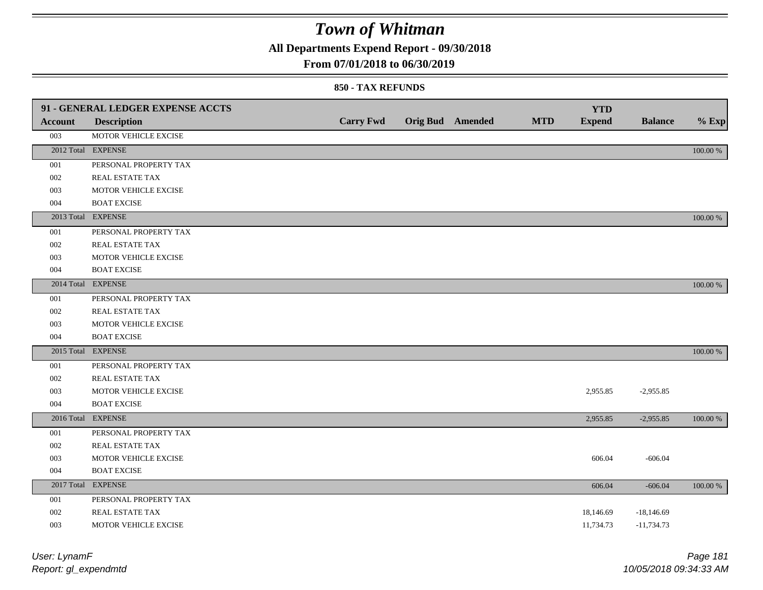# Town of Whitman

**All Departments Expend Report - 09/30/2018**

**From 07/01/2018 to 06/30/2019**

**850 - TAX REFUNDS**

| 91 - GENERAL LEDGER EXPENSE ACCTS | | | | | | YTD | | |
|---|---|---|---|---|---|---|---|---|
| **Account** | **Description** | **Carry Fwd** | **Orig Bud** | **Amended** | **MTD** | **Expend** | **Balance** | **% Exp** |
| 003 | MOTOR VEHICLE EXCISE | | | | | | | |
| 2012 Total | EXPENSE | | | | | | | 100.00 % |
| 001 | PERSONAL PROPERTY TAX | | | | | | | |
| 002 | REAL ESTATE TAX | | | | | | | |
| 003 | MOTOR VEHICLE EXCISE | | | | | | | |
| 004 | BOAT EXCISE | | | | | | | |
| 2013 Total | EXPENSE | | | | | | | 100.00 % |
| 001 | PERSONAL PROPERTY TAX | | | | | | | |
| 002 | REAL ESTATE TAX | | | | | | | |
| 003 | MOTOR VEHICLE EXCISE | | | | | | | |
| 004 | BOAT EXCISE | | | | | | | |
| 2014 Total | EXPENSE | | | | | | | 100.00 % |
| 001 | PERSONAL PROPERTY TAX | | | | | | | |
| 002 | REAL ESTATE TAX | | | | | | | |
| 003 | MOTOR VEHICLE EXCISE | | | | | | | |
| 004 | BOAT EXCISE | | | | | | | |
| 2015 Total | EXPENSE | | | | | | | 100.00 % |
| 001 | PERSONAL PROPERTY TAX | | | | | | | |
| 002 | REAL ESTATE TAX | | | | | | | |
| 003 | MOTOR VEHICLE EXCISE | | | | | 2,955.85 | -2,955.85 | |
| 004 | BOAT EXCISE | | | | | | | |
| 2016 Total | EXPENSE | | | | | 2,955.85 | -2,955.85 | 100.00 % |
| 001 | PERSONAL PROPERTY TAX | | | | | | | |
| 002 | REAL ESTATE TAX | | | | | | | |
| 003 | MOTOR VEHICLE EXCISE | | | | | 606.04 | -606.04 | |
| 004 | BOAT EXCISE | | | | | | | |
| 2017 Total | EXPENSE | | | | | 606.04 | -606.04 | 100.00 % |
| 001 | PERSONAL PROPERTY TAX | | | | | | | |
| 002 | REAL ESTATE TAX | | | | | 18,146.69 | -18,146.69 | |
| 003 | MOTOR VEHICLE EXCISE | | | | | 11,734.73 | -11,734.73 | |

*User: LynamF*
*Report: gl_expendmtd*

*10/05/2018 09:34:33 AM*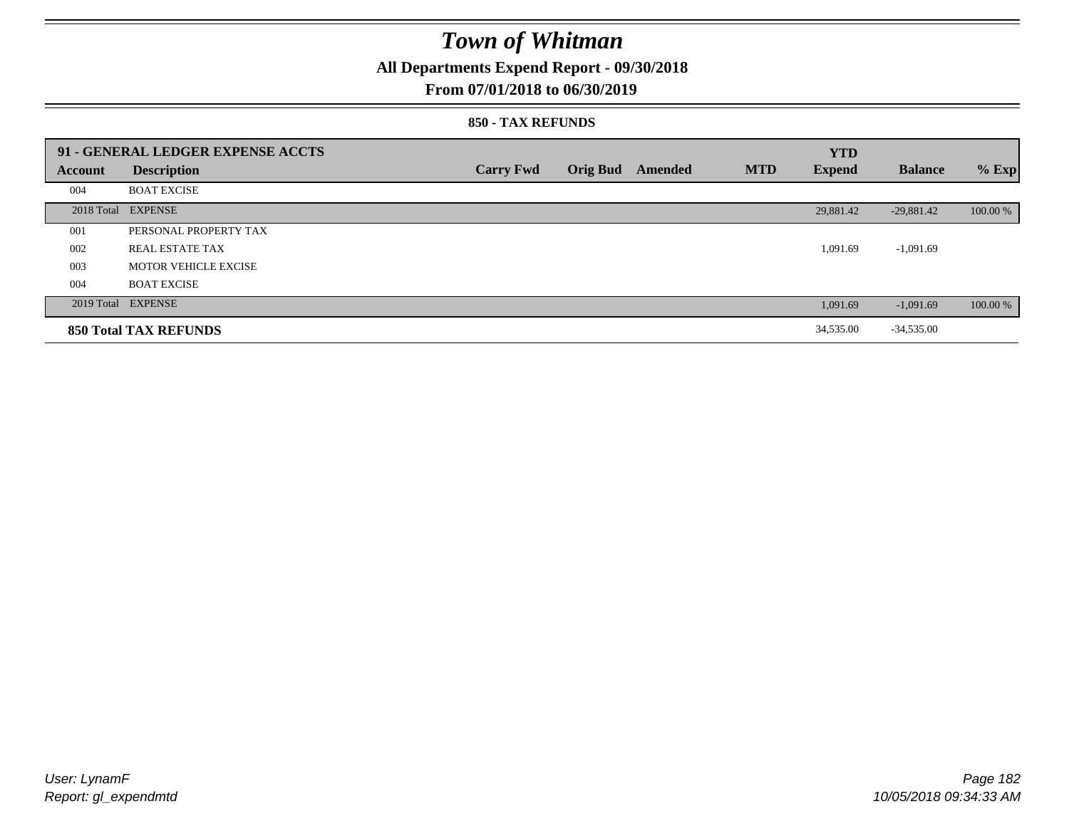# Town of Whitman

## All Departments Expend Report - 09/30/2018

## From 07/01/2018 to 06/30/2019

### 850 - TAX REFUNDS

| 91 - GENERAL LEDGER EXPENSE ACCTS | | | | | | YTD | | |
|---|---|---|---|---|---|---|---|---|
| Account | Description | Carry Fwd | Orig Bud | Amended | MTD | Expend | Balance | % Exp |
| 004 | BOAT EXCISE | | | | | | | |
| 2018 Total | EXPENSE | | | | | 29,881.42 | -29,881.42 | 100.00 % |
| 001 | PERSONAL PROPERTY TAX | | | | | | | |
| 002 | REAL ESTATE TAX | | | | | 1,091.69 | -1,091.69 | |
| 003 | MOTOR VEHICLE EXCISE | | | | | | | |
| 004 | BOAT EXCISE | | | | | | | |
| 2019 Total | EXPENSE | | | | | 1,091.69 | -1,091.69 | 100.00 % |
| **850 Total TAX REFUNDS** | | | | | | 34,535.00 | -34,535.00 | |

User: LynamF
Report: gl_expendmtd

10/05/2018 09:34:33 AM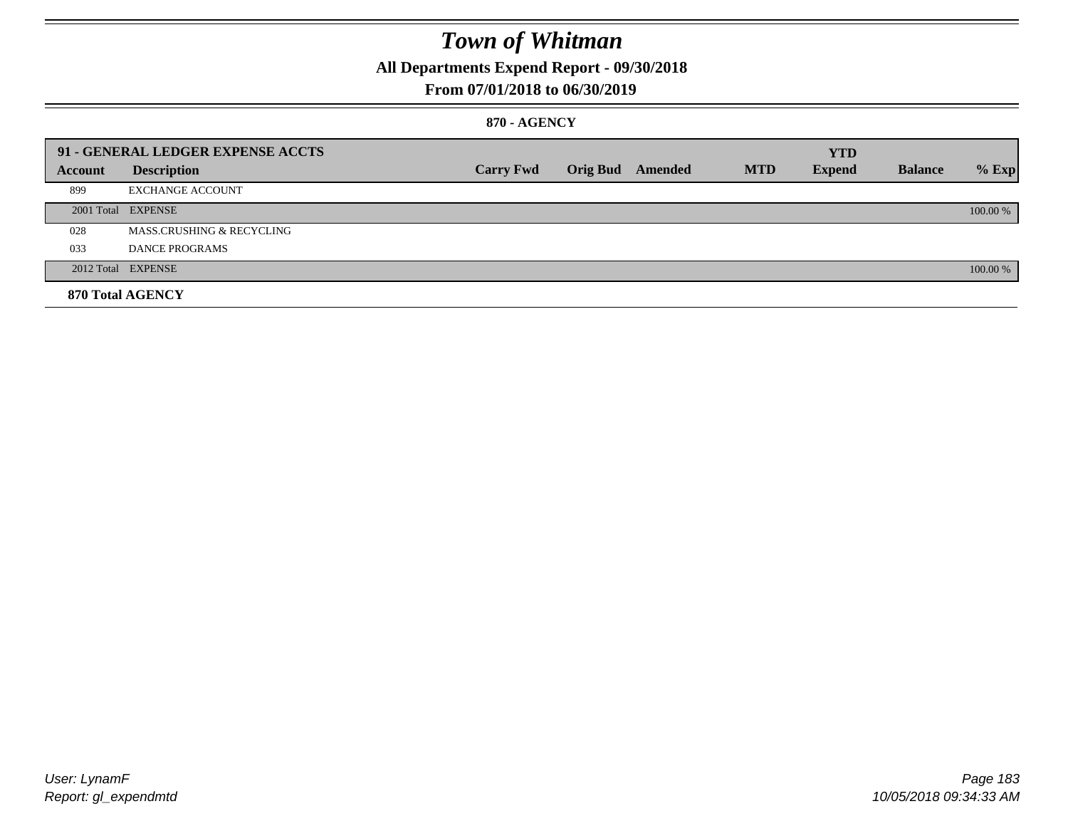# Town of Whitman

## All Departments Expend Report - 09/30/2018

## From 07/01/2018 to 06/30/2019

### 870 - AGENCY

| 91 - GENERAL LEDGER EXPENSE ACCTS | | | | | | YTD | | |
|---|---|---|---|---|---|---|---|---|
| **Account** | **Description** | **Carry Fwd** | **Orig Bud** | **Amended** | **MTD** | **Expend** | **Balance** | **% Exp** |
| 899 | EXCHANGE ACCOUNT | | | | | | | |
| 2001 Total | EXPENSE | | | | | | | 100.00 % |
| 028 | MASS.CRUSHING & RECYCLING | | | | | | | |
| 033 | DANCE PROGRAMS | | | | | | | |
| 2012 Total | EXPENSE | | | | | | | 100.00 % |

**870 Total AGENCY**

User: LynamF
Report: gl_expendmtd

10/05/2018 09:34:33 AM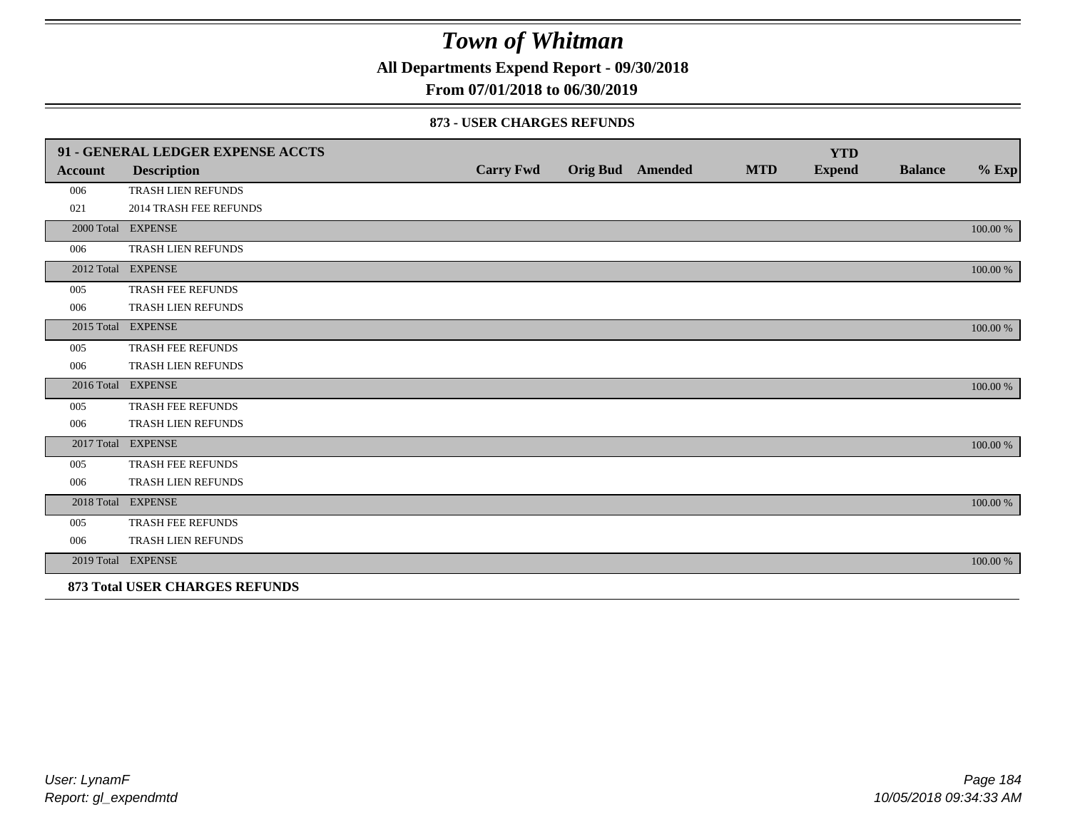# Town of Whitman

**All Departments Expend Report - 09/30/2018**

**From 07/01/2018 to 06/30/2019**

### 873 - USER CHARGES REFUNDS

| 91 - GENERAL LEDGER EXPENSE ACCTS | | | | | | YTD | | |
|---|---|---|---|---|---|---|---|---|
| **Account** | **Description** | **Carry Fwd** | **Orig Bud** | **Amended** | **MTD** | **Expend** | **Balance** | **% Exp** |
| 006 | TRASH LIEN REFUNDS | | | | | | | |
| 021 | 2014 TRASH FEE REFUNDS | | | | | | | |
| 2000 Total | EXPENSE | | | | | | | 100.00 % |
| 006 | TRASH LIEN REFUNDS | | | | | | | |
| 2012 Total | EXPENSE | | | | | | | 100.00 % |
| 005 | TRASH FEE REFUNDS | | | | | | | |
| 006 | TRASH LIEN REFUNDS | | | | | | | |
| 2015 Total | EXPENSE | | | | | | | 100.00 % |
| 005 | TRASH FEE REFUNDS | | | | | | | |
| 006 | TRASH LIEN REFUNDS | | | | | | | |
| 2016 Total | EXPENSE | | | | | | | 100.00 % |
| 005 | TRASH FEE REFUNDS | | | | | | | |
| 006 | TRASH LIEN REFUNDS | | | | | | | |
| 2017 Total | EXPENSE | | | | | | | 100.00 % |
| 005 | TRASH FEE REFUNDS | | | | | | | |
| 006 | TRASH LIEN REFUNDS | | | | | | | |
| 2018 Total | EXPENSE | | | | | | | 100.00 % |
| 005 | TRASH FEE REFUNDS | | | | | | | |
| 006 | TRASH LIEN REFUNDS | | | | | | | |
| 2019 Total | EXPENSE | | | | | | | 100.00 % |

**873 Total USER CHARGES REFUNDS**

*User: LynamF*

*Report: gl_expendmtd*

*10/05/2018 09:34:33 AM*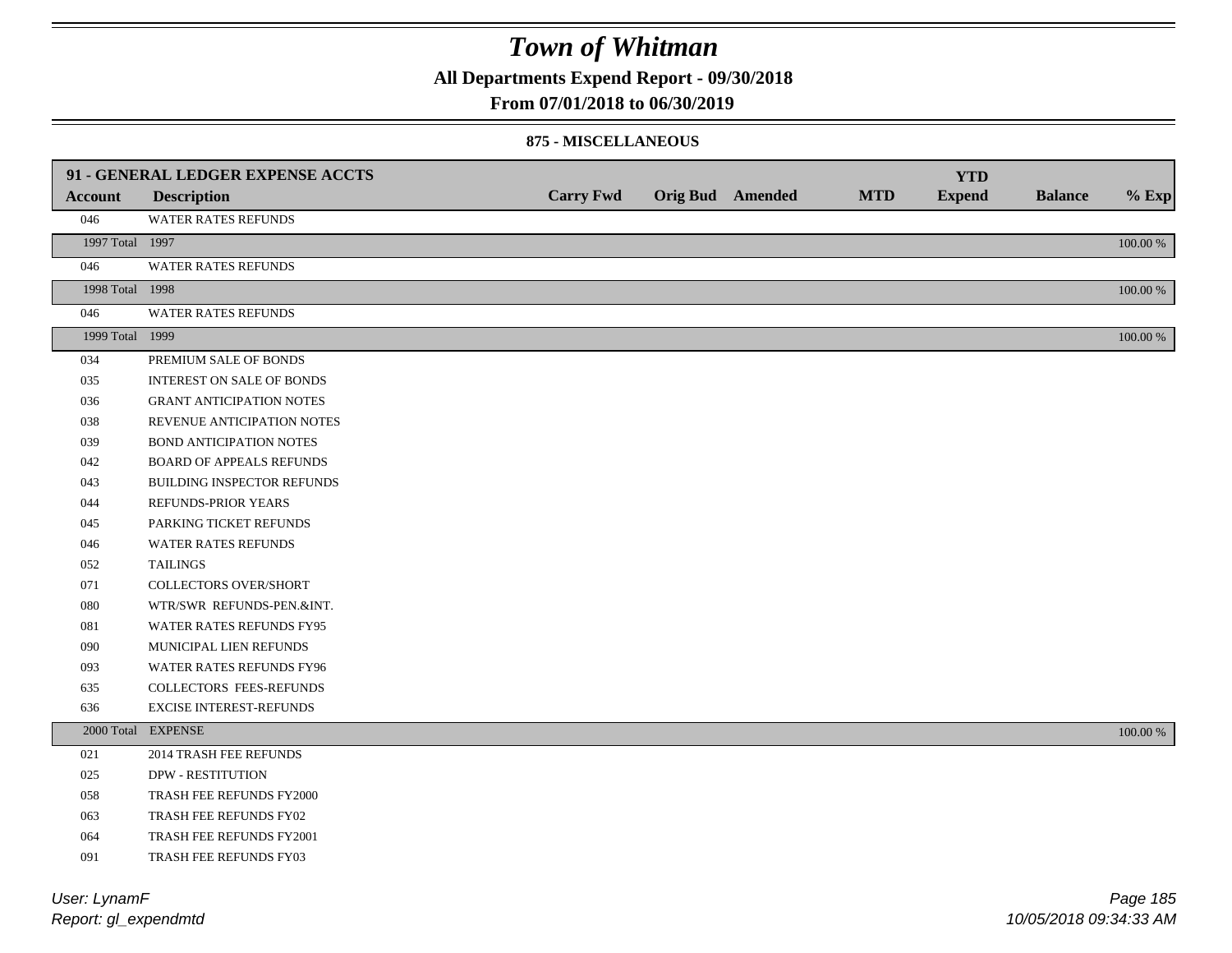# Town of Whitman

**All Departments Expend Report - 09/30/2018**

**From 07/01/2018 to 06/30/2019**

**875 - MISCELLANEOUS**

| Account | Description | Carry Fwd | Orig Bud | Amended | MTD | YTD Expend | Balance | % Exp |
|---|---|---|---|---|---|---|---|---|
| **91 - GENERAL LEDGER EXPENSE ACCTS** | | | | | | | | |
| 046 | WATER RATES REFUNDS | | | | | | | |
| 1997 Total | 1997 | | | | | | | 100.00 % |
| 046 | WATER RATES REFUNDS | | | | | | | |
| 1998 Total | 1998 | | | | | | | 100.00 % |
| 046 | WATER RATES REFUNDS | | | | | | | |
| 1999 Total | 1999 | | | | | | | 100.00 % |
| 034 | PREMIUM SALE OF BONDS | | | | | | | |
| 035 | INTEREST ON SALE OF BONDS | | | | | | | |
| 036 | GRANT ANTICIPATION NOTES | | | | | | | |
| 038 | REVENUE ANTICIPATION NOTES | | | | | | | |
| 039 | BOND ANTICIPATION NOTES | | | | | | | |
| 042 | BOARD OF APPEALS REFUNDS | | | | | | | |
| 043 | BUILDING INSPECTOR REFUNDS | | | | | | | |
| 044 | REFUNDS-PRIOR YEARS | | | | | | | |
| 045 | PARKING TICKET REFUNDS | | | | | | | |
| 046 | WATER RATES REFUNDS | | | | | | | |
| 052 | TAILINGS | | | | | | | |
| 071 | COLLECTORS OVER/SHORT | | | | | | | |
| 080 | WTR/SWR REFUNDS-PEN.&INT. | | | | | | | |
| 081 | WATER RATES REFUNDS FY95 | | | | | | | |
| 090 | MUNICIPAL LIEN REFUNDS | | | | | | | |
| 093 | WATER RATES REFUNDS FY96 | | | | | | | |
| 635 | COLLECTORS FEES-REFUNDS | | | | | | | |
| 636 | EXCISE INTEREST-REFUNDS | | | | | | | |
| 2000 Total | EXPENSE | | | | | | | 100.00 % |
| 021 | 2014 TRASH FEE REFUNDS | | | | | | | |
| 025 | DPW - RESTITUTION | | | | | | | |
| 058 | TRASH FEE REFUNDS FY2000 | | | | | | | |
| 063 | TRASH FEE REFUNDS FY02 | | | | | | | |
| 064 | TRASH FEE REFUNDS FY2001 | | | | | | | |
| 091 | TRASH FEE REFUNDS FY03 | | | | | | | |

*User: LynamF*
*Report: gl_expendmtd*

*10/05/2018 09:34:33 AM*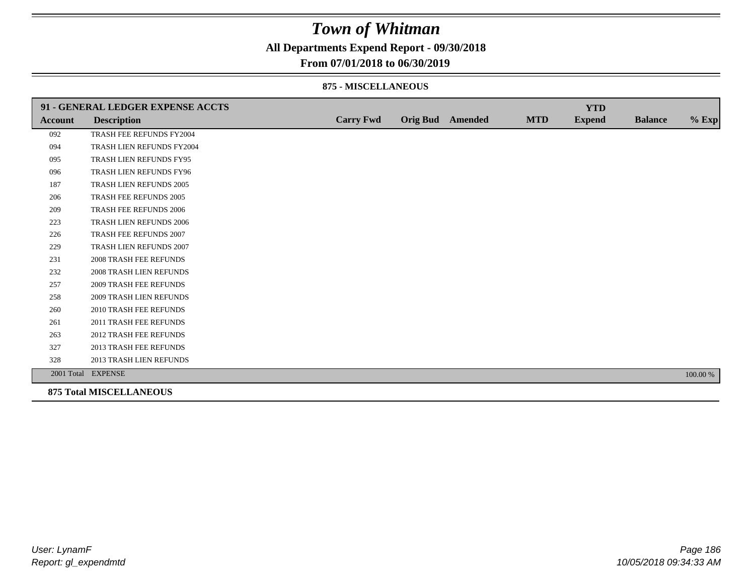# Town of Whitman

## All Departments Expend Report - 09/30/2018

## From 07/01/2018 to 06/30/2019

### 875 - MISCELLANEOUS

| 91 - GENERAL LEDGER EXPENSE ACCTS | | | | | | YTD | | |
|---|---|---|---|---|---|---|---|---|
| **Account** | **Description** | **Carry Fwd** | **Orig Bud** | **Amended** | **MTD** | **Expend** | **Balance** | **% Exp** |
| 092 | TRASH FEE REFUNDS FY2004 | | | | | | | |
| 094 | TRASH LIEN REFUNDS FY2004 | | | | | | | |
| 095 | TRASH LIEN REFUNDS FY95 | | | | | | | |
| 096 | TRASH LIEN REFUNDS FY96 | | | | | | | |
| 187 | TRASH LIEN REFUNDS 2005 | | | | | | | |
| 206 | TRASH FEE REFUNDS 2005 | | | | | | | |
| 209 | TRASH FEE REFUNDS 2006 | | | | | | | |
| 223 | TRASH LIEN REFUNDS 2006 | | | | | | | |
| 226 | TRASH FEE REFUNDS 2007 | | | | | | | |
| 229 | TRASH LIEN REFUNDS 2007 | | | | | | | |
| 231 | 2008 TRASH FEE REFUNDS | | | | | | | |
| 232 | 2008 TRASH LIEN REFUNDS | | | | | | | |
| 257 | 2009 TRASH FEE REFUNDS | | | | | | | |
| 258 | 2009 TRASH LIEN REFUNDS | | | | | | | |
| 260 | 2010 TRASH FEE REFUNDS | | | | | | | |
| 261 | 2011 TRASH FEE REFUNDS | | | | | | | |
| 263 | 2012 TRASH FEE REFUNDS | | | | | | | |
| 327 | 2013 TRASH FEE REFUNDS | | | | | | | |
| 328 | 2013 TRASH LIEN REFUNDS | | | | | | | |
| 2001 Total | EXPENSE | | | | | | | 100.00 % |

**875 Total MISCELLANEOUS**

*User: LynamF*
*Report: gl_expendmtd*

*10/05/2018 09:34:33 AM*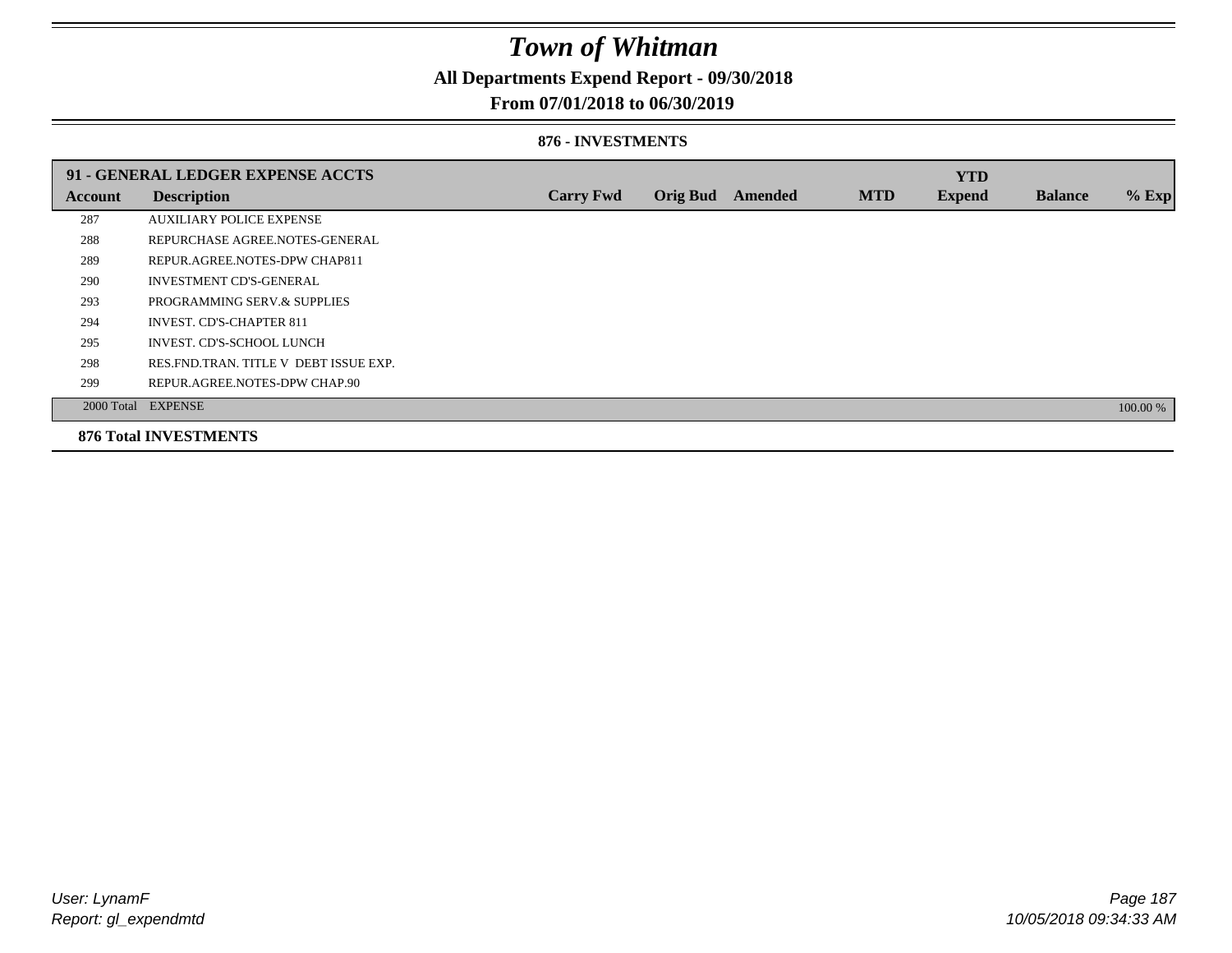# Town of Whitman

## All Departments Expend Report - 09/30/2018

## From 07/01/2018 to 06/30/2019

### 876 - INVESTMENTS

| 91 - GENERAL LEDGER EXPENSE ACCTS | | | | | | YTD | | |
|---|---|---|---|---|---|---|---|---|
| **Account** | **Description** | **Carry Fwd** | **Orig Bud** | **Amended** | **MTD** | **Expend** | **Balance** | **% Exp** |
| 287 | AUXILIARY POLICE EXPENSE | | | | | | | |
| 288 | REPURCHASE AGREE.NOTES-GENERAL | | | | | | | |
| 289 | REPUR.AGREE.NOTES-DPW CHAP811 | | | | | | | |
| 290 | INVESTMENT CD'S-GENERAL | | | | | | | |
| 293 | PROGRAMMING SERV.& SUPPLIES | | | | | | | |
| 294 | INVEST. CD'S-CHAPTER 811 | | | | | | | |
| 295 | INVEST. CD'S-SCHOOL LUNCH | | | | | | | |
| 298 | RES.FND.TRAN. TITLE V DEBT ISSUE EXP. | | | | | | | |
| 299 | REPUR.AGREE.NOTES-DPW CHAP.90 | | | | | | | |
| 2000 Total | EXPENSE | | | | | | | 100.00 % |

**876 Total INVESTMENTS**

*User: LynamF*
*Report: gl_expendmtd*
*10/05/2018 09:34:33 AM*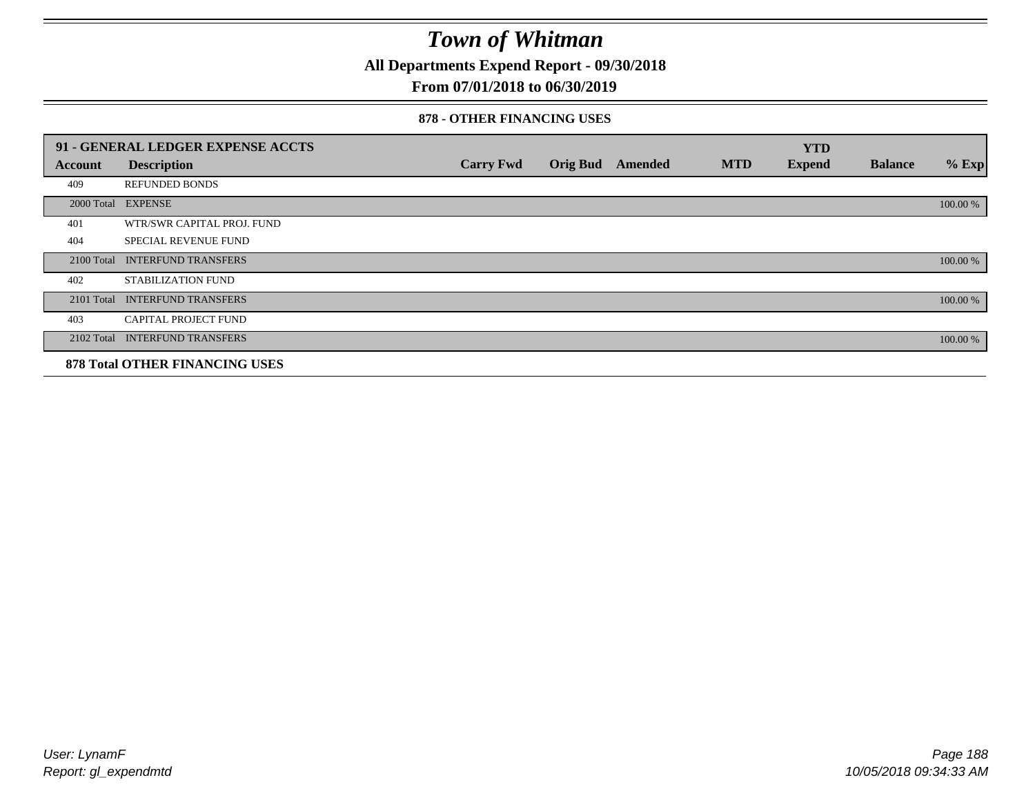# Town of Whitman

**All Departments Expend Report - 09/30/2018**

**From 07/01/2018 to 06/30/2019**

### 878 - OTHER FINANCING USES

| Account | 91 - GENERAL LEDGER EXPENSE ACCTS Description | Carry Fwd | Orig Bud | Amended | MTD | YTD Expend | Balance | % Exp |
|---|---|---|---|---|---|---|---|---|
| 409 | REFUNDED BONDS | | | | | | | |
| 2000 Total | EXPENSE | | | | | | | 100.00 % |
| 401 | WTR/SWR CAPITAL PROJ. FUND | | | | | | | |
| 404 | SPECIAL REVENUE FUND | | | | | | | |
| 2100 Total | INTERFUND TRANSFERS | | | | | | | 100.00 % |
| 402 | STABILIZATION FUND | | | | | | | |
| 2101 Total | INTERFUND TRANSFERS | | | | | | | 100.00 % |
| 403 | CAPITAL PROJECT FUND | | | | | | | |
| 2102 Total | INTERFUND TRANSFERS | | | | | | | 100.00 % |

**878 Total OTHER FINANCING USES**

User: LynamF
Report: gl_expendmtd

10/05/2018 09:34:33 AM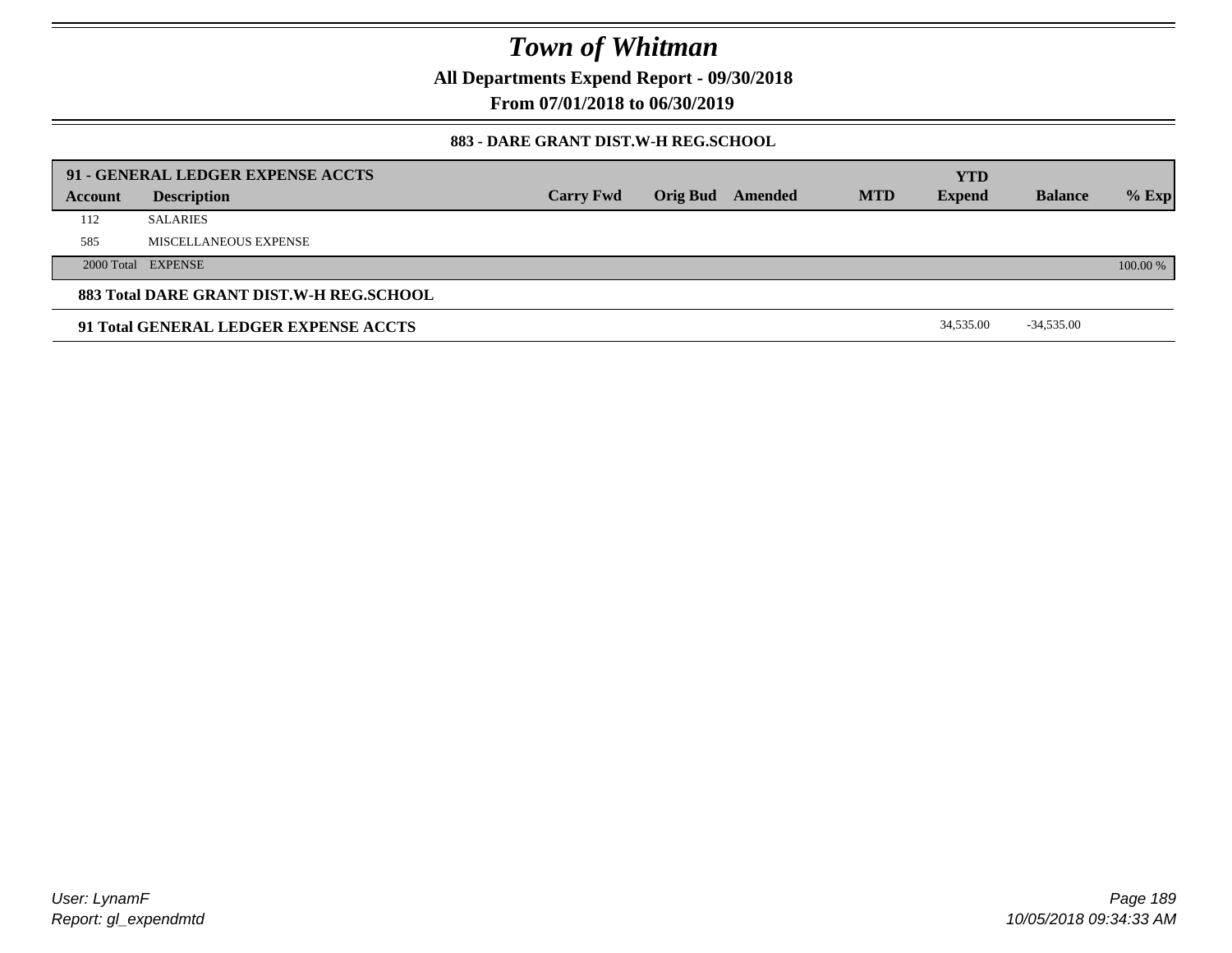# Town of Whitman

**All Departments Expend Report - 09/30/2018**

**From 07/01/2018 to 06/30/2019**

### 883 - DARE GRANT DIST.W-H REG.SCHOOL

| 91 - GENERAL LEDGER EXPENSE ACCTS | | | | | | YTD | | |
|---|---|---|---|---|---|---|---|---|
| **Account** | **Description** | **Carry Fwd** | **Orig Bud** | **Amended** | **MTD** | **Expend** | **Balance** | **% Exp** |
| 112 | SALARIES | | | | | | | |
| 585 | MISCELLANEOUS EXPENSE | | | | | | | |
| 2000 Total | EXPENSE | | | | | | | 100.00 % |
| **883 Total DARE GRANT DIST.W-H REG.SCHOOL** | | | | | | | | |
| **91 Total GENERAL LEDGER EXPENSE ACCTS** | | | | | | 34,535.00 | -34,535.00 | |

User: LynamF
Report: gl_expendmtd

10/05/2018 09:34:33 AM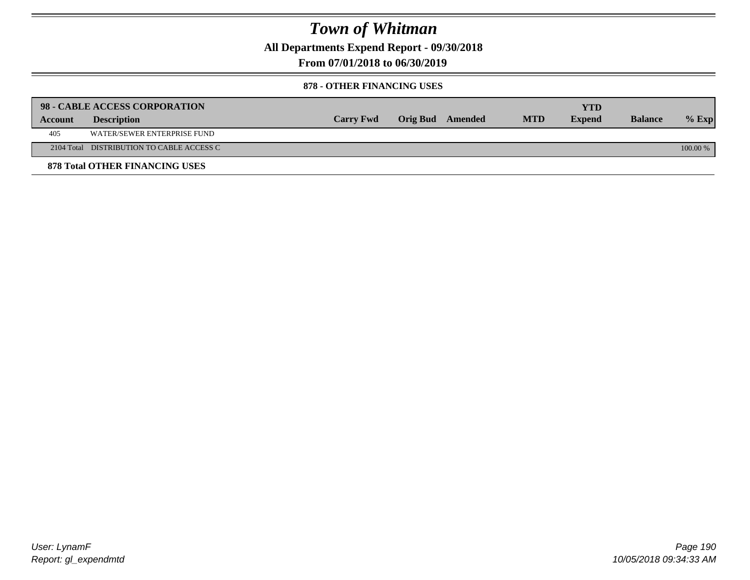# Town of Whitman

**All Departments Expend Report - 09/30/2018**

**From 07/01/2018 to 06/30/2019**

**878 - OTHER FINANCING USES**

| 98 - CABLE ACCESS CORPORATION | | | | | | YTD | | |
|---|---|---|---|---|---|---|---|---|
| **Account** | **Description** | **Carry Fwd** | **Orig Bud** | **Amended** | **MTD** | **Expend** | **Balance** | **% Exp** |
| 405 | WATER/SEWER ENTERPRISE FUND | | | | | | | |
| 2104 Total | DISTRIBUTION TO CABLE ACCESS C | | | | | | | 100.00 % |
| **878 Total OTHER FINANCING USES** | | | | | | | | |

User: LynamF

Report: gl_expendmtd

10/05/2018 09:34:33 AM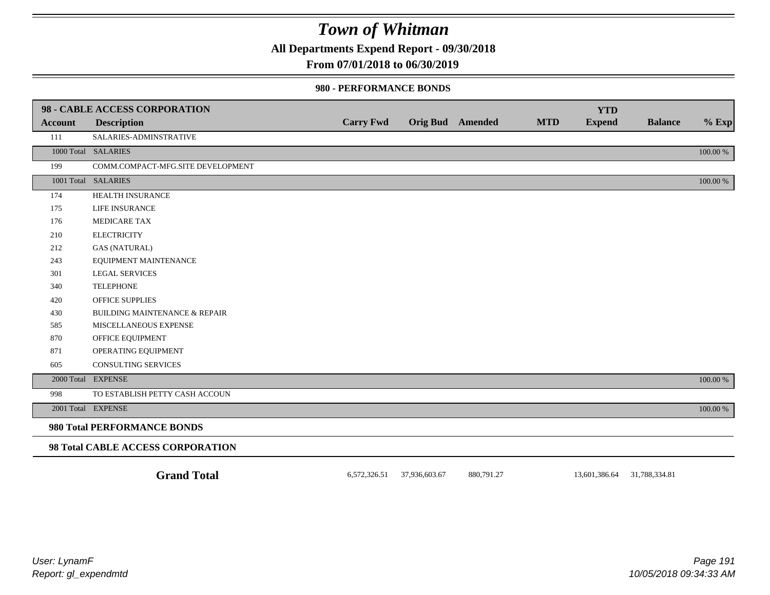# Town of Whitman

**All Departments Expend Report - 09/30/2018**

**From 07/01/2018 to 06/30/2019**

### 980 - PERFORMANCE BONDS

| 98 - CABLE ACCESS CORPORATION | | | | | | | | |
|---|---|---|---|---|---|---|---|---|
| **Account** | **Description** | **Carry Fwd** | **Orig Bud** | **Amended** | **MTD** | **YTD Expend** | **Balance** | **% Exp** |
| 111 | SALARIES-ADMINSTRATIVE | | | | | | | |
| 1000 Total | SALARIES | | | | | | | 100.00 % |
| 199 | COMM.COMPACT-MFG.SITE DEVELOPMENT | | | | | | | |
| 1001 Total | SALARIES | | | | | | | 100.00 % |
| 174 | HEALTH INSURANCE | | | | | | | |
| 175 | LIFE INSURANCE | | | | | | | |
| 176 | MEDICARE TAX | | | | | | | |
| 210 | ELECTRICITY | | | | | | | |
| 212 | GAS (NATURAL) | | | | | | | |
| 243 | EQUIPMENT MAINTENANCE | | | | | | | |
| 301 | LEGAL SERVICES | | | | | | | |
| 340 | TELEPHONE | | | | | | | |
| 420 | OFFICE SUPPLIES | | | | | | | |
| 430 | BUILDING MAINTENANCE & REPAIR | | | | | | | |
| 585 | MISCELLANEOUS EXPENSE | | | | | | | |
| 870 | OFFICE EQUIPMENT | | | | | | | |
| 871 | OPERATING EQUIPMENT | | | | | | | |
| 605 | CONSULTING SERVICES | | | | | | | |
| 2000 Total | EXPENSE | | | | | | | 100.00 % |
| 998 | TO ESTABLISH PETTY CASH ACCOUN | | | | | | | |
| 2001 Total | EXPENSE | | | | | | | 100.00 % |

**980 Total PERFORMANCE BONDS**

**98 Total CABLE ACCESS CORPORATION**

| | Carry Fwd | Orig Bud | Amended | MTD | YTD Expend | Balance |
|---|---|---|---|---|---|---|
| **Grand Total** | 6,572,326.51 | 37,936,603.67 | 880,791.27 | | 13,601,386.64 | 31,788,334.81 |

*User: LynamF*
*Report: gl_expendmtd*

*10/05/2018 09:34:33 AM*